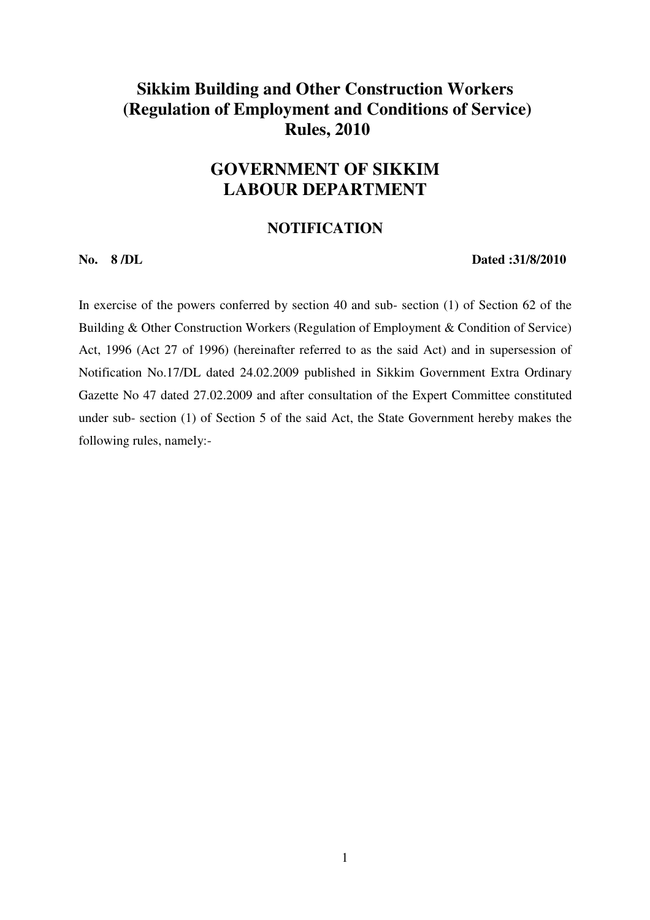# Sikkim Building and Other Construction Workers (Regulation of Employment and Conditions of Service) Rules, 2010

## GOVERNMENT OF SIKKIM
## LABOUR DEPARTMENT

### NOTIFICATION

**No. 8 /DL** **Dated :31/8/2010**

In exercise of the powers conferred by section 40 and sub- section (1) of Section 62 of the Building & Other Construction Workers (Regulation of Employment & Condition of Service) Act, 1996 (Act 27 of 1996) (hereinafter referred to as the said Act) and in supersession of Notification No.17/DL dated 24.02.2009 published in Sikkim Government Extra Ordinary Gazette No 47 dated 27.02.2009 and after consultation of the Expert Committee constituted under sub- section (1) of Section 5 of the said Act, the State Government hereby makes the following rules, namely:-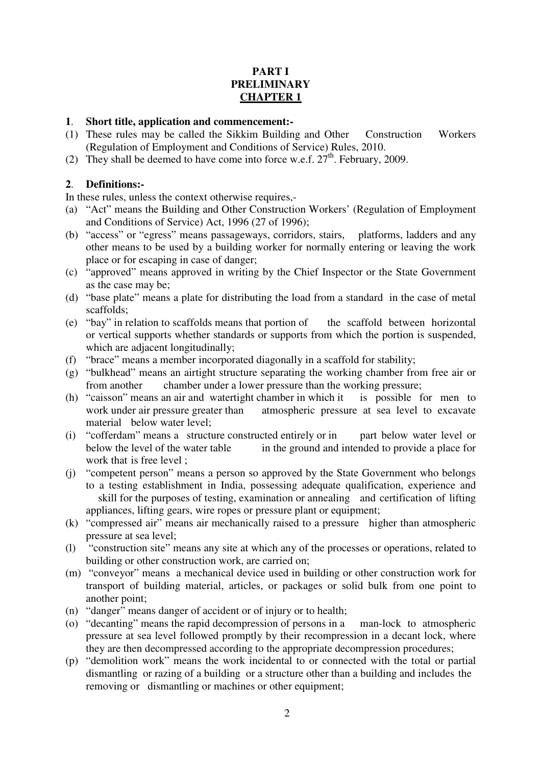**PART I**
**PRELIMINARY**
**CHAPTER 1**

**1**. **Short title, application and commencement:-**

(1) These rules may be called the Sikkim Building and Other Construction Workers (Regulation of Employment and Conditions of Service) Rules, 2010.

(2) They shall be deemed to have come into force w.e.f. 27th. February, 2009.

**2**. **Definitions:-**

In these rules, unless the context otherwise requires,-

(a) "Act" means the Building and Other Construction Workers' (Regulation of Employment and Conditions of Service) Act, 1996 (27 of 1996);

(b) "access" or "egress" means passageways, corridors, stairs, platforms, ladders and any other means to be used by a building worker for normally entering or leaving the work place or for escaping in case of danger;

(c) "approved" means approved in writing by the Chief Inspector or the State Government as the case may be;

(d) "base plate" means a plate for distributing the load from a standard in the case of metal scaffolds;

(e) "bay" in relation to scaffolds means that portion of the scaffold between horizontal or vertical supports whether standards or supports from which the portion is suspended, which are adjacent longitudinally;

(f) "brace" means a member incorporated diagonally in a scaffold for stability;

(g) "bulkhead" means an airtight structure separating the working chamber from free air or from another chamber under a lower pressure than the working pressure;

(h) "caisson" means an air and watertight chamber in which it is possible for men to work under air pressure greater than atmospheric pressure at sea level to excavate material below water level;

(i) "cofferdam" means a structure constructed entirely or in part below water level or below the level of the water table in the ground and intended to provide a place for work that is free level ;

(j) "competent person" means a person so approved by the State Government who belongs to a testing establishment in India, possessing adequate qualification, experience and skill for the purposes of testing, examination or annealing and certification of lifting appliances, lifting gears, wire ropes or pressure plant or equipment;

(k) "compressed air" means air mechanically raised to a pressure higher than atmospheric pressure at sea level;

(l) "construction site" means any site at which any of the processes or operations, related to building or other construction work, are carried on;

(m) "conveyor" means a mechanical device used in building or other construction work for transport of building material, articles, or packages or solid bulk from one point to another point;

(n) "danger" means danger of accident or of injury or to health;

(o) "decanting" means the rapid decompression of persons in a man-lock to atmospheric pressure at sea level followed promptly by their recompression in a decant lock, where they are then decompressed according to the appropriate decompression procedures;

(p) "demolition work" means the work incidental to or connected with the total or partial dismantling or razing of a building or a structure other than a building and includes the removing or dismantling or machines or other equipment;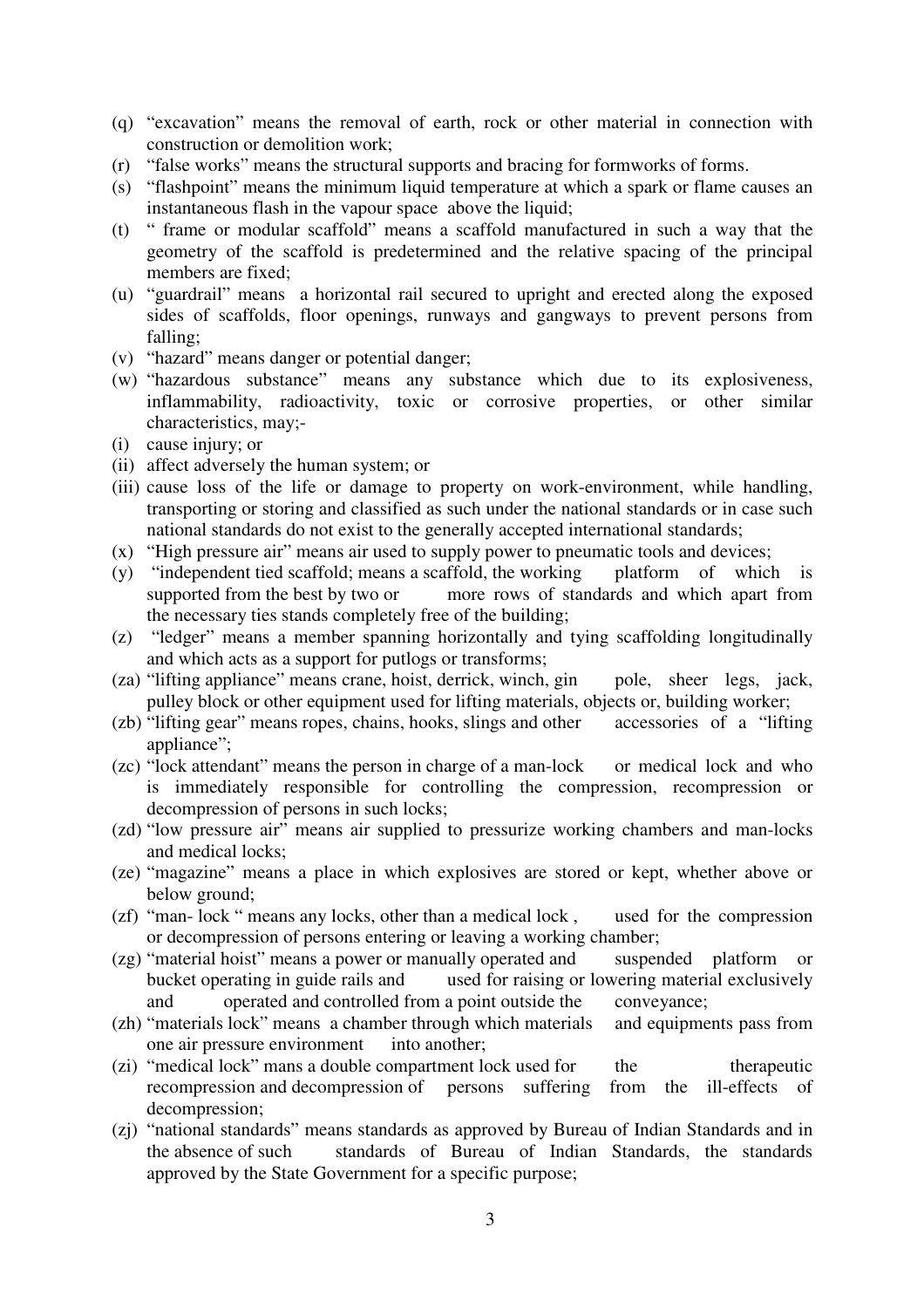(q) "excavation" means the removal of earth, rock or other material in connection with construction or demolition work;

(r) "false works" means the structural supports and bracing for formworks of forms.

(s) "flashpoint" means the minimum liquid temperature at which a spark or flame causes an instantaneous flash in the vapour space above the liquid;

(t) " frame or modular scaffold" means a scaffold manufactured in such a way that the geometry of the scaffold is predetermined and the relative spacing of the principal members are fixed;

(u) "guardrail" means a horizontal rail secured to upright and erected along the exposed sides of scaffolds, floor openings, runways and gangways to prevent persons from falling;

(v) "hazard" means danger or potential danger;

(w) "hazardous substance" means any substance which due to its explosiveness, inflammability, radioactivity, toxic or corrosive properties, or other similar characteristics, may;-

(i) cause injury; or

(ii) affect adversely the human system; or

(iii) cause loss of the life or damage to property on work-environment, while handling, transporting or storing and classified as such under the national standards or in case such national standards do not exist to the generally accepted international standards;

(x) "High pressure air" means air used to supply power to pneumatic tools and devices;

(y) "independent tied scaffold; means a scaffold, the working platform of which is supported from the best by two or more rows of standards and which apart from the necessary ties stands completely free of the building;

(z) "ledger" means a member spanning horizontally and tying scaffolding longitudinally and which acts as a support for putlogs or transforms;

(za) "lifting appliance" means crane, hoist, derrick, winch, gin pole, sheer legs, jack, pulley block or other equipment used for lifting materials, objects or, building worker;

(zb) "lifting gear" means ropes, chains, hooks, slings and other accessories of a "lifting appliance";

(zc) "lock attendant" means the person in charge of a man-lock or medical lock and who is immediately responsible for controlling the compression, recompression or decompression of persons in such locks;

(zd) "low pressure air" means air supplied to pressurize working chambers and man-locks and medical locks;

(ze) "magazine" means a place in which explosives are stored or kept, whether above or below ground;

(zf) "man- lock " means any locks, other than a medical lock , used for the compression or decompression of persons entering or leaving a working chamber;

(zg) "material hoist" means a power or manually operated and suspended platform or bucket operating in guide rails and used for raising or lowering material exclusively and operated and controlled from a point outside the conveyance;

(zh) "materials lock" means a chamber through which materials and equipments pass from one air pressure environment into another;

(zi) "medical lock" mans a double compartment lock used for the therapeutic recompression and decompression of persons suffering from the ill-effects of decompression;

(zj) "national standards" means standards as approved by Bureau of Indian Standards and in the absence of such standards of Bureau of Indian Standards, the standards approved by the State Government for a specific purpose;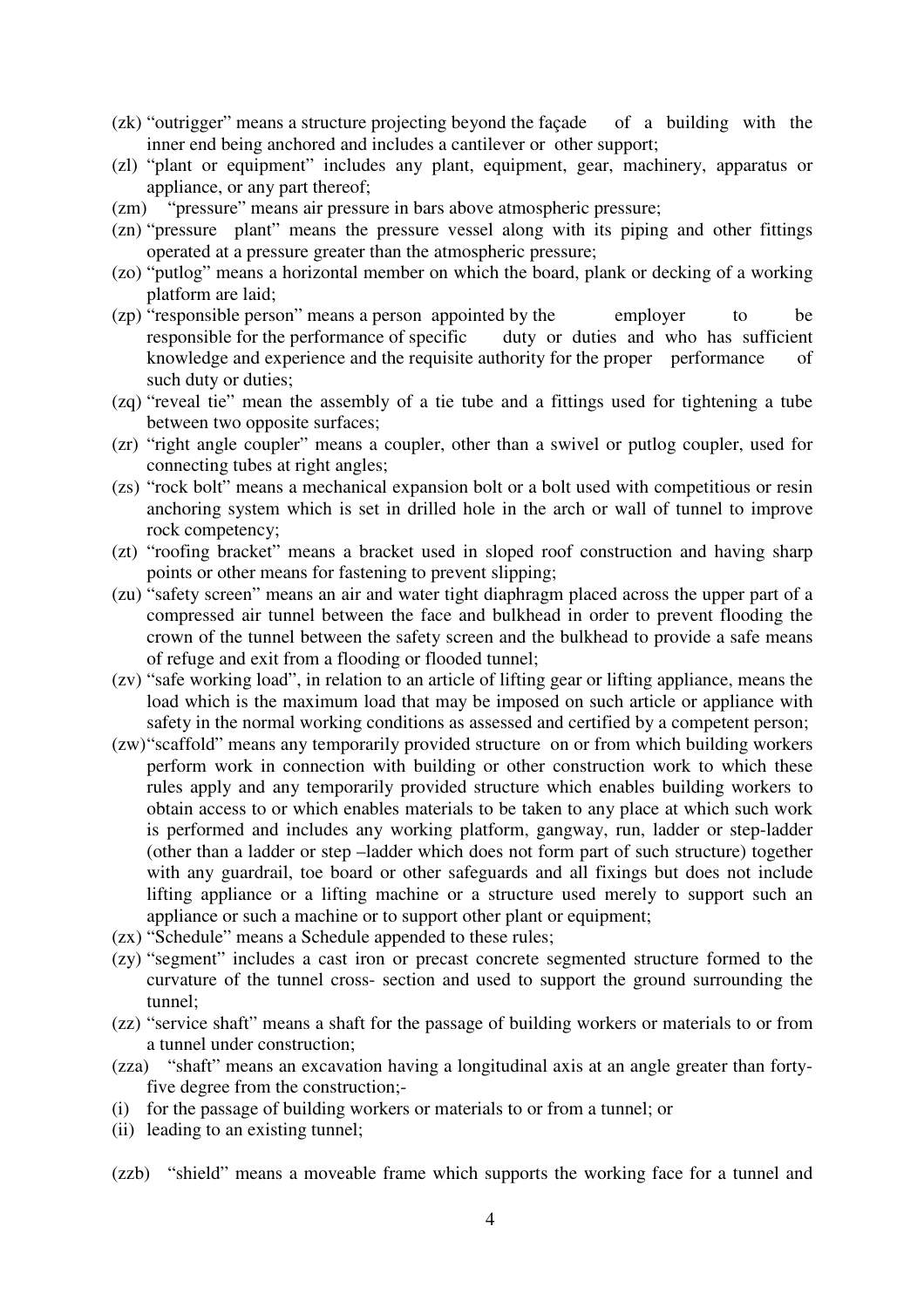(zk) "outrigger" means a structure projecting beyond the façade of a building with the inner end being anchored and includes a cantilever or other support;

(zl) "plant or equipment" includes any plant, equipment, gear, machinery, apparatus or appliance, or any part thereof;

(zm) "pressure" means air pressure in bars above atmospheric pressure;

(zn) "pressure plant" means the pressure vessel along with its piping and other fittings operated at a pressure greater than the atmospheric pressure;

(zo) "putlog" means a horizontal member on which the board, plank or decking of a working platform are laid;

(zp) "responsible person" means a person appointed by the employer to be responsible for the performance of specific duty or duties and who has sufficient knowledge and experience and the requisite authority for the proper performance of such duty or duties;

(zq) "reveal tie" mean the assembly of a tie tube and a fittings used for tightening a tube between two opposite surfaces;

(zr) "right angle coupler" means a coupler, other than a swivel or putlog coupler, used for connecting tubes at right angles;

(zs) "rock bolt" means a mechanical expansion bolt or a bolt used with competitious or resin anchoring system which is set in drilled hole in the arch or wall of tunnel to improve rock competency;

(zt) "roofing bracket" means a bracket used in sloped roof construction and having sharp points or other means for fastening to prevent slipping;

(zu) "safety screen" means an air and water tight diaphragm placed across the upper part of a compressed air tunnel between the face and bulkhead in order to prevent flooding the crown of the tunnel between the safety screen and the bulkhead to provide a safe means of refuge and exit from a flooding or flooded tunnel;

(zv) "safe working load", in relation to an article of lifting gear or lifting appliance, means the load which is the maximum load that may be imposed on such article or appliance with safety in the normal working conditions as assessed and certified by a competent person;

(zw) "scaffold" means any temporarily provided structure on or from which building workers perform work in connection with building or other construction work to which these rules apply and any temporarily provided structure which enables building workers to obtain access to or which enables materials to be taken to any place at which such work is performed and includes any working platform, gangway, run, ladder or step-ladder (other than a ladder or step –ladder which does not form part of such structure) together with any guardrail, toe board or other safeguards and all fixings but does not include lifting appliance or a lifting machine or a structure used merely to support such an appliance or such a machine or to support other plant or equipment;

(zx) "Schedule" means a Schedule appended to these rules;

(zy) "segment" includes a cast iron or precast concrete segmented structure formed to the curvature of the tunnel cross- section and used to support the ground surrounding the tunnel;

(zz) "service shaft" means a shaft for the passage of building workers or materials to or from a tunnel under construction;

(zza) "shaft" means an excavation having a longitudinal axis at an angle greater than forty-five degree from the construction;-

(i) for the passage of building workers or materials to or from a tunnel; or

(ii) leading to an existing tunnel;

(zzb) "shield" means a moveable frame which supports the working face for a tunnel and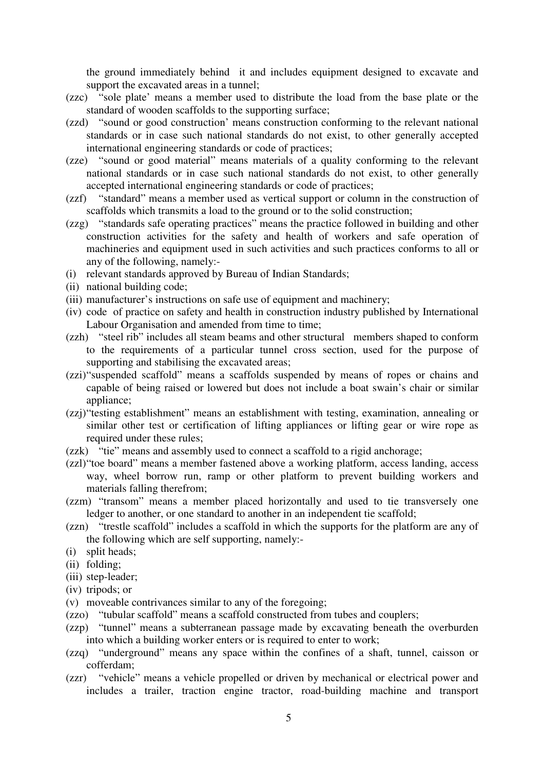the ground immediately behind it and includes equipment designed to excavate and support the excavated areas in a tunnel;

(zzc) "sole plate' means a member used to distribute the load from the base plate or the standard of wooden scaffolds to the supporting surface;

(zzd) "sound or good construction' means construction conforming to the relevant national standards or in case such national standards do not exist, to other generally accepted international engineering standards or code of practices;

(zze) "sound or good material" means materials of a quality conforming to the relevant national standards or in case such national standards do not exist, to other generally accepted international engineering standards or code of practices;

(zzf) "standard" means a member used as vertical support or column in the construction of scaffolds which transmits a load to the ground or to the solid construction;

(zzg) "standards safe operating practices" means the practice followed in building and other construction activities for the safety and health of workers and safe operation of machineries and equipment used in such activities and such practices conforms to all or any of the following, namely:-

(i) relevant standards approved by Bureau of Indian Standards;
(ii) national building code;
(iii) manufacturer's instructions on safe use of equipment and machinery;
(iv) code of practice on safety and health in construction industry published by International Labour Organisation and amended from time to time;

(zzh) "steel rib" includes all steam beams and other structural members shaped to conform to the requirements of a particular tunnel cross section, used for the purpose of supporting and stabilising the excavated areas;

(zzi) "suspended scaffold" means a scaffolds suspended by means of ropes or chains and capable of being raised or lowered but does not include a boat swain's chair or similar appliance;

(zzj) "testing establishment" means an establishment with testing, examination, annealing or similar other test or certification of lifting appliances or lifting gear or wire rope as required under these rules;

(zzk) "tie" means and assembly used to connect a scaffold to a rigid anchorage;

(zzl) "toe board" means a member fastened above a working platform, access landing, access way, wheel borrow run, ramp or other platform to prevent building workers and materials falling therefrom;

(zzm) "transom" means a member placed horizontally and used to tie transversely one ledger to another, or one standard to another in an independent tie scaffold;

(zzn) "trestle scaffold" includes a scaffold in which the supports for the platform are any of the following which are self supporting, namely:-

(i) split heads;
(ii) folding;
(iii) step-leader;
(iv) tripods; or
(v) moveable contrivances similar to any of the foregoing;

(zzo) "tubular scaffold" means a scaffold constructed from tubes and couplers;

(zzp) "tunnel" means a subterranean passage made by excavating beneath the overburden into which a building worker enters or is required to enter to work;

(zzq) "underground" means any space within the confines of a shaft, tunnel, caisson or cofferdam;

(zzr) "vehicle" means a vehicle propelled or driven by mechanical or electrical power and includes a trailer, traction engine tractor, road-building machine and transport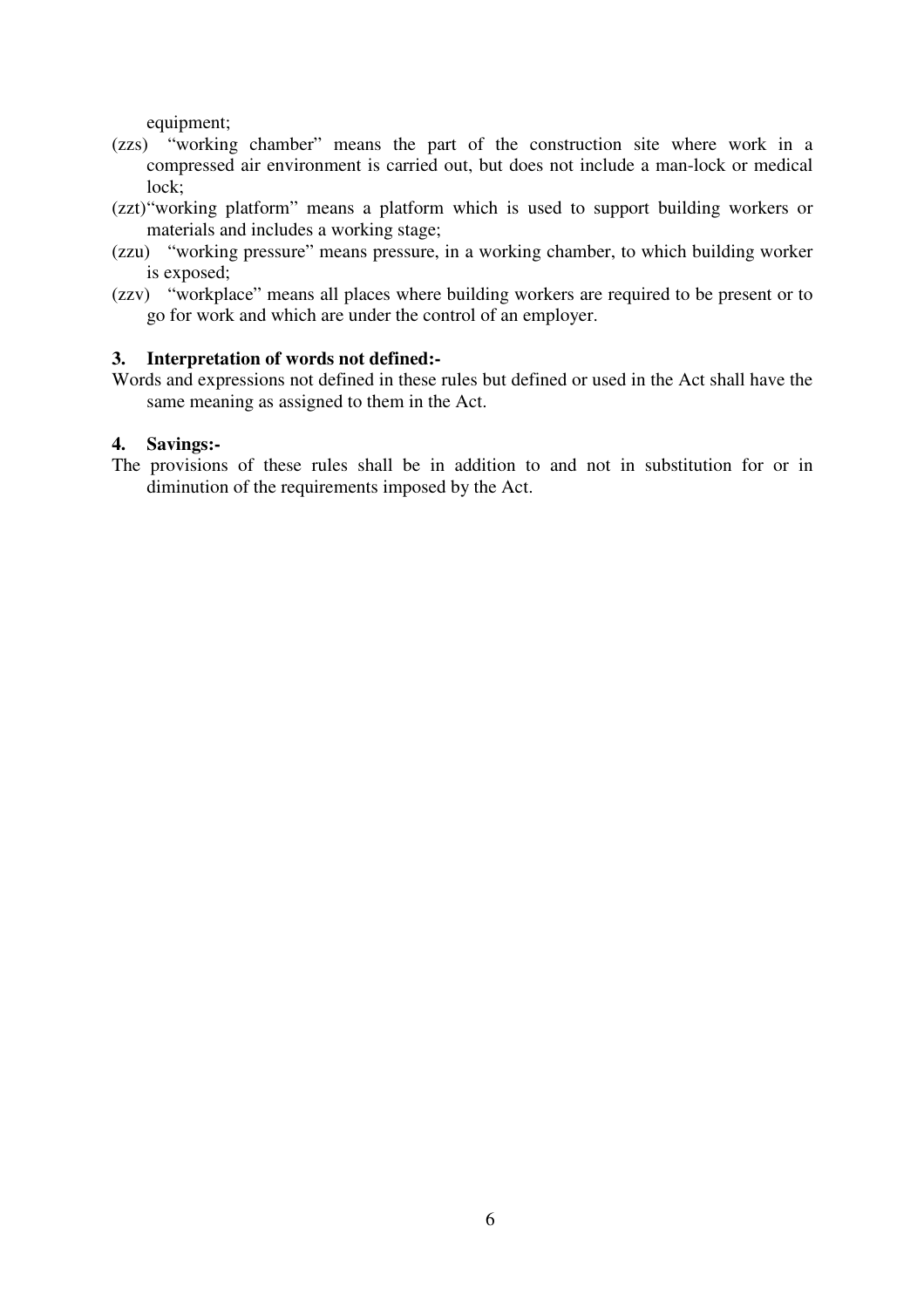equipment;

(zzs) "working chamber" means the part of the construction site where work in a compressed air environment is carried out, but does not include a man-lock or medical lock;

(zzt) "working platform" means a platform which is used to support building workers or materials and includes a working stage;

(zzu) "working pressure" means pressure, in a working chamber, to which building worker is exposed;

(zzv) "workplace" means all places where building workers are required to be present or to go for work and which are under the control of an employer.

**3. Interpretation of words not defined:-**

Words and expressions not defined in these rules but defined or used in the Act shall have the same meaning as assigned to them in the Act.

**4. Savings:-**

The provisions of these rules shall be in addition to and not in substitution for or in diminution of the requirements imposed by the Act.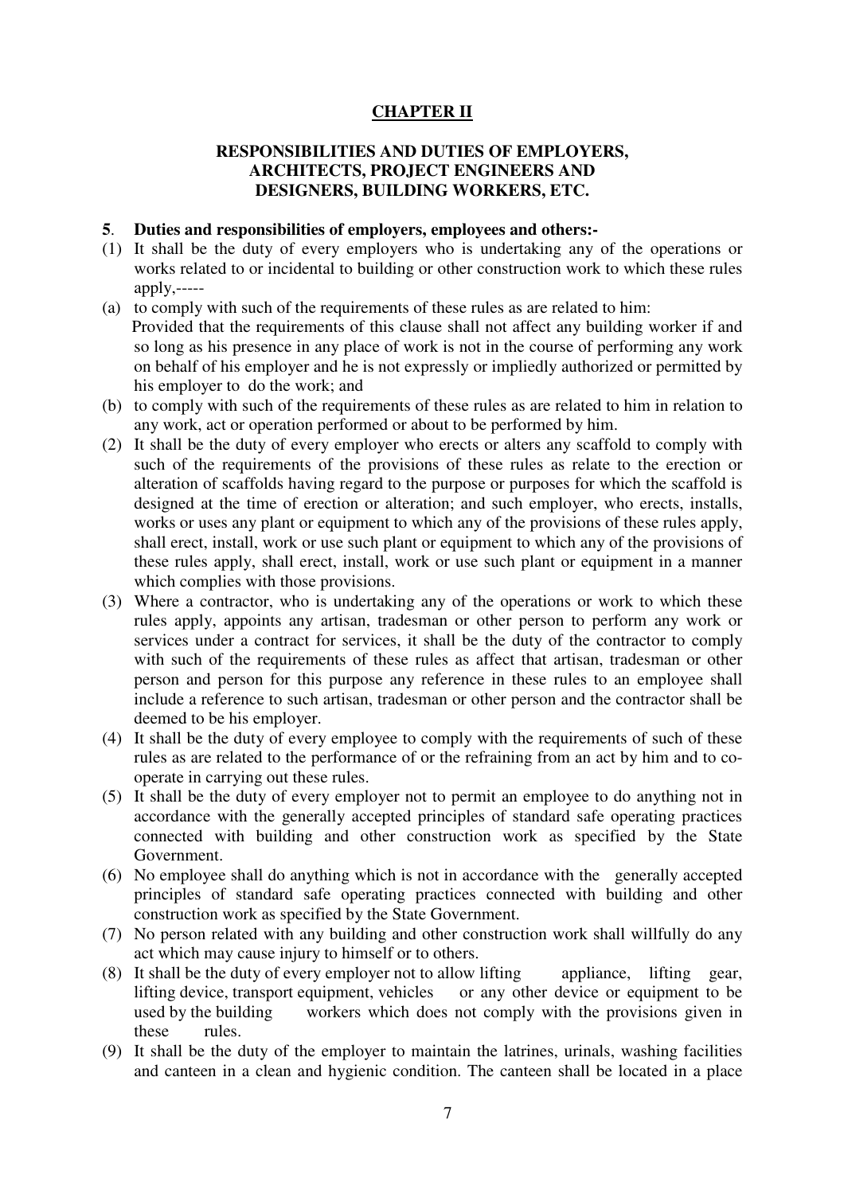## CHAPTER II

### RESPONSIBILITIES AND DUTIES OF EMPLOYERS, ARCHITECTS, PROJECT ENGINEERS AND DESIGNERS, BUILDING WORKERS, ETC.

**5. Duties and responsibilities of employers, employees and others:-**

(1) It shall be the duty of every employers who is undertaking any of the operations or works related to or incidental to building or other construction work to which these rules apply,-----

(a) to comply with such of the requirements of these rules as are related to him:
Provided that the requirements of this clause shall not affect any building worker if and so long as his presence in any place of work is not in the course of performing any work on behalf of his employer and he is not expressly or impliedly authorized or permitted by his employer to do the work; and

(b) to comply with such of the requirements of these rules as are related to him in relation to any work, act or operation performed or about to be performed by him.

(2) It shall be the duty of every employer who erects or alters any scaffold to comply with such of the requirements of the provisions of these rules as relate to the erection or alteration of scaffolds having regard to the purpose or purposes for which the scaffold is designed at the time of erection or alteration; and such employer, who erects, installs, works or uses any plant or equipment to which any of the provisions of these rules apply, shall erect, install, work or use such plant or equipment to which any of the provisions of these rules apply, shall erect, install, work or use such plant or equipment in a manner which complies with those provisions.

(3) Where a contractor, who is undertaking any of the operations or work to which these rules apply, appoints any artisan, tradesman or other person to perform any work or services under a contract for services, it shall be the duty of the contractor to comply with such of the requirements of these rules as affect that artisan, tradesman or other person and person for this purpose any reference in these rules to an employee shall include a reference to such artisan, tradesman or other person and the contractor shall be deemed to be his employer.

(4) It shall be the duty of every employee to comply with the requirements of such of these rules as are related to the performance of or the refraining from an act by him and to co-operate in carrying out these rules.

(5) It shall be the duty of every employer not to permit an employee to do anything not in accordance with the generally accepted principles of standard safe operating practices connected with building and other construction work as specified by the State Government.

(6) No employee shall do anything which is not in accordance with the generally accepted principles of standard safe operating practices connected with building and other construction work as specified by the State Government.

(7) No person related with any building and other construction work shall willfully do any act which may cause injury to himself or to others.

(8) It shall be the duty of every employer not to allow lifting appliance, lifting gear, lifting device, transport equipment, vehicles or any other device or equipment to be used by the building workers which does not comply with the provisions given in these rules.

(9) It shall be the duty of the employer to maintain the latrines, urinals, washing facilities and canteen in a clean and hygienic condition. The canteen shall be located in a place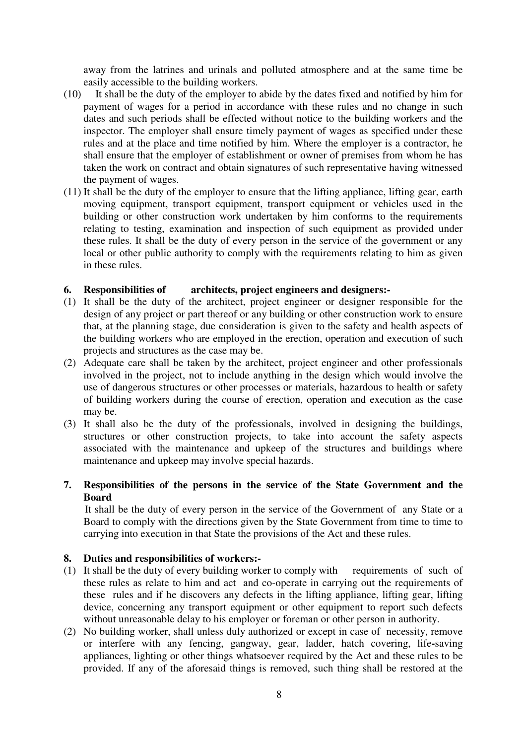away from the latrines and urinals and polluted atmosphere and at the same time be easily accessible to the building workers.

(10) It shall be the duty of the employer to abide by the dates fixed and notified by him for payment of wages for a period in accordance with these rules and no change in such dates and such periods shall be effected without notice to the building workers and the inspector. The employer shall ensure timely payment of wages as specified under these rules and at the place and time notified by him. Where the employer is a contractor, he shall ensure that the employer of establishment or owner of premises from whom he has taken the work on contract and obtain signatures of such representative having witnessed the payment of wages.

(11) It shall be the duty of the employer to ensure that the lifting appliance, lifting gear, earth moving equipment, transport equipment, transport equipment or vehicles used in the building or other construction work undertaken by him conforms to the requirements relating to testing, examination and inspection of such equipment as provided under these rules. It shall be the duty of every person in the service of the government or any local or other public authority to comply with the requirements relating to him as given in these rules.

**6. Responsibilities of architects, project engineers and designers:-**

(1) It shall be the duty of the architect, project engineer or designer responsible for the design of any project or part thereof or any building or other construction work to ensure that, at the planning stage, due consideration is given to the safety and health aspects of the building workers who are employed in the erection, operation and execution of such projects and structures as the case may be.

(2) Adequate care shall be taken by the architect, project engineer and other professionals involved in the project, not to include anything in the design which would involve the use of dangerous structures or other processes or materials, hazardous to health or safety of building workers during the course of erection, operation and execution as the case may be.

(3) It shall also be the duty of the professionals, involved in designing the buildings, structures or other construction projects, to take into account the safety aspects associated with the maintenance and upkeep of the structures and buildings where maintenance and upkeep may involve special hazards.

**7. Responsibilities of the persons in the service of the State Government and the Board**

It shall be the duty of every person in the service of the Government of any State or a Board to comply with the directions given by the State Government from time to time to carrying into execution in that State the provisions of the Act and these rules.

**8. Duties and responsibilities of workers:-**

(1) It shall be the duty of every building worker to comply with requirements of such of these rules as relate to him and act and co-operate in carrying out the requirements of these rules and if he discovers any defects in the lifting appliance, lifting gear, lifting device, concerning any transport equipment or other equipment to report such defects without unreasonable delay to his employer or foreman or other person in authority.

(2) No building worker, shall unless duly authorized or except in case of necessity, remove or interfere with any fencing, gangway, gear, ladder, hatch covering, life-saving appliances, lighting or other things whatsoever required by the Act and these rules to be provided. If any of the aforesaid things is removed, such thing shall be restored at the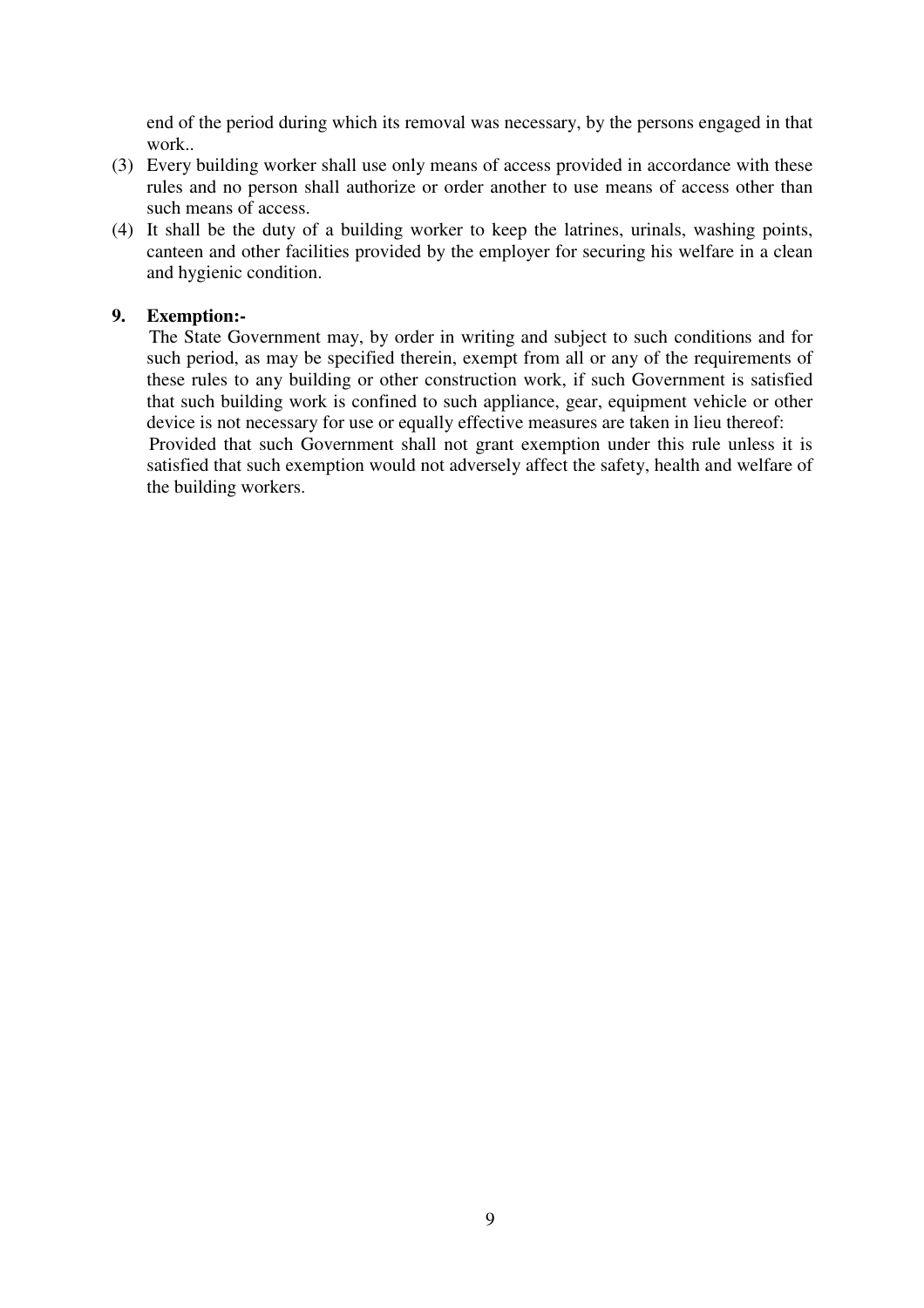end of the period during which its removal was necessary, by the persons engaged in that work..

(3) Every building worker shall use only means of access provided in accordance with these rules and no person shall authorize or order another to use means of access other than such means of access.

(4) It shall be the duty of a building worker to keep the latrines, urinals, washing points, canteen and other facilities provided by the employer for securing his welfare in a clean and hygienic condition.

**9. Exemption:-**

The State Government may, by order in writing and subject to such conditions and for such period, as may be specified therein, exempt from all or any of the requirements of these rules to any building or other construction work, if such Government is satisfied that such building work is confined to such appliance, gear, equipment vehicle or other device is not necessary for use or equally effective measures are taken in lieu thereof:

Provided that such Government shall not grant exemption under this rule unless it is satisfied that such exemption would not adversely affect the safety, health and welfare of the building workers.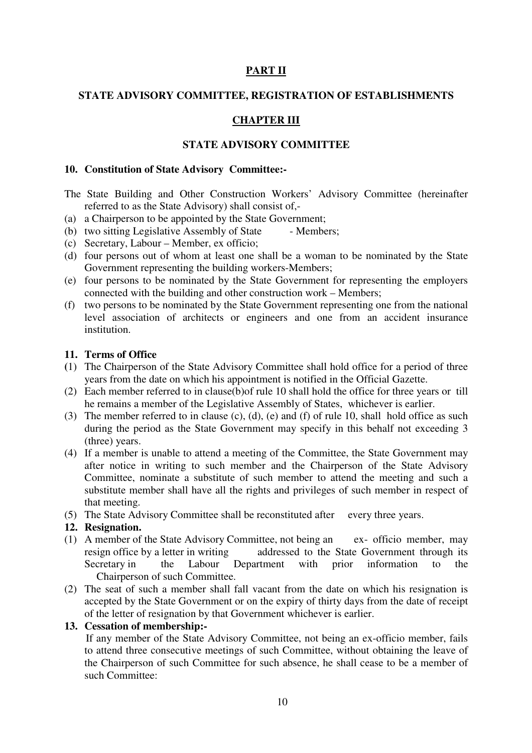## PART II

## STATE ADVISORY COMMITTEE, REGISTRATION OF ESTABLISHMENTS

## CHAPTER III

## STATE ADVISORY COMMITTEE

**10. Constitution of State Advisory Committee:-**

The State Building and Other Construction Workers' Advisory Committee (hereinafter referred to as the State Advisory) shall consist of,-

(a) a Chairperson to be appointed by the State Government;
(b) two sitting Legislative Assembly of State - Members;
(c) Secretary, Labour – Member, ex officio;
(d) four persons out of whom at least one shall be a woman to be nominated by the State Government representing the building workers-Members;
(e) four persons to be nominated by the State Government for representing the employers connected with the building and other construction work – Members;
(f) two persons to be nominated by the State Government representing one from the national level association of architects or engineers and one from an accident insurance institution.

**11. Terms of Office**

(1) The Chairperson of the State Advisory Committee shall hold office for a period of three years from the date on which his appointment is notified in the Official Gazette.
(2) Each member referred to in clause(b)of rule 10 shall hold the office for three years or till he remains a member of the Legislative Assembly of States, whichever is earlier.
(3) The member referred to in clause (c), (d), (e) and (f) of rule 10, shall hold office as such during the period as the State Government may specify in this behalf not exceeding 3 (three) years.
(4) If a member is unable to attend a meeting of the Committee, the State Government may after notice in writing to such member and the Chairperson of the State Advisory Committee, nominate a substitute of such member to attend the meeting and such a substitute member shall have all the rights and privileges of such member in respect of that meeting.
(5) The State Advisory Committee shall be reconstituted after every three years.

**12. Resignation.**

(1) A member of the State Advisory Committee, not being an ex- officio member, may resign office by a letter in writing addressed to the State Government through its Secretary in the Labour Department with prior information to the Chairperson of such Committee.
(2) The seat of such a member shall fall vacant from the date on which his resignation is accepted by the State Government or on the expiry of thirty days from the date of receipt of the letter of resignation by that Government whichever is earlier.

**13. Cessation of membership:-**

If any member of the State Advisory Committee, not being an ex-officio member, fails to attend three consecutive meetings of such Committee, without obtaining the leave of the Chairperson of such Committee for such absence, he shall cease to be a member of such Committee: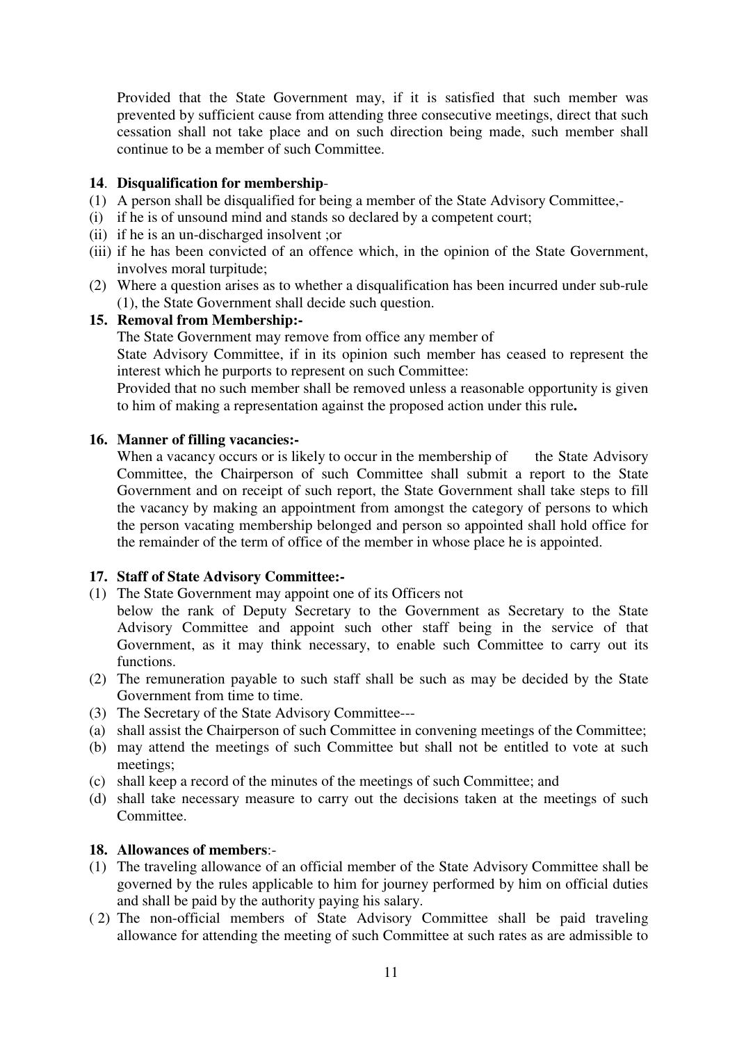Provided that the State Government may, if it is satisfied that such member was prevented by sufficient cause from attending three consecutive meetings, direct that such cessation shall not take place and on such direction being made, such member shall continue to be a member of such Committee.

**14**. **Disqualification for membership**-

(1) A person shall be disqualified for being a member of the State Advisory Committee,-

(i) if he is of unsound mind and stands so declared by a competent court;

(ii) if he is an un-discharged insolvent ;or

(iii) if he has been convicted of an offence which, in the opinion of the State Government, involves moral turpitude;

(2) Where a question arises as to whether a disqualification has been incurred under sub-rule (1), the State Government shall decide such question.

**15. Removal from Membership:-**

The State Government may remove from office any member of State Advisory Committee, if in its opinion such member has ceased to represent the interest which he purports to represent on such Committee:

Provided that no such member shall be removed unless a reasonable opportunity is given to him of making a representation against the proposed action under this rule**.**

**16. Manner of filling vacancies:-**

When a vacancy occurs or is likely to occur in the membership of the State Advisory Committee, the Chairperson of such Committee shall submit a report to the State Government and on receipt of such report, the State Government shall take steps to fill the vacancy by making an appointment from amongst the category of persons to which the person vacating membership belonged and person so appointed shall hold office for the remainder of the term of office of the member in whose place he is appointed.

**17. Staff of State Advisory Committee:-**

(1) The State Government may appoint one of its Officers not below the rank of Deputy Secretary to the Government as Secretary to the State Advisory Committee and appoint such other staff being in the service of that Government, as it may think necessary, to enable such Committee to carry out its functions.

(2) The remuneration payable to such staff shall be such as may be decided by the State Government from time to time.

(3) The Secretary of the State Advisory Committee---

(a) shall assist the Chairperson of such Committee in convening meetings of the Committee;

(b) may attend the meetings of such Committee but shall not be entitled to vote at such meetings;

(c) shall keep a record of the minutes of the meetings of such Committee; and

(d) shall take necessary measure to carry out the decisions taken at the meetings of such Committee.

**18. Allowances of members**:-

(1) The traveling allowance of an official member of the State Advisory Committee shall be governed by the rules applicable to him for journey performed by him on official duties and shall be paid by the authority paying his salary.

( 2) The non-official members of State Advisory Committee shall be paid traveling allowance for attending the meeting of such Committee at such rates as are admissible to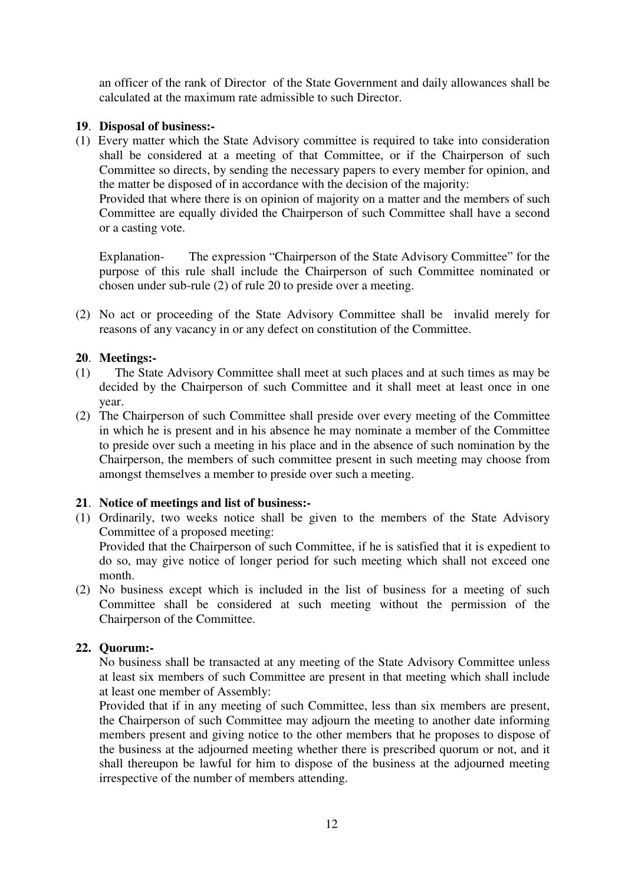an officer of the rank of Director of the State Government and daily allowances shall be calculated at the maximum rate admissible to such Director.

**19**. **Disposal of business:-**

(1) Every matter which the State Advisory committee is required to take into consideration shall be considered at a meeting of that Committee, or if the Chairperson of such Committee so directs, by sending the necessary papers to every member for opinion, and the matter be disposed of in accordance with the decision of the majority:

Provided that where there is on opinion of majority on a matter and the members of such Committee are equally divided the Chairperson of such Committee shall have a second or a casting vote.

Explanation- The expression "Chairperson of the State Advisory Committee" for the purpose of this rule shall include the Chairperson of such Committee nominated or chosen under sub-rule (2) of rule 20 to preside over a meeting.

(2) No act or proceeding of the State Advisory Committee shall be invalid merely for reasons of any vacancy in or any defect on constitution of the Committee.

**20**. **Meetings:-**

(1) The State Advisory Committee shall meet at such places and at such times as may be decided by the Chairperson of such Committee and it shall meet at least once in one year.

(2) The Chairperson of such Committee shall preside over every meeting of the Committee in which he is present and in his absence he may nominate a member of the Committee to preside over such a meeting in his place and in the absence of such nomination by the Chairperson, the members of such committee present in such meeting may choose from amongst themselves a member to preside over such a meeting.

**21**. **Notice of meetings and list of business:-**

(1) Ordinarily, two weeks notice shall be given to the members of the State Advisory Committee of a proposed meeting:

Provided that the Chairperson of such Committee, if he is satisfied that it is expedient to do so, may give notice of longer period for such meeting which shall not exceed one month.

(2) No business except which is included in the list of business for a meeting of such Committee shall be considered at such meeting without the permission of the Chairperson of the Committee.

**22. Quorum:-**

No business shall be transacted at any meeting of the State Advisory Committee unless at least six members of such Committee are present in that meeting which shall include at least one member of Assembly:

Provided that if in any meeting of such Committee, less than six members are present, the Chairperson of such Committee may adjourn the meeting to another date informing members present and giving notice to the other members that he proposes to dispose of the business at the adjourned meeting whether there is prescribed quorum or not, and it shall thereupon be lawful for him to dispose of the business at the adjourned meeting irrespective of the number of members attending.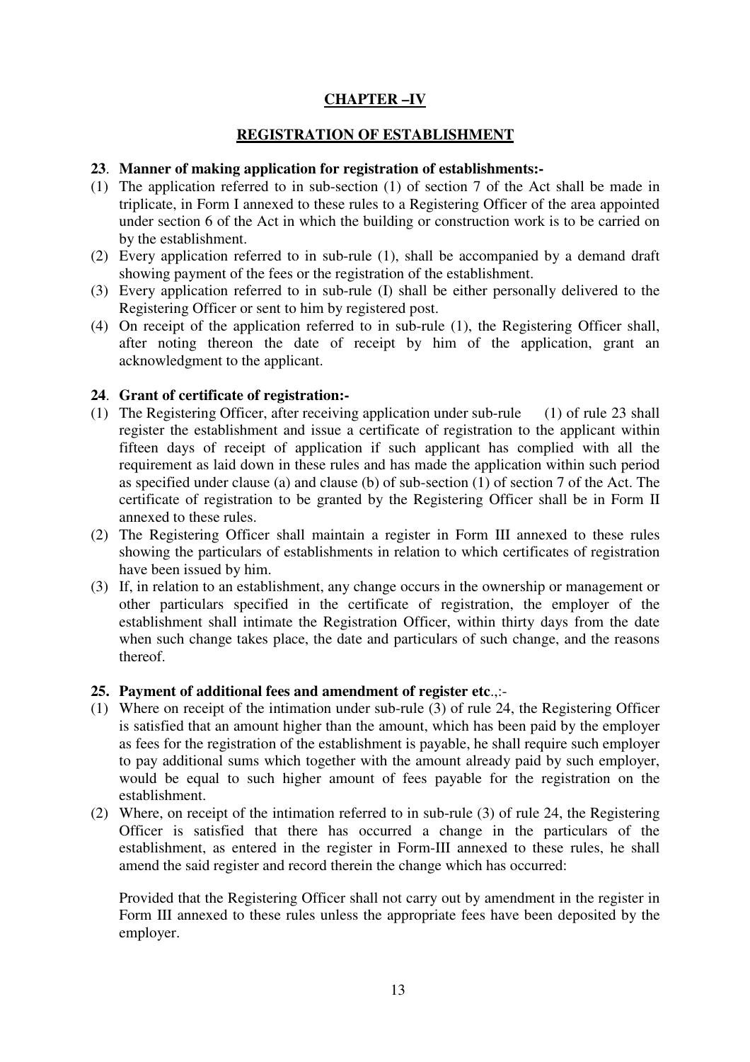## CHAPTER –IV

## REGISTRATION OF ESTABLISHMENT

**23**. **Manner of making application for registration of establishments:-**

(1) The application referred to in sub-section (1) of section 7 of the Act shall be made in triplicate, in Form I annexed to these rules to a Registering Officer of the area appointed under section 6 of the Act in which the building or construction work is to be carried on by the establishment.

(2) Every application referred to in sub-rule (1), shall be accompanied by a demand draft showing payment of the fees or the registration of the establishment.

(3) Every application referred to in sub-rule (I) shall be either personally delivered to the Registering Officer or sent to him by registered post.

(4) On receipt of the application referred to in sub-rule (1), the Registering Officer shall, after noting thereon the date of receipt by him of the application, grant an acknowledgment to the applicant.

**24**. **Grant of certificate of registration:-**

(1) The Registering Officer, after receiving application under sub-rule (1) of rule 23 shall register the establishment and issue a certificate of registration to the applicant within fifteen days of receipt of application if such applicant has complied with all the requirement as laid down in these rules and has made the application within such period as specified under clause (a) and clause (b) of sub-section (1) of section 7 of the Act. The certificate of registration to be granted by the Registering Officer shall be in Form II annexed to these rules.

(2) The Registering Officer shall maintain a register in Form III annexed to these rules showing the particulars of establishments in relation to which certificates of registration have been issued by him.

(3) If, in relation to an establishment, any change occurs in the ownership or management or other particulars specified in the certificate of registration, the employer of the establishment shall intimate the Registration Officer, within thirty days from the date when such change takes place, the date and particulars of such change, and the reasons thereof.

**25. Payment of additional fees and amendment of register etc**.,:-

(1) Where on receipt of the intimation under sub-rule (3) of rule 24, the Registering Officer is satisfied that an amount higher than the amount, which has been paid by the employer as fees for the registration of the establishment is payable, he shall require such employer to pay additional sums which together with the amount already paid by such employer, would be equal to such higher amount of fees payable for the registration on the establishment.

(2) Where, on receipt of the intimation referred to in sub-rule (3) of rule 24, the Registering Officer is satisfied that there has occurred a change in the particulars of the establishment, as entered in the register in Form-III annexed to these rules, he shall amend the said register and record therein the change which has occurred:

Provided that the Registering Officer shall not carry out by amendment in the register in Form III annexed to these rules unless the appropriate fees have been deposited by the employer.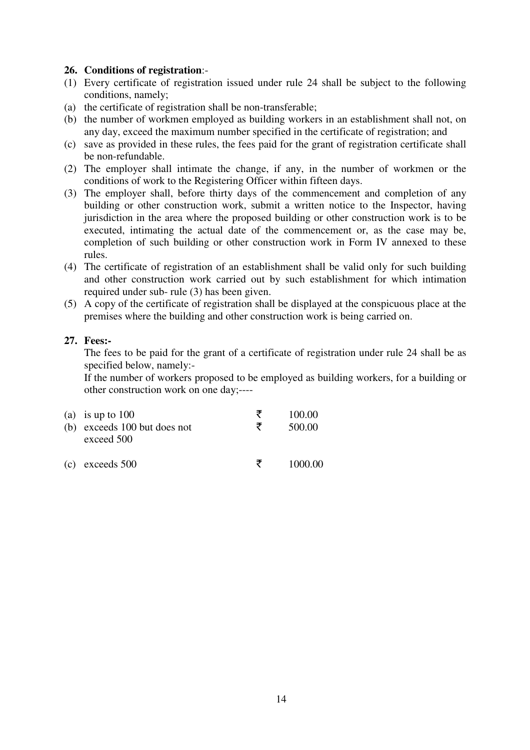**26. Conditions of registration**:-

(1) Every certificate of registration issued under rule 24 shall be subject to the following conditions, namely;

(a) the certificate of registration shall be non-transferable;

(b) the number of workmen employed as building workers in an establishment shall not, on any day, exceed the maximum number specified in the certificate of registration; and

(c) save as provided in these rules, the fees paid for the grant of registration certificate shall be non-refundable.

(2) The employer shall intimate the change, if any, in the number of workmen or the conditions of work to the Registering Officer within fifteen days.

(3) The employer shall, before thirty days of the commencement and completion of any building or other construction work, submit a written notice to the Inspector, having jurisdiction in the area where the proposed building or other construction work is to be executed, intimating the actual date of the commencement or, as the case may be, completion of such building or other construction work in Form IV annexed to these rules.

(4) The certificate of registration of an establishment shall be valid only for such building and other construction work carried out by such establishment for which intimation required under sub- rule (3) has been given.

(5) A copy of the certificate of registration shall be displayed at the conspicuous place at the premises where the building and other construction work is being carried on.

**27. Fees:-**

The fees to be paid for the grant of a certificate of registration under rule 24 shall be as specified below, namely:-

If the number of workers proposed to be employed as building workers, for a building or other construction work on one day;----

| | | |
|---|---|---|
| (a) is up to 100 | ₹ | 100.00 |
| (b) exceeds 100 but does not exceed 500 | ₹ | 500.00 |
| (c) exceeds 500 | ₹ | 1000.00 |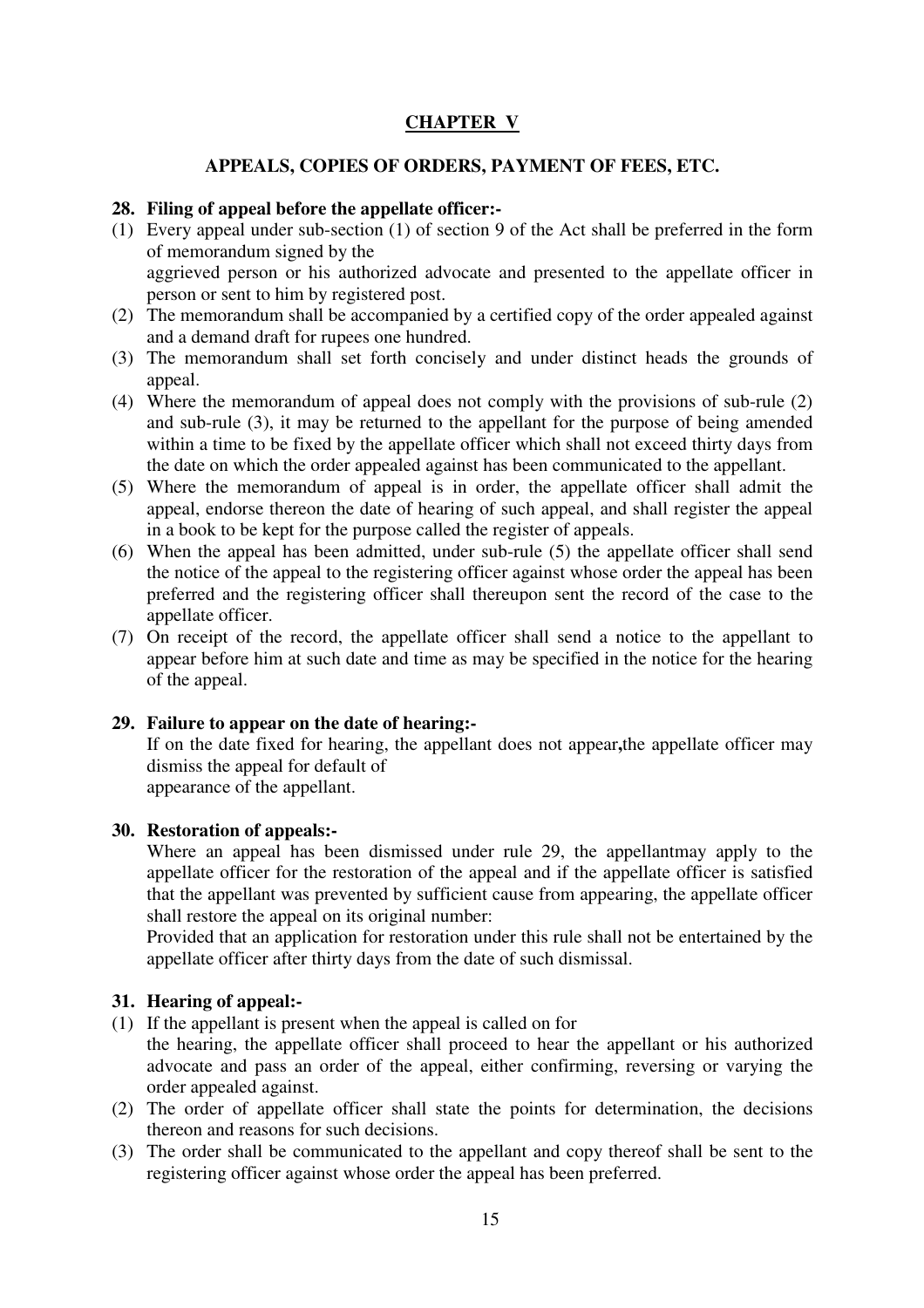## CHAPTER V

### APPEALS, COPIES OF ORDERS, PAYMENT OF FEES, ETC.

**28. Filing of appeal before the appellate officer:-**

(1) Every appeal under sub-section (1) of section 9 of the Act shall be preferred in the form of memorandum signed by the aggrieved person or his authorized advocate and presented to the appellate officer in person or sent to him by registered post.

(2) The memorandum shall be accompanied by a certified copy of the order appealed against and a demand draft for rupees one hundred.

(3) The memorandum shall set forth concisely and under distinct heads the grounds of appeal.

(4) Where the memorandum of appeal does not comply with the provisions of sub-rule (2) and sub-rule (3), it may be returned to the appellant for the purpose of being amended within a time to be fixed by the appellate officer which shall not exceed thirty days from the date on which the order appealed against has been communicated to the appellant.

(5) Where the memorandum of appeal is in order, the appellate officer shall admit the appeal, endorse thereon the date of hearing of such appeal, and shall register the appeal in a book to be kept for the purpose called the register of appeals.

(6) When the appeal has been admitted, under sub-rule (5) the appellate officer shall send the notice of the appeal to the registering officer against whose order the appeal has been preferred and the registering officer shall thereupon sent the record of the case to the appellate officer.

(7) On receipt of the record, the appellate officer shall send a notice to the appellant to appear before him at such date and time as may be specified in the notice for the hearing of the appeal.

**29. Failure to appear on the date of hearing:-**

If on the date fixed for hearing, the appellant does not appear**,**the appellate officer may dismiss the appeal for default of appearance of the appellant.

**30. Restoration of appeals:-**

Where an appeal has been dismissed under rule 29, the appellantmay apply to the appellate officer for the restoration of the appeal and if the appellate officer is satisfied that the appellant was prevented by sufficient cause from appearing, the appellate officer shall restore the appeal on its original number:

Provided that an application for restoration under this rule shall not be entertained by the appellate officer after thirty days from the date of such dismissal.

**31. Hearing of appeal:-**

(1) If the appellant is present when the appeal is called on for the hearing, the appellate officer shall proceed to hear the appellant or his authorized advocate and pass an order of the appeal, either confirming, reversing or varying the order appealed against.

(2) The order of appellate officer shall state the points for determination, the decisions thereon and reasons for such decisions.

(3) The order shall be communicated to the appellant and copy thereof shall be sent to the registering officer against whose order the appeal has been preferred.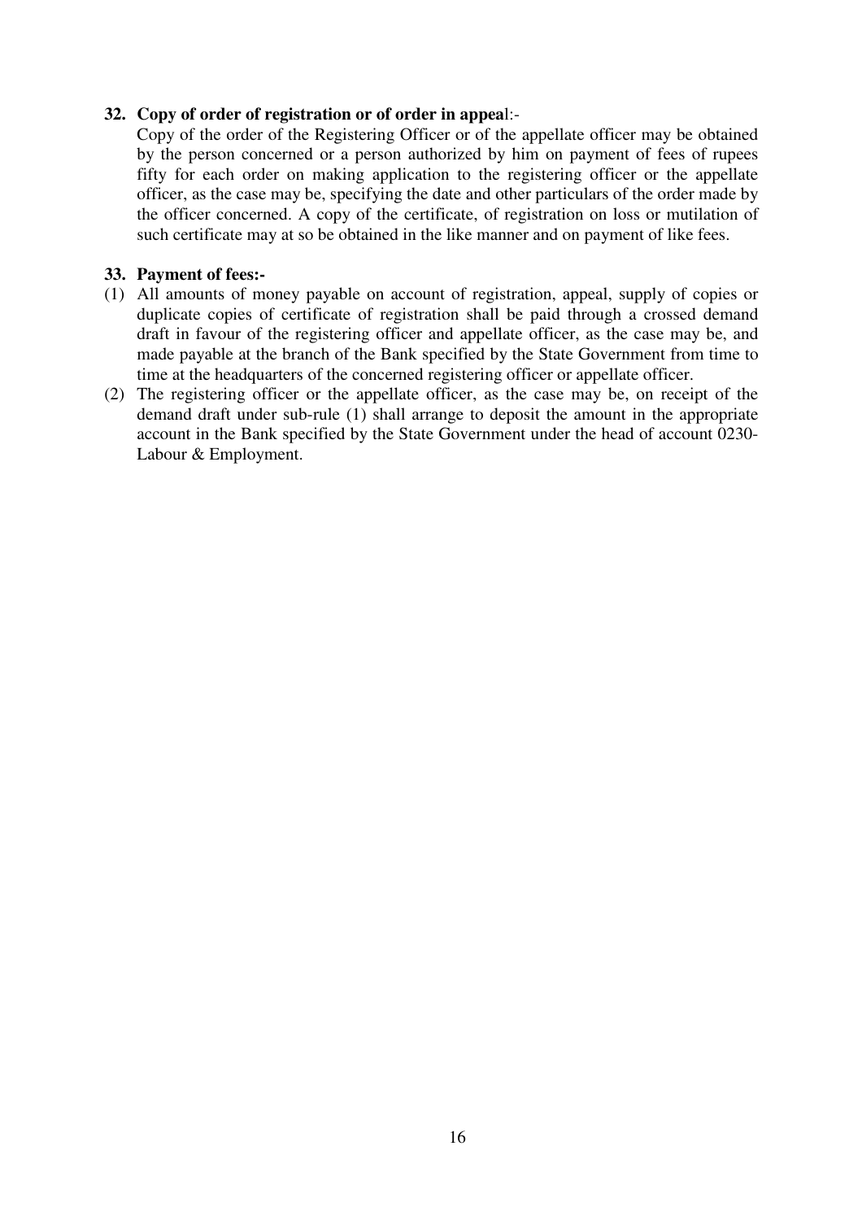**32. Copy of order of registration or of order in appeal:-**

Copy of the order of the Registering Officer or of the appellate officer may be obtained by the person concerned or a person authorized by him on payment of fees of rupees fifty for each order on making application to the registering officer or the appellate officer, as the case may be, specifying the date and other particulars of the order made by the officer concerned. A copy of the certificate, of registration on loss or mutilation of such certificate may at so be obtained in the like manner and on payment of like fees.

**33. Payment of fees:-**

(1) All amounts of money payable on account of registration, appeal, supply of copies or duplicate copies of certificate of registration shall be paid through a crossed demand draft in favour of the registering officer and appellate officer, as the case may be, and made payable at the branch of the Bank specified by the State Government from time to time at the headquarters of the concerned registering officer or appellate officer.

(2) The registering officer or the appellate officer, as the case may be, on receipt of the demand draft under sub-rule (1) shall arrange to deposit the amount in the appropriate account in the Bank specified by the State Government under the head of account 0230-Labour & Employment.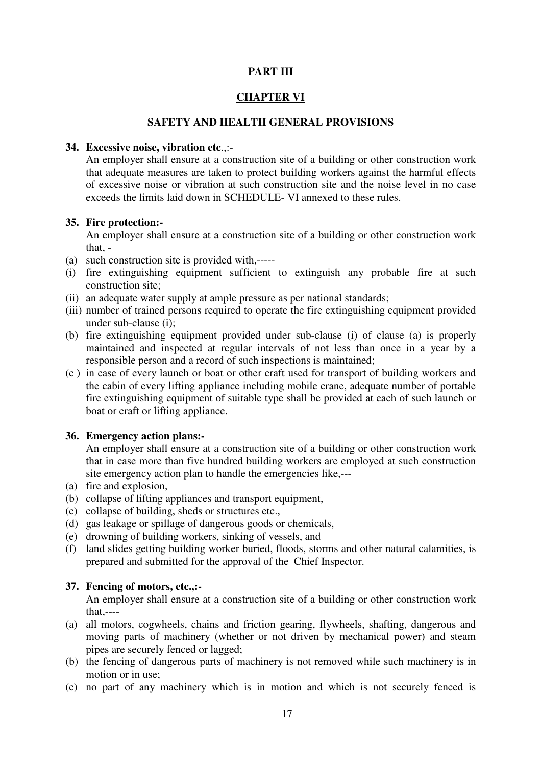**PART III**

**CHAPTER VI**

**SAFETY AND HEALTH GENERAL PROVISIONS**

**34. Excessive noise, vibration etc**.,:-

An employer shall ensure at a construction site of a building or other construction work that adequate measures are taken to protect building workers against the harmful effects of excessive noise or vibration at such construction site and the noise level in no case exceeds the limits laid down in SCHEDULE- VI annexed to these rules.

**35. Fire protection:-**

An employer shall ensure at a construction site of a building or other construction work that, -

(a) such construction site is provided with,-----

(i) fire extinguishing equipment sufficient to extinguish any probable fire at such construction site;

(ii) an adequate water supply at ample pressure as per national standards;

(iii) number of trained persons required to operate the fire extinguishing equipment provided under sub-clause (i);

(b) fire extinguishing equipment provided under sub-clause (i) of clause (a) is properly maintained and inspected at regular intervals of not less than once in a year by a responsible person and a record of such inspections is maintained;

(c ) in case of every launch or boat or other craft used for transport of building workers and the cabin of every lifting appliance including mobile crane, adequate number of portable fire extinguishing equipment of suitable type shall be provided at each of such launch or boat or craft or lifting appliance.

**36. Emergency action plans:-**

An employer shall ensure at a construction site of a building or other construction work that in case more than five hundred building workers are employed at such construction site emergency action plan to handle the emergencies like,---

(a) fire and explosion,

(b) collapse of lifting appliances and transport equipment,

(c) collapse of building, sheds or structures etc.,

(d) gas leakage or spillage of dangerous goods or chemicals,

(e) drowning of building workers, sinking of vessels, and

(f) land slides getting building worker buried, floods, storms and other natural calamities, is prepared and submitted for the approval of the Chief Inspector.

**37. Fencing of motors, etc.,:-**

An employer shall ensure at a construction site of a building or other construction work that,----

(a) all motors, cogwheels, chains and friction gearing, flywheels, shafting, dangerous and moving parts of machinery (whether or not driven by mechanical power) and steam pipes are securely fenced or lagged;

(b) the fencing of dangerous parts of machinery is not removed while such machinery is in motion or in use;

(c) no part of any machinery which is in motion and which is not securely fenced is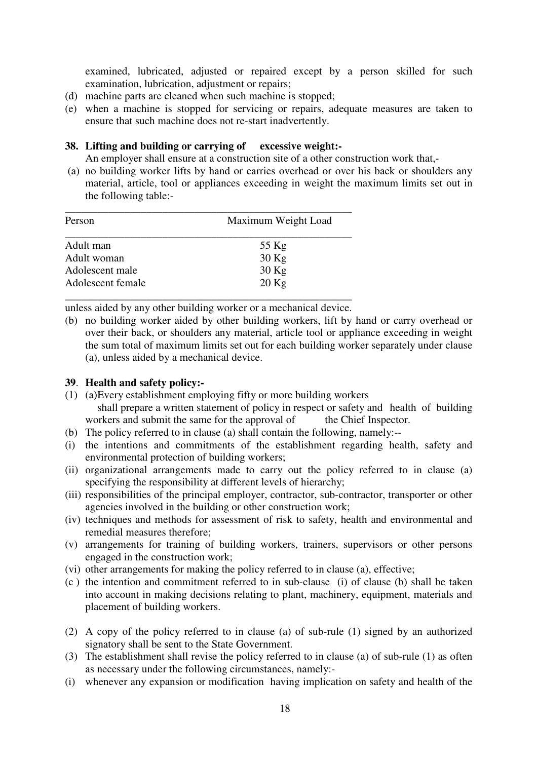examined, lubricated, adjusted or repaired except by a person skilled for such examination, lubrication, adjustment or repairs;

(d) machine parts are cleaned when such machine is stopped;

(e) when a machine is stopped for servicing or repairs, adequate measures are taken to ensure that such machine does not re-start inadvertently.

**38. Lifting and building or carrying of excessive weight:-**

An employer shall ensure at a construction site of a other construction work that,-

(a) no building worker lifts by hand or carries overhead or over his back or shoulders any material, article, tool or appliances exceeding in weight the maximum limits set out in the following table:-

| Person | Maximum Weight Load |
|---|---|
| Adult man | 55 Kg |
| Adult woman | 30 Kg |
| Adolescent male | 30 Kg |
| Adolescent female | 20 Kg |

unless aided by any other building worker or a mechanical device.

(b) no building worker aided by other building workers, lift by hand or carry overhead or over their back, or shoulders any material, article tool or appliance exceeding in weight the sum total of maximum limits set out for each building worker separately under clause (a), unless aided by a mechanical device.

**39. Health and safety policy:-**

(1) (a)Every establishment employing fifty or more building workers shall prepare a written statement of policy in respect or safety and health of building workers and submit the same for the approval of the Chief Inspector.

(b) The policy referred to in clause (a) shall contain the following, namely:--

(i) the intentions and commitments of the establishment regarding health, safety and environmental protection of building workers;

(ii) organizational arrangements made to carry out the policy referred to in clause (a) specifying the responsibility at different levels of hierarchy;

(iii) responsibilities of the principal employer, contractor, sub-contractor, transporter or other agencies involved in the building or other construction work;

(iv) techniques and methods for assessment of risk to safety, health and environmental and remedial measures therefore;

(v) arrangements for training of building workers, trainers, supervisors or other persons engaged in the construction work;

(vi) other arrangements for making the policy referred to in clause (a), effective;

(c ) the intention and commitment referred to in sub-clause (i) of clause (b) shall be taken into account in making decisions relating to plant, machinery, equipment, materials and placement of building workers.

(2) A copy of the policy referred to in clause (a) of sub-rule (1) signed by an authorized signatory shall be sent to the State Government.

(3) The establishment shall revise the policy referred to in clause (a) of sub-rule (1) as often as necessary under the following circumstances, namely:-

(i) whenever any expansion or modification having implication on safety and health of the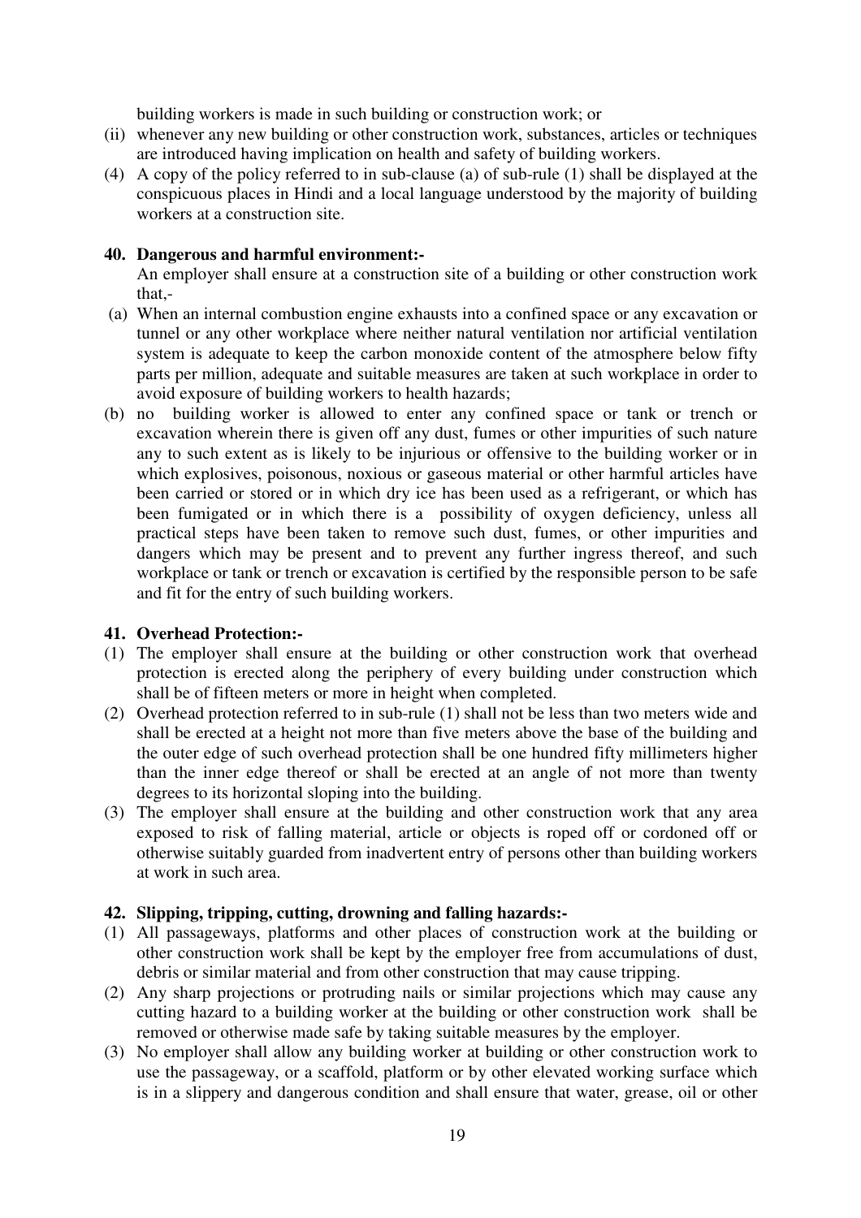building workers is made in such building or construction work; or

(ii) whenever any new building or other construction work, substances, articles or techniques are introduced having implication on health and safety of building workers.

(4) A copy of the policy referred to in sub-clause (a) of sub-rule (1) shall be displayed at the conspicuous places in Hindi and a local language understood by the majority of building workers at a construction site.

**40. Dangerous and harmful environment:-**

An employer shall ensure at a construction site of a building or other construction work that,-

(a) When an internal combustion engine exhausts into a confined space or any excavation or tunnel or any other workplace where neither natural ventilation nor artificial ventilation system is adequate to keep the carbon monoxide content of the atmosphere below fifty parts per million, adequate and suitable measures are taken at such workplace in order to avoid exposure of building workers to health hazards;

(b) no building worker is allowed to enter any confined space or tank or trench or excavation wherein there is given off any dust, fumes or other impurities of such nature any to such extent as is likely to be injurious or offensive to the building worker or in which explosives, poisonous, noxious or gaseous material or other harmful articles have been carried or stored or in which dry ice has been used as a refrigerant, or which has been fumigated or in which there is a possibility of oxygen deficiency, unless all practical steps have been taken to remove such dust, fumes, or other impurities and dangers which may be present and to prevent any further ingress thereof, and such workplace or tank or trench or excavation is certified by the responsible person to be safe and fit for the entry of such building workers.

**41. Overhead Protection:-**

(1) The employer shall ensure at the building or other construction work that overhead protection is erected along the periphery of every building under construction which shall be of fifteen meters or more in height when completed.

(2) Overhead protection referred to in sub-rule (1) shall not be less than two meters wide and shall be erected at a height not more than five meters above the base of the building and the outer edge of such overhead protection shall be one hundred fifty millimeters higher than the inner edge thereof or shall be erected at an angle of not more than twenty degrees to its horizontal sloping into the building.

(3) The employer shall ensure at the building and other construction work that any area exposed to risk of falling material, article or objects is roped off or cordoned off or otherwise suitably guarded from inadvertent entry of persons other than building workers at work in such area.

**42. Slipping, tripping, cutting, drowning and falling hazards:-**

(1) All passageways, platforms and other places of construction work at the building or other construction work shall be kept by the employer free from accumulations of dust, debris or similar material and from other construction that may cause tripping.

(2) Any sharp projections or protruding nails or similar projections which may cause any cutting hazard to a building worker at the building or other construction work shall be removed or otherwise made safe by taking suitable measures by the employer.

(3) No employer shall allow any building worker at building or other construction work to use the passageway, or a scaffold, platform or by other elevated working surface which is in a slippery and dangerous condition and shall ensure that water, grease, oil or other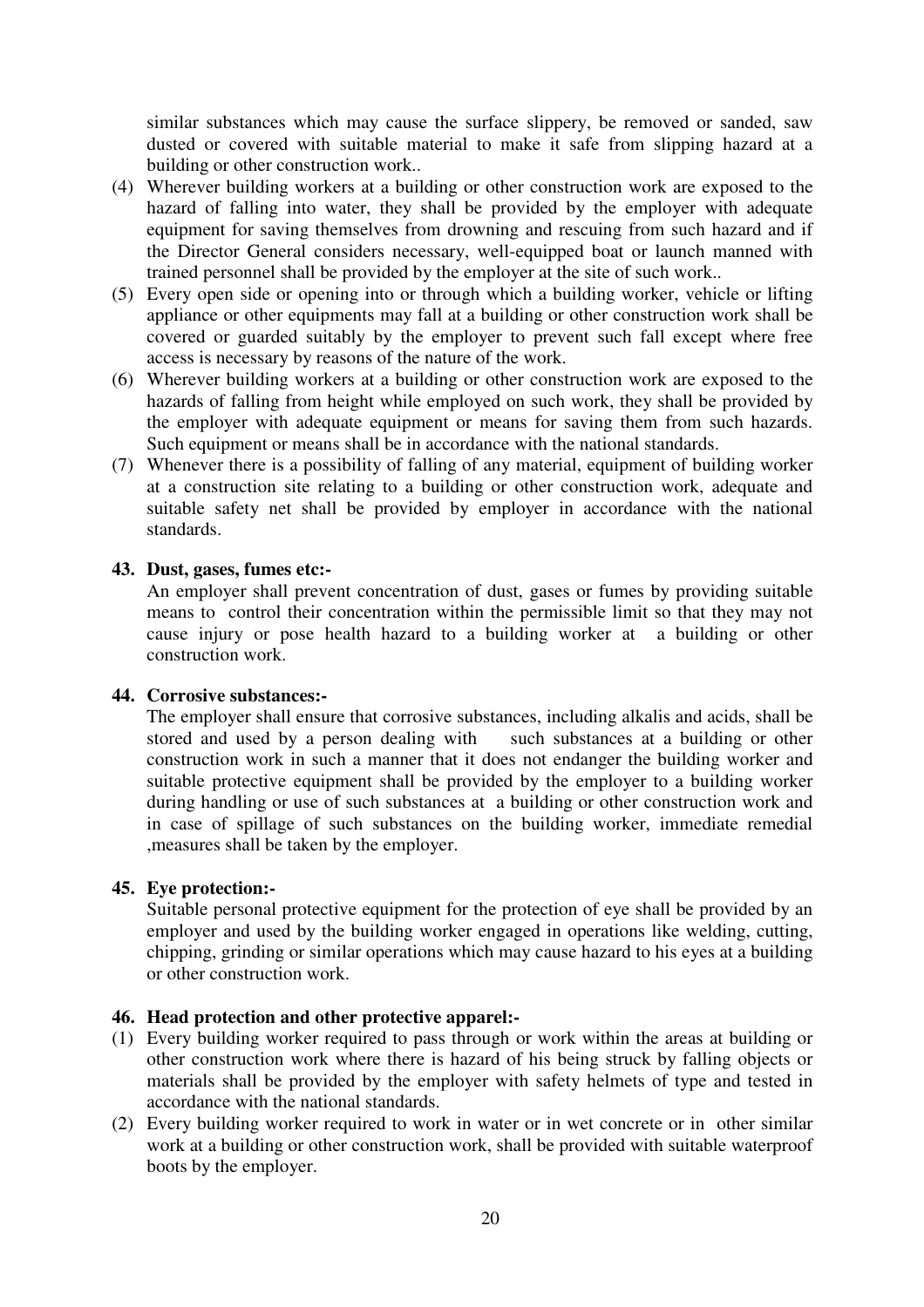similar substances which may cause the surface slippery, be removed or sanded, saw dusted or covered with suitable material to make it safe from slipping hazard at a building or other construction work..

(4) Wherever building workers at a building or other construction work are exposed to the hazard of falling into water, they shall be provided by the employer with adequate equipment for saving themselves from drowning and rescuing from such hazard and if the Director General considers necessary, well-equipped boat or launch manned with trained personnel shall be provided by the employer at the site of such work..

(5) Every open side or opening into or through which a building worker, vehicle or lifting appliance or other equipments may fall at a building or other construction work shall be covered or guarded suitably by the employer to prevent such fall except where free access is necessary by reasons of the nature of the work.

(6) Wherever building workers at a building or other construction work are exposed to the hazards of falling from height while employed on such work, they shall be provided by the employer with adequate equipment or means for saving them from such hazards. Such equipment or means shall be in accordance with the national standards.

(7) Whenever there is a possibility of falling of any material, equipment of building worker at a construction site relating to a building or other construction work, adequate and suitable safety net shall be provided by employer in accordance with the national standards.

**43. Dust, gases, fumes etc:-**

An employer shall prevent concentration of dust, gases or fumes by providing suitable means to control their concentration within the permissible limit so that they may not cause injury or pose health hazard to a building worker at a building or other construction work.

**44. Corrosive substances:-**

The employer shall ensure that corrosive substances, including alkalis and acids, shall be stored and used by a person dealing with such substances at a building or other construction work in such a manner that it does not endanger the building worker and suitable protective equipment shall be provided by the employer to a building worker during handling or use of such substances at a building or other construction work and in case of spillage of such substances on the building worker, immediate remedial ,measures shall be taken by the employer.

**45. Eye protection:-**

Suitable personal protective equipment for the protection of eye shall be provided by an employer and used by the building worker engaged in operations like welding, cutting, chipping, grinding or similar operations which may cause hazard to his eyes at a building or other construction work.

**46. Head protection and other protective apparel:-**

(1) Every building worker required to pass through or work within the areas at building or other construction work where there is hazard of his being struck by falling objects or materials shall be provided by the employer with safety helmets of type and tested in accordance with the national standards.

(2) Every building worker required to work in water or in wet concrete or in other similar work at a building or other construction work, shall be provided with suitable waterproof boots by the employer.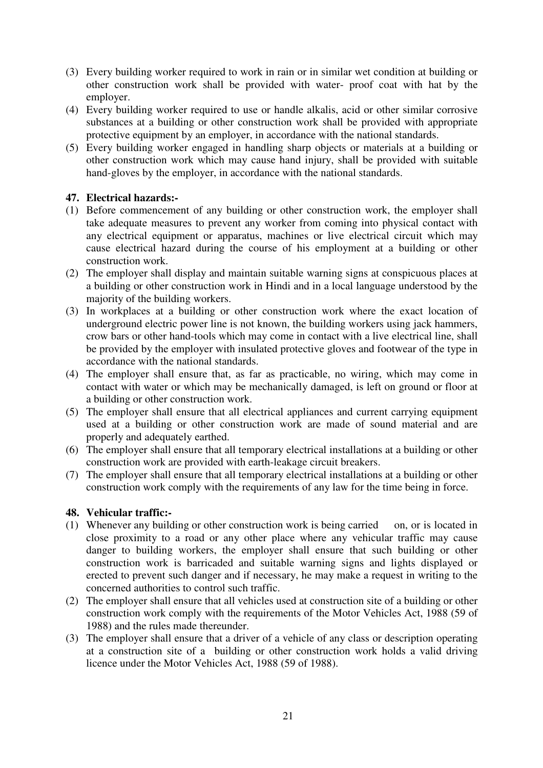(3) Every building worker required to work in rain or in similar wet condition at building or other construction work shall be provided with water- proof coat with hat by the employer.

(4) Every building worker required to use or handle alkalis, acid or other similar corrosive substances at a building or other construction work shall be provided with appropriate protective equipment by an employer, in accordance with the national standards.

(5) Every building worker engaged in handling sharp objects or materials at a building or other construction work which may cause hand injury, shall be provided with suitable hand-gloves by the employer, in accordance with the national standards.

**47. Electrical hazards:-**

(1) Before commencement of any building or other construction work, the employer shall take adequate measures to prevent any worker from coming into physical contact with any electrical equipment or apparatus, machines or live electrical circuit which may cause electrical hazard during the course of his employment at a building or other construction work.

(2) The employer shall display and maintain suitable warning signs at conspicuous places at a building or other construction work in Hindi and in a local language understood by the majority of the building workers.

(3) In workplaces at a building or other construction work where the exact location of underground electric power line is not known, the building workers using jack hammers, crow bars or other hand-tools which may come in contact with a live electrical line, shall be provided by the employer with insulated protective gloves and footwear of the type in accordance with the national standards.

(4) The employer shall ensure that, as far as practicable, no wiring, which may come in contact with water or which may be mechanically damaged, is left on ground or floor at a building or other construction work.

(5) The employer shall ensure that all electrical appliances and current carrying equipment used at a building or other construction work are made of sound material and are properly and adequately earthed.

(6) The employer shall ensure that all temporary electrical installations at a building or other construction work are provided with earth-leakage circuit breakers.

(7) The employer shall ensure that all temporary electrical installations at a building or other construction work comply with the requirements of any law for the time being in force.

**48. Vehicular traffic:-**

(1) Whenever any building or other construction work is being carried on, or is located in close proximity to a road or any other place where any vehicular traffic may cause danger to building workers, the employer shall ensure that such building or other construction work is barricaded and suitable warning signs and lights displayed or erected to prevent such danger and if necessary, he may make a request in writing to the concerned authorities to control such traffic.

(2) The employer shall ensure that all vehicles used at construction site of a building or other construction work comply with the requirements of the Motor Vehicles Act, 1988 (59 of 1988) and the rules made thereunder.

(3) The employer shall ensure that a driver of a vehicle of any class or description operating at a construction site of a building or other construction work holds a valid driving licence under the Motor Vehicles Act, 1988 (59 of 1988).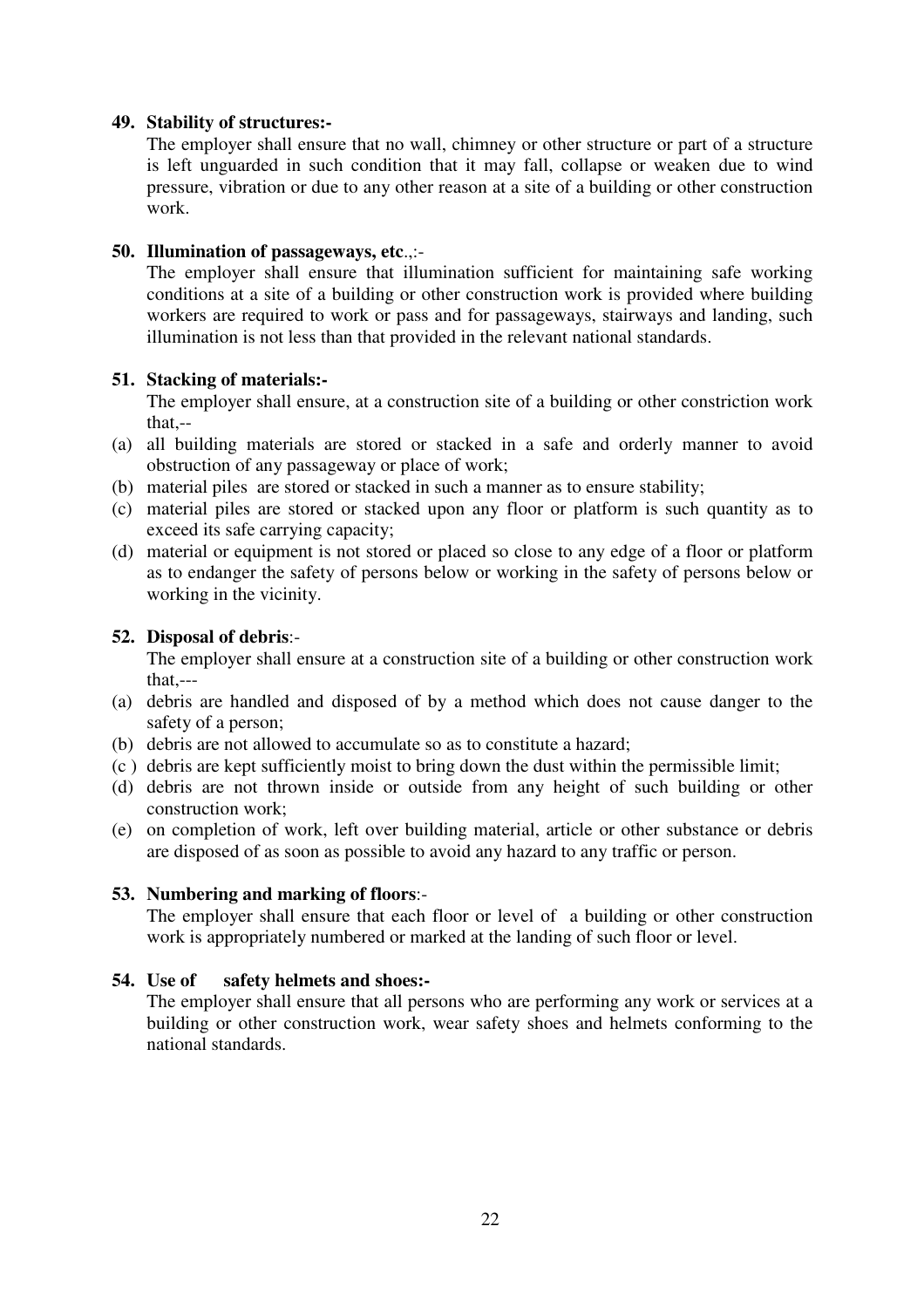**49. Stability of structures:-**

The employer shall ensure that no wall, chimney or other structure or part of a structure is left unguarded in such condition that it may fall, collapse or weaken due to wind pressure, vibration or due to any other reason at a site of a building or other construction work.

**50. Illumination of passageways, etc**.,:-

The employer shall ensure that illumination sufficient for maintaining safe working conditions at a site of a building or other construction work is provided where building workers are required to work or pass and for passageways, stairways and landing, such illumination is not less than that provided in the relevant national standards.

**51. Stacking of materials:-**

The employer shall ensure, at a construction site of a building or other constriction work that,--

(a) all building materials are stored or stacked in a safe and orderly manner to avoid obstruction of any passageway or place of work;
(b) material piles are stored or stacked in such a manner as to ensure stability;
(c) material piles are stored or stacked upon any floor or platform is such quantity as to exceed its safe carrying capacity;
(d) material or equipment is not stored or placed so close to any edge of a floor or platform as to endanger the safety of persons below or working in the safety of persons below or working in the vicinity.

**52. Disposal of debris**:-

The employer shall ensure at a construction site of a building or other construction work that,---

(a) debris are handled and disposed of by a method which does not cause danger to the safety of a person;
(b) debris are not allowed to accumulate so as to constitute a hazard;
(c ) debris are kept sufficiently moist to bring down the dust within the permissible limit;
(d) debris are not thrown inside or outside from any height of such building or other construction work;
(e) on completion of work, left over building material, article or other substance or debris are disposed of as soon as possible to avoid any hazard to any traffic or person.

**53. Numbering and marking of floors**:-

The employer shall ensure that each floor or level of a building or other construction work is appropriately numbered or marked at the landing of such floor or level.

**54. Use of safety helmets and shoes:-**

The employer shall ensure that all persons who are performing any work or services at a building or other construction work, wear safety shoes and helmets conforming to the national standards.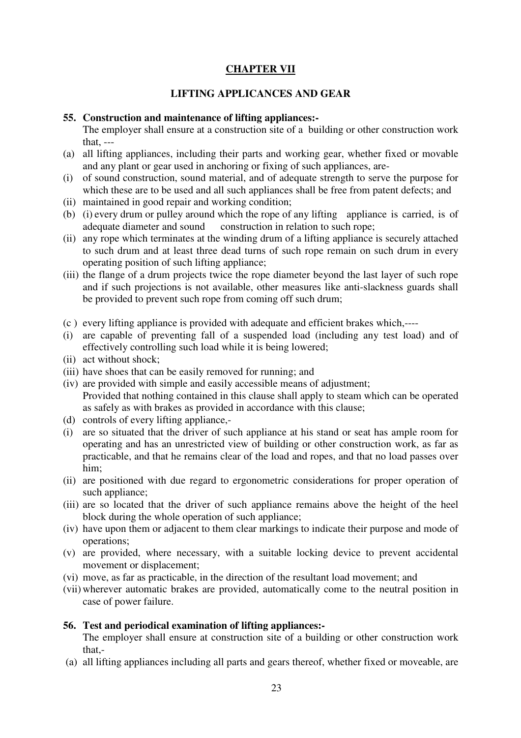## CHAPTER VII

## LIFTING APPLICANCES AND GEAR

**55. Construction and maintenance of lifting appliances:-**

The employer shall ensure at a construction site of a building or other construction work that, ---

(a) all lifting appliances, including their parts and working gear, whether fixed or movable and any plant or gear used in anchoring or fixing of such appliances, are-

(i) of sound construction, sound material, and of adequate strength to serve the purpose for which these are to be used and all such appliances shall be free from patent defects; and

(ii) maintained in good repair and working condition;

(b) (i) every drum or pulley around which the rope of any lifting appliance is carried, is of adequate diameter and sound construction in relation to such rope;

(ii) any rope which terminates at the winding drum of a lifting appliance is securely attached to such drum and at least three dead turns of such rope remain on such drum in every operating position of such lifting appliance;

(iii) the flange of a drum projects twice the rope diameter beyond the last layer of such rope and if such projections is not available, other measures like anti-slackness guards shall be provided to prevent such rope from coming off such drum;

(c ) every lifting appliance is provided with adequate and efficient brakes which,----

(i) are capable of preventing fall of a suspended load (including any test load) and of effectively controlling such load while it is being lowered;

(ii) act without shock;

(iii) have shoes that can be easily removed for running; and

(iv) are provided with simple and easily accessible means of adjustment;

Provided that nothing contained in this clause shall apply to steam which can be operated as safely as with brakes as provided in accordance with this clause;

(d) controls of every lifting appliance,-

(i) are so situated that the driver of such appliance at his stand or seat has ample room for operating and has an unrestricted view of building or other construction work, as far as practicable, and that he remains clear of the load and ropes, and that no load passes over him;

(ii) are positioned with due regard to ergonometric considerations for proper operation of such appliance;

(iii) are so located that the driver of such appliance remains above the height of the heel block during the whole operation of such appliance;

(iv) have upon them or adjacent to them clear markings to indicate their purpose and mode of operations;

(v) are provided, where necessary, with a suitable locking device to prevent accidental movement or displacement;

(vi) move, as far as practicable, in the direction of the resultant load movement; and

(vii) wherever automatic brakes are provided, automatically come to the neutral position in case of power failure.

**56. Test and periodical examination of lifting appliances:-**

The employer shall ensure at construction site of a building or other construction work that,-

(a) all lifting appliances including all parts and gears thereof, whether fixed or moveable, are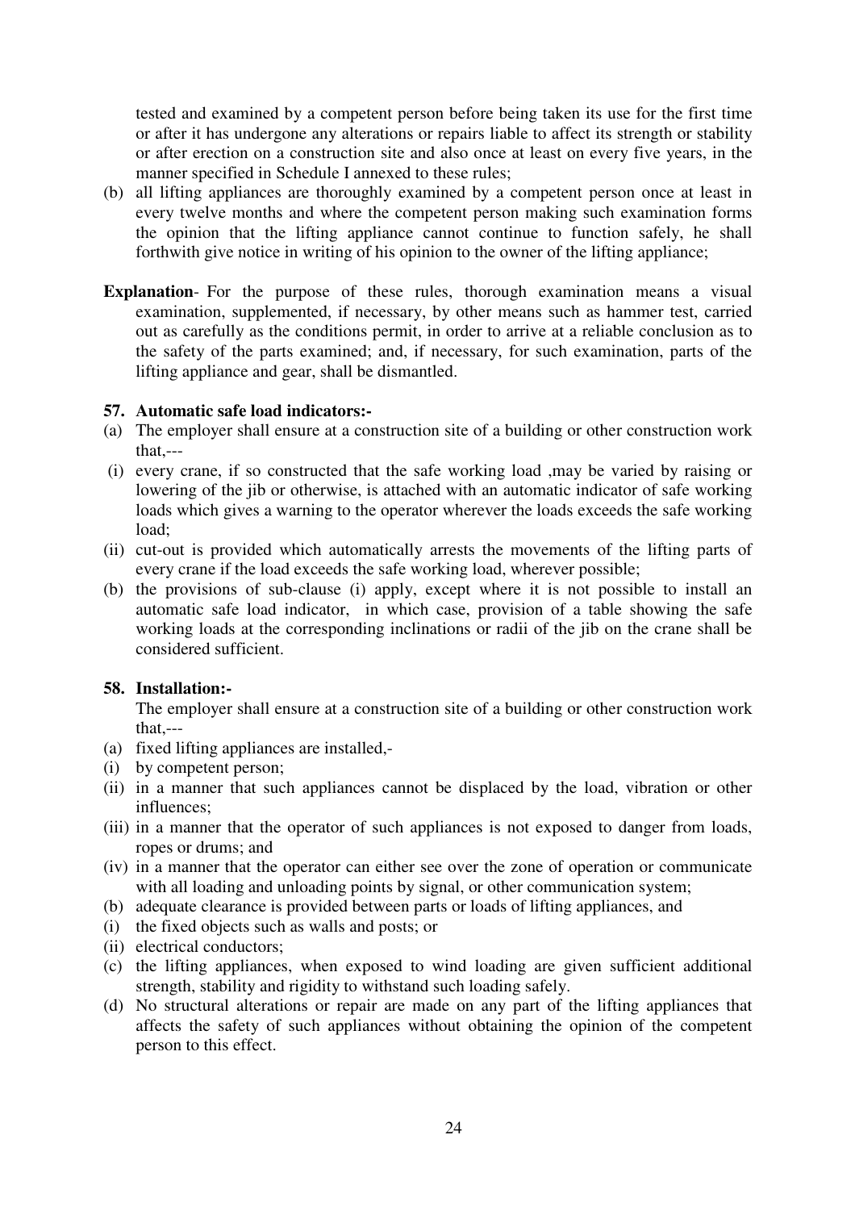tested and examined by a competent person before being taken its use for the first time or after it has undergone any alterations or repairs liable to affect its strength or stability or after erection on a construction site and also once at least on every five years, in the manner specified in Schedule I annexed to these rules;

(b) all lifting appliances are thoroughly examined by a competent person once at least in every twelve months and where the competent person making such examination forms the opinion that the lifting appliance cannot continue to function safely, he shall forthwith give notice in writing of his opinion to the owner of the lifting appliance;

**Explanation**- For the purpose of these rules, thorough examination means a visual examination, supplemented, if necessary, by other means such as hammer test, carried out as carefully as the conditions permit, in order to arrive at a reliable conclusion as to the safety of the parts examined; and, if necessary, for such examination, parts of the lifting appliance and gear, shall be dismantled.

**57. Automatic safe load indicators:-**

(a) The employer shall ensure at a construction site of a building or other construction work that,---

(i) every crane, if so constructed that the safe working load ,may be varied by raising or lowering of the jib or otherwise, is attached with an automatic indicator of safe working loads which gives a warning to the operator wherever the loads exceeds the safe working load;

(ii) cut-out is provided which automatically arrests the movements of the lifting parts of every crane if the load exceeds the safe working load, wherever possible;

(b) the provisions of sub-clause (i) apply, except where it is not possible to install an automatic safe load indicator, in which case, provision of a table showing the safe working loads at the corresponding inclinations or radii of the jib on the crane shall be considered sufficient.

**58. Installation:-**

The employer shall ensure at a construction site of a building or other construction work that,---

(a) fixed lifting appliances are installed,-

(i) by competent person;

(ii) in a manner that such appliances cannot be displaced by the load, vibration or other influences;

(iii) in a manner that the operator of such appliances is not exposed to danger from loads, ropes or drums; and

(iv) in a manner that the operator can either see over the zone of operation or communicate with all loading and unloading points by signal, or other communication system;

(b) adequate clearance is provided between parts or loads of lifting appliances, and

(i) the fixed objects such as walls and posts; or

(ii) electrical conductors;

(c) the lifting appliances, when exposed to wind loading are given sufficient additional strength, stability and rigidity to withstand such loading safely.

(d) No structural alterations or repair are made on any part of the lifting appliances that affects the safety of such appliances without obtaining the opinion of the competent person to this effect.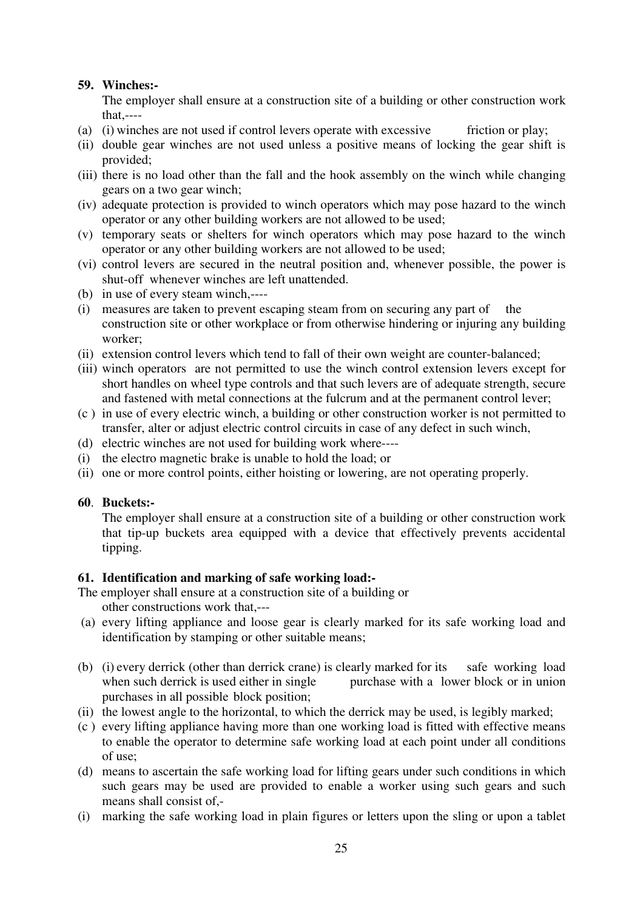**59. Winches:-**

The employer shall ensure at a construction site of a building or other construction work that,----

(a) (i) winches are not used if control levers operate with excessive friction or play;

(ii) double gear winches are not used unless a positive means of locking the gear shift is provided;

(iii) there is no load other than the fall and the hook assembly on the winch while changing gears on a two gear winch;

(iv) adequate protection is provided to winch operators which may pose hazard to the winch operator or any other building workers are not allowed to be used;

(v) temporary seats or shelters for winch operators which may pose hazard to the winch operator or any other building workers are not allowed to be used;

(vi) control levers are secured in the neutral position and, whenever possible, the power is shut-off whenever winches are left unattended.

(b) in use of every steam winch,----

(i) measures are taken to prevent escaping steam from on securing any part of the construction site or other workplace or from otherwise hindering or injuring any building worker;

(ii) extension control levers which tend to fall of their own weight are counter-balanced;

(iii) winch operators are not permitted to use the winch control extension levers except for short handles on wheel type controls and that such levers are of adequate strength, secure and fastened with metal connections at the fulcrum and at the permanent control lever;

(c ) in use of every electric winch, a building or other construction worker is not permitted to transfer, alter or adjust electric control circuits in case of any defect in such winch,

(d) electric winches are not used for building work where----

(i) the electro magnetic brake is unable to hold the load; or

(ii) one or more control points, either hoisting or lowering, are not operating properly.

**60. Buckets:-**

The employer shall ensure at a construction site of a building or other construction work that tip-up buckets area equipped with a device that effectively prevents accidental tipping.

**61. Identification and marking of safe working load:-**

The employer shall ensure at a construction site of a building or other constructions work that,---

(a) every lifting appliance and loose gear is clearly marked for its safe working load and identification by stamping or other suitable means;

(b) (i) every derrick (other than derrick crane) is clearly marked for its safe working load when such derrick is used either in single purchase with a lower block or in union purchases in all possible block position;

(ii) the lowest angle to the horizontal, to which the derrick may be used, is legibly marked;

(c ) every lifting appliance having more than one working load is fitted with effective means to enable the operator to determine safe working load at each point under all conditions of use;

(d) means to ascertain the safe working load for lifting gears under such conditions in which such gears may be used are provided to enable a worker using such gears and such means shall consist of,-

(i) marking the safe working load in plain figures or letters upon the sling or upon a tablet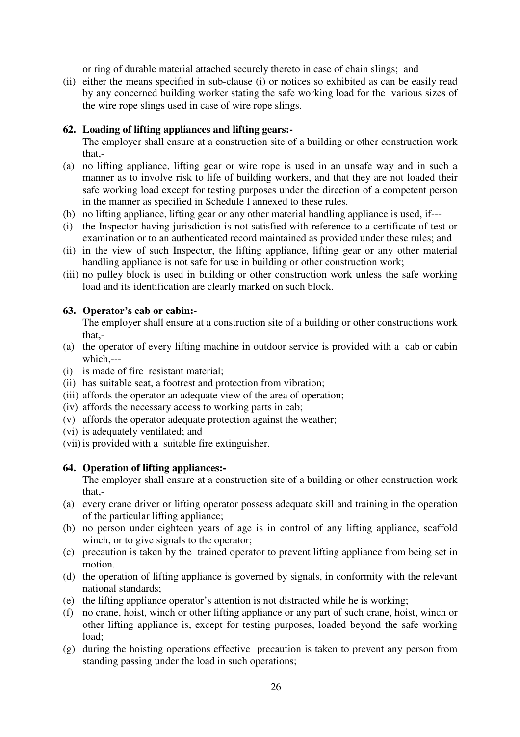or ring of durable material attached securely thereto in case of chain slings; and

(ii) either the means specified in sub-clause (i) or notices so exhibited as can be easily read by any concerned building worker stating the safe working load for the various sizes of the wire rope slings used in case of wire rope slings.

**62. Loading of lifting appliances and lifting gears:-**

The employer shall ensure at a construction site of a building or other construction work that,-

(a) no lifting appliance, lifting gear or wire rope is used in an unsafe way and in such a manner as to involve risk to life of building workers, and that they are not loaded their safe working load except for testing purposes under the direction of a competent person in the manner as specified in Schedule I annexed to these rules.

(b) no lifting appliance, lifting gear or any other material handling appliance is used, if---

(i) the Inspector having jurisdiction is not satisfied with reference to a certificate of test or examination or to an authenticated record maintained as provided under these rules; and

(ii) in the view of such Inspector, the lifting appliance, lifting gear or any other material handling appliance is not safe for use in building or other construction work;

(iii) no pulley block is used in building or other construction work unless the safe working load and its identification are clearly marked on such block.

**63. Operator's cab or cabin:-**

The employer shall ensure at a construction site of a building or other constructions work that,-

(a) the operator of every lifting machine in outdoor service is provided with a cab or cabin which,---

(i) is made of fire resistant material;

(ii) has suitable seat, a footrest and protection from vibration;

(iii) affords the operator an adequate view of the area of operation;

(iv) affords the necessary access to working parts in cab;

(v) affords the operator adequate protection against the weather;

(vi) is adequately ventilated; and

(vii) is provided with a suitable fire extinguisher.

**64. Operation of lifting appliances:-**

The employer shall ensure at a construction site of a building or other construction work that,-

(a) every crane driver or lifting operator possess adequate skill and training in the operation of the particular lifting appliance;

(b) no person under eighteen years of age is in control of any lifting appliance, scaffold winch, or to give signals to the operator;

(c) precaution is taken by the trained operator to prevent lifting appliance from being set in motion.

(d) the operation of lifting appliance is governed by signals, in conformity with the relevant national standards;

(e) the lifting appliance operator's attention is not distracted while he is working;

(f) no crane, hoist, winch or other lifting appliance or any part of such crane, hoist, winch or other lifting appliance is, except for testing purposes, loaded beyond the safe working load;

(g) during the hoisting operations effective precaution is taken to prevent any person from standing passing under the load in such operations;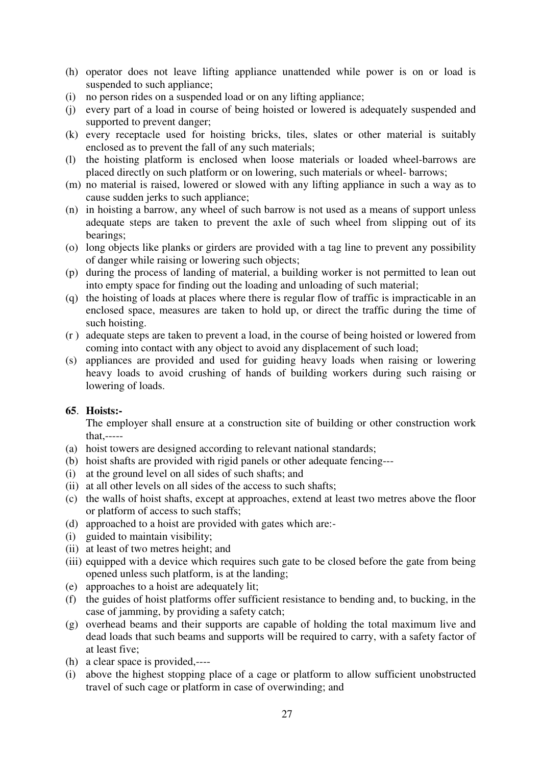(h) operator does not leave lifting appliance unattended while power is on or load is suspended to such appliance;

(i) no person rides on a suspended load or on any lifting appliance;

(j) every part of a load in course of being hoisted or lowered is adequately suspended and supported to prevent danger;

(k) every receptacle used for hoisting bricks, tiles, slates or other material is suitably enclosed as to prevent the fall of any such materials;

(l) the hoisting platform is enclosed when loose materials or loaded wheel-barrows are placed directly on such platform or on lowering, such materials or wheel- barrows;

(m) no material is raised, lowered or slowed with any lifting appliance in such a way as to cause sudden jerks to such appliance;

(n) in hoisting a barrow, any wheel of such barrow is not used as a means of support unless adequate steps are taken to prevent the axle of such wheel from slipping out of its bearings;

(o) long objects like planks or girders are provided with a tag line to prevent any possibility of danger while raising or lowering such objects;

(p) during the process of landing of material, a building worker is not permitted to lean out into empty space for finding out the loading and unloading of such material;

(q) the hoisting of loads at places where there is regular flow of traffic is impracticable in an enclosed space, measures are taken to hold up, or direct the traffic during the time of such hoisting.

(r ) adequate steps are taken to prevent a load, in the course of being hoisted or lowered from coming into contact with any object to avoid any displacement of such load;

(s) appliances are provided and used for guiding heavy loads when raising or lowering heavy loads to avoid crushing of hands of building workers during such raising or lowering of loads.

**65**. **Hoists:-**

The employer shall ensure at a construction site of building or other construction work that,-----

(a) hoist towers are designed according to relevant national standards;

(b) hoist shafts are provided with rigid panels or other adequate fencing---

(i) at the ground level on all sides of such shafts; and

(ii) at all other levels on all sides of the access to such shafts;

(c) the walls of hoist shafts, except at approaches, extend at least two metres above the floor or platform of access to such staffs;

(d) approached to a hoist are provided with gates which are:-

(i) guided to maintain visibility;

(ii) at least of two metres height; and

(iii) equipped with a device which requires such gate to be closed before the gate from being opened unless such platform, is at the landing;

(e) approaches to a hoist are adequately lit;

(f) the guides of hoist platforms offer sufficient resistance to bending and, to bucking, in the case of jamming, by providing a safety catch;

(g) overhead beams and their supports are capable of holding the total maximum live and dead loads that such beams and supports will be required to carry, with a safety factor of at least five;

(h) a clear space is provided,----

(i) above the highest stopping place of a cage or platform to allow sufficient unobstructed travel of such cage or platform in case of overwinding; and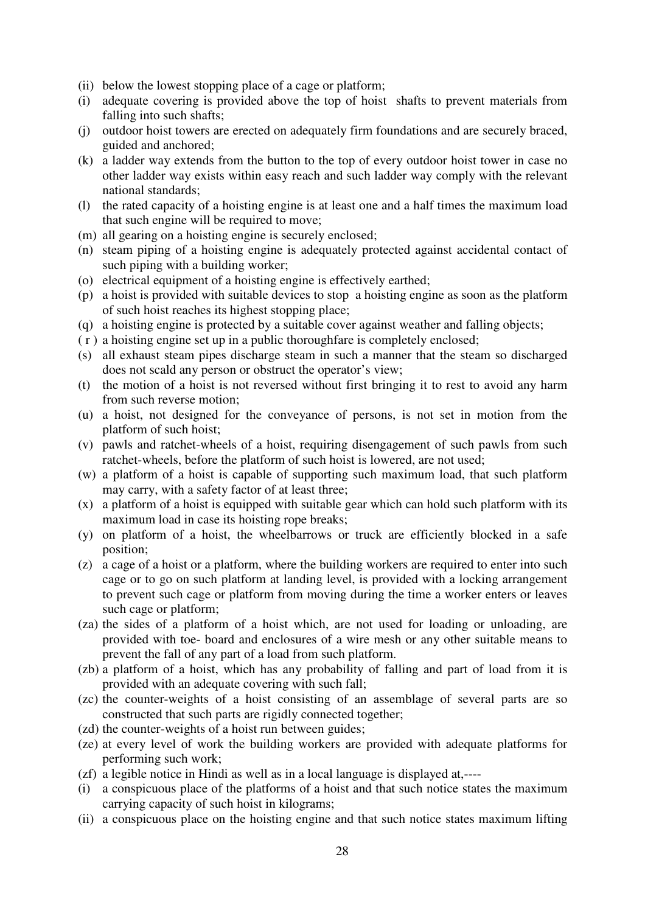(ii) below the lowest stopping place of a cage or platform;

(i) adequate covering is provided above the top of hoist shafts to prevent materials from falling into such shafts;

(j) outdoor hoist towers are erected on adequately firm foundations and are securely braced, guided and anchored;

(k) a ladder way extends from the button to the top of every outdoor hoist tower in case no other ladder way exists within easy reach and such ladder way comply with the relevant national standards;

(l) the rated capacity of a hoisting engine is at least one and a half times the maximum load that such engine will be required to move;

(m) all gearing on a hoisting engine is securely enclosed;

(n) steam piping of a hoisting engine is adequately protected against accidental contact of such piping with a building worker;

(o) electrical equipment of a hoisting engine is effectively earthed;

(p) a hoist is provided with suitable devices to stop a hoisting engine as soon as the platform of such hoist reaches its highest stopping place;

(q) a hoisting engine is protected by a suitable cover against weather and falling objects;

( r ) a hoisting engine set up in a public thoroughfare is completely enclosed;

(s) all exhaust steam pipes discharge steam in such a manner that the steam so discharged does not scald any person or obstruct the operator's view;

(t) the motion of a hoist is not reversed without first bringing it to rest to avoid any harm from such reverse motion;

(u) a hoist, not designed for the conveyance of persons, is not set in motion from the platform of such hoist;

(v) pawls and ratchet-wheels of a hoist, requiring disengagement of such pawls from such ratchet-wheels, before the platform of such hoist is lowered, are not used;

(w) a platform of a hoist is capable of supporting such maximum load, that such platform may carry, with a safety factor of at least three;

(x) a platform of a hoist is equipped with suitable gear which can hold such platform with its maximum load in case its hoisting rope breaks;

(y) on platform of a hoist, the wheelbarrows or truck are efficiently blocked in a safe position;

(z) a cage of a hoist or a platform, where the building workers are required to enter into such cage or to go on such platform at landing level, is provided with a locking arrangement to prevent such cage or platform from moving during the time a worker enters or leaves such cage or platform;

(za) the sides of a platform of a hoist which, are not used for loading or unloading, are provided with toe- board and enclosures of a wire mesh or any other suitable means to prevent the fall of any part of a load from such platform.

(zb) a platform of a hoist, which has any probability of falling and part of load from it is provided with an adequate covering with such fall;

(zc) the counter-weights of a hoist consisting of an assemblage of several parts are so constructed that such parts are rigidly connected together;

(zd) the counter-weights of a hoist run between guides;

(ze) at every level of work the building workers are provided with adequate platforms for performing such work;

(zf) a legible notice in Hindi as well as in a local language is displayed at,----

(i) a conspicuous place of the platforms of a hoist and that such notice states the maximum carrying capacity of such hoist in kilograms;

(ii) a conspicuous place on the hoisting engine and that such notice states maximum lifting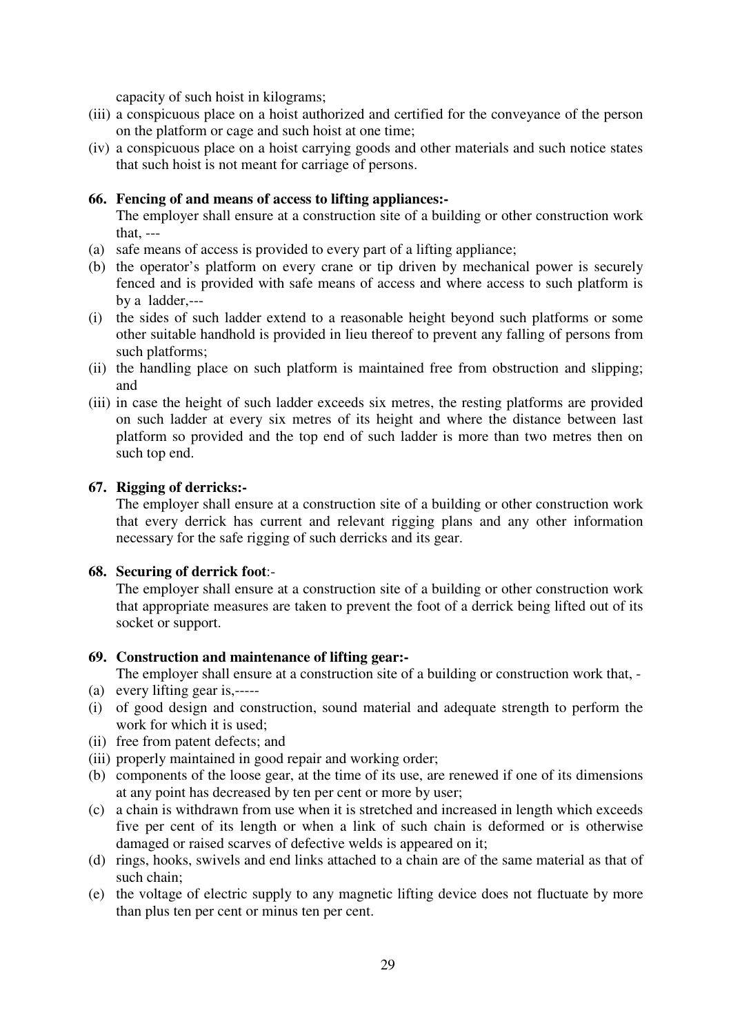capacity of such hoist in kilograms;

(iii) a conspicuous place on a hoist authorized and certified for the conveyance of the person on the platform or cage and such hoist at one time;

(iv) a conspicuous place on a hoist carrying goods and other materials and such notice states that such hoist is not meant for carriage of persons.

**66. Fencing of and means of access to lifting appliances:-**

The employer shall ensure at a construction site of a building or other construction work that, ---

(a) safe means of access is provided to every part of a lifting appliance;

(b) the operator's platform on every crane or tip driven by mechanical power is securely fenced and is provided with safe means of access and where access to such platform is by a ladder,---

(i) the sides of such ladder extend to a reasonable height beyond such platforms or some other suitable handhold is provided in lieu thereof to prevent any falling of persons from such platforms;

(ii) the handling place on such platform is maintained free from obstruction and slipping; and

(iii) in case the height of such ladder exceeds six metres, the resting platforms are provided on such ladder at every six metres of its height and where the distance between last platform so provided and the top end of such ladder is more than two metres then on such top end.

**67. Rigging of derricks:-**

The employer shall ensure at a construction site of a building or other construction work that every derrick has current and relevant rigging plans and any other information necessary for the safe rigging of such derricks and its gear.

**68. Securing of derrick foot**:-

The employer shall ensure at a construction site of a building or other construction work that appropriate measures are taken to prevent the foot of a derrick being lifted out of its socket or support.

**69. Construction and maintenance of lifting gear:-**

The employer shall ensure at a construction site of a building or construction work that, -

(a) every lifting gear is,-----

(i) of good design and construction, sound material and adequate strength to perform the work for which it is used;

(ii) free from patent defects; and

(iii) properly maintained in good repair and working order;

(b) components of the loose gear, at the time of its use, are renewed if one of its dimensions at any point has decreased by ten per cent or more by user;

(c) a chain is withdrawn from use when it is stretched and increased in length which exceeds five per cent of its length or when a link of such chain is deformed or is otherwise damaged or raised scarves of defective welds is appeared on it;

(d) rings, hooks, swivels and end links attached to a chain are of the same material as that of such chain;

(e) the voltage of electric supply to any magnetic lifting device does not fluctuate by more than plus ten per cent or minus ten per cent.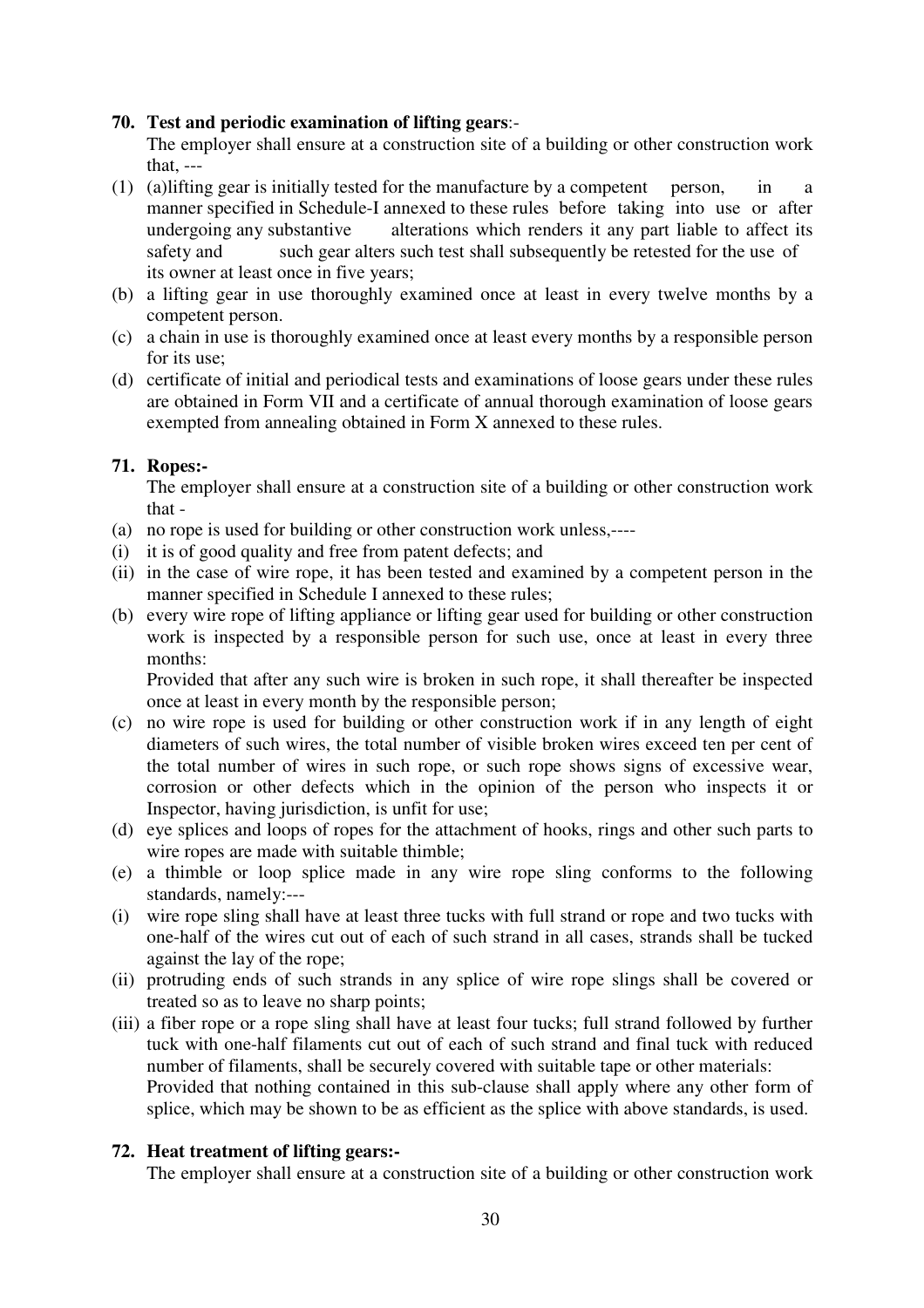**70. Test and periodic examination of lifting gears**:-

The employer shall ensure at a construction site of a building or other construction work that, ---

(1) (a)lifting gear is initially tested for the manufacture by a competent person, in a manner specified in Schedule-I annexed to these rules before taking into use or after undergoing any substantive alterations which renders it any part liable to affect its safety and such gear alters such test shall subsequently be retested for the use of its owner at least once in five years;

(b) a lifting gear in use thoroughly examined once at least in every twelve months by a competent person.

(c) a chain in use is thoroughly examined once at least every months by a responsible person for its use;

(d) certificate of initial and periodical tests and examinations of loose gears under these rules are obtained in Form VII and a certificate of annual thorough examination of loose gears exempted from annealing obtained in Form X annexed to these rules.

**71. Ropes:-**

The employer shall ensure at a construction site of a building or other construction work that -

(a) no rope is used for building or other construction work unless,----

(i) it is of good quality and free from patent defects; and

(ii) in the case of wire rope, it has been tested and examined by a competent person in the manner specified in Schedule I annexed to these rules;

(b) every wire rope of lifting appliance or lifting gear used for building or other construction work is inspected by a responsible person for such use, once at least in every three months:

Provided that after any such wire is broken in such rope, it shall thereafter be inspected once at least in every month by the responsible person;

(c) no wire rope is used for building or other construction work if in any length of eight diameters of such wires, the total number of visible broken wires exceed ten per cent of the total number of wires in such rope, or such rope shows signs of excessive wear, corrosion or other defects which in the opinion of the person who inspects it or Inspector, having jurisdiction, is unfit for use;

(d) eye splices and loops of ropes for the attachment of hooks, rings and other such parts to wire ropes are made with suitable thimble;

(e) a thimble or loop splice made in any wire rope sling conforms to the following standards, namely:---

(i) wire rope sling shall have at least three tucks with full strand or rope and two tucks with one-half of the wires cut out of each of such strand in all cases, strands shall be tucked against the lay of the rope;

(ii) protruding ends of such strands in any splice of wire rope slings shall be covered or treated so as to leave no sharp points;

(iii) a fiber rope or a rope sling shall have at least four tucks; full strand followed by further tuck with one-half filaments cut out of each of such strand and final tuck with reduced number of filaments, shall be securely covered with suitable tape or other materials:

Provided that nothing contained in this sub-clause shall apply where any other form of splice, which may be shown to be as efficient as the splice with above standards, is used.

**72. Heat treatment of lifting gears:-**

The employer shall ensure at a construction site of a building or other construction work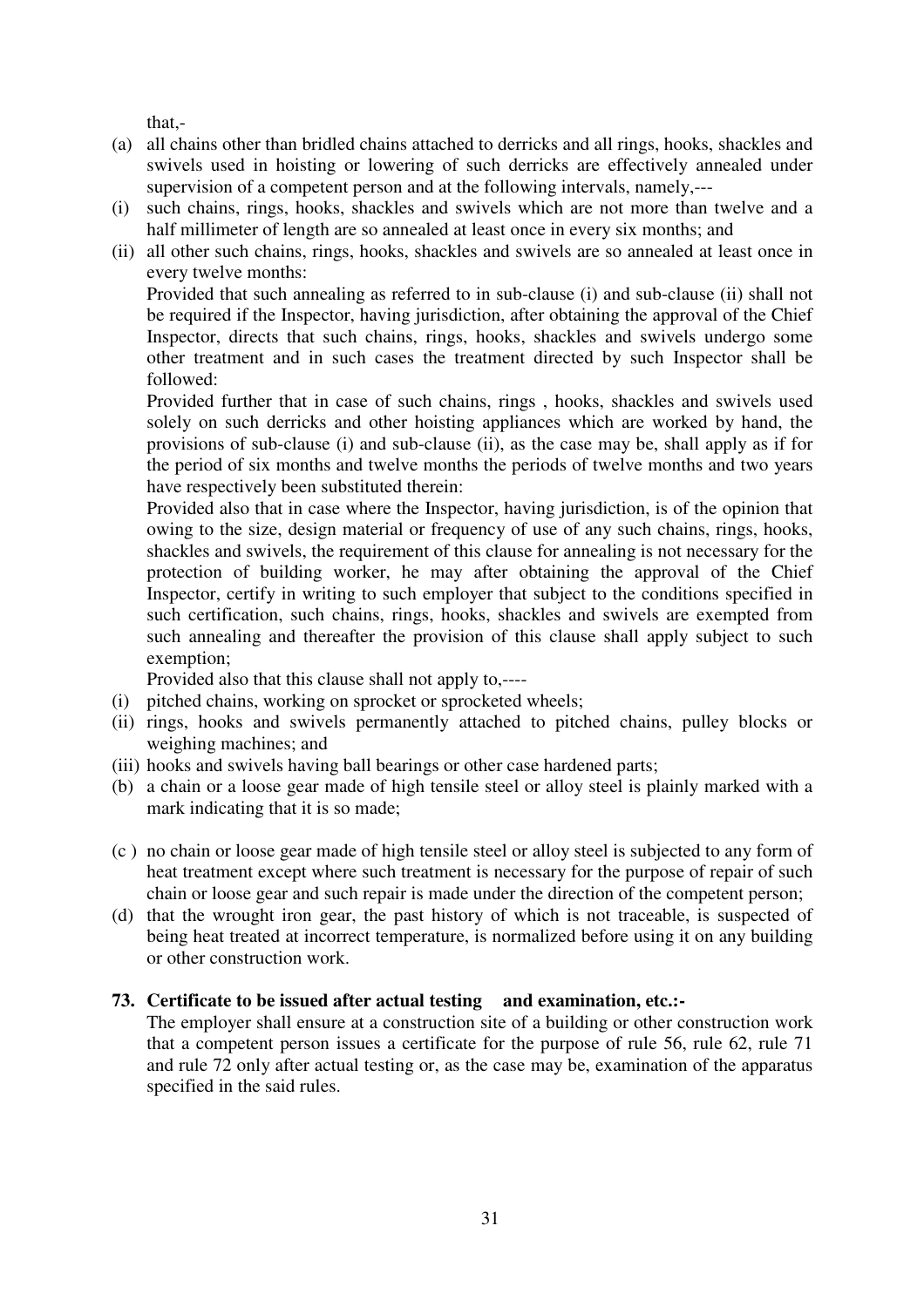that,-

(a) all chains other than bridled chains attached to derricks and all rings, hooks, shackles and swivels used in hoisting or lowering of such derricks are effectively annealed under supervision of a competent person and at the following intervals, namely,---

(i) such chains, rings, hooks, shackles and swivels which are not more than twelve and a half millimeter of length are so annealed at least once in every six months; and

(ii) all other such chains, rings, hooks, shackles and swivels are so annealed at least once in every twelve months:

Provided that such annealing as referred to in sub-clause (i) and sub-clause (ii) shall not be required if the Inspector, having jurisdiction, after obtaining the approval of the Chief Inspector, directs that such chains, rings, hooks, shackles and swivels undergo some other treatment and in such cases the treatment directed by such Inspector shall be followed:

Provided further that in case of such chains, rings , hooks, shackles and swivels used solely on such derricks and other hoisting appliances which are worked by hand, the provisions of sub-clause (i) and sub-clause (ii), as the case may be, shall apply as if for the period of six months and twelve months the periods of twelve months and two years have respectively been substituted therein:

Provided also that in case where the Inspector, having jurisdiction, is of the opinion that owing to the size, design material or frequency of use of any such chains, rings, hooks, shackles and swivels, the requirement of this clause for annealing is not necessary for the protection of building worker, he may after obtaining the approval of the Chief Inspector, certify in writing to such employer that subject to the conditions specified in such certification, such chains, rings, hooks, shackles and swivels are exempted from such annealing and thereafter the provision of this clause shall apply subject to such exemption;

Provided also that this clause shall not apply to,----

(i) pitched chains, working on sprocket or sprocketed wheels;

(ii) rings, hooks and swivels permanently attached to pitched chains, pulley blocks or weighing machines; and

(iii) hooks and swivels having ball bearings or other case hardened parts;

(b) a chain or a loose gear made of high tensile steel or alloy steel is plainly marked with a mark indicating that it is so made;

(c ) no chain or loose gear made of high tensile steel or alloy steel is subjected to any form of heat treatment except where such treatment is necessary for the purpose of repair of such chain or loose gear and such repair is made under the direction of the competent person;

(d) that the wrought iron gear, the past history of which is not traceable, is suspected of being heat treated at incorrect temperature, is normalized before using it on any building or other construction work.

**73. Certificate to be issued after actual testing and examination, etc.:-**

The employer shall ensure at a construction site of a building or other construction work that a competent person issues a certificate for the purpose of rule 56, rule 62, rule 71 and rule 72 only after actual testing or, as the case may be, examination of the apparatus specified in the said rules.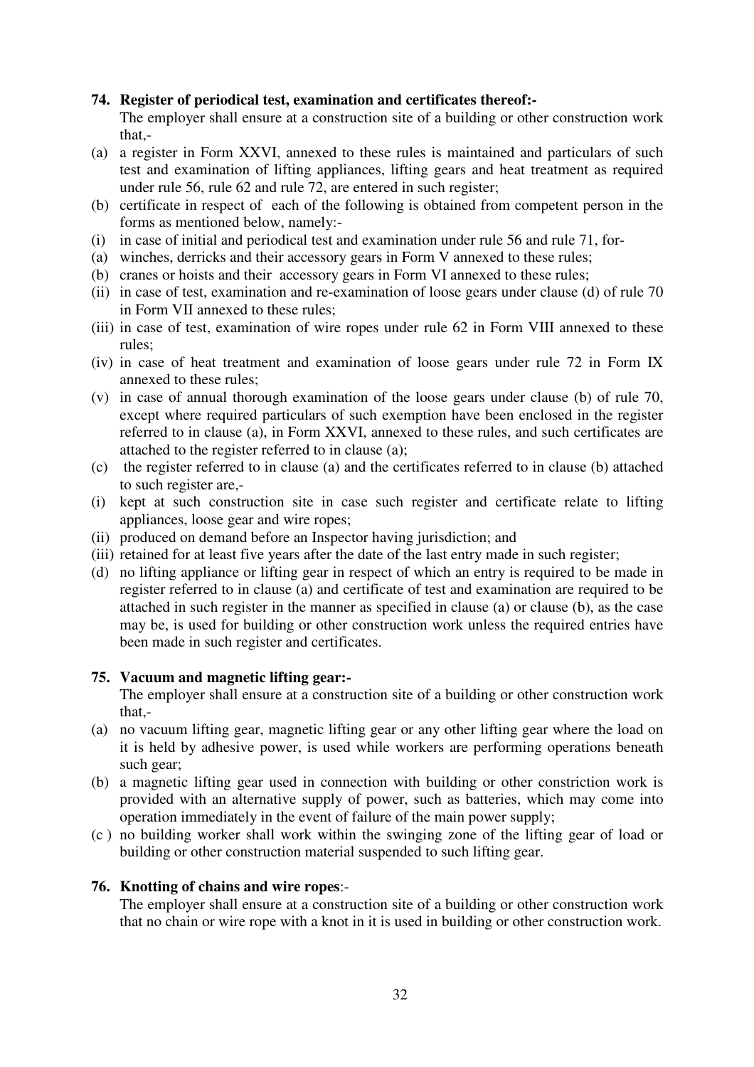**74. Register of periodical test, examination and certificates thereof:-**

The employer shall ensure at a construction site of a building or other construction work that,-

(a) a register in Form XXVI, annexed to these rules is maintained and particulars of such test and examination of lifting appliances, lifting gears and heat treatment as required under rule 56, rule 62 and rule 72, are entered in such register;

(b) certificate in respect of each of the following is obtained from competent person in the forms as mentioned below, namely:-

(i) in case of initial and periodical test and examination under rule 56 and rule 71, for-

(a) winches, derricks and their accessory gears in Form V annexed to these rules;

(b) cranes or hoists and their accessory gears in Form VI annexed to these rules;

(ii) in case of test, examination and re-examination of loose gears under clause (d) of rule 70 in Form VII annexed to these rules;

(iii) in case of test, examination of wire ropes under rule 62 in Form VIII annexed to these rules;

(iv) in case of heat treatment and examination of loose gears under rule 72 in Form IX annexed to these rules;

(v) in case of annual thorough examination of the loose gears under clause (b) of rule 70, except where required particulars of such exemption have been enclosed in the register referred to in clause (a), in Form XXVI, annexed to these rules, and such certificates are attached to the register referred to in clause (a);

(c) the register referred to in clause (a) and the certificates referred to in clause (b) attached to such register are,-

(i) kept at such construction site in case such register and certificate relate to lifting appliances, loose gear and wire ropes;

(ii) produced on demand before an Inspector having jurisdiction; and

(iii) retained for at least five years after the date of the last entry made in such register;

(d) no lifting appliance or lifting gear in respect of which an entry is required to be made in register referred to in clause (a) and certificate of test and examination are required to be attached in such register in the manner as specified in clause (a) or clause (b), as the case may be, is used for building or other construction work unless the required entries have been made in such register and certificates.

**75. Vacuum and magnetic lifting gear:-**

The employer shall ensure at a construction site of a building or other construction work that,-

(a) no vacuum lifting gear, magnetic lifting gear or any other lifting gear where the load on it is held by adhesive power, is used while workers are performing operations beneath such gear;

(b) a magnetic lifting gear used in connection with building or other constriction work is provided with an alternative supply of power, such as batteries, which may come into operation immediately in the event of failure of the main power supply;

(c ) no building worker shall work within the swinging zone of the lifting gear of load or building or other construction material suspended to such lifting gear.

**76. Knotting of chains and wire ropes**:-

The employer shall ensure at a construction site of a building or other construction work that no chain or wire rope with a knot in it is used in building or other construction work.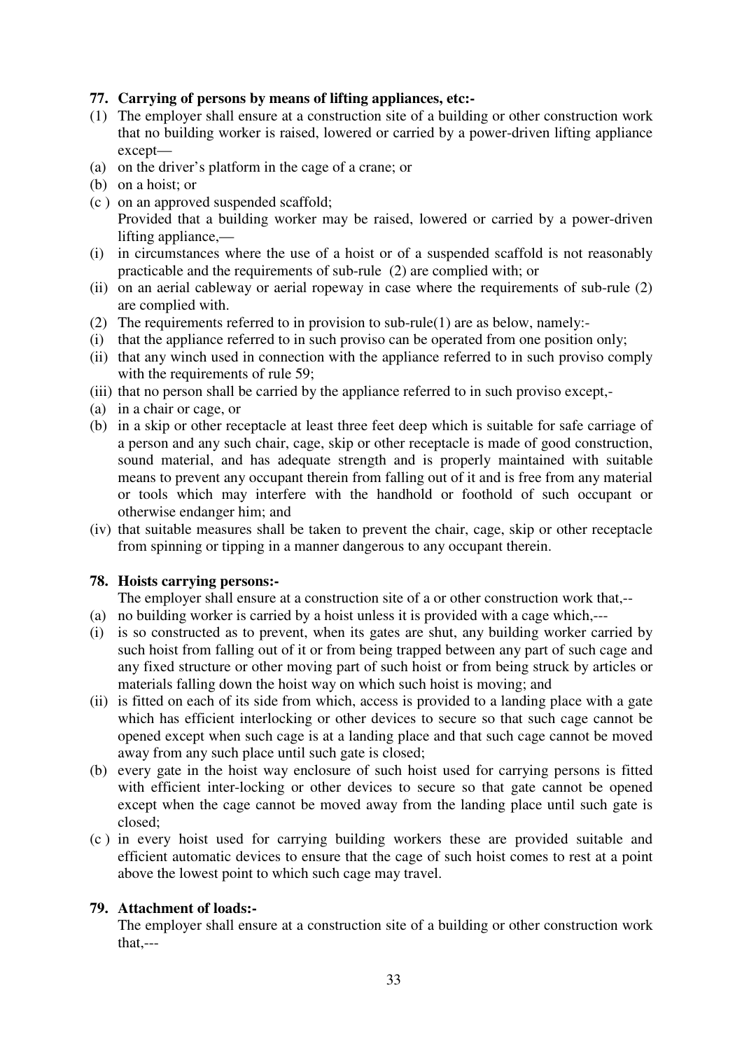**77. Carrying of persons by means of lifting appliances, etc:-**

(1) The employer shall ensure at a construction site of a building or other construction work that no building worker is raised, lowered or carried by a power-driven lifting appliance except—

(a) on the driver's platform in the cage of a crane; or

(b) on a hoist; or

(c ) on an approved suspended scaffold;

Provided that a building worker may be raised, lowered or carried by a power-driven lifting appliance,—

(i) in circumstances where the use of a hoist or of a suspended scaffold is not reasonably practicable and the requirements of sub-rule (2) are complied with; or

(ii) on an aerial cableway or aerial ropeway in case where the requirements of sub-rule (2) are complied with.

(2) The requirements referred to in provision to sub-rule(1) are as below, namely:-

(i) that the appliance referred to in such proviso can be operated from one position only;

(ii) that any winch used in connection with the appliance referred to in such proviso comply with the requirements of rule 59;

(iii) that no person shall be carried by the appliance referred to in such proviso except,-

(a) in a chair or cage, or

(b) in a skip or other receptacle at least three feet deep which is suitable for safe carriage of a person and any such chair, cage, skip or other receptacle is made of good construction, sound material, and has adequate strength and is properly maintained with suitable means to prevent any occupant therein from falling out of it and is free from any material or tools which may interfere with the handhold or foothold of such occupant or otherwise endanger him; and

(iv) that suitable measures shall be taken to prevent the chair, cage, skip or other receptacle from spinning or tipping in a manner dangerous to any occupant therein.

**78. Hoists carrying persons:-**

The employer shall ensure at a construction site of a or other construction work that,--

(a) no building worker is carried by a hoist unless it is provided with a cage which,---

(i) is so constructed as to prevent, when its gates are shut, any building worker carried by such hoist from falling out of it or from being trapped between any part of such cage and any fixed structure or other moving part of such hoist or from being struck by articles or materials falling down the hoist way on which such hoist is moving; and

(ii) is fitted on each of its side from which, access is provided to a landing place with a gate which has efficient interlocking or other devices to secure so that such cage cannot be opened except when such cage is at a landing place and that such cage cannot be moved away from any such place until such gate is closed;

(b) every gate in the hoist way enclosure of such hoist used for carrying persons is fitted with efficient inter-locking or other devices to secure so that gate cannot be opened except when the cage cannot be moved away from the landing place until such gate is closed;

(c ) in every hoist used for carrying building workers these are provided suitable and efficient automatic devices to ensure that the cage of such hoist comes to rest at a point above the lowest point to which such cage may travel.

**79. Attachment of loads:-**

The employer shall ensure at a construction site of a building or other construction work that,---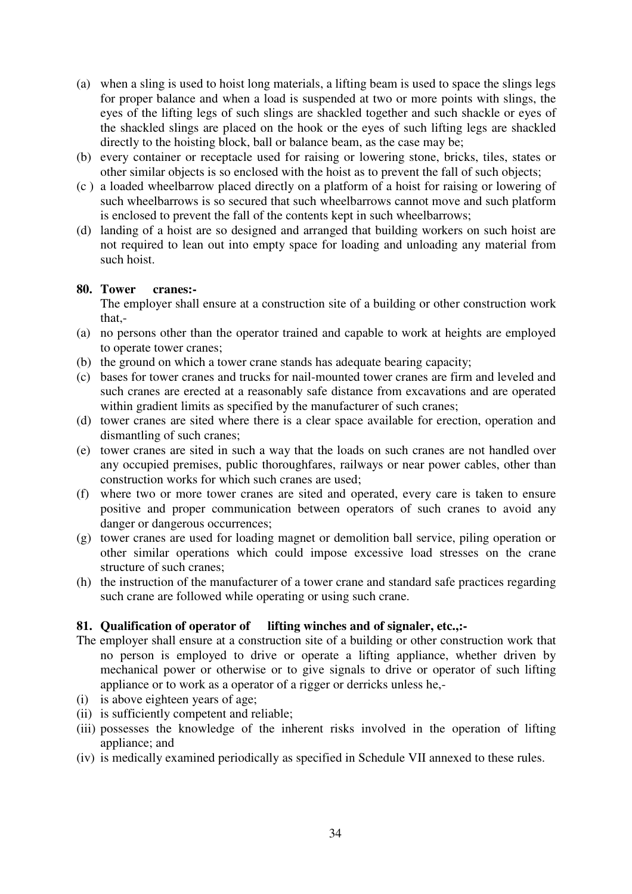(a) when a sling is used to hoist long materials, a lifting beam is used to space the slings legs for proper balance and when a load is suspended at two or more points with slings, the eyes of the lifting legs of such slings are shackled together and such shackle or eyes of the shackled slings are placed on the hook or the eyes of such lifting legs are shackled directly to the hoisting block, ball or balance beam, as the case may be;

(b) every container or receptacle used for raising or lowering stone, bricks, tiles, states or other similar objects is so enclosed with the hoist as to prevent the fall of such objects;

(c ) a loaded wheelbarrow placed directly on a platform of a hoist for raising or lowering of such wheelbarrows is so secured that such wheelbarrows cannot move and such platform is enclosed to prevent the fall of the contents kept in such wheelbarrows;

(d) landing of a hoist are so designed and arranged that building workers on such hoist are not required to lean out into empty space for loading and unloading any material from such hoist.

**80. Tower cranes:-**

The employer shall ensure at a construction site of a building or other construction work that,-

(a) no persons other than the operator trained and capable to work at heights are employed to operate tower cranes;

(b) the ground on which a tower crane stands has adequate bearing capacity;

(c) bases for tower cranes and trucks for nail-mounted tower cranes are firm and leveled and such cranes are erected at a reasonably safe distance from excavations and are operated within gradient limits as specified by the manufacturer of such cranes;

(d) tower cranes are sited where there is a clear space available for erection, operation and dismantling of such cranes;

(e) tower cranes are sited in such a way that the loads on such cranes are not handled over any occupied premises, public thoroughfares, railways or near power cables, other than construction works for which such cranes are used;

(f) where two or more tower cranes are sited and operated, every care is taken to ensure positive and proper communication between operators of such cranes to avoid any danger or dangerous occurrences;

(g) tower cranes are used for loading magnet or demolition ball service, piling operation or other similar operations which could impose excessive load stresses on the crane structure of such cranes;

(h) the instruction of the manufacturer of a tower crane and standard safe practices regarding such crane are followed while operating or using such crane.

**81. Qualification of operator of lifting winches and of signaler, etc.,:-**

The employer shall ensure at a construction site of a building or other construction work that no person is employed to drive or operate a lifting appliance, whether driven by mechanical power or otherwise or to give signals to drive or operator of such lifting appliance or to work as a operator of a rigger or derricks unless he,-

(i) is above eighteen years of age;

(ii) is sufficiently competent and reliable;

(iii) possesses the knowledge of the inherent risks involved in the operation of lifting appliance; and

(iv) is medically examined periodically as specified in Schedule VII annexed to these rules.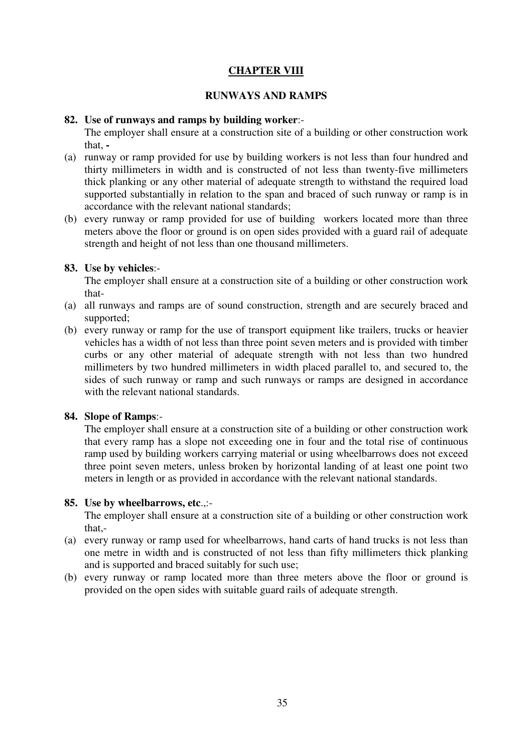# CHAPTER VIII

## RUNWAYS AND RAMPS

**82. Use of runways and ramps by building worker**:-

The employer shall ensure at a construction site of a building or other construction work that, **-**

(a) runway or ramp provided for use by building workers is not less than four hundred and thirty millimeters in width and is constructed of not less than twenty-five millimeters thick planking or any other material of adequate strength to withstand the required load supported substantially in relation to the span and braced of such runway or ramp is in accordance with the relevant national standards;

(b) every runway or ramp provided for use of building workers located more than three meters above the floor or ground is on open sides provided with a guard rail of adequate strength and height of not less than one thousand millimeters.

**83. Use by vehicles**:-

The employer shall ensure at a construction site of a building or other construction work that-

(a) all runways and ramps are of sound construction, strength and are securely braced and supported;

(b) every runway or ramp for the use of transport equipment like trailers, trucks or heavier vehicles has a width of not less than three point seven meters and is provided with timber curbs or any other material of adequate strength with not less than two hundred millimeters by two hundred millimeters in width placed parallel to, and secured to, the sides of such runway or ramp and such runways or ramps are designed in accordance with the relevant national standards.

**84. Slope of Ramps**:-

The employer shall ensure at a construction site of a building or other construction work that every ramp has a slope not exceeding one in four and the total rise of continuous ramp used by building workers carrying material or using wheelbarrows does not exceed three point seven meters, unless broken by horizontal landing of at least one point two meters in length or as provided in accordance with the relevant national standards.

**85. Use by wheelbarrows, etc**.,:-

The employer shall ensure at a construction site of a building or other construction work that,-

(a) every runway or ramp used for wheelbarrows, hand carts of hand trucks is not less than one metre in width and is constructed of not less than fifty millimeters thick planking and is supported and braced suitably for such use;

(b) every runway or ramp located more than three meters above the floor or ground is provided on the open sides with suitable guard rails of adequate strength.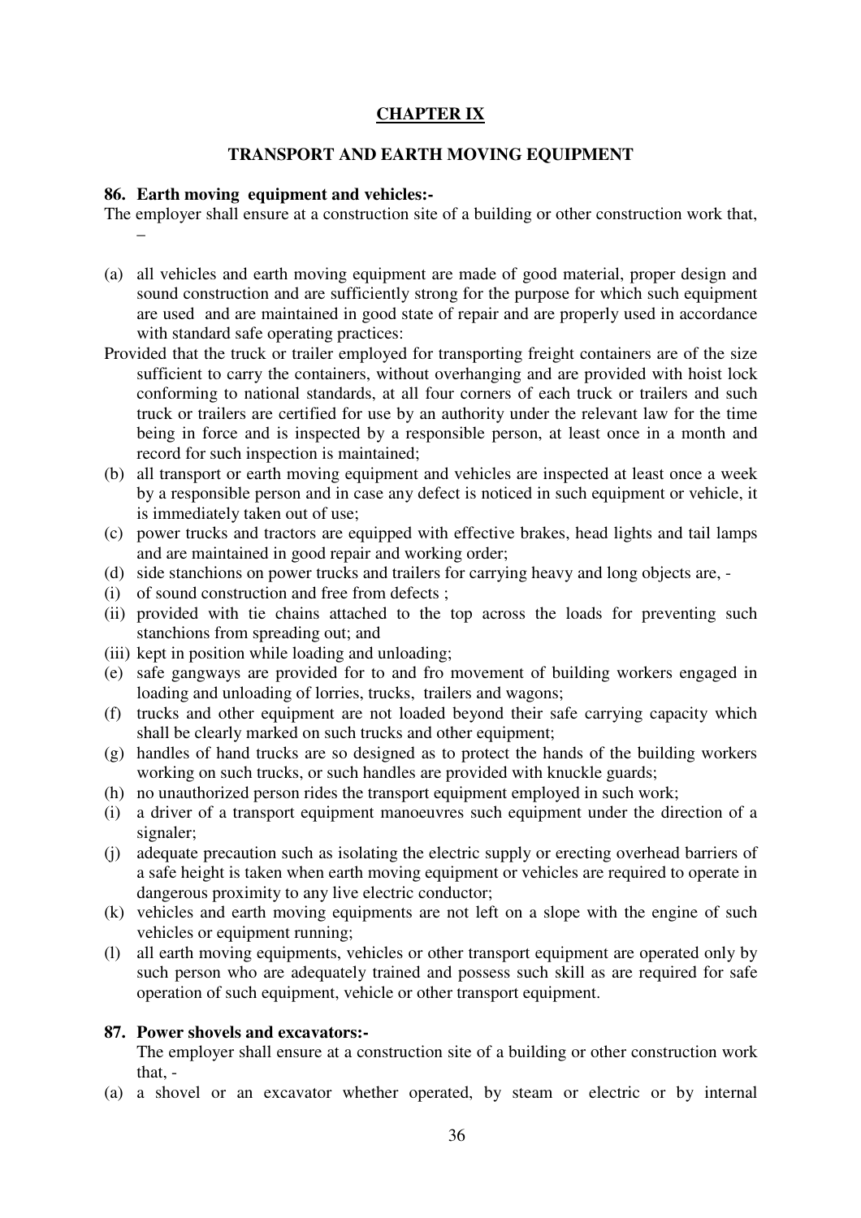## CHAPTER IX

### TRANSPORT AND EARTH MOVING EQUIPMENT

**86. Earth moving equipment and vehicles:-**

The employer shall ensure at a construction site of a building or other construction work that, –

(a) all vehicles and earth moving equipment are made of good material, proper design and sound construction and are sufficiently strong for the purpose for which such equipment are used and are maintained in good state of repair and are properly used in accordance with standard safe operating practices:

Provided that the truck or trailer employed for transporting freight containers are of the size sufficient to carry the containers, without overhanging and are provided with hoist lock conforming to national standards, at all four corners of each truck or trailers and such truck or trailers are certified for use by an authority under the relevant law for the time being in force and is inspected by a responsible person, at least once in a month and record for such inspection is maintained;

(b) all transport or earth moving equipment and vehicles are inspected at least once a week by a responsible person and in case any defect is noticed in such equipment or vehicle, it is immediately taken out of use;

(c) power trucks and tractors are equipped with effective brakes, head lights and tail lamps and are maintained in good repair and working order;

(d) side stanchions on power trucks and trailers for carrying heavy and long objects are, -

(i) of sound construction and free from defects ;

(ii) provided with tie chains attached to the top across the loads for preventing such stanchions from spreading out; and

(iii) kept in position while loading and unloading;

(e) safe gangways are provided for to and fro movement of building workers engaged in loading and unloading of lorries, trucks, trailers and wagons;

(f) trucks and other equipment are not loaded beyond their safe carrying capacity which shall be clearly marked on such trucks and other equipment;

(g) handles of hand trucks are so designed as to protect the hands of the building workers working on such trucks, or such handles are provided with knuckle guards;

(h) no unauthorized person rides the transport equipment employed in such work;

(i) a driver of a transport equipment manoeuvres such equipment under the direction of a signaler;

(j) adequate precaution such as isolating the electric supply or erecting overhead barriers of a safe height is taken when earth moving equipment or vehicles are required to operate in dangerous proximity to any live electric conductor;

(k) vehicles and earth moving equipments are not left on a slope with the engine of such vehicles or equipment running;

(l) all earth moving equipments, vehicles or other transport equipment are operated only by such person who are adequately trained and possess such skill as are required for safe operation of such equipment, vehicle or other transport equipment.

**87. Power shovels and excavators:-**

The employer shall ensure at a construction site of a building or other construction work that, -

(a) a shovel or an excavator whether operated, by steam or electric or by internal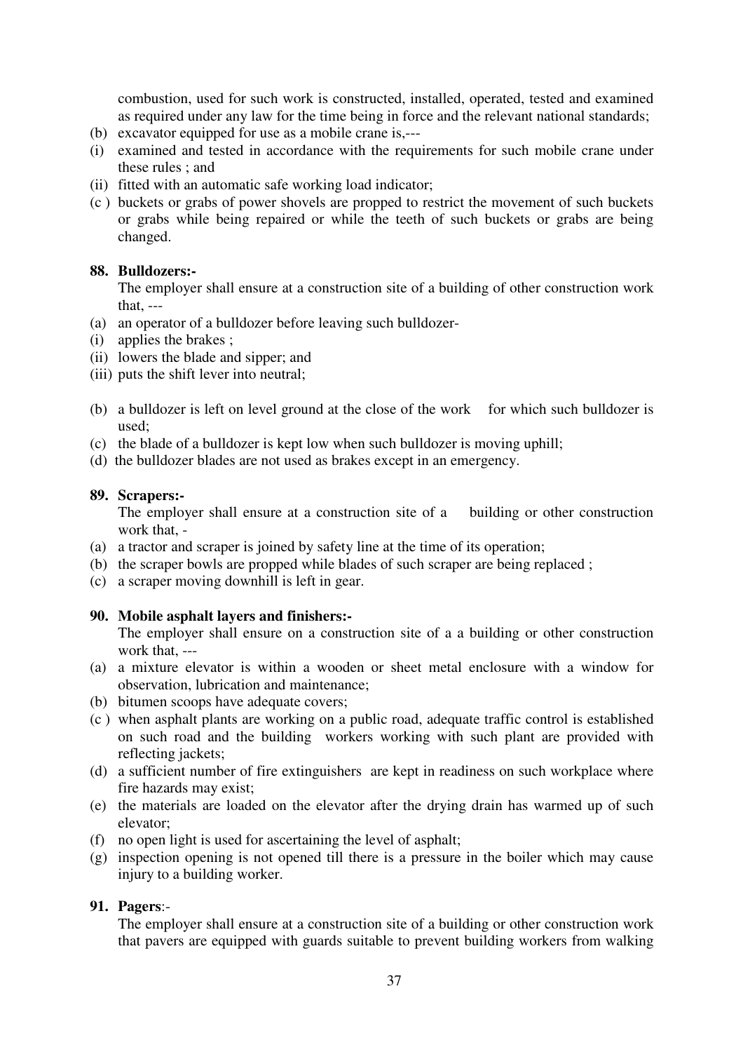combustion, used for such work is constructed, installed, operated, tested and examined as required under any law for the time being in force and the relevant national standards;

(b) excavator equipped for use as a mobile crane is,---

(i) examined and tested in accordance with the requirements for such mobile crane under these rules ; and

(ii) fitted with an automatic safe working load indicator;

(c ) buckets or grabs of power shovels are propped to restrict the movement of such buckets or grabs while being repaired or while the teeth of such buckets or grabs are being changed.

**88. Bulldozers:-**

The employer shall ensure at a construction site of a building of other construction work that, ---

(a) an operator of a bulldozer before leaving such bulldozer-

(i) applies the brakes ;

(ii) lowers the blade and sipper; and

(iii) puts the shift lever into neutral;

(b) a bulldozer is left on level ground at the close of the work for which such bulldozer is used;

(c) the blade of a bulldozer is kept low when such bulldozer is moving uphill;

(d) the bulldozer blades are not used as brakes except in an emergency.

**89. Scrapers:-**

The employer shall ensure at a construction site of a building or other construction work that, -

(a) a tractor and scraper is joined by safety line at the time of its operation;

(b) the scraper bowls are propped while blades of such scraper are being replaced ;

(c) a scraper moving downhill is left in gear.

**90. Mobile asphalt layers and finishers:-**

The employer shall ensure on a construction site of a a building or other construction work that, ---

(a) a mixture elevator is within a wooden or sheet metal enclosure with a window for observation, lubrication and maintenance;

(b) bitumen scoops have adequate covers;

(c ) when asphalt plants are working on a public road, adequate traffic control is established on such road and the building workers working with such plant are provided with reflecting jackets;

(d) a sufficient number of fire extinguishers are kept in readiness on such workplace where fire hazards may exist;

(e) the materials are loaded on the elevator after the drying drain has warmed up of such elevator;

(f) no open light is used for ascertaining the level of asphalt;

(g) inspection opening is not opened till there is a pressure in the boiler which may cause injury to a building worker.

**91. Pagers**:-

The employer shall ensure at a construction site of a building or other construction work that pavers are equipped with guards suitable to prevent building workers from walking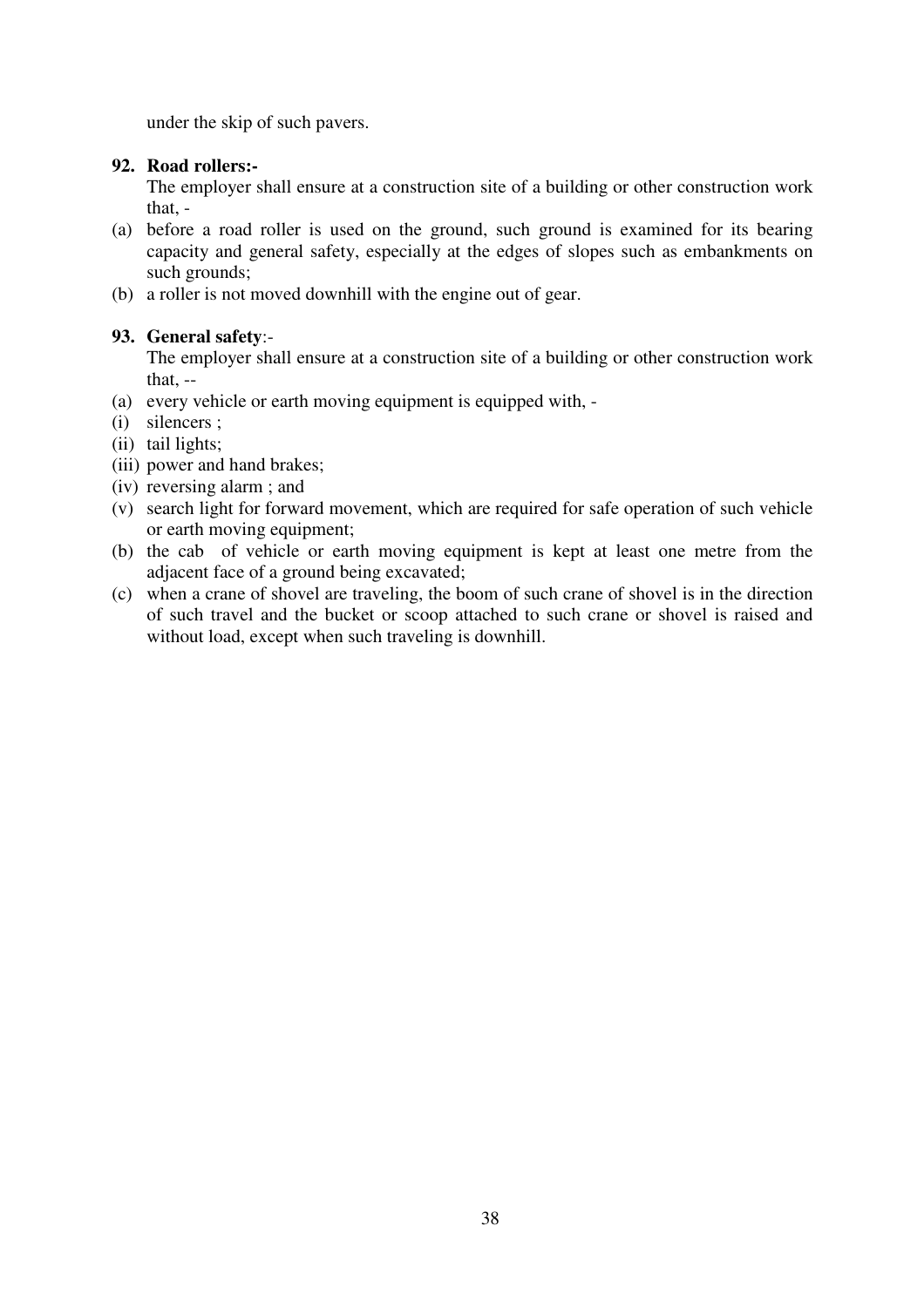under the skip of such pavers.

**92. Road rollers:-**

The employer shall ensure at a construction site of a building or other construction work that, -

(a) before a road roller is used on the ground, such ground is examined for its bearing capacity and general safety, especially at the edges of slopes such as embankments on such grounds;

(b) a roller is not moved downhill with the engine out of gear.

**93. General safety**:-

The employer shall ensure at a construction site of a building or other construction work that, --

(a) every vehicle or earth moving equipment is equipped with, -

(i) silencers ;

(ii) tail lights;

(iii) power and hand brakes;

(iv) reversing alarm ; and

(v) search light for forward movement, which are required for safe operation of such vehicle or earth moving equipment;

(b) the cab of vehicle or earth moving equipment is kept at least one metre from the adjacent face of a ground being excavated;

(c) when a crane of shovel are traveling, the boom of such crane of shovel is in the direction of such travel and the bucket or scoop attached to such crane or shovel is raised and without load, except when such traveling is downhill.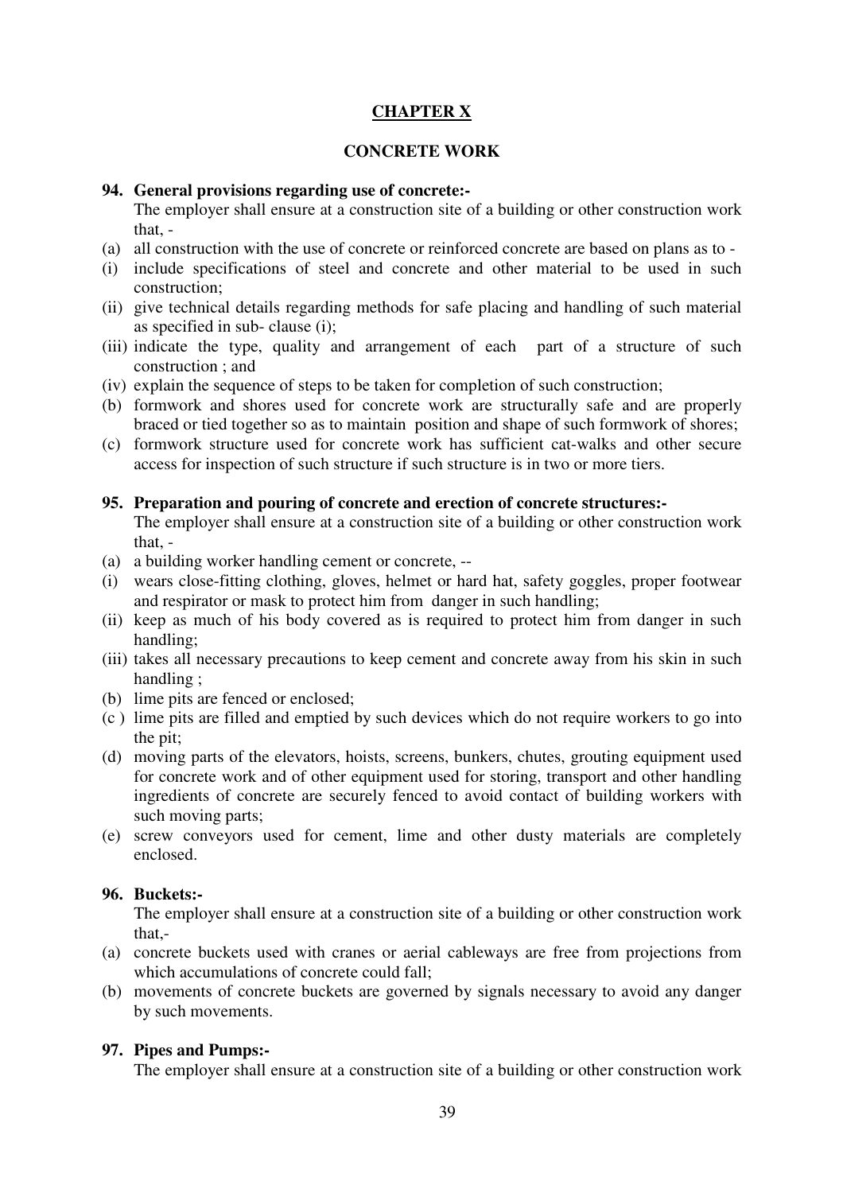## CHAPTER X

### CONCRETE WORK

**94. General provisions regarding use of concrete:-**

The employer shall ensure at a construction site of a building or other construction work that, -

(a) all construction with the use of concrete or reinforced concrete are based on plans as to -

(i) include specifications of steel and concrete and other material to be used in such construction;

(ii) give technical details regarding methods for safe placing and handling of such material as specified in sub- clause (i);

(iii) indicate the type, quality and arrangement of each part of a structure of such construction ; and

(iv) explain the sequence of steps to be taken for completion of such construction;

(b) formwork and shores used for concrete work are structurally safe and are properly braced or tied together so as to maintain position and shape of such formwork of shores;

(c) formwork structure used for concrete work has sufficient cat-walks and other secure access for inspection of such structure if such structure is in two or more tiers.

**95. Preparation and pouring of concrete and erection of concrete structures:-**

The employer shall ensure at a construction site of a building or other construction work that, -

(a) a building worker handling cement or concrete, --

(i) wears close-fitting clothing, gloves, helmet or hard hat, safety goggles, proper footwear and respirator or mask to protect him from danger in such handling;

(ii) keep as much of his body covered as is required to protect him from danger in such handling;

(iii) takes all necessary precautions to keep cement and concrete away from his skin in such handling ;

(b) lime pits are fenced or enclosed;

(c ) lime pits are filled and emptied by such devices which do not require workers to go into the pit;

(d) moving parts of the elevators, hoists, screens, bunkers, chutes, grouting equipment used for concrete work and of other equipment used for storing, transport and other handling ingredients of concrete are securely fenced to avoid contact of building workers with such moving parts;

(e) screw conveyors used for cement, lime and other dusty materials are completely enclosed.

**96. Buckets:-**

The employer shall ensure at a construction site of a building or other construction work that,-

(a) concrete buckets used with cranes or aerial cableways are free from projections from which accumulations of concrete could fall;

(b) movements of concrete buckets are governed by signals necessary to avoid any danger by such movements.

**97. Pipes and Pumps:-**

The employer shall ensure at a construction site of a building or other construction work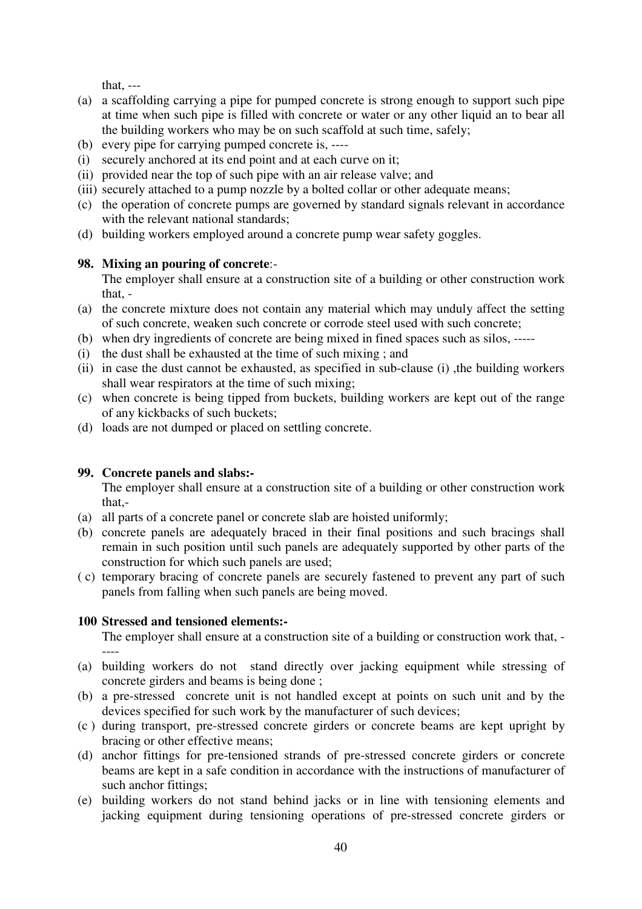that, ---

(a) a scaffolding carrying a pipe for pumped concrete is strong enough to support such pipe at time when such pipe is filled with concrete or water or any other liquid an to bear all the building workers who may be on such scaffold at such time, safely;

(b) every pipe for carrying pumped concrete is, ----

(i) securely anchored at its end point and at each curve on it;

(ii) provided near the top of such pipe with an air release valve; and

(iii) securely attached to a pump nozzle by a bolted collar or other adequate means;

(c) the operation of concrete pumps are governed by standard signals relevant in accordance with the relevant national standards;

(d) building workers employed around a concrete pump wear safety goggles.

**98. Mixing an pouring of concrete**:-

The employer shall ensure at a construction site of a building or other construction work that, -

(a) the concrete mixture does not contain any material which may unduly affect the setting of such concrete, weaken such concrete or corrode steel used with such concrete;

(b) when dry ingredients of concrete are being mixed in fined spaces such as silos, -----

(i) the dust shall be exhausted at the time of such mixing ; and

(ii) in case the dust cannot be exhausted, as specified in sub-clause (i) ,the building workers shall wear respirators at the time of such mixing;

(c) when concrete is being tipped from buckets, building workers are kept out of the range of any kickbacks of such buckets;

(d) loads are not dumped or placed on settling concrete.

**99. Concrete panels and slabs:-**

The employer shall ensure at a construction site of a building or other construction work that,-

(a) all parts of a concrete panel or concrete slab are hoisted uniformly;

(b) concrete panels are adequately braced in their final positions and such bracings shall remain in such position until such panels are adequately supported by other parts of the construction for which such panels are used;

( c) temporary bracing of concrete panels are securely fastened to prevent any part of such panels from falling when such panels are being moved.

**100 Stressed and tensioned elements:-**

The employer shall ensure at a construction site of a building or construction work that, -----

(a) building workers do not stand directly over jacking equipment while stressing of concrete girders and beams is being done ;

(b) a pre-stressed concrete unit is not handled except at points on such unit and by the devices specified for such work by the manufacturer of such devices;

(c ) during transport, pre-stressed concrete girders or concrete beams are kept upright by bracing or other effective means;

(d) anchor fittings for pre-tensioned strands of pre-stressed concrete girders or concrete beams are kept in a safe condition in accordance with the instructions of manufacturer of such anchor fittings;

(e) building workers do not stand behind jacks or in line with tensioning elements and jacking equipment during tensioning operations of pre-stressed concrete girders or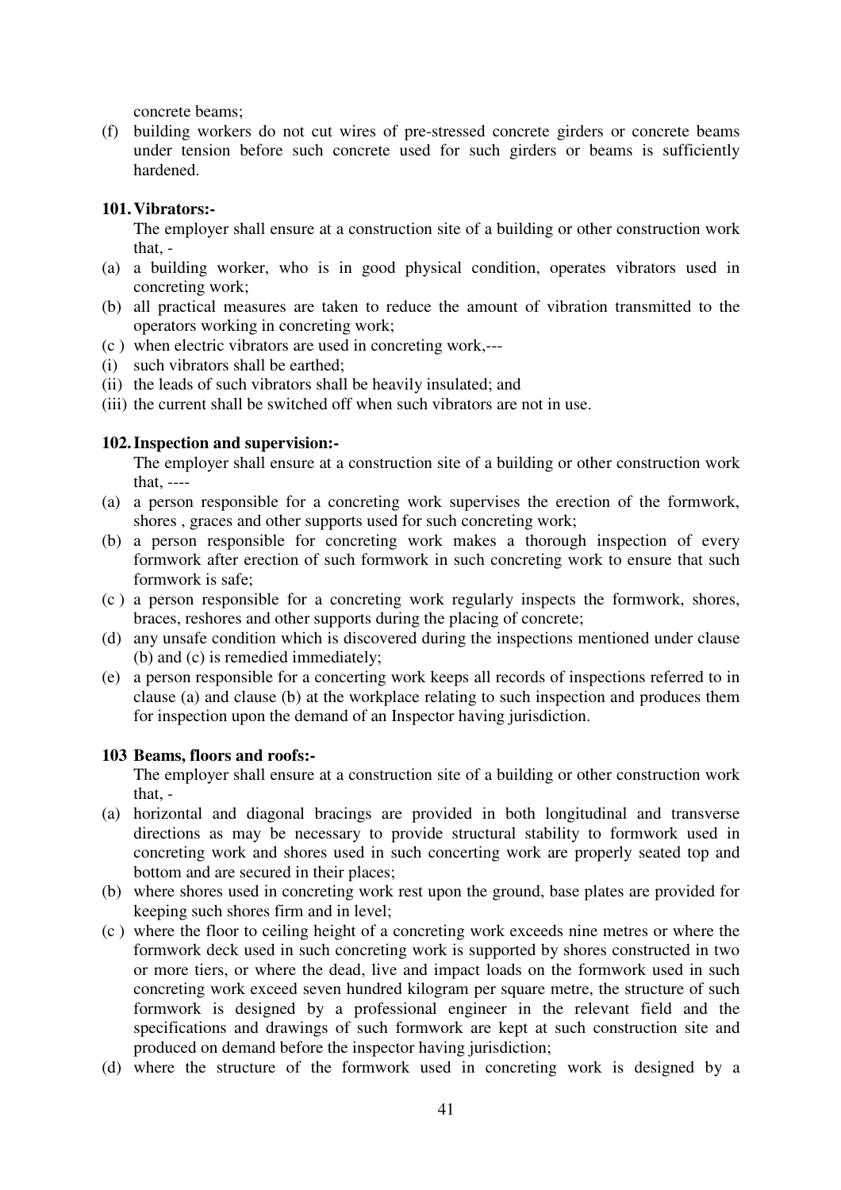concrete beams;

(f) building workers do not cut wires of pre-stressed concrete girders or concrete beams under tension before such concrete used for such girders or beams is sufficiently hardened.

**101. Vibrators:-**

The employer shall ensure at a construction site of a building or other construction work that, -

(a) a building worker, who is in good physical condition, operates vibrators used in concreting work;

(b) all practical measures are taken to reduce the amount of vibration transmitted to the operators working in concreting work;

(c ) when electric vibrators are used in concreting work,---

(i) such vibrators shall be earthed;

(ii) the leads of such vibrators shall be heavily insulated; and

(iii) the current shall be switched off when such vibrators are not in use.

**102. Inspection and supervision:-**

The employer shall ensure at a construction site of a building or other construction work that, ----

(a) a person responsible for a concreting work supervises the erection of the formwork, shores , graces and other supports used for such concreting work;

(b) a person responsible for concreting work makes a thorough inspection of every formwork after erection of such formwork in such concreting work to ensure that such formwork is safe;

(c ) a person responsible for a concreting work regularly inspects the formwork, shores, braces, reshores and other supports during the placing of concrete;

(d) any unsafe condition which is discovered during the inspections mentioned under clause (b) and (c) is remedied immediately;

(e) a person responsible for a concerting work keeps all records of inspections referred to in clause (a) and clause (b) at the workplace relating to such inspection and produces them for inspection upon the demand of an Inspector having jurisdiction.

**103 Beams, floors and roofs:-**

The employer shall ensure at a construction site of a building or other construction work that, -

(a) horizontal and diagonal bracings are provided in both longitudinal and transverse directions as may be necessary to provide structural stability to formwork used in concreting work and shores used in such concerting work are properly seated top and bottom and are secured in their places;

(b) where shores used in concreting work rest upon the ground, base plates are provided for keeping such shores firm and in level;

(c ) where the floor to ceiling height of a concreting work exceeds nine metres or where the formwork deck used in such concreting work is supported by shores constructed in two or more tiers, or where the dead, live and impact loads on the formwork used in such concreting work exceed seven hundred kilogram per square metre, the structure of such formwork is designed by a professional engineer in the relevant field and the specifications and drawings of such formwork are kept at such construction site and produced on demand before the inspector having jurisdiction;

(d) where the structure of the formwork used in concreting work is designed by a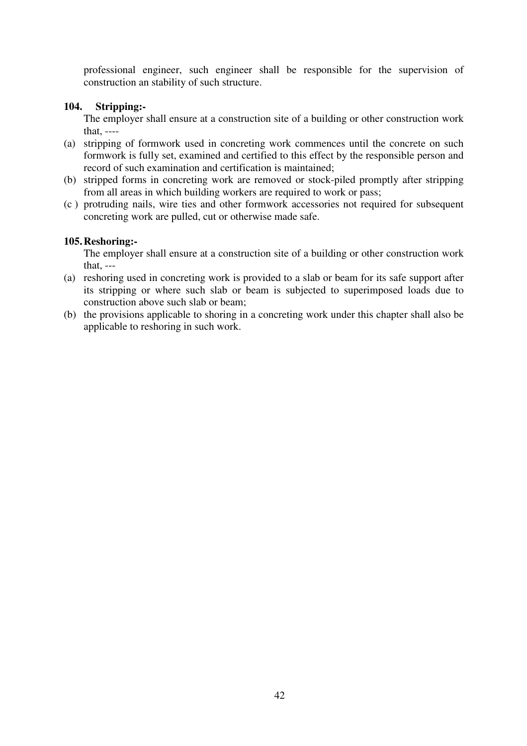professional engineer, such engineer shall be responsible for the supervision of construction an stability of such structure.

**104. Stripping:-**

The employer shall ensure at a construction site of a building or other construction work that, ----

(a) stripping of formwork used in concreting work commences until the concrete on such formwork is fully set, examined and certified to this effect by the responsible person and record of such examination and certification is maintained;

(b) stripped forms in concreting work are removed or stock-piled promptly after stripping from all areas in which building workers are required to work or pass;

(c ) protruding nails, wire ties and other formwork accessories not required for subsequent concreting work are pulled, cut or otherwise made safe.

**105. Reshoring:-**

The employer shall ensure at a construction site of a building or other construction work that, ---

(a) reshoring used in concreting work is provided to a slab or beam for its safe support after its stripping or where such slab or beam is subjected to superimposed loads due to construction above such slab or beam;

(b) the provisions applicable to shoring in a concreting work under this chapter shall also be applicable to reshoring in such work.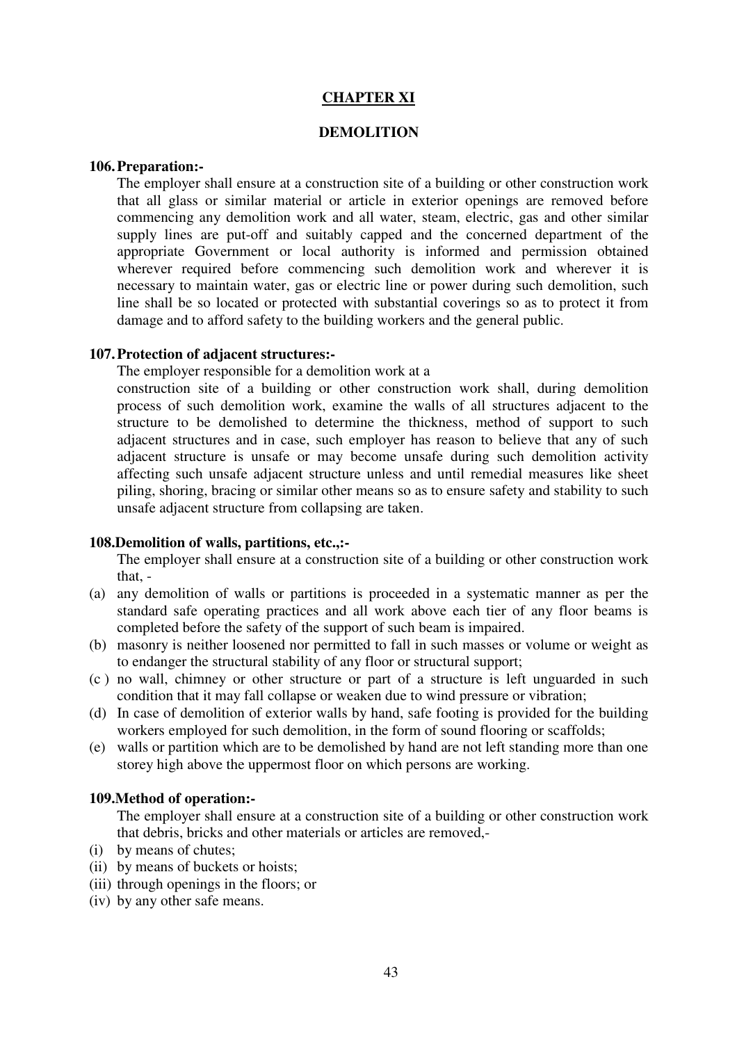## CHAPTER XI

### DEMOLITION

**106. Preparation:-**

The employer shall ensure at a construction site of a building or other construction work that all glass or similar material or article in exterior openings are removed before commencing any demolition work and all water, steam, electric, gas and other similar supply lines are put-off and suitably capped and the concerned department of the appropriate Government or local authority is informed and permission obtained wherever required before commencing such demolition work and wherever it is necessary to maintain water, gas or electric line or power during such demolition, such line shall be so located or protected with substantial coverings so as to protect it from damage and to afford safety to the building workers and the general public.

**107. Protection of adjacent structures:-**

The employer responsible for a demolition work at a construction site of a building or other construction work shall, during demolition process of such demolition work, examine the walls of all structures adjacent to the structure to be demolished to determine the thickness, method of support to such adjacent structures and in case, such employer has reason to believe that any of such adjacent structure is unsafe or may become unsafe during such demolition activity affecting such unsafe adjacent structure unless and until remedial measures like sheet piling, shoring, bracing or similar other means so as to ensure safety and stability to such unsafe adjacent structure from collapsing are taken.

**108.Demolition of walls, partitions, etc.,:-**

The employer shall ensure at a construction site of a building or other construction work that, -

(a) any demolition of walls or partitions is proceeded in a systematic manner as per the standard safe operating practices and all work above each tier of any floor beams is completed before the safety of the support of such beam is impaired.

(b) masonry is neither loosened nor permitted to fall in such masses or volume or weight as to endanger the structural stability of any floor or structural support;

(c ) no wall, chimney or other structure or part of a structure is left unguarded in such condition that it may fall collapse or weaken due to wind pressure or vibration;

(d) In case of demolition of exterior walls by hand, safe footing is provided for the building workers employed for such demolition, in the form of sound flooring or scaffolds;

(e) walls or partition which are to be demolished by hand are not left standing more than one storey high above the uppermost floor on which persons are working.

**109.Method of operation:-**

The employer shall ensure at a construction site of a building or other construction work that debris, bricks and other materials or articles are removed,-

(i) by means of chutes;

(ii) by means of buckets or hoists;

(iii) through openings in the floors; or

(iv) by any other safe means.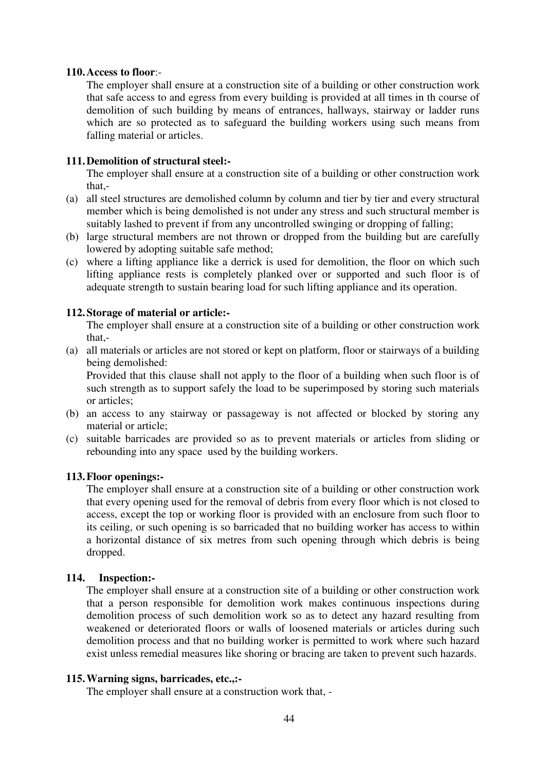**110. Access to floor**:-

The employer shall ensure at a construction site of a building or other construction work that safe access to and egress from every building is provided at all times in th course of demolition of such building by means of entrances, hallways, stairway or ladder runs which are so protected as to safeguard the building workers using such means from falling material or articles.

**111. Demolition of structural steel:-**

The employer shall ensure at a construction site of a building or other construction work that,-

(a) all steel structures are demolished column by column and tier by tier and every structural member which is being demolished is not under any stress and such structural member is suitably lashed to prevent if from any uncontrolled swinging or dropping of falling;
(b) large structural members are not thrown or dropped from the building but are carefully lowered by adopting suitable safe method;
(c) where a lifting appliance like a derrick is used for demolition, the floor on which such lifting appliance rests is completely planked over or supported and such floor is of adequate strength to sustain bearing load for such lifting appliance and its operation.

**112. Storage of material or article:-**

The employer shall ensure at a construction site of a building or other construction work that,-

(a) all materials or articles are not stored or kept on platform, floor or stairways of a building being demolished:

Provided that this clause shall not apply to the floor of a building when such floor is of such strength as to support safely the load to be superimposed by storing such materials or articles;

(b) an access to any stairway or passageway is not affected or blocked by storing any material or article;
(c) suitable barricades are provided so as to prevent materials or articles from sliding or rebounding into any space used by the building workers.

**113. Floor openings:-**

The employer shall ensure at a construction site of a building or other construction work that every opening used for the removal of debris from every floor which is not closed to access, except the top or working floor is provided with an enclosure from such floor to its ceiling, or such opening is so barricaded that no building worker has access to within a horizontal distance of six metres from such opening through which debris is being dropped.

**114. Inspection:-**

The employer shall ensure at a construction site of a building or other construction work that a person responsible for demolition work makes continuous inspections during demolition process of such demolition work so as to detect any hazard resulting from weakened or deteriorated floors or walls of loosened materials or articles during such demolition process and that no building worker is permitted to work where such hazard exist unless remedial measures like shoring or bracing are taken to prevent such hazards.

**115. Warning signs, barricades, etc.,:-**

The employer shall ensure at a construction work that, -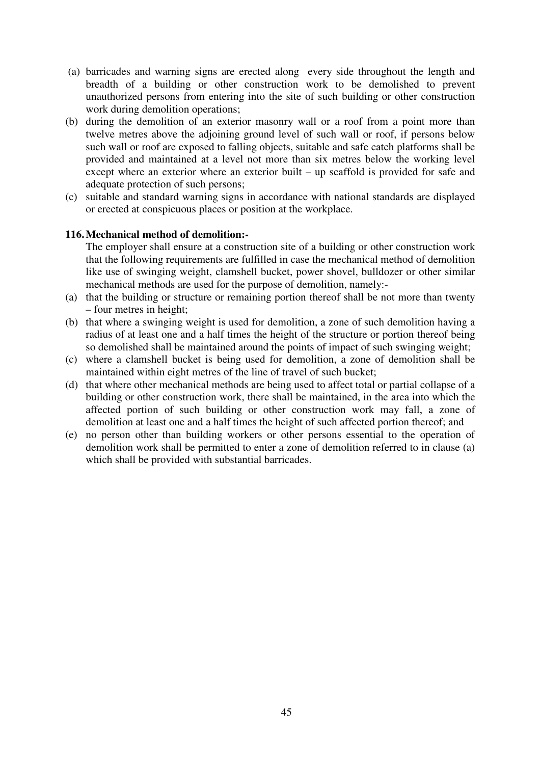(a) barricades and warning signs are erected along every side throughout the length and breadth of a building or other construction work to be demolished to prevent unauthorized persons from entering into the site of such building or other construction work during demolition operations;

(b) during the demolition of an exterior masonry wall or a roof from a point more than twelve metres above the adjoining ground level of such wall or roof, if persons below such wall or roof are exposed to falling objects, suitable and safe catch platforms shall be provided and maintained at a level not more than six metres below the working level except where an exterior where an exterior built – up scaffold is provided for safe and adequate protection of such persons;

(c) suitable and standard warning signs in accordance with national standards are displayed or erected at conspicuous places or position at the workplace.

**116. Mechanical method of demolition:-**

The employer shall ensure at a construction site of a building or other construction work that the following requirements are fulfilled in case the mechanical method of demolition like use of swinging weight, clamshell bucket, power shovel, bulldozer or other similar mechanical methods are used for the purpose of demolition, namely:-

(a) that the building or structure or remaining portion thereof shall be not more than twenty – four metres in height;

(b) that where a swinging weight is used for demolition, a zone of such demolition having a radius of at least one and a half times the height of the structure or portion thereof being so demolished shall be maintained around the points of impact of such swinging weight;

(c) where a clamshell bucket is being used for demolition, a zone of demolition shall be maintained within eight metres of the line of travel of such bucket;

(d) that where other mechanical methods are being used to affect total or partial collapse of a building or other construction work, there shall be maintained, in the area into which the affected portion of such building or other construction work may fall, a zone of demolition at least one and a half times the height of such affected portion thereof; and

(e) no person other than building workers or other persons essential to the operation of demolition work shall be permitted to enter a zone of demolition referred to in clause (a) which shall be provided with substantial barricades.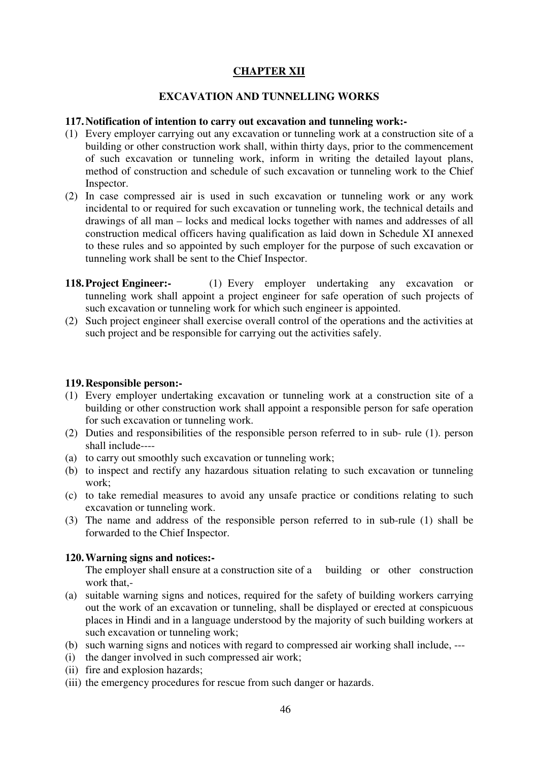## CHAPTER XII

### EXCAVATION AND TUNNELLING WORKS

**117. Notification of intention to carry out excavation and tunneling work:-**

(1) Every employer carrying out any excavation or tunneling work at a construction site of a building or other construction work shall, within thirty days, prior to the commencement of such excavation or tunneling work, inform in writing the detailed layout plans, method of construction and schedule of such excavation or tunneling work to the Chief Inspector.

(2) In case compressed air is used in such excavation or tunneling work or any work incidental to or required for such excavation or tunneling work, the technical details and drawings of all man – locks and medical locks together with names and addresses of all construction medical officers having qualification as laid down in Schedule XI annexed to these rules and so appointed by such employer for the purpose of such excavation or tunneling work shall be sent to the Chief Inspector.

**118. Project Engineer:-** (1) Every employer undertaking any excavation or tunneling work shall appoint a project engineer for safe operation of such projects of such excavation or tunneling work for which such engineer is appointed.

(2) Such project engineer shall exercise overall control of the operations and the activities at such project and be responsible for carrying out the activities safely.

**119. Responsible person:-**

(1) Every employer undertaking excavation or tunneling work at a construction site of a building or other construction work shall appoint a responsible person for safe operation for such excavation or tunneling work.

(2) Duties and responsibilities of the responsible person referred to in sub- rule (1). person shall include----

(a) to carry out smoothly such excavation or tunneling work;

(b) to inspect and rectify any hazardous situation relating to such excavation or tunneling work;

(c) to take remedial measures to avoid any unsafe practice or conditions relating to such excavation or tunneling work.

(3) The name and address of the responsible person referred to in sub-rule (1) shall be forwarded to the Chief Inspector.

**120. Warning signs and notices:-**

The employer shall ensure at a construction site of a building or other construction work that,-

(a) suitable warning signs and notices, required for the safety of building workers carrying out the work of an excavation or tunneling, shall be displayed or erected at conspicuous places in Hindi and in a language understood by the majority of such building workers at such excavation or tunneling work;

(b) such warning signs and notices with regard to compressed air working shall include, ---

(i) the danger involved in such compressed air work;

(ii) fire and explosion hazards;

(iii) the emergency procedures for rescue from such danger or hazards.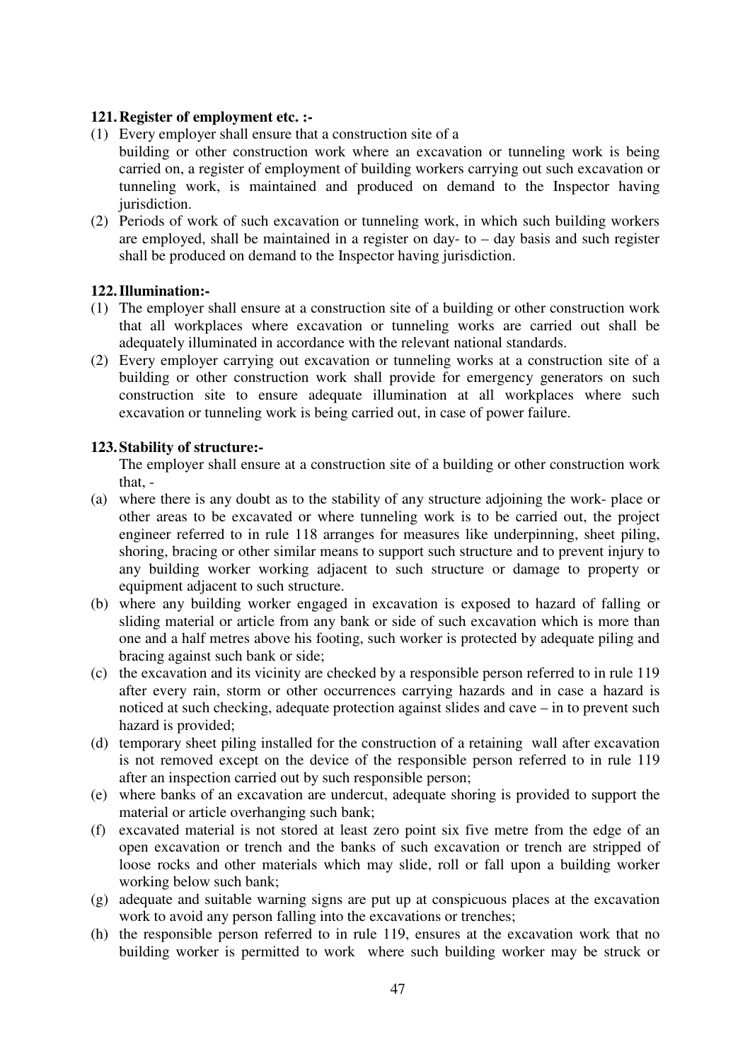**121. Register of employment etc. :-**

(1) Every employer shall ensure that a construction site of a building or other construction work where an excavation or tunneling work is being carried on, a register of employment of building workers carrying out such excavation or tunneling work, is maintained and produced on demand to the Inspector having jurisdiction.

(2) Periods of work of such excavation or tunneling work, in which such building workers are employed, shall be maintained in a register on day- to – day basis and such register shall be produced on demand to the Inspector having jurisdiction.

**122. Illumination:-**

(1) The employer shall ensure at a construction site of a building or other construction work that all workplaces where excavation or tunneling works are carried out shall be adequately illuminated in accordance with the relevant national standards.

(2) Every employer carrying out excavation or tunneling works at a construction site of a building or other construction work shall provide for emergency generators on such construction site to ensure adequate illumination at all workplaces where such excavation or tunneling work is being carried out, in case of power failure.

**123. Stability of structure:-**

The employer shall ensure at a construction site of a building or other construction work that, -

(a) where there is any doubt as to the stability of any structure adjoining the work- place or other areas to be excavated or where tunneling work is to be carried out, the project engineer referred to in rule 118 arranges for measures like underpinning, sheet piling, shoring, bracing or other similar means to support such structure and to prevent injury to any building worker working adjacent to such structure or damage to property or equipment adjacent to such structure.

(b) where any building worker engaged in excavation is exposed to hazard of falling or sliding material or article from any bank or side of such excavation which is more than one and a half metres above his footing, such worker is protected by adequate piling and bracing against such bank or side;

(c) the excavation and its vicinity are checked by a responsible person referred to in rule 119 after every rain, storm or other occurrences carrying hazards and in case a hazard is noticed at such checking, adequate protection against slides and cave – in to prevent such hazard is provided;

(d) temporary sheet piling installed for the construction of a retaining wall after excavation is not removed except on the device of the responsible person referred to in rule 119 after an inspection carried out by such responsible person;

(e) where banks of an excavation are undercut, adequate shoring is provided to support the material or article overhanging such bank;

(f) excavated material is not stored at least zero point six five metre from the edge of an open excavation or trench and the banks of such excavation or trench are stripped of loose rocks and other materials which may slide, roll or fall upon a building worker working below such bank;

(g) adequate and suitable warning signs are put up at conspicuous places at the excavation work to avoid any person falling into the excavations or trenches;

(h) the responsible person referred to in rule 119, ensures at the excavation work that no building worker is permitted to work where such building worker may be struck or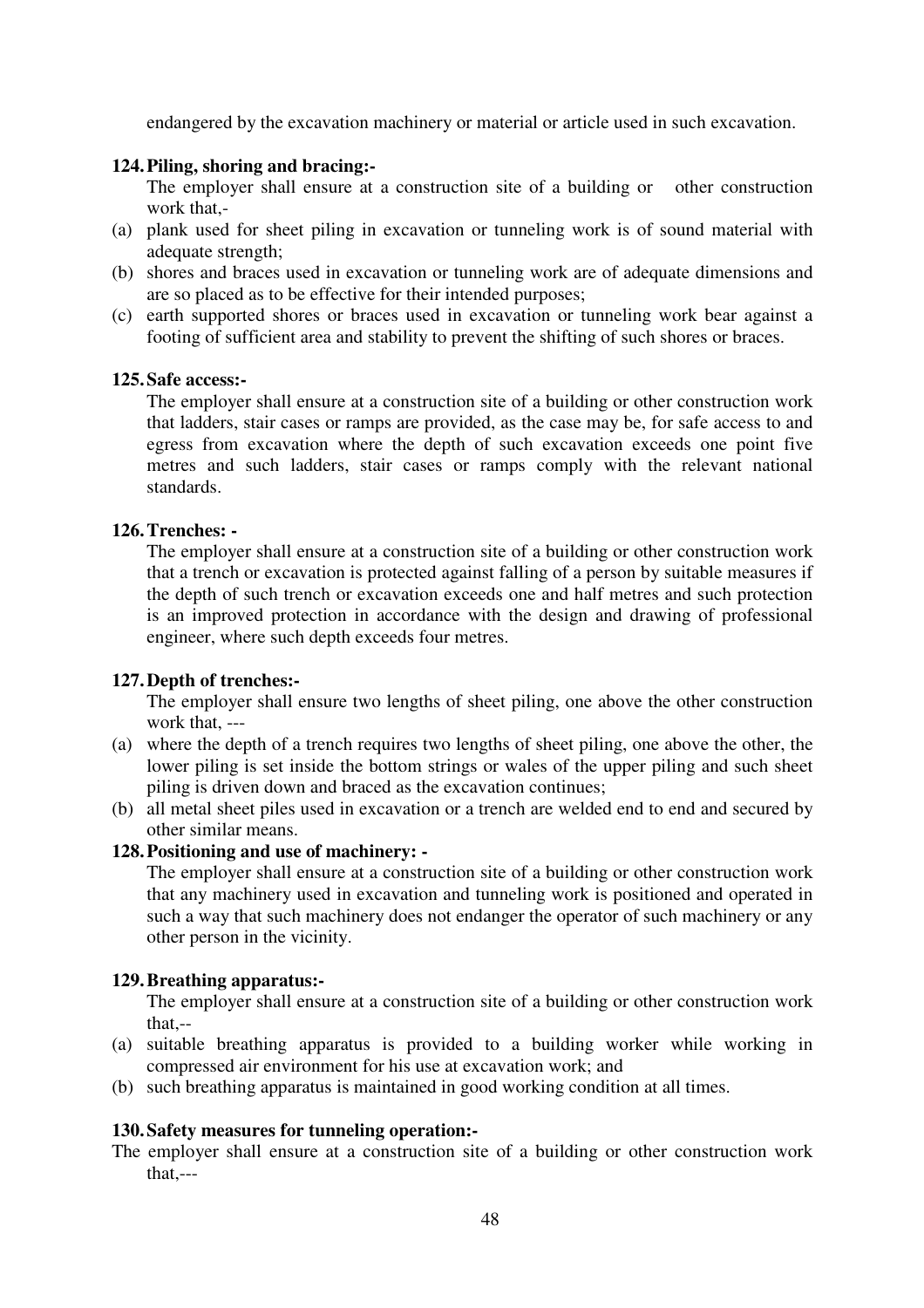endangered by the excavation machinery or material or article used in such excavation.

**124. Piling, shoring and bracing:-**

The employer shall ensure at a construction site of a building or other construction work that,-

(a) plank used for sheet piling in excavation or tunneling work is of sound material with adequate strength;
(b) shores and braces used in excavation or tunneling work are of adequate dimensions and are so placed as to be effective for their intended purposes;
(c) earth supported shores or braces used in excavation or tunneling work bear against a footing of sufficient area and stability to prevent the shifting of such shores or braces.

**125. Safe access:-**

The employer shall ensure at a construction site of a building or other construction work that ladders, stair cases or ramps are provided, as the case may be, for safe access to and egress from excavation where the depth of such excavation exceeds one point five metres and such ladders, stair cases or ramps comply with the relevant national standards.

**126. Trenches: -**

The employer shall ensure at a construction site of a building or other construction work that a trench or excavation is protected against falling of a person by suitable measures if the depth of such trench or excavation exceeds one and half metres and such protection is an improved protection in accordance with the design and drawing of professional engineer, where such depth exceeds four metres.

**127. Depth of trenches:-**

The employer shall ensure two lengths of sheet piling, one above the other construction work that, ---

(a) where the depth of a trench requires two lengths of sheet piling, one above the other, the lower piling is set inside the bottom strings or wales of the upper piling and such sheet piling is driven down and braced as the excavation continues;
(b) all metal sheet piles used in excavation or a trench are welded end to end and secured by other similar means.

**128. Positioning and use of machinery: -**

The employer shall ensure at a construction site of a building or other construction work that any machinery used in excavation and tunneling work is positioned and operated in such a way that such machinery does not endanger the operator of such machinery or any other person in the vicinity.

**129. Breathing apparatus:-**

The employer shall ensure at a construction site of a building or other construction work that,--

(a) suitable breathing apparatus is provided to a building worker while working in compressed air environment for his use at excavation work; and
(b) such breathing apparatus is maintained in good working condition at all times.

**130. Safety measures for tunneling operation:-**

The employer shall ensure at a construction site of a building or other construction work that,---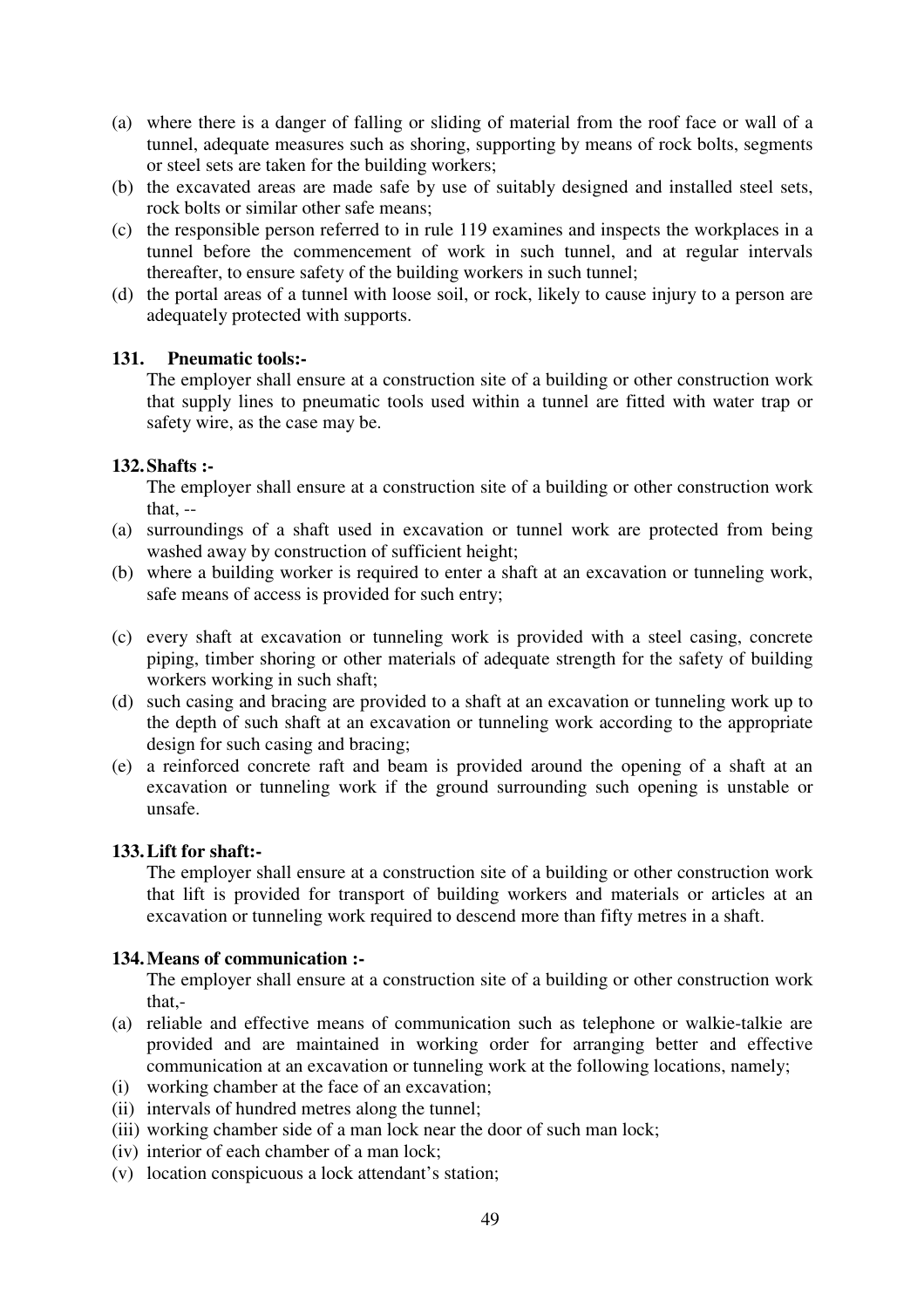(a) where there is a danger of falling or sliding of material from the roof face or wall of a tunnel, adequate measures such as shoring, supporting by means of rock bolts, segments or steel sets are taken for the building workers;

(b) the excavated areas are made safe by use of suitably designed and installed steel sets, rock bolts or similar other safe means;

(c) the responsible person referred to in rule 119 examines and inspects the workplaces in a tunnel before the commencement of work in such tunnel, and at regular intervals thereafter, to ensure safety of the building workers in such tunnel;

(d) the portal areas of a tunnel with loose soil, or rock, likely to cause injury to a person are adequately protected with supports.

**131. Pneumatic tools:-**

The employer shall ensure at a construction site of a building or other construction work that supply lines to pneumatic tools used within a tunnel are fitted with water trap or safety wire, as the case may be.

**132. Shafts :-**

The employer shall ensure at a construction site of a building or other construction work that, --

(a) surroundings of a shaft used in excavation or tunnel work are protected from being washed away by construction of sufficient height;

(b) where a building worker is required to enter a shaft at an excavation or tunneling work, safe means of access is provided for such entry;

(c) every shaft at excavation or tunneling work is provided with a steel casing, concrete piping, timber shoring or other materials of adequate strength for the safety of building workers working in such shaft;

(d) such casing and bracing are provided to a shaft at an excavation or tunneling work up to the depth of such shaft at an excavation or tunneling work according to the appropriate design for such casing and bracing;

(e) a reinforced concrete raft and beam is provided around the opening of a shaft at an excavation or tunneling work if the ground surrounding such opening is unstable or unsafe.

**133. Lift for shaft:-**

The employer shall ensure at a construction site of a building or other construction work that lift is provided for transport of building workers and materials or articles at an excavation or tunneling work required to descend more than fifty metres in a shaft.

**134. Means of communication :-**

The employer shall ensure at a construction site of a building or other construction work that,-

(a) reliable and effective means of communication such as telephone or walkie-talkie are provided and are maintained in working order for arranging better and effective communication at an excavation or tunneling work at the following locations, namely;

(i) working chamber at the face of an excavation;

(ii) intervals of hundred metres along the tunnel;

(iii) working chamber side of a man lock near the door of such man lock;

(iv) interior of each chamber of a man lock;

(v) location conspicuous a lock attendant's station;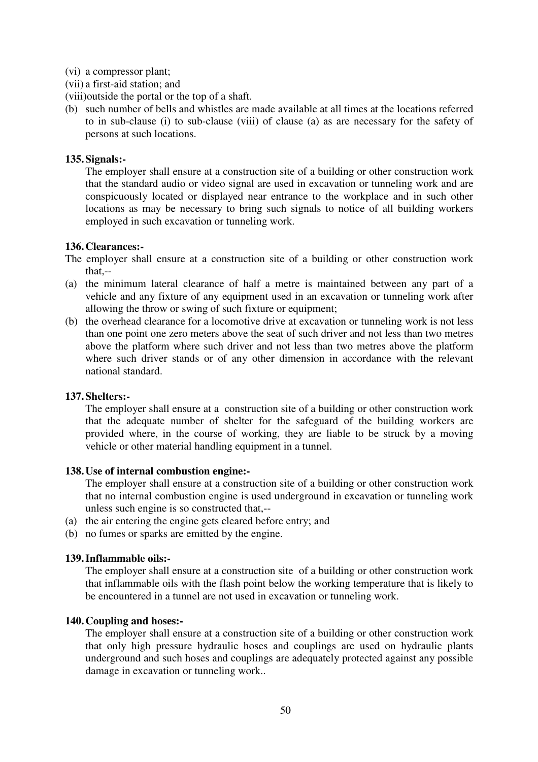(vi) a compressor plant;

(vii) a first-aid station; and

(viii) outside the portal or the top of a shaft.

(b) such number of bells and whistles are made available at all times at the locations referred to in sub-clause (i) to sub-clause (viii) of clause (a) as are necessary for the safety of persons at such locations.

**135. Signals:-**

The employer shall ensure at a construction site of a building or other construction work that the standard audio or video signal are used in excavation or tunneling work and are conspicuously located or displayed near entrance to the workplace and in such other locations as may be necessary to bring such signals to notice of all building workers employed in such excavation or tunneling work.

**136. Clearances:-**

The employer shall ensure at a construction site of a building or other construction work that,--

(a) the minimum lateral clearance of half a metre is maintained between any part of a vehicle and any fixture of any equipment used in an excavation or tunneling work after allowing the throw or swing of such fixture or equipment;

(b) the overhead clearance for a locomotive drive at excavation or tunneling work is not less than one point one zero meters above the seat of such driver and not less than two metres above the platform where such driver and not less than two metres above the platform where such driver stands or of any other dimension in accordance with the relevant national standard.

**137. Shelters:-**

The employer shall ensure at a construction site of a building or other construction work that the adequate number of shelter for the safeguard of the building workers are provided where, in the course of working, they are liable to be struck by a moving vehicle or other material handling equipment in a tunnel.

**138. Use of internal combustion engine:-**

The employer shall ensure at a construction site of a building or other construction work that no internal combustion engine is used underground in excavation or tunneling work unless such engine is so constructed that,--

(a) the air entering the engine gets cleared before entry; and

(b) no fumes or sparks are emitted by the engine.

**139. Inflammable oils:-**

The employer shall ensure at a construction site of a building or other construction work that inflammable oils with the flash point below the working temperature that is likely to be encountered in a tunnel are not used in excavation or tunneling work.

**140. Coupling and hoses:-**

The employer shall ensure at a construction site of a building or other construction work that only high pressure hydraulic hoses and couplings are used on hydraulic plants underground and such hoses and couplings are adequately protected against any possible damage in excavation or tunneling work..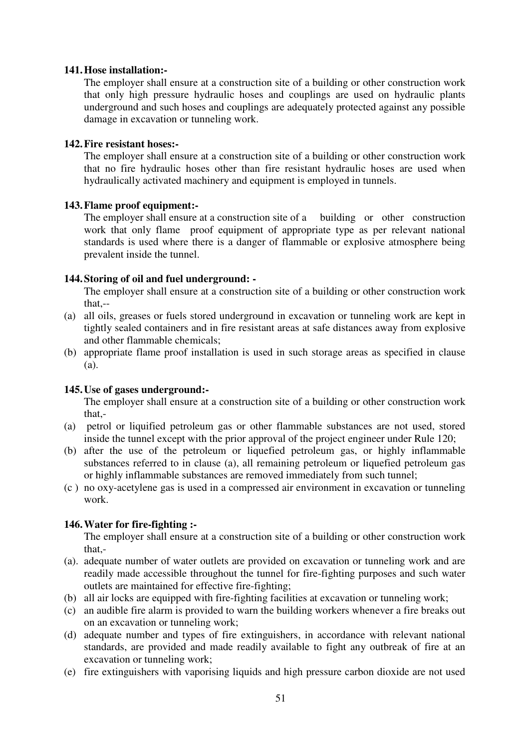**141. Hose installation:-**

The employer shall ensure at a construction site of a building or other construction work that only high pressure hydraulic hoses and couplings are used on hydraulic plants underground and such hoses and couplings are adequately protected against any possible damage in excavation or tunneling work.

**142. Fire resistant hoses:-**

The employer shall ensure at a construction site of a building or other construction work that no fire hydraulic hoses other than fire resistant hydraulic hoses are used when hydraulically activated machinery and equipment is employed in tunnels.

**143. Flame proof equipment:-**

The employer shall ensure at a construction site of a building or other construction work that only flame proof equipment of appropriate type as per relevant national standards is used where there is a danger of flammable or explosive atmosphere being prevalent inside the tunnel.

**144. Storing of oil and fuel underground: -**

The employer shall ensure at a construction site of a building or other construction work that,--

(a) all oils, greases or fuels stored underground in excavation or tunneling work are kept in tightly sealed containers and in fire resistant areas at safe distances away from explosive and other flammable chemicals;

(b) appropriate flame proof installation is used in such storage areas as specified in clause (a).

**145. Use of gases underground:-**

The employer shall ensure at a construction site of a building or other construction work that,-

(a) petrol or liquified petroleum gas or other flammable substances are not used, stored inside the tunnel except with the prior approval of the project engineer under Rule 120;

(b) after the use of the petroleum or liquefied petroleum gas, or highly inflammable substances referred to in clause (a), all remaining petroleum or liquefied petroleum gas or highly inflammable substances are removed immediately from such tunnel;

(c ) no oxy-acetylene gas is used in a compressed air environment in excavation or tunneling work.

**146. Water for fire-fighting :-**

The employer shall ensure at a construction site of a building or other construction work that,-

(a). adequate number of water outlets are provided on excavation or tunneling work and are readily made accessible throughout the tunnel for fire-fighting purposes and such water outlets are maintained for effective fire-fighting;

(b) all air locks are equipped with fire-fighting facilities at excavation or tunneling work;

(c) an audible fire alarm is provided to warn the building workers whenever a fire breaks out on an excavation or tunneling work;

(d) adequate number and types of fire extinguishers, in accordance with relevant national standards, are provided and made readily available to fight any outbreak of fire at an excavation or tunneling work;

(e) fire extinguishers with vaporising liquids and high pressure carbon dioxide are not used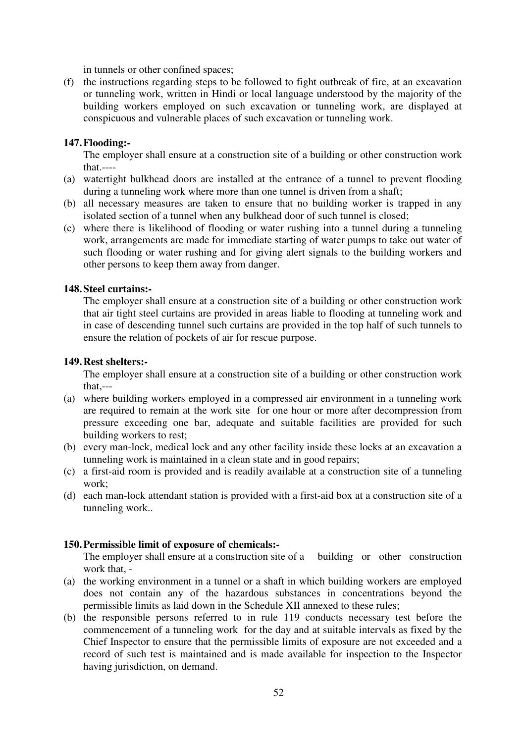in tunnels or other confined spaces;

(f) the instructions regarding steps to be followed to fight outbreak of fire, at an excavation or tunneling work, written in Hindi or local language understood by the majority of the building workers employed on such excavation or tunneling work, are displayed at conspicuous and vulnerable places of such excavation or tunneling work.

**147. Flooding:-**

The employer shall ensure at a construction site of a building or other construction work that.----

(a) watertight bulkhead doors are installed at the entrance of a tunnel to prevent flooding during a tunneling work where more than one tunnel is driven from a shaft;
(b) all necessary measures are taken to ensure that no building worker is trapped in any isolated section of a tunnel when any bulkhead door of such tunnel is closed;
(c) where there is likelihood of flooding or water rushing into a tunnel during a tunneling work, arrangements are made for immediate starting of water pumps to take out water of such flooding or water rushing and for giving alert signals to the building workers and other persons to keep them away from danger.

**148. Steel curtains:-**

The employer shall ensure at a construction site of a building or other construction work that air tight steel curtains are provided in areas liable to flooding at tunneling work and in case of descending tunnel such curtains are provided in the top half of such tunnels to ensure the relation of pockets of air for rescue purpose.

**149. Rest shelters:-**

The employer shall ensure at a construction site of a building or other construction work that,---

(a) where building workers employed in a compressed air environment in a tunneling work are required to remain at the work site for one hour or more after decompression from pressure exceeding one bar, adequate and suitable facilities are provided for such building workers to rest;
(b) every man-lock, medical lock and any other facility inside these locks at an excavation a tunneling work is maintained in a clean state and in good repairs;
(c) a first-aid room is provided and is readily available at a construction site of a tunneling work;
(d) each man-lock attendant station is provided with a first-aid box at a construction site of a tunneling work..

**150. Permissible limit of exposure of chemicals:-**

The employer shall ensure at a construction site of a building or other construction work that, -

(a) the working environment in a tunnel or a shaft in which building workers are employed does not contain any of the hazardous substances in concentrations beyond the permissible limits as laid down in the Schedule XII annexed to these rules;
(b) the responsible persons referred to in rule 119 conducts necessary test before the commencement of a tunneling work for the day and at suitable intervals as fixed by the Chief Inspector to ensure that the permissible limits of exposure are not exceeded and a record of such test is maintained and is made available for inspection to the Inspector having jurisdiction, on demand.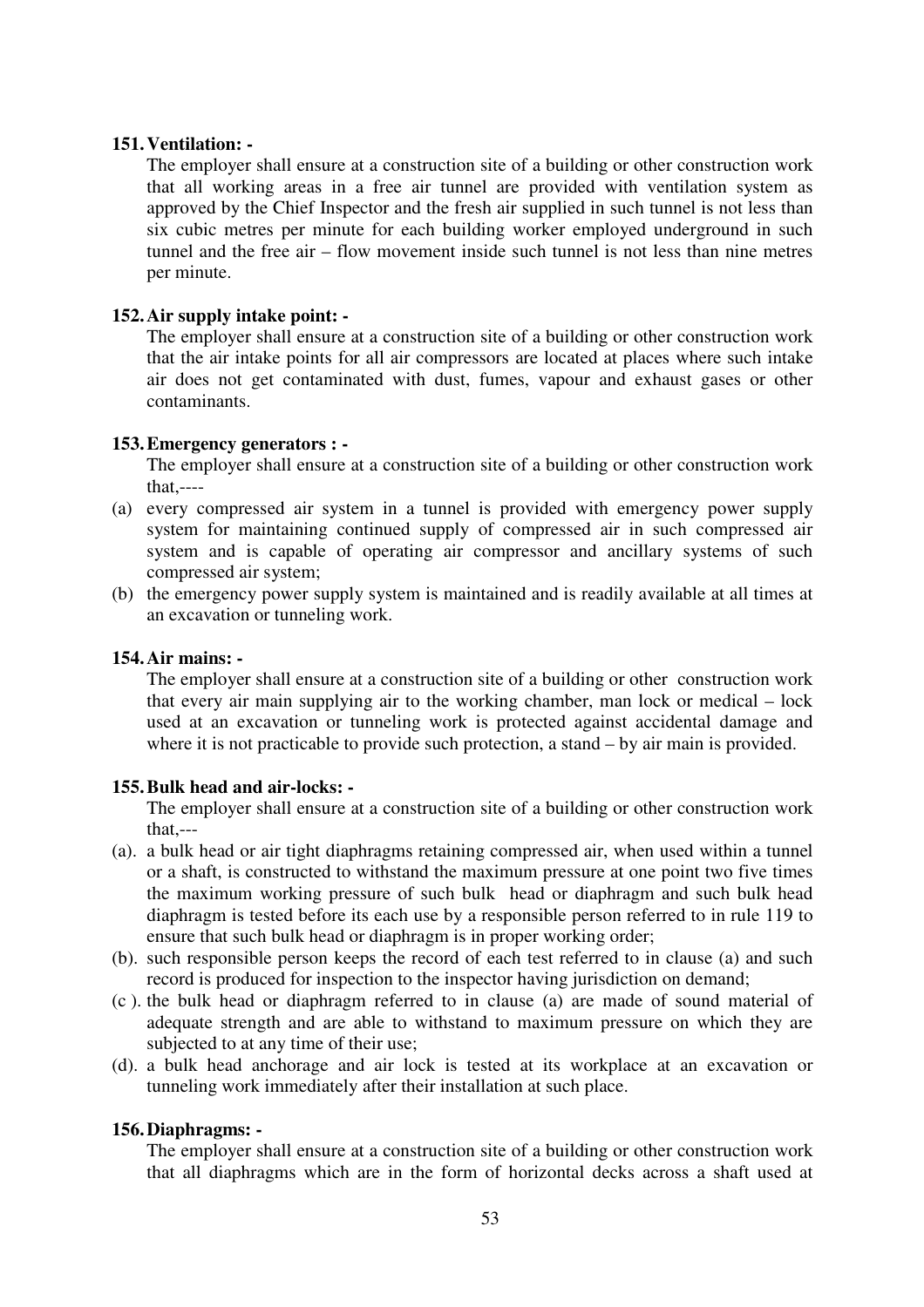**151. Ventilation: -**

The employer shall ensure at a construction site of a building or other construction work that all working areas in a free air tunnel are provided with ventilation system as approved by the Chief Inspector and the fresh air supplied in such tunnel is not less than six cubic metres per minute for each building worker employed underground in such tunnel and the free air – flow movement inside such tunnel is not less than nine metres per minute.

**152. Air supply intake point: -**

The employer shall ensure at a construction site of a building or other construction work that the air intake points for all air compressors are located at places where such intake air does not get contaminated with dust, fumes, vapour and exhaust gases or other contaminants.

**153. Emergency generators : -**

The employer shall ensure at a construction site of a building or other construction work that,----

(a) every compressed air system in a tunnel is provided with emergency power supply system for maintaining continued supply of compressed air in such compressed air system and is capable of operating air compressor and ancillary systems of such compressed air system;

(b) the emergency power supply system is maintained and is readily available at all times at an excavation or tunneling work.

**154. Air mains: -**

The employer shall ensure at a construction site of a building or other construction work that every air main supplying air to the working chamber, man lock or medical – lock used at an excavation or tunneling work is protected against accidental damage and where it is not practicable to provide such protection, a stand – by air main is provided.

**155. Bulk head and air-locks: -**

The employer shall ensure at a construction site of a building or other construction work that,---

(a). a bulk head or air tight diaphragms retaining compressed air, when used within a tunnel or a shaft, is constructed to withstand the maximum pressure at one point two five times the maximum working pressure of such bulk head or diaphragm and such bulk head diaphragm is tested before its each use by a responsible person referred to in rule 119 to ensure that such bulk head or diaphragm is in proper working order;

(b). such responsible person keeps the record of each test referred to in clause (a) and such record is produced for inspection to the inspector having jurisdiction on demand;

(c ). the bulk head or diaphragm referred to in clause (a) are made of sound material of adequate strength and are able to withstand to maximum pressure on which they are subjected to at any time of their use;

(d). a bulk head anchorage and air lock is tested at its workplace at an excavation or tunneling work immediately after their installation at such place.

**156. Diaphragms: -**

The employer shall ensure at a construction site of a building or other construction work that all diaphragms which are in the form of horizontal decks across a shaft used at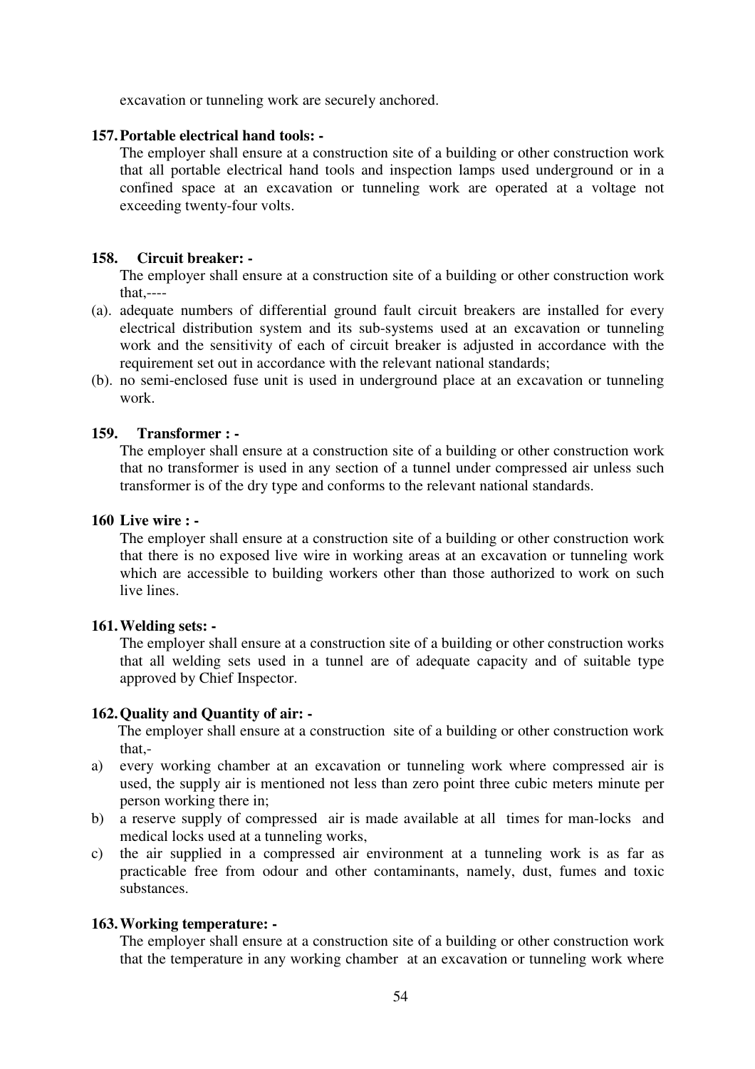excavation or tunneling work are securely anchored.

**157. Portable electrical hand tools: -**

The employer shall ensure at a construction site of a building or other construction work that all portable electrical hand tools and inspection lamps used underground or in a confined space at an excavation or tunneling work are operated at a voltage not exceeding twenty-four volts.

**158. Circuit breaker: -**

The employer shall ensure at a construction site of a building or other construction work that,----

(a). adequate numbers of differential ground fault circuit breakers are installed for every electrical distribution system and its sub-systems used at an excavation or tunneling work and the sensitivity of each of circuit breaker is adjusted in accordance with the requirement set out in accordance with the relevant national standards;

(b). no semi-enclosed fuse unit is used in underground place at an excavation or tunneling work.

**159. Transformer : -**

The employer shall ensure at a construction site of a building or other construction work that no transformer is used in any section of a tunnel under compressed air unless such transformer is of the dry type and conforms to the relevant national standards.

**160 Live wire : -**

The employer shall ensure at a construction site of a building or other construction work that there is no exposed live wire in working areas at an excavation or tunneling work which are accessible to building workers other than those authorized to work on such live lines.

**161. Welding sets: -**

The employer shall ensure at a construction site of a building or other construction works that all welding sets used in a tunnel are of adequate capacity and of suitable type approved by Chief Inspector.

**162. Quality and Quantity of air: -**

The employer shall ensure at a construction site of a building or other construction work that,-

a) every working chamber at an excavation or tunneling work where compressed air is used, the supply air is mentioned not less than zero point three cubic meters minute per person working there in;

b) a reserve supply of compressed air is made available at all times for man-locks and medical locks used at a tunneling works,

c) the air supplied in a compressed air environment at a tunneling work is as far as practicable free from odour and other contaminants, namely, dust, fumes and toxic substances.

**163. Working temperature: -**

The employer shall ensure at a construction site of a building or other construction work that the temperature in any working chamber at an excavation or tunneling work where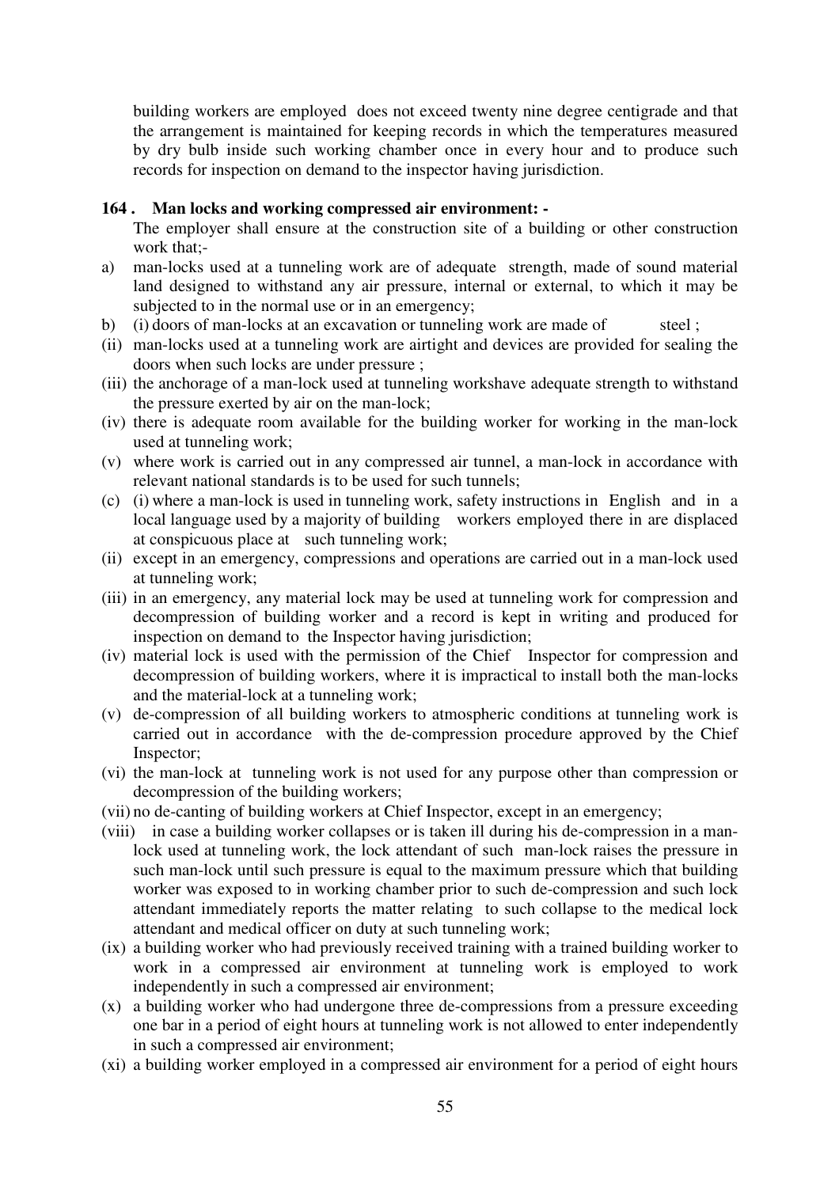building workers are employed does not exceed twenty nine degree centigrade and that the arrangement is maintained for keeping records in which the temperatures measured by dry bulb inside such working chamber once in every hour and to produce such records for inspection on demand to the inspector having jurisdiction.

**164 . Man locks and working compressed air environment: -**

The employer shall ensure at the construction site of a building or other construction work that;-

a) man-locks used at a tunneling work are of adequate strength, made of sound material land designed to withstand any air pressure, internal or external, to which it may be subjected to in the normal use or in an emergency;

b) (i) doors of man-locks at an excavation or tunneling work are made of steel ;

(ii) man-locks used at a tunneling work are airtight and devices are provided for sealing the doors when such locks are under pressure ;

(iii) the anchorage of a man-lock used at tunneling workshave adequate strength to withstand the pressure exerted by air on the man-lock;

(iv) there is adequate room available for the building worker for working in the man-lock used at tunneling work;

(v) where work is carried out in any compressed air tunnel, a man-lock in accordance with relevant national standards is to be used for such tunnels;

(c) (i) where a man-lock is used in tunneling work, safety instructions in English and in a local language used by a majority of building workers employed there in are displaced at conspicuous place at such tunneling work;

(ii) except in an emergency, compressions and operations are carried out in a man-lock used at tunneling work;

(iii) in an emergency, any material lock may be used at tunneling work for compression and decompression of building worker and a record is kept in writing and produced for inspection on demand to the Inspector having jurisdiction;

(iv) material lock is used with the permission of the Chief Inspector for compression and decompression of building workers, where it is impractical to install both the man-locks and the material-lock at a tunneling work;

(v) de-compression of all building workers to atmospheric conditions at tunneling work is carried out in accordance with the de-compression procedure approved by the Chief Inspector;

(vi) the man-lock at tunneling work is not used for any purpose other than compression or decompression of the building workers;

(vii) no de-canting of building workers at Chief Inspector, except in an emergency;

(viii) in case a building worker collapses or is taken ill during his de-compression in a man-lock used at tunneling work, the lock attendant of such man-lock raises the pressure in such man-lock until such pressure is equal to the maximum pressure which that building worker was exposed to in working chamber prior to such de-compression and such lock attendant immediately reports the matter relating to such collapse to the medical lock attendant and medical officer on duty at such tunneling work;

(ix) a building worker who had previously received training with a trained building worker to work in a compressed air environment at tunneling work is employed to work independently in such a compressed air environment;

(x) a building worker who had undergone three de-compressions from a pressure exceeding one bar in a period of eight hours at tunneling work is not allowed to enter independently in such a compressed air environment;

(xi) a building worker employed in a compressed air environment for a period of eight hours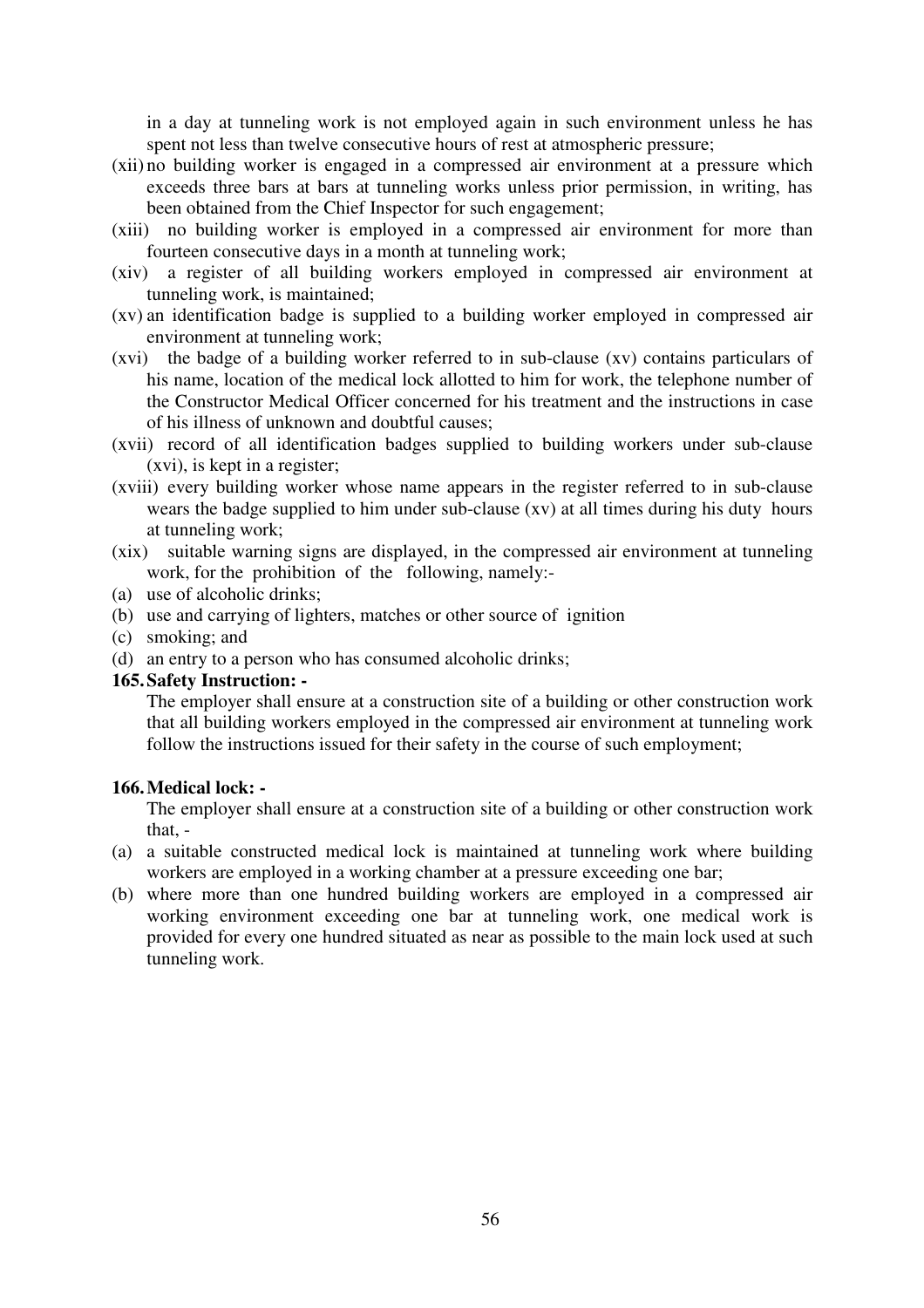in a day at tunneling work is not employed again in such environment unless he has spent not less than twelve consecutive hours of rest at atmospheric pressure;

(xii) no building worker is engaged in a compressed air environment at a pressure which exceeds three bars at bars at tunneling works unless prior permission, in writing, has been obtained from the Chief Inspector for such engagement;

(xiii) no building worker is employed in a compressed air environment for more than fourteen consecutive days in a month at tunneling work;

(xiv) a register of all building workers employed in compressed air environment at tunneling work, is maintained;

(xv) an identification badge is supplied to a building worker employed in compressed air environment at tunneling work;

(xvi) the badge of a building worker referred to in sub-clause (xv) contains particulars of his name, location of the medical lock allotted to him for work, the telephone number of the Constructor Medical Officer concerned for his treatment and the instructions in case of his illness of unknown and doubtful causes;

(xvii) record of all identification badges supplied to building workers under sub-clause (xvi), is kept in a register;

(xviii) every building worker whose name appears in the register referred to in sub-clause wears the badge supplied to him under sub-clause (xv) at all times during his duty hours at tunneling work;

(xix) suitable warning signs are displayed, in the compressed air environment at tunneling work, for the prohibition of the following, namely:-

(a) use of alcoholic drinks;

(b) use and carrying of lighters, matches or other source of ignition

(c) smoking; and

(d) an entry to a person who has consumed alcoholic drinks;

**165. Safety Instruction: -**

The employer shall ensure at a construction site of a building or other construction work that all building workers employed in the compressed air environment at tunneling work follow the instructions issued for their safety in the course of such employment;

**166. Medical lock: -**

The employer shall ensure at a construction site of a building or other construction work that, -

(a) a suitable constructed medical lock is maintained at tunneling work where building workers are employed in a working chamber at a pressure exceeding one bar;

(b) where more than one hundred building workers are employed in a compressed air working environment exceeding one bar at tunneling work, one medical work is provided for every one hundred situated as near as possible to the main lock used at such tunneling work.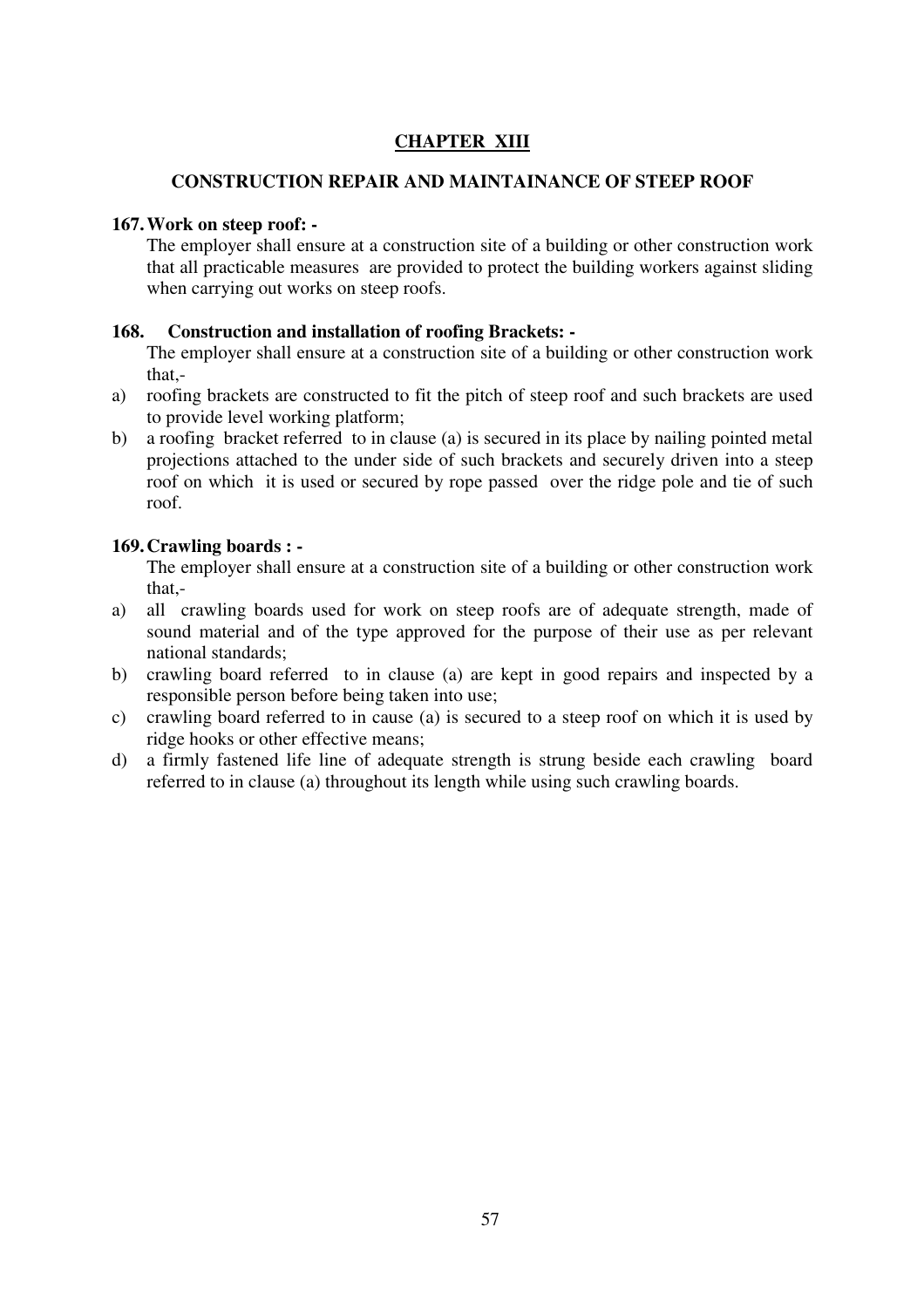## CHAPTER XIII

### CONSTRUCTION REPAIR AND MAINTAINANCE OF STEEP ROOF

**167. Work on steep roof: -**

The employer shall ensure at a construction site of a building or other construction work that all practicable measures are provided to protect the building workers against sliding when carrying out works on steep roofs.

**168. Construction and installation of roofing Brackets: -**

The employer shall ensure at a construction site of a building or other construction work that,-

a) roofing brackets are constructed to fit the pitch of steep roof and such brackets are used to provide level working platform;
b) a roofing bracket referred to in clause (a) is secured in its place by nailing pointed metal projections attached to the under side of such brackets and securely driven into a steep roof on which it is used or secured by rope passed over the ridge pole and tie of such roof.

**169. Crawling boards : -**

The employer shall ensure at a construction site of a building or other construction work that,-

a) all crawling boards used for work on steep roofs are of adequate strength, made of sound material and of the type approved for the purpose of their use as per relevant national standards;
b) crawling board referred to in clause (a) are kept in good repairs and inspected by a responsible person before being taken into use;
c) crawling board referred to in cause (a) is secured to a steep roof on which it is used by ridge hooks or other effective means;
d) a firmly fastened life line of adequate strength is strung beside each crawling board referred to in clause (a) throughout its length while using such crawling boards.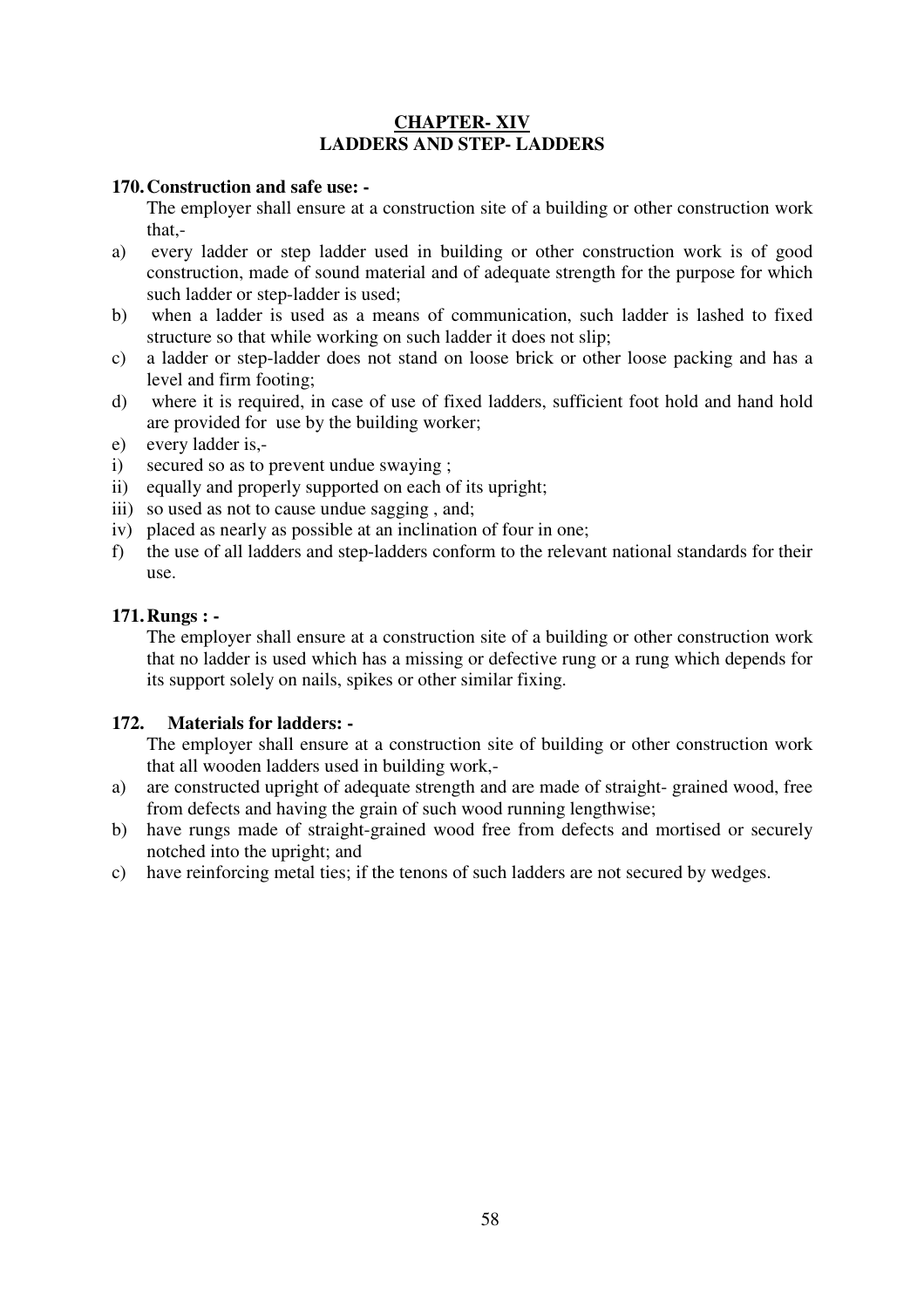## CHAPTER- XIV
## LADDERS AND STEP- LADDERS

**170. Construction and safe use: -**

The employer shall ensure at a construction site of a building or other construction work that,-

a) every ladder or step ladder used in building or other construction work is of good construction, made of sound material and of adequate strength for the purpose for which such ladder or step-ladder is used;

b) when a ladder is used as a means of communication, such ladder is lashed to fixed structure so that while working on such ladder it does not slip;

c) a ladder or step-ladder does not stand on loose brick or other loose packing and has a level and firm footing;

d) where it is required, in case of use of fixed ladders, sufficient foot hold and hand hold are provided for use by the building worker;

e) every ladder is,-

i) secured so as to prevent undue swaying ;

ii) equally and properly supported on each of its upright;

iii) so used as not to cause undue sagging , and;

iv) placed as nearly as possible at an inclination of four in one;

f) the use of all ladders and step-ladders conform to the relevant national standards for their use.

**171. Rungs : -**

The employer shall ensure at a construction site of a building or other construction work that no ladder is used which has a missing or defective rung or a rung which depends for its support solely on nails, spikes or other similar fixing.

**172. Materials for ladders: -**

The employer shall ensure at a construction site of building or other construction work that all wooden ladders used in building work,-

a) are constructed upright of adequate strength and are made of straight- grained wood, free from defects and having the grain of such wood running lengthwise;

b) have rungs made of straight-grained wood free from defects and mortised or securely notched into the upright; and

c) have reinforcing metal ties; if the tenons of such ladders are not secured by wedges.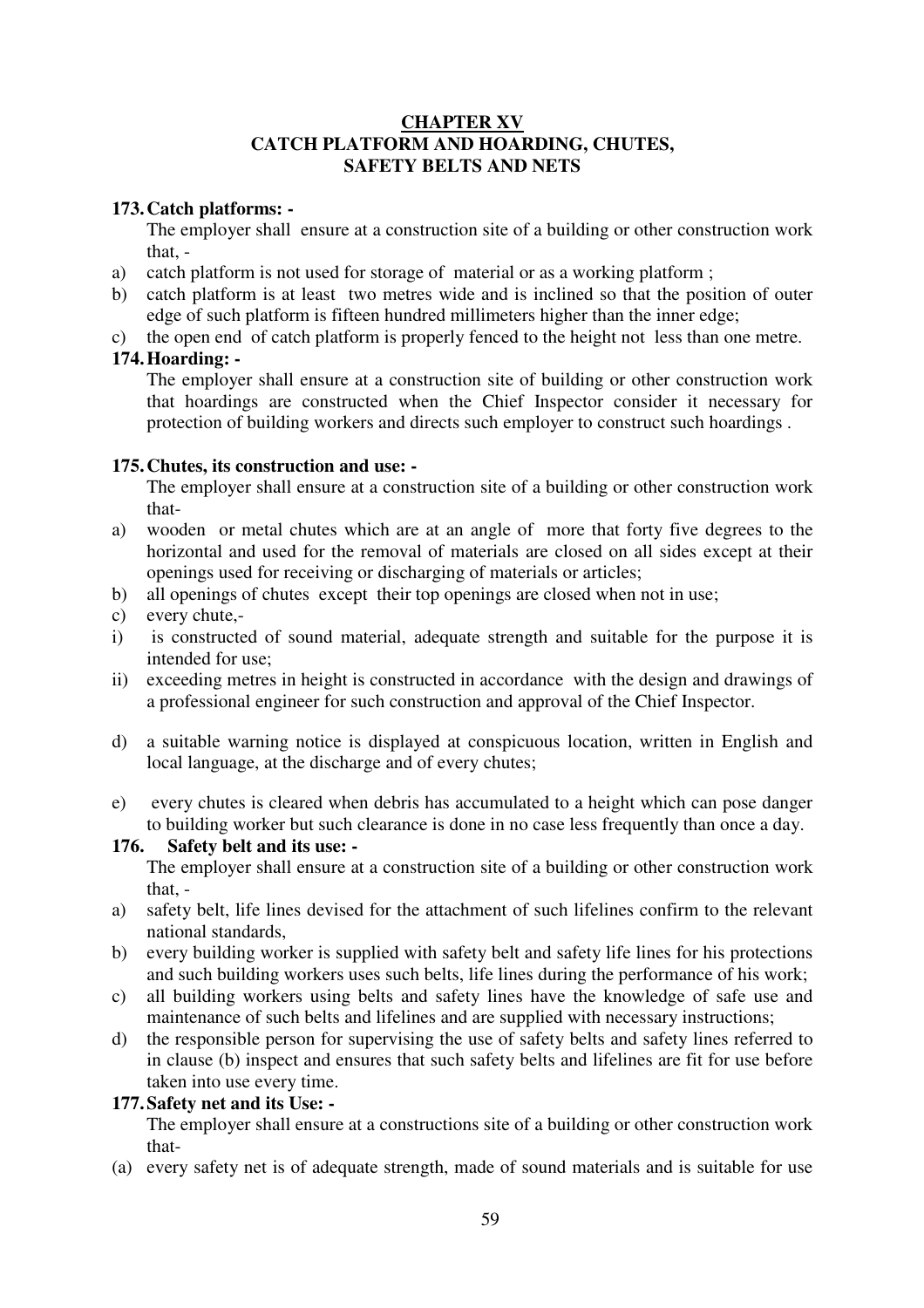## CHAPTER XV
## CATCH PLATFORM AND HOARDING, CHUTES, SAFETY BELTS AND NETS

**173. Catch platforms: -**

The employer shall ensure at a construction site of a building or other construction work that, -

a) catch platform is not used for storage of material or as a working platform ;
b) catch platform is at least two metres wide and is inclined so that the position of outer edge of such platform is fifteen hundred millimeters higher than the inner edge;
c) the open end of catch platform is properly fenced to the height not less than one metre.

**174. Hoarding: -**

The employer shall ensure at a construction site of building or other construction work that hoardings are constructed when the Chief Inspector consider it necessary for protection of building workers and directs such employer to construct such hoardings .

**175. Chutes, its construction and use: -**

The employer shall ensure at a construction site of a building or other construction work that-

a) wooden or metal chutes which are at an angle of more that forty five degrees to the horizontal and used for the removal of materials are closed on all sides except at their openings used for receiving or discharging of materials or articles;
b) all openings of chutes except their top openings are closed when not in use;
c) every chute,-
i) is constructed of sound material, adequate strength and suitable for the purpose it is intended for use;
ii) exceeding metres in height is constructed in accordance with the design and drawings of a professional engineer for such construction and approval of the Chief Inspector.

d) a suitable warning notice is displayed at conspicuous location, written in English and local language, at the discharge and of every chutes;

e) every chutes is cleared when debris has accumulated to a height which can pose danger to building worker but such clearance is done in no case less frequently than once a day.

**176. Safety belt and its use: -**

The employer shall ensure at a construction site of a building or other construction work that, -

a) safety belt, life lines devised for the attachment of such lifelines confirm to the relevant national standards,
b) every building worker is supplied with safety belt and safety life lines for his protections and such building workers uses such belts, life lines during the performance of his work;
c) all building workers using belts and safety lines have the knowledge of safe use and maintenance of such belts and lifelines and are supplied with necessary instructions;
d) the responsible person for supervising the use of safety belts and safety lines referred to in clause (b) inspect and ensures that such safety belts and lifelines are fit for use before taken into use every time.

**177. Safety net and its Use: -**

The employer shall ensure at a constructions site of a building or other construction work that-

(a) every safety net is of adequate strength, made of sound materials and is suitable for use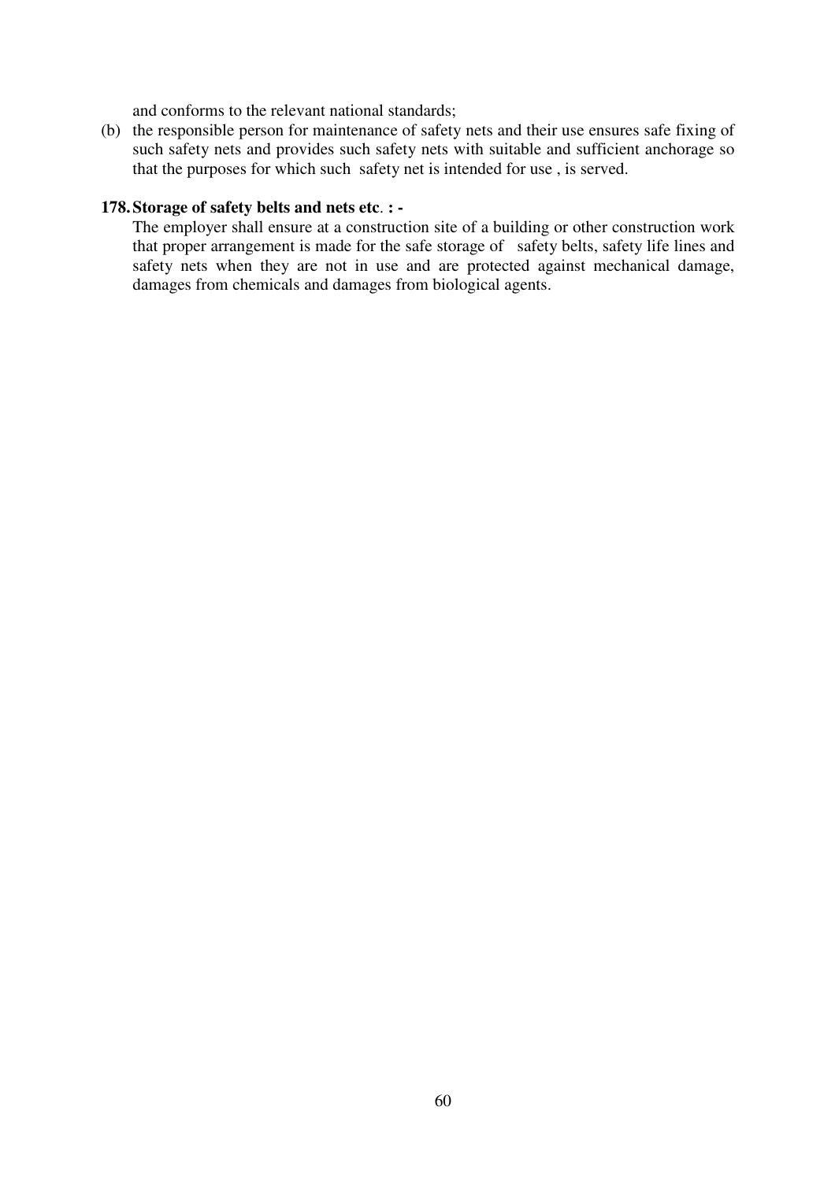and conforms to the relevant national standards;

(b) the responsible person for maintenance of safety nets and their use ensures safe fixing of such safety nets and provides such safety nets with suitable and sufficient anchorage so that the purposes for which such safety net is intended for use , is served.

**178. Storage of safety belts and nets etc. : -**

The employer shall ensure at a construction site of a building or other construction work that proper arrangement is made for the safe storage of safety belts, safety life lines and safety nets when they are not in use and are protected against mechanical damage, damages from chemicals and damages from biological agents.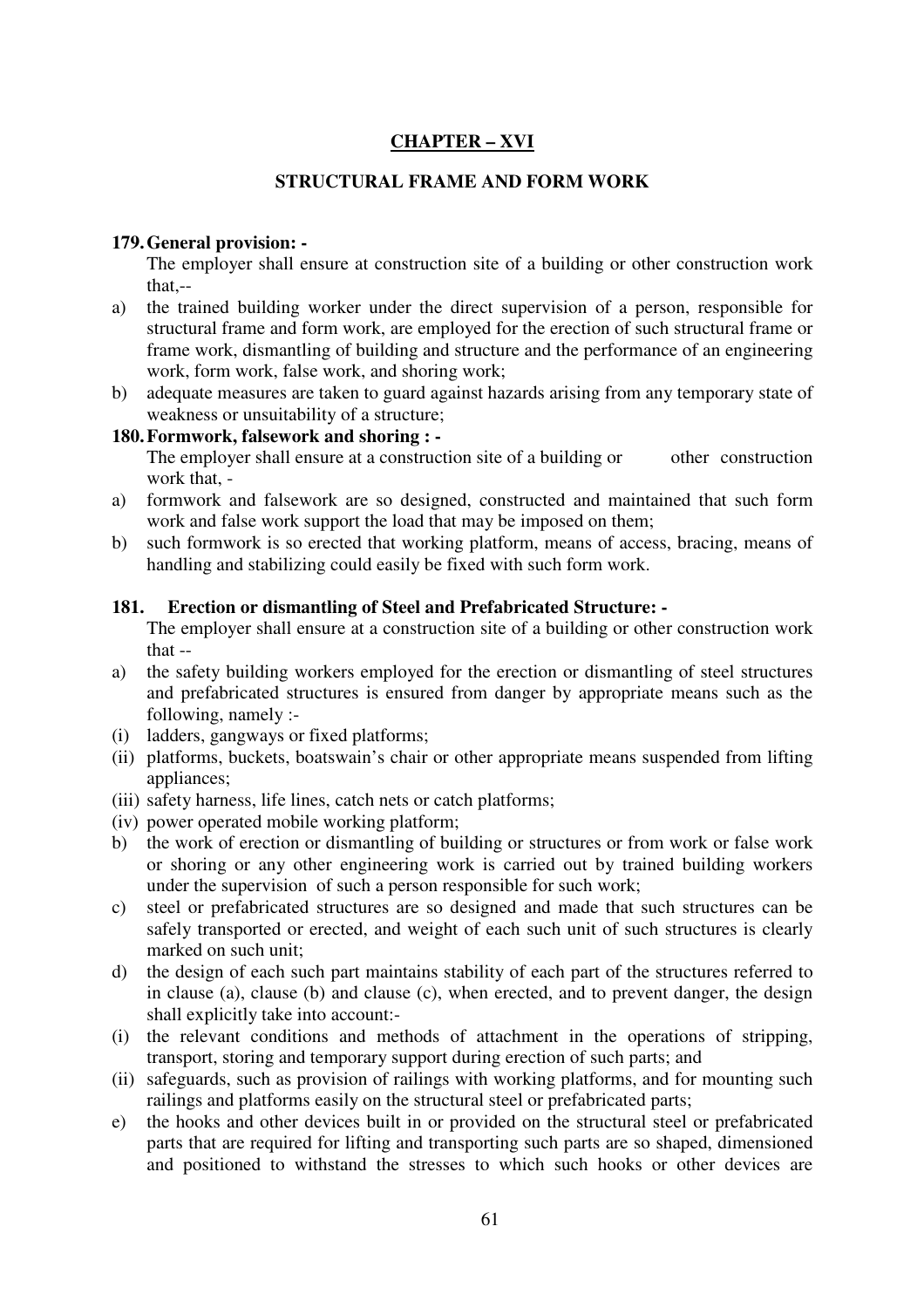## CHAPTER – XVI

### STRUCTURAL FRAME AND FORM WORK

**179. General provision: -**

The employer shall ensure at construction site of a building or other construction work that,--

a) the trained building worker under the direct supervision of a person, responsible for structural frame and form work, are employed for the erection of such structural frame or frame work, dismantling of building and structure and the performance of an engineering work, form work, false work, and shoring work;

b) adequate measures are taken to guard against hazards arising from any temporary state of weakness or unsuitability of a structure;

**180. Formwork, falsework and shoring : -**

The employer shall ensure at a construction site of a building or other construction work that, -

a) formwork and falsework are so designed, constructed and maintained that such form work and false work support the load that may be imposed on them;

b) such formwork is so erected that working platform, means of access, bracing, means of handling and stabilizing could easily be fixed with such form work.

**181. Erection or dismantling of Steel and Prefabricated Structure: -**

The employer shall ensure at a construction site of a building or other construction work that --

a) the safety building workers employed for the erection or dismantling of steel structures and prefabricated structures is ensured from danger by appropriate means such as the following, namely :-

(i) ladders, gangways or fixed platforms;

(ii) platforms, buckets, boatswain's chair or other appropriate means suspended from lifting appliances;

(iii) safety harness, life lines, catch nets or catch platforms;

(iv) power operated mobile working platform;

b) the work of erection or dismantling of building or structures or from work or false work or shoring or any other engineering work is carried out by trained building workers under the supervision of such a person responsible for such work;

c) steel or prefabricated structures are so designed and made that such structures can be safely transported or erected, and weight of each such unit of such structures is clearly marked on such unit;

d) the design of each such part maintains stability of each part of the structures referred to in clause (a), clause (b) and clause (c), when erected, and to prevent danger, the design shall explicitly take into account:-

(i) the relevant conditions and methods of attachment in the operations of stripping, transport, storing and temporary support during erection of such parts; and

(ii) safeguards, such as provision of railings with working platforms, and for mounting such railings and platforms easily on the structural steel or prefabricated parts;

e) the hooks and other devices built in or provided on the structural steel or prefabricated parts that are required for lifting and transporting such parts are so shaped, dimensioned and positioned to withstand the stresses to which such hooks or other devices are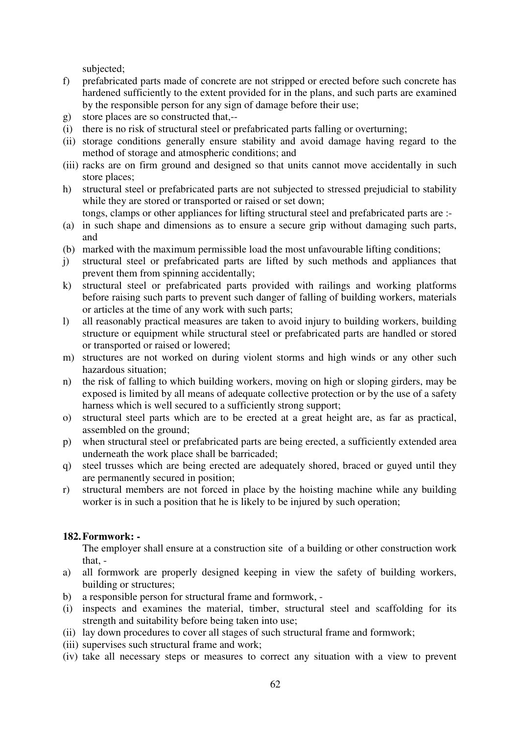subjected;

f) prefabricated parts made of concrete are not stripped or erected before such concrete has hardened sufficiently to the extent provided for in the plans, and such parts are examined by the responsible person for any sign of damage before their use;
g) store places are so constructed that,--
(i) there is no risk of structural steel or prefabricated parts falling or overturning;
(ii) storage conditions generally ensure stability and avoid damage having regard to the method of storage and atmospheric conditions; and
(iii) racks are on firm ground and designed so that units cannot move accidentally in such store places;
h) structural steel or prefabricated parts are not subjected to stressed prejudicial to stability while they are stored or transported or raised or set down;

tongs, clamps or other appliances for lifting structural steel and prefabricated parts are :-

(a) in such shape and dimensions as to ensure a secure grip without damaging such parts, and
(b) marked with the maximum permissible load the most unfavourable lifting conditions;

j) structural steel or prefabricated parts are lifted by such methods and appliances that prevent them from spinning accidentally;
k) structural steel or prefabricated parts provided with railings and working platforms before raising such parts to prevent such danger of falling of building workers, materials or articles at the time of any work with such parts;
l) all reasonably practical measures are taken to avoid injury to building workers, building structure or equipment while structural steel or prefabricated parts are handled or stored or transported or raised or lowered;
m) structures are not worked on during violent storms and high winds or any other such hazardous situation;
n) the risk of falling to which building workers, moving on high or sloping girders, may be exposed is limited by all means of adequate collective protection or by the use of a safety harness which is well secured to a sufficiently strong support;
o) structural steel parts which are to be erected at a great height are, as far as practical, assembled on the ground;
p) when structural steel or prefabricated parts are being erected, a sufficiently extended area underneath the work place shall be barricaded;
q) steel trusses which are being erected are adequately shored, braced or guyed until they are permanently secured in position;
r) structural members are not forced in place by the hoisting machine while any building worker is in such a position that he is likely to be injured by such operation;

**182. Formwork: -**

The employer shall ensure at a construction site of a building or other construction work that, -

a) all formwork are properly designed keeping in view the safety of building workers, building or structures;
b) a responsible person for structural frame and formwork, -
(i) inspects and examines the material, timber, structural steel and scaffolding for its strength and suitability before being taken into use;
(ii) lay down procedures to cover all stages of such structural frame and formwork;
(iii) supervises such structural frame and work;
(iv) take all necessary steps or measures to correct any situation with a view to prevent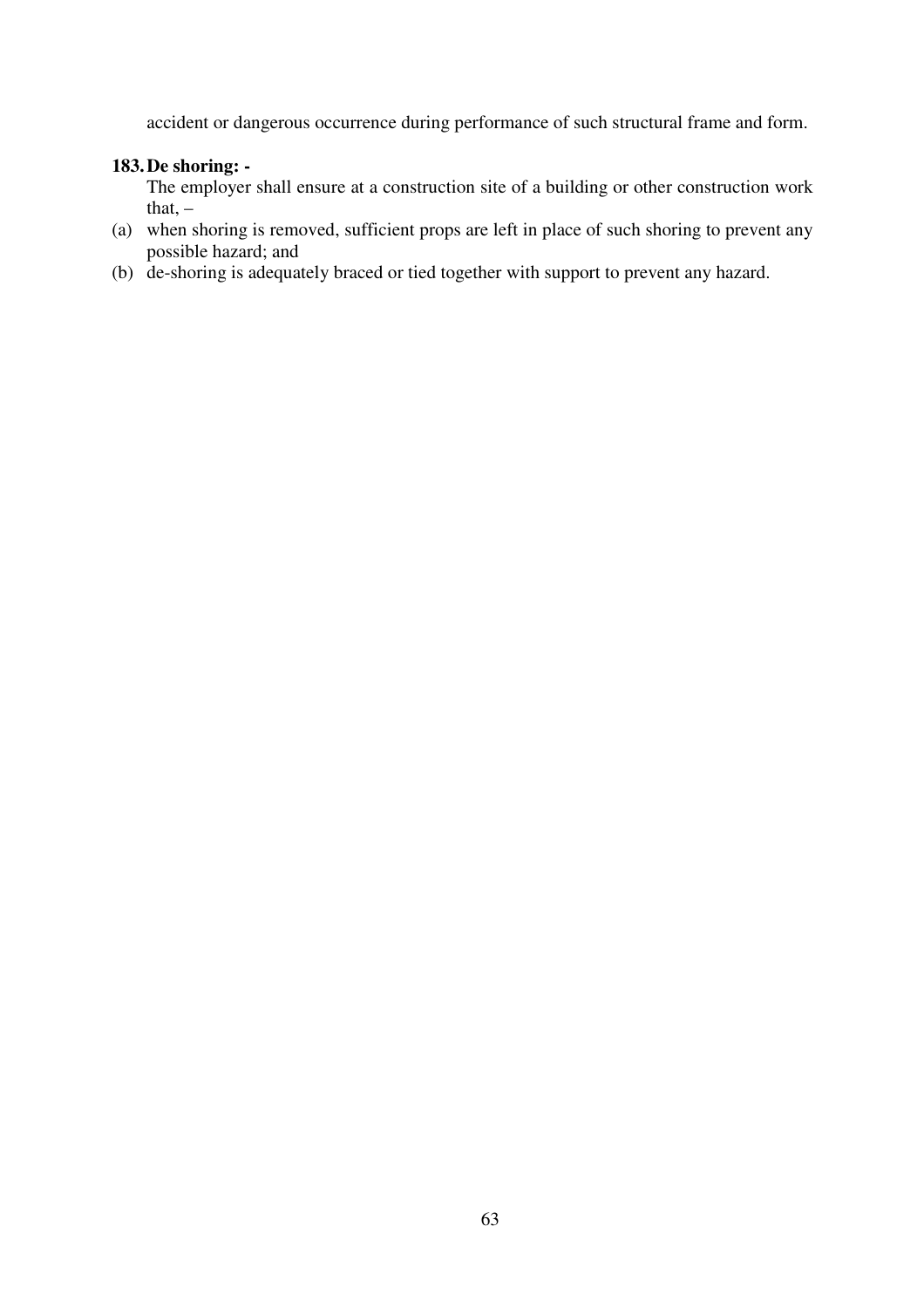accident or dangerous occurrence during performance of such structural frame and form.

**183. De shoring: -**

The employer shall ensure at a construction site of a building or other construction work that, –

(a) when shoring is removed, sufficient props are left in place of such shoring to prevent any possible hazard; and

(b) de-shoring is adequately braced or tied together with support to prevent any hazard.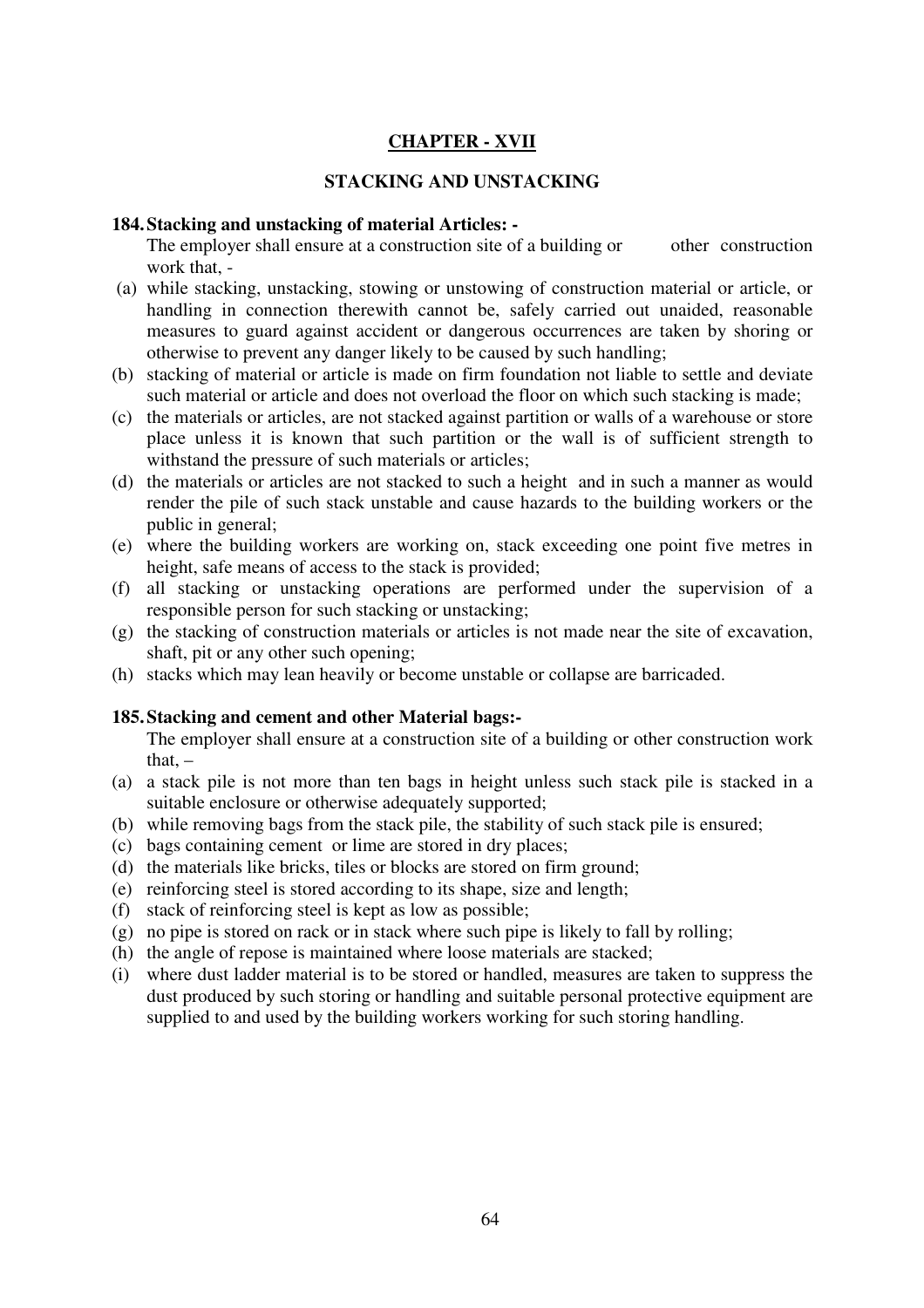## CHAPTER - XVII

### STACKING AND UNSTACKING

**184. Stacking and unstacking of material Articles: -**

The employer shall ensure at a construction site of a building or other construction work that, -

(a) while stacking, unstacking, stowing or unstowing of construction material or article, or handling in connection therewith cannot be, safely carried out unaided, reasonable measures to guard against accident or dangerous occurrences are taken by shoring or otherwise to prevent any danger likely to be caused by such handling;

(b) stacking of material or article is made on firm foundation not liable to settle and deviate such material or article and does not overload the floor on which such stacking is made;

(c) the materials or articles, are not stacked against partition or walls of a warehouse or store place unless it is known that such partition or the wall is of sufficient strength to withstand the pressure of such materials or articles;

(d) the materials or articles are not stacked to such a height and in such a manner as would render the pile of such stack unstable and cause hazards to the building workers or the public in general;

(e) where the building workers are working on, stack exceeding one point five metres in height, safe means of access to the stack is provided;

(f) all stacking or unstacking operations are performed under the supervision of a responsible person for such stacking or unstacking;

(g) the stacking of construction materials or articles is not made near the site of excavation, shaft, pit or any other such opening;

(h) stacks which may lean heavily or become unstable or collapse are barricaded.

**185. Stacking and cement and other Material bags:-**

The employer shall ensure at a construction site of a building or other construction work that, –

(a) a stack pile is not more than ten bags in height unless such stack pile is stacked in a suitable enclosure or otherwise adequately supported;

(b) while removing bags from the stack pile, the stability of such stack pile is ensured;

(c) bags containing cement or lime are stored in dry places;

(d) the materials like bricks, tiles or blocks are stored on firm ground;

(e) reinforcing steel is stored according to its shape, size and length;

(f) stack of reinforcing steel is kept as low as possible;

(g) no pipe is stored on rack or in stack where such pipe is likely to fall by rolling;

(h) the angle of repose is maintained where loose materials are stacked;

(i) where dust ladder material is to be stored or handled, measures are taken to suppress the dust produced by such storing or handling and suitable personal protective equipment are supplied to and used by the building workers working for such storing handling.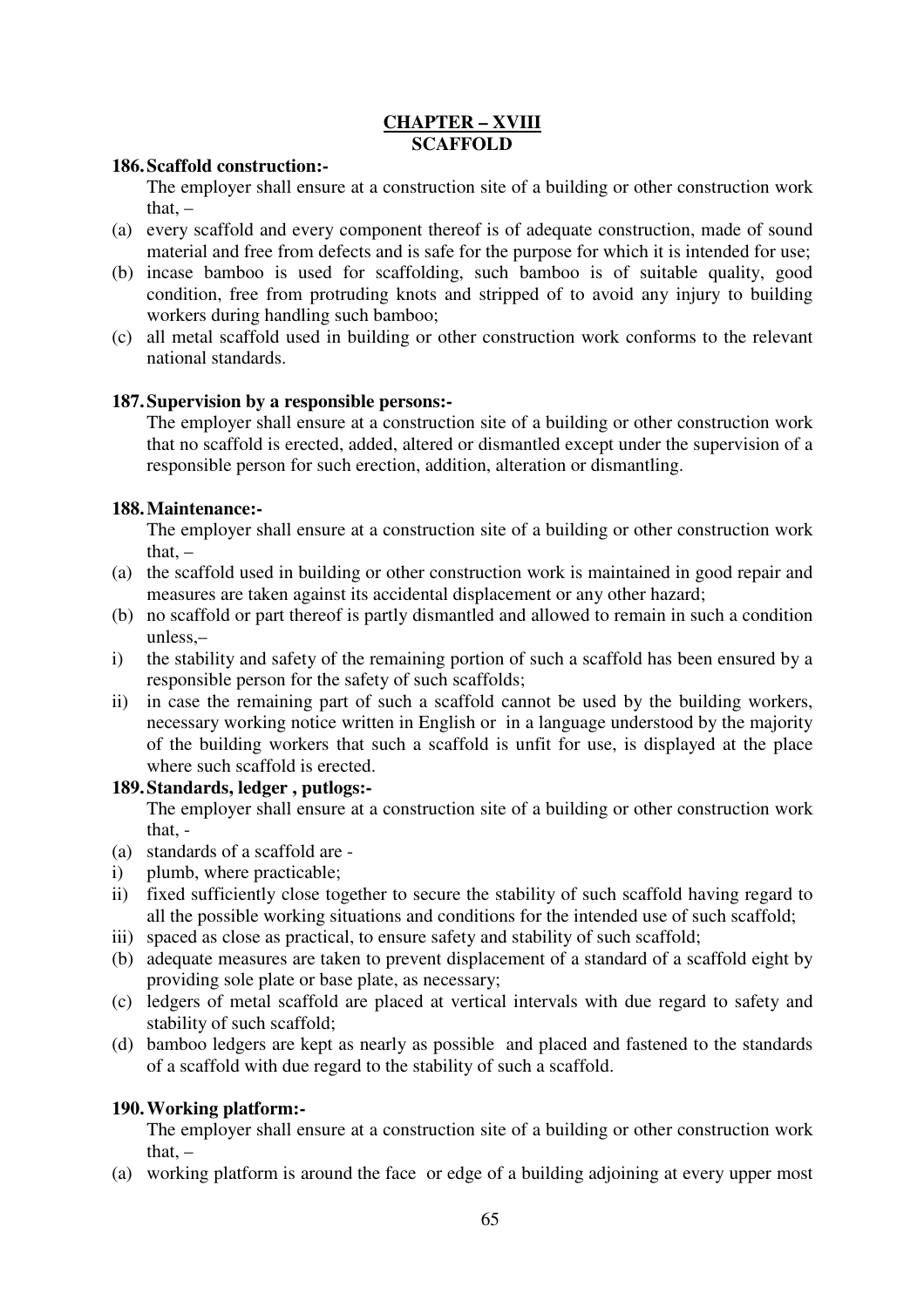## CHAPTER – XVIII
## SCAFFOLD

**186. Scaffold construction:-**

The employer shall ensure at a construction site of a building or other construction work that, –

(a) every scaffold and every component thereof is of adequate construction, made of sound material and free from defects and is safe for the purpose for which it is intended for use;

(b) incase bamboo is used for scaffolding, such bamboo is of suitable quality, good condition, free from protruding knots and stripped of to avoid any injury to building workers during handling such bamboo;

(c) all metal scaffold used in building or other construction work conforms to the relevant national standards.

**187. Supervision by a responsible persons:-**

The employer shall ensure at a construction site of a building or other construction work that no scaffold is erected, added, altered or dismantled except under the supervision of a responsible person for such erection, addition, alteration or dismantling.

**188. Maintenance:-**

The employer shall ensure at a construction site of a building or other construction work that, –

(a) the scaffold used in building or other construction work is maintained in good repair and measures are taken against its accidental displacement or any other hazard;

(b) no scaffold or part thereof is partly dismantled and allowed to remain in such a condition unless,–

i) the stability and safety of the remaining portion of such a scaffold has been ensured by a responsible person for the safety of such scaffolds;

ii) in case the remaining part of such a scaffold cannot be used by the building workers, necessary working notice written in English or in a language understood by the majority of the building workers that such a scaffold is unfit for use, is displayed at the place where such scaffold is erected.

**189. Standards, ledger , putlogs:-**

The employer shall ensure at a construction site of a building or other construction work that, -

(a) standards of a scaffold are -

i) plumb, where practicable;

ii) fixed sufficiently close together to secure the stability of such scaffold having regard to all the possible working situations and conditions for the intended use of such scaffold;

iii) spaced as close as practical, to ensure safety and stability of such scaffold;

(b) adequate measures are taken to prevent displacement of a standard of a scaffold eight by providing sole plate or base plate, as necessary;

(c) ledgers of metal scaffold are placed at vertical intervals with due regard to safety and stability of such scaffold;

(d) bamboo ledgers are kept as nearly as possible and placed and fastened to the standards of a scaffold with due regard to the stability of such a scaffold.

**190. Working platform:-**

The employer shall ensure at a construction site of a building or other construction work that, –

(a) working platform is around the face or edge of a building adjoining at every upper most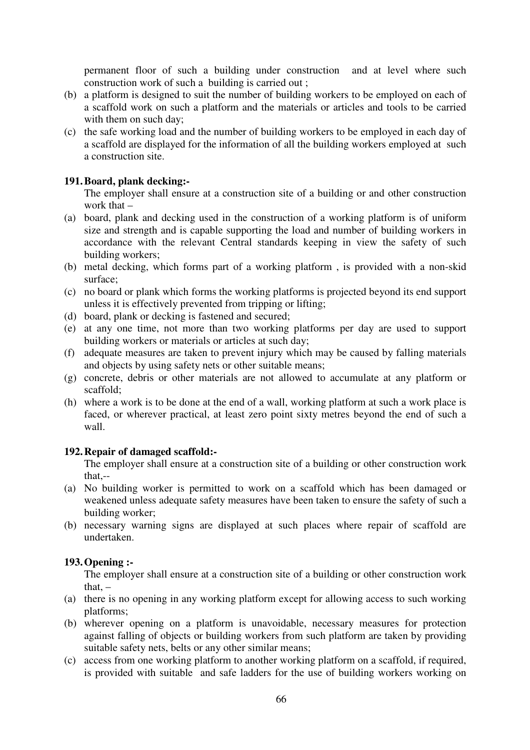permanent floor of such a building under construction and at level where such construction work of such a building is carried out ;

(b) a platform is designed to suit the number of building workers to be employed on each of a scaffold work on such a platform and the materials or articles and tools to be carried with them on such day;

(c) the safe working load and the number of building workers to be employed in each day of a scaffold are displayed for the information of all the building workers employed at such a construction site.

**191. Board, plank decking:-**

The employer shall ensure at a construction site of a building or and other construction work that –

(a) board, plank and decking used in the construction of a working platform is of uniform size and strength and is capable supporting the load and number of building workers in accordance with the relevant Central standards keeping in view the safety of such building workers;

(b) metal decking, which forms part of a working platform , is provided with a non-skid surface;

(c) no board or plank which forms the working platforms is projected beyond its end support unless it is effectively prevented from tripping or lifting;

(d) board, plank or decking is fastened and secured;

(e) at any one time, not more than two working platforms per day are used to support building workers or materials or articles at such day;

(f) adequate measures are taken to prevent injury which may be caused by falling materials and objects by using safety nets or other suitable means;

(g) concrete, debris or other materials are not allowed to accumulate at any platform or scaffold;

(h) where a work is to be done at the end of a wall, working platform at such a work place is faced, or wherever practical, at least zero point sixty metres beyond the end of such a wall.

**192. Repair of damaged scaffold:-**

The employer shall ensure at a construction site of a building or other construction work that,--

(a) No building worker is permitted to work on a scaffold which has been damaged or weakened unless adequate safety measures have been taken to ensure the safety of such a building worker;

(b) necessary warning signs are displayed at such places where repair of scaffold are undertaken.

**193. Opening :-**

The employer shall ensure at a construction site of a building or other construction work that, –

(a) there is no opening in any working platform except for allowing access to such working platforms;

(b) wherever opening on a platform is unavoidable, necessary measures for protection against falling of objects or building workers from such platform are taken by providing suitable safety nets, belts or any other similar means;

(c) access from one working platform to another working platform on a scaffold, if required, is provided with suitable and safe ladders for the use of building workers working on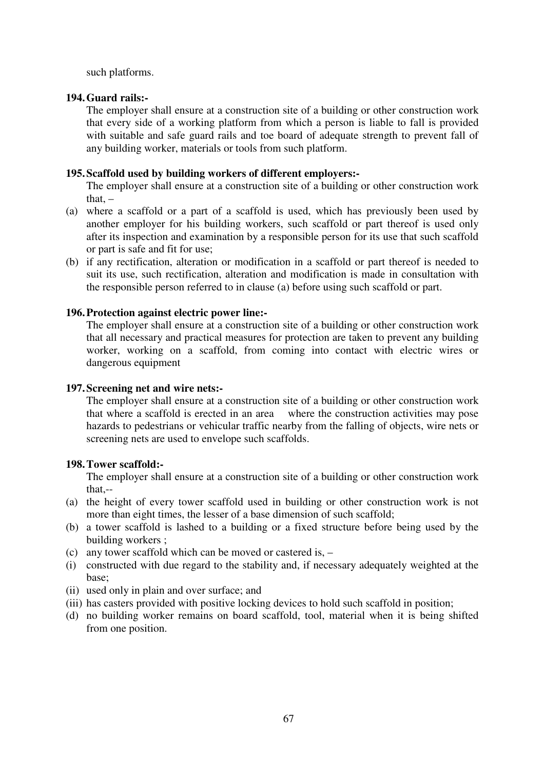such platforms.

**194. Guard rails:-**

The employer shall ensure at a construction site of a building or other construction work that every side of a working platform from which a person is liable to fall is provided with suitable and safe guard rails and toe board of adequate strength to prevent fall of any building worker, materials or tools from such platform.

**195. Scaffold used by building workers of different employers:-**

The employer shall ensure at a construction site of a building or other construction work that, –

(a) where a scaffold or a part of a scaffold is used, which has previously been used by another employer for his building workers, such scaffold or part thereof is used only after its inspection and examination by a responsible person for its use that such scaffold or part is safe and fit for use;

(b) if any rectification, alteration or modification in a scaffold or part thereof is needed to suit its use, such rectification, alteration and modification is made in consultation with the responsible person referred to in clause (a) before using such scaffold or part.

**196. Protection against electric power line:-**

The employer shall ensure at a construction site of a building or other construction work that all necessary and practical measures for protection are taken to prevent any building worker, working on a scaffold, from coming into contact with electric wires or dangerous equipment

**197. Screening net and wire nets:-**

The employer shall ensure at a construction site of a building or other construction work that where a scaffold is erected in an area where the construction activities may pose hazards to pedestrians or vehicular traffic nearby from the falling of objects, wire nets or screening nets are used to envelope such scaffolds.

**198. Tower scaffold:-**

The employer shall ensure at a construction site of a building or other construction work that,--

(a) the height of every tower scaffold used in building or other construction work is not more than eight times, the lesser of a base dimension of such scaffold;

(b) a tower scaffold is lashed to a building or a fixed structure before being used by the building workers ;

(c) any tower scaffold which can be moved or castered is, –

(i) constructed with due regard to the stability and, if necessary adequately weighted at the base;

(ii) used only in plain and over surface; and

(iii) has casters provided with positive locking devices to hold such scaffold in position;

(d) no building worker remains on board scaffold, tool, material when it is being shifted from one position.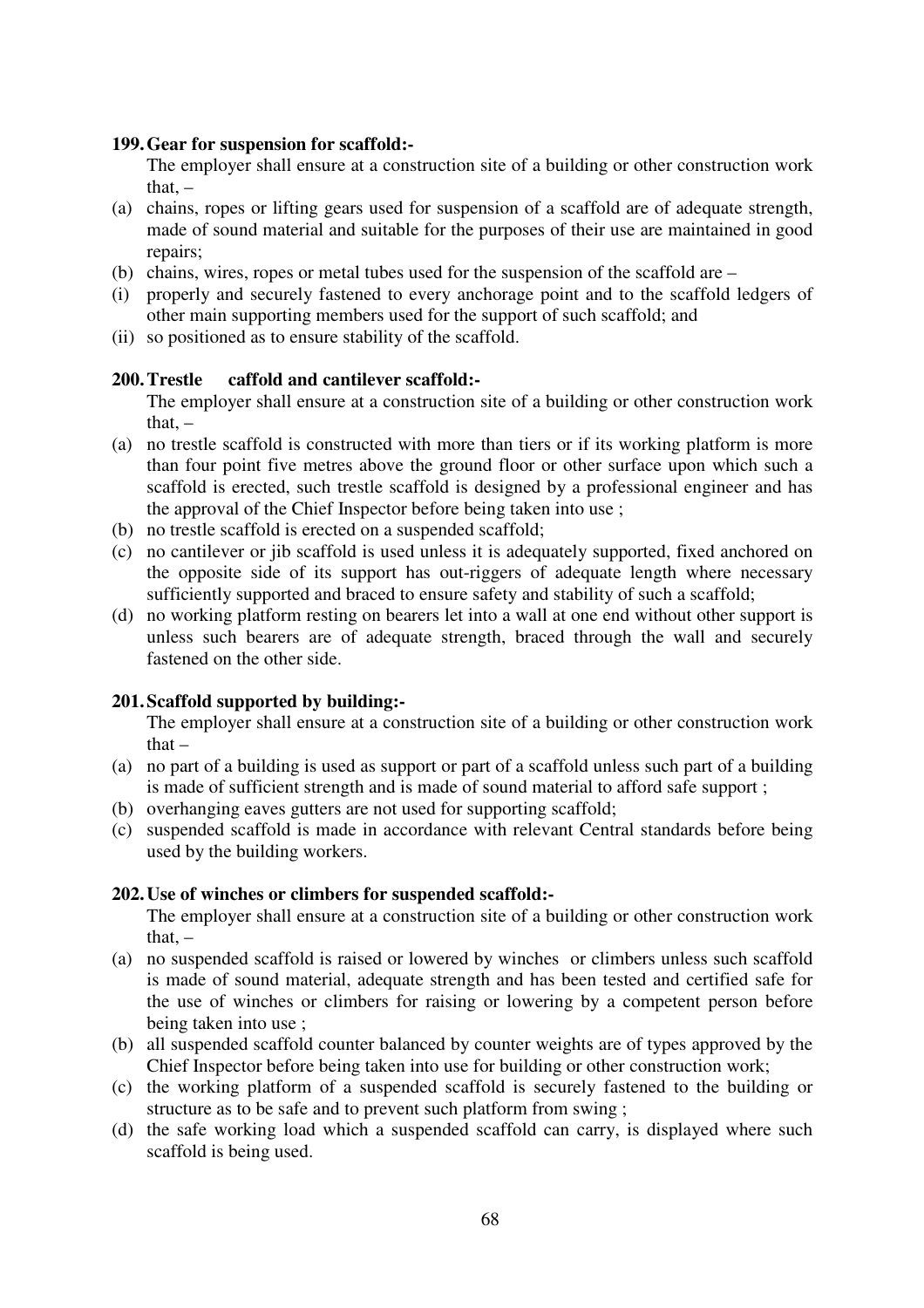**199. Gear for suspension for scaffold:-**

The employer shall ensure at a construction site of a building or other construction work that, –

(a) chains, ropes or lifting gears used for suspension of a scaffold are of adequate strength, made of sound material and suitable for the purposes of their use are maintained in good repairs;

(b) chains, wires, ropes or metal tubes used for the suspension of the scaffold are –

(i) properly and securely fastened to every anchorage point and to the scaffold ledgers of other main supporting members used for the support of such scaffold; and

(ii) so positioned as to ensure stability of the scaffold.

**200. Trestle caffold and cantilever scaffold:-**

The employer shall ensure at a construction site of a building or other construction work that, –

(a) no trestle scaffold is constructed with more than tiers or if its working platform is more than four point five metres above the ground floor or other surface upon which such a scaffold is erected, such trestle scaffold is designed by a professional engineer and has the approval of the Chief Inspector before being taken into use ;

(b) no trestle scaffold is erected on a suspended scaffold;

(c) no cantilever or jib scaffold is used unless it is adequately supported, fixed anchored on the opposite side of its support has out-riggers of adequate length where necessary sufficiently supported and braced to ensure safety and stability of such a scaffold;

(d) no working platform resting on bearers let into a wall at one end without other support is unless such bearers are of adequate strength, braced through the wall and securely fastened on the other side.

**201. Scaffold supported by building:-**

The employer shall ensure at a construction site of a building or other construction work that –

(a) no part of a building is used as support or part of a scaffold unless such part of a building is made of sufficient strength and is made of sound material to afford safe support ;

(b) overhanging eaves gutters are not used for supporting scaffold;

(c) suspended scaffold is made in accordance with relevant Central standards before being used by the building workers.

**202. Use of winches or climbers for suspended scaffold:-**

The employer shall ensure at a construction site of a building or other construction work that, –

(a) no suspended scaffold is raised or lowered by winches or climbers unless such scaffold is made of sound material, adequate strength and has been tested and certified safe for the use of winches or climbers for raising or lowering by a competent person before being taken into use ;

(b) all suspended scaffold counter balanced by counter weights are of types approved by the Chief Inspector before being taken into use for building or other construction work;

(c) the working platform of a suspended scaffold is securely fastened to the building or structure as to be safe and to prevent such platform from swing ;

(d) the safe working load which a suspended scaffold can carry, is displayed where such scaffold is being used.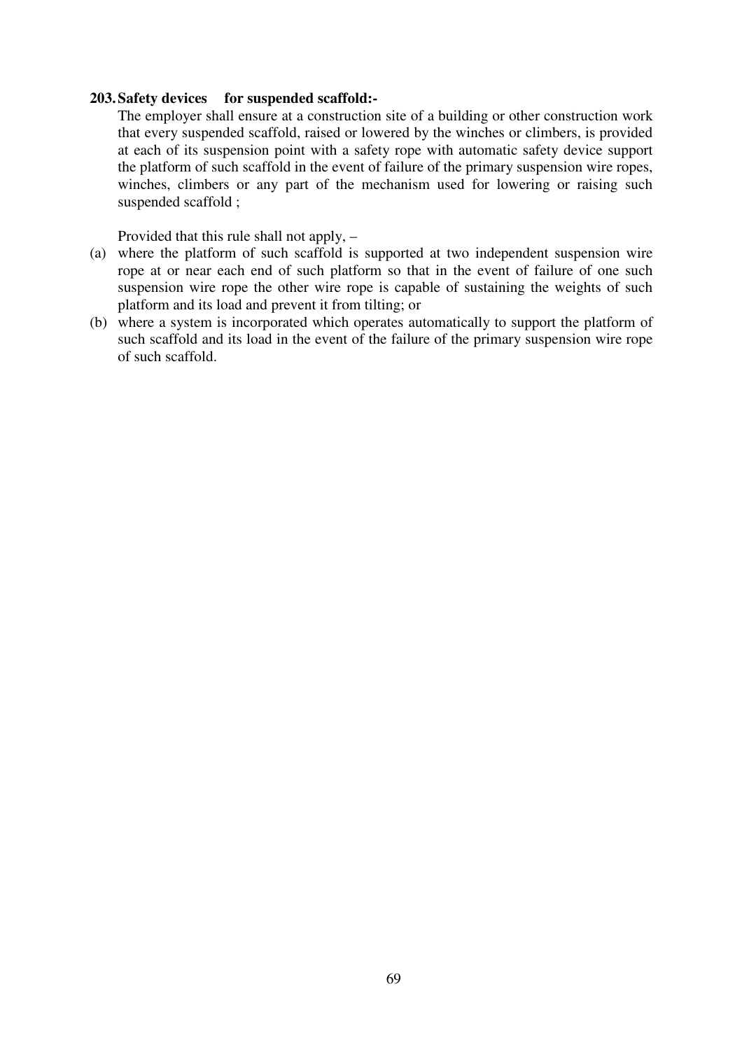**203. Safety devices for suspended scaffold:-**

The employer shall ensure at a construction site of a building or other construction work that every suspended scaffold, raised or lowered by the winches or climbers, is provided at each of its suspension point with a safety rope with automatic safety device support the platform of such scaffold in the event of failure of the primary suspension wire ropes, winches, climbers or any part of the mechanism used for lowering or raising such suspended scaffold ;

Provided that this rule shall not apply, –

(a) where the platform of such scaffold is supported at two independent suspension wire rope at or near each end of such platform so that in the event of failure of one such suspension wire rope the other wire rope is capable of sustaining the weights of such platform and its load and prevent it from tilting; or

(b) where a system is incorporated which operates automatically to support the platform of such scaffold and its load in the event of the failure of the primary suspension wire rope of such scaffold.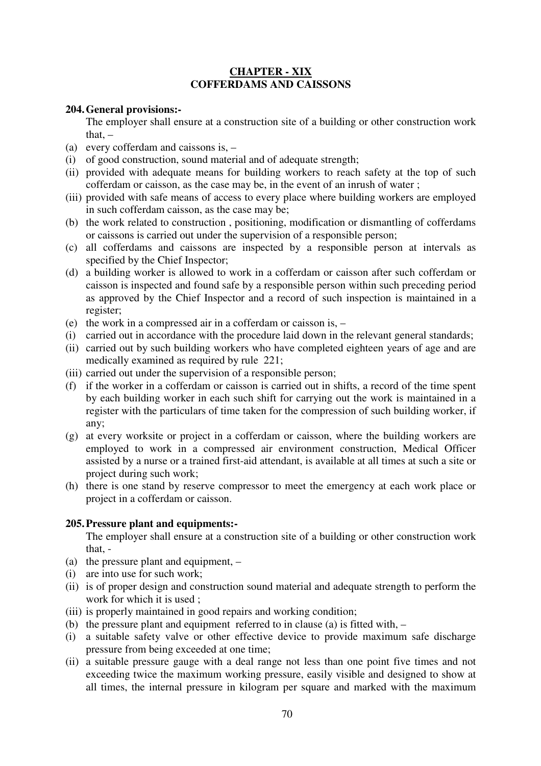## CHAPTER - XIX
## COFFERDAMS AND CAISSONS

**204. General provisions:-**

The employer shall ensure at a construction site of a building or other construction work that, –

(a) every cofferdam and caissons is, –

(i) of good construction, sound material and of adequate strength;

(ii) provided with adequate means for building workers to reach safety at the top of such cofferdam or caisson, as the case may be, in the event of an inrush of water ;

(iii) provided with safe means of access to every place where building workers are employed in such cofferdam caisson, as the case may be;

(b) the work related to construction , positioning, modification or dismantling of cofferdams or caissons is carried out under the supervision of a responsible person;

(c) all cofferdams and caissons are inspected by a responsible person at intervals as specified by the Chief Inspector;

(d) a building worker is allowed to work in a cofferdam or caisson after such cofferdam or caisson is inspected and found safe by a responsible person within such preceding period as approved by the Chief Inspector and a record of such inspection is maintained in a register;

(e) the work in a compressed air in a cofferdam or caisson is, –

(i) carried out in accordance with the procedure laid down in the relevant general standards;

(ii) carried out by such building workers who have completed eighteen years of age and are medically examined as required by rule 221;

(iii) carried out under the supervision of a responsible person;

(f) if the worker in a cofferdam or caisson is carried out in shifts, a record of the time spent by each building worker in each such shift for carrying out the work is maintained in a register with the particulars of time taken for the compression of such building worker, if any;

(g) at every worksite or project in a cofferdam or caisson, where the building workers are employed to work in a compressed air environment construction, Medical Officer assisted by a nurse or a trained first-aid attendant, is available at all times at such a site or project during such work;

(h) there is one stand by reserve compressor to meet the emergency at each work place or project in a cofferdam or caisson.

**205. Pressure plant and equipments:-**

The employer shall ensure at a construction site of a building or other construction work that, -

(a) the pressure plant and equipment, –

(i) are into use for such work;

(ii) is of proper design and construction sound material and adequate strength to perform the work for which it is used ;

(iii) is properly maintained in good repairs and working condition;

(b) the pressure plant and equipment referred to in clause (a) is fitted with, –

(i) a suitable safety valve or other effective device to provide maximum safe discharge pressure from being exceeded at one time;

(ii) a suitable pressure gauge with a deal range not less than one point five times and not exceeding twice the maximum working pressure, easily visible and designed to show at all times, the internal pressure in kilogram per square and marked with the maximum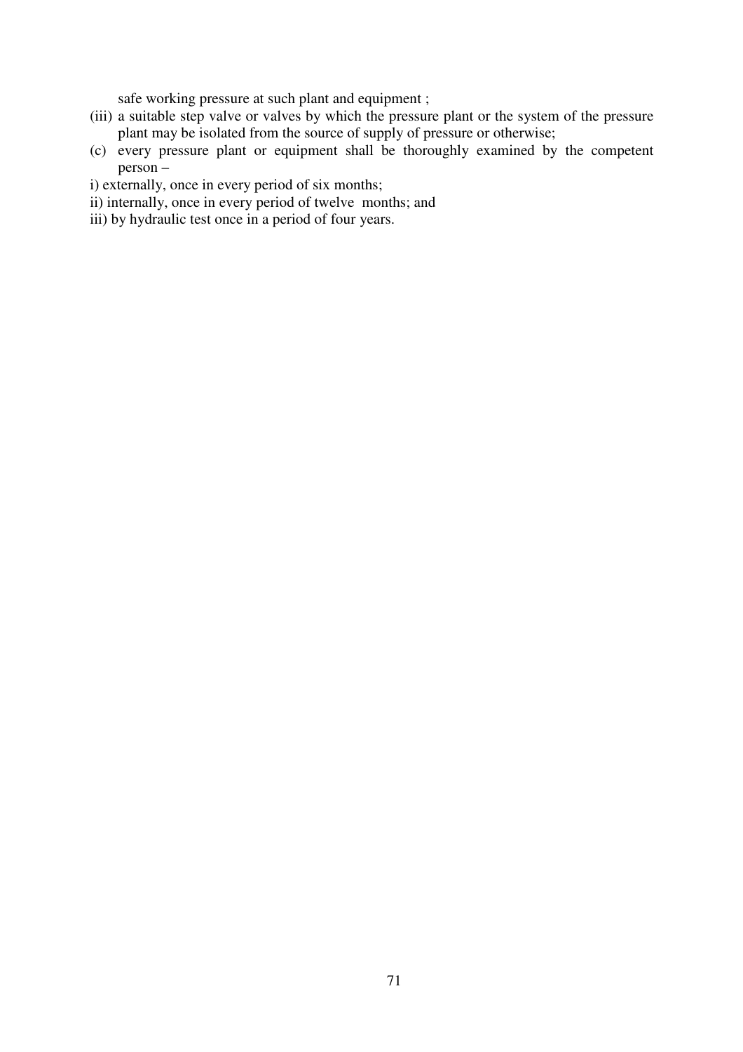safe working pressure at such plant and equipment ;

(iii) a suitable step valve or valves by which the pressure plant or the system of the pressure plant may be isolated from the source of supply of pressure or otherwise;

(c) every pressure plant or equipment shall be thoroughly examined by the competent person –

i) externally, once in every period of six months;

ii) internally, once in every period of twelve months; and

iii) by hydraulic test once in a period of four years.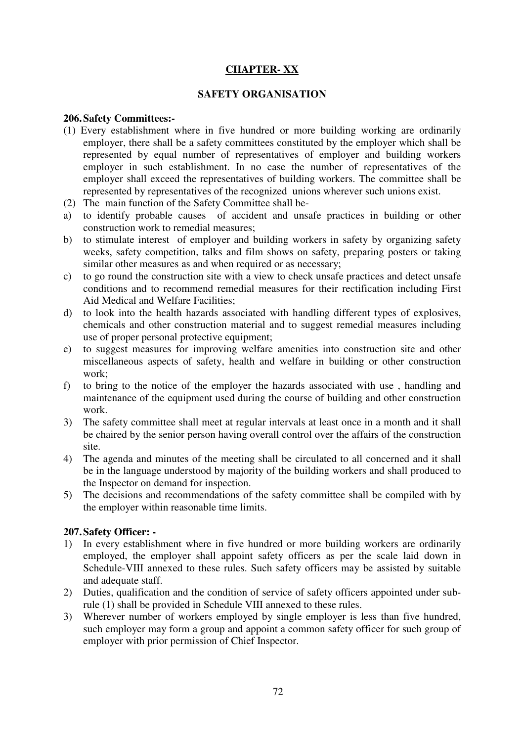## CHAPTER- XX

## SAFETY ORGANISATION

**206. Safety Committees:-**

(1) Every establishment where in five hundred or more building working are ordinarily employer, there shall be a safety committees constituted by the employer which shall be represented by equal number of representatives of employer and building workers employer in such establishment. In no case the number of representatives of the employer shall exceed the representatives of building workers. The committee shall be represented by representatives of the recognized unions wherever such unions exist.

(2) The main function of the Safety Committee shall be-

a) to identify probable causes of accident and unsafe practices in building or other construction work to remedial measures;

b) to stimulate interest of employer and building workers in safety by organizing safety weeks, safety competition, talks and film shows on safety, preparing posters or taking similar other measures as and when required or as necessary;

c) to go round the construction site with a view to check unsafe practices and detect unsafe conditions and to recommend remedial measures for their rectification including First Aid Medical and Welfare Facilities;

d) to look into the health hazards associated with handling different types of explosives, chemicals and other construction material and to suggest remedial measures including use of proper personal protective equipment;

e) to suggest measures for improving welfare amenities into construction site and other miscellaneous aspects of safety, health and welfare in building or other construction work;

f) to bring to the notice of the employer the hazards associated with use , handling and maintenance of the equipment used during the course of building and other construction work.

3) The safety committee shall meet at regular intervals at least once in a month and it shall be chaired by the senior person having overall control over the affairs of the construction site.

4) The agenda and minutes of the meeting shall be circulated to all concerned and it shall be in the language understood by majority of the building workers and shall produced to the Inspector on demand for inspection.

5) The decisions and recommendations of the safety committee shall be compiled with by the employer within reasonable time limits.

**207. Safety Officer: -**

1) In every establishment where in five hundred or more building workers are ordinarily employed, the employer shall appoint safety officers as per the scale laid down in Schedule-VIII annexed to these rules. Such safety officers may be assisted by suitable and adequate staff.

2) Duties, qualification and the condition of service of safety officers appointed under sub-rule (1) shall be provided in Schedule VIII annexed to these rules.

3) Wherever number of workers employed by single employer is less than five hundred, such employer may form a group and appoint a common safety officer for such group of employer with prior permission of Chief Inspector.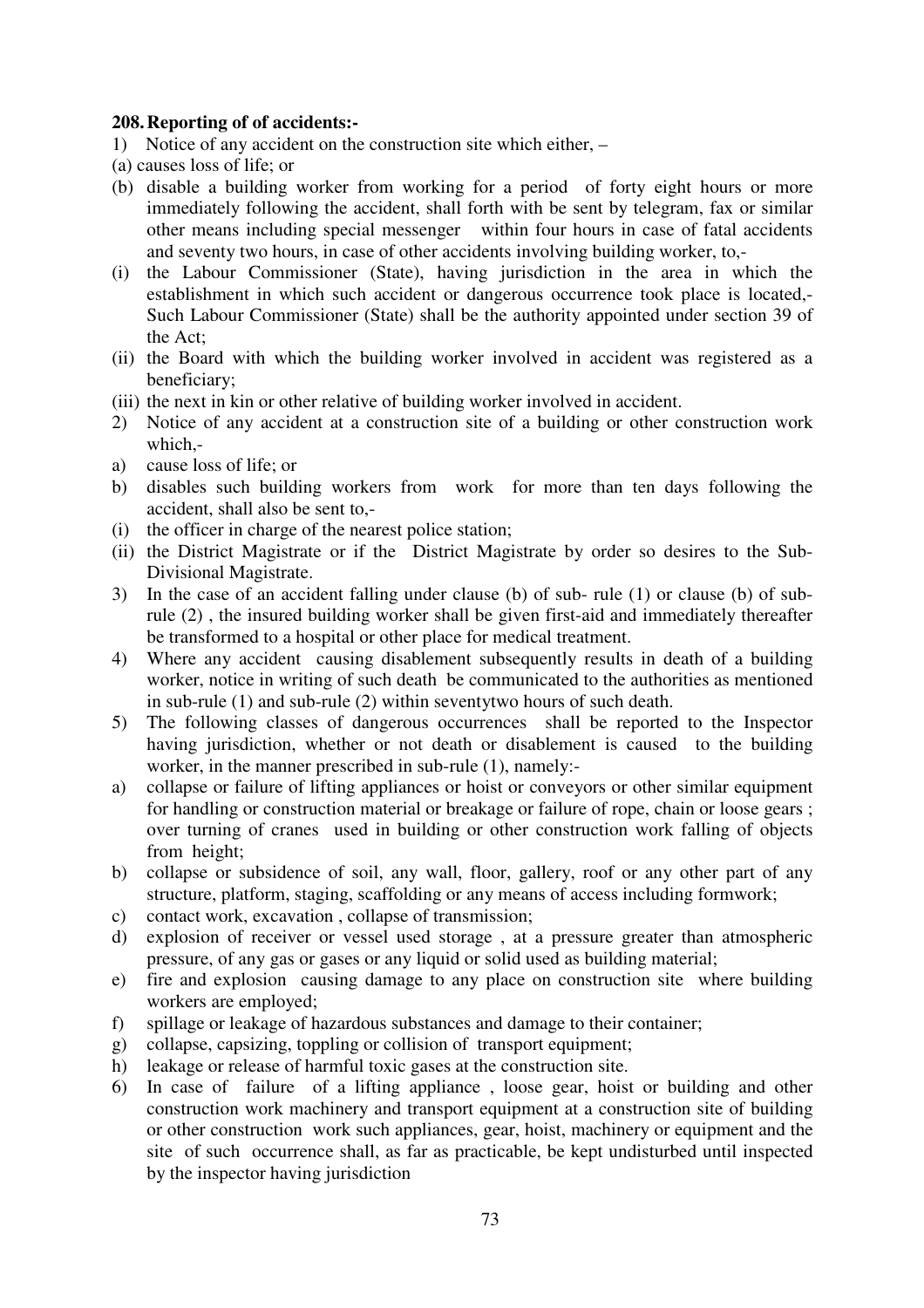**208. Reporting of of accidents:-**

1) Notice of any accident on the construction site which either, –

(a) causes loss of life; or

(b) disable a building worker from working for a period of forty eight hours or more immediately following the accident, shall forth with be sent by telegram, fax or similar other means including special messenger within four hours in case of fatal accidents and seventy two hours, in case of other accidents involving building worker, to,-

(i) the Labour Commissioner (State), having jurisdiction in the area in which the establishment in which such accident or dangerous occurrence took place is located,- Such Labour Commissioner (State) shall be the authority appointed under section 39 of the Act;

(ii) the Board with which the building worker involved in accident was registered as a beneficiary;

(iii) the next in kin or other relative of building worker involved in accident.

2) Notice of any accident at a construction site of a building or other construction work which,-

a) cause loss of life; or

b) disables such building workers from work for more than ten days following the accident, shall also be sent to,-

(i) the officer in charge of the nearest police station;

(ii) the District Magistrate or if the District Magistrate by order so desires to the Sub-Divisional Magistrate.

3) In the case of an accident falling under clause (b) of sub- rule (1) or clause (b) of sub-rule (2) , the insured building worker shall be given first-aid and immediately thereafter be transformed to a hospital or other place for medical treatment.

4) Where any accident causing disablement subsequently results in death of a building worker, notice in writing of such death be communicated to the authorities as mentioned in sub-rule (1) and sub-rule (2) within seventytwo hours of such death.

5) The following classes of dangerous occurrences shall be reported to the Inspector having jurisdiction, whether or not death or disablement is caused to the building worker, in the manner prescribed in sub-rule (1), namely:-

a) collapse or failure of lifting appliances or hoist or conveyors or other similar equipment for handling or construction material or breakage or failure of rope, chain or loose gears ; over turning of cranes used in building or other construction work falling of objects from height;

b) collapse or subsidence of soil, any wall, floor, gallery, roof or any other part of any structure, platform, staging, scaffolding or any means of access including formwork;

c) contact work, excavation , collapse of transmission;

d) explosion of receiver or vessel used storage , at a pressure greater than atmospheric pressure, of any gas or gases or any liquid or solid used as building material;

e) fire and explosion causing damage to any place on construction site where building workers are employed;

f) spillage or leakage of hazardous substances and damage to their container;

g) collapse, capsizing, toppling or collision of transport equipment;

h) leakage or release of harmful toxic gases at the construction site.

6) In case of failure of a lifting appliance , loose gear, hoist or building and other construction work machinery and transport equipment at a construction site of building or other construction work such appliances, gear, hoist, machinery or equipment and the site of such occurrence shall, as far as practicable, be kept undisturbed until inspected by the inspector having jurisdiction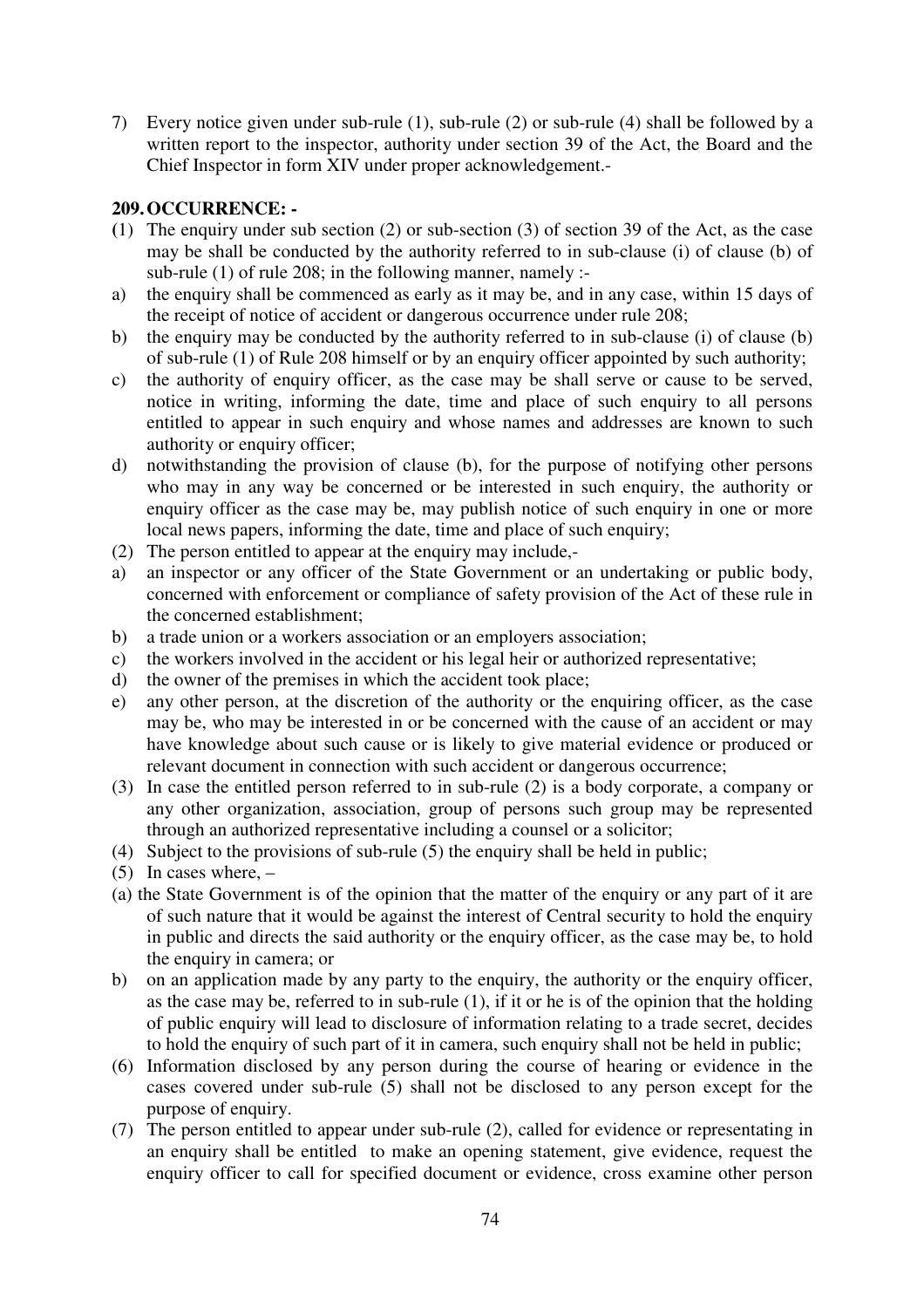7) Every notice given under sub-rule (1), sub-rule (2) or sub-rule (4) shall be followed by a written report to the inspector, authority under section 39 of the Act, the Board and the Chief Inspector in form XIV under proper acknowledgement.-

## 209. OCCURRENCE: -

(1) The enquiry under sub section (2) or sub-section (3) of section 39 of the Act, as the case may be shall be conducted by the authority referred to in sub-clause (i) of clause (b) of sub-rule (1) of rule 208; in the following manner, namely :-

a) the enquiry shall be commenced as early as it may be, and in any case, within 15 days of the receipt of notice of accident or dangerous occurrence under rule 208;

b) the enquiry may be conducted by the authority referred to in sub-clause (i) of clause (b) of sub-rule (1) of Rule 208 himself or by an enquiry officer appointed by such authority;

c) the authority of enquiry officer, as the case may be shall serve or cause to be served, notice in writing, informing the date, time and place of such enquiry to all persons entitled to appear in such enquiry and whose names and addresses are known to such authority or enquiry officer;

d) notwithstanding the provision of clause (b), for the purpose of notifying other persons who may in any way be concerned or be interested in such enquiry, the authority or enquiry officer as the case may be, may publish notice of such enquiry in one or more local news papers, informing the date, time and place of such enquiry;

(2) The person entitled to appear at the enquiry may include,-

a) an inspector or any officer of the State Government or an undertaking or public body, concerned with enforcement or compliance of safety provision of the Act of these rule in the concerned establishment;

b) a trade union or a workers association or an employers association;

c) the workers involved in the accident or his legal heir or authorized representative;

d) the owner of the premises in which the accident took place;

e) any other person, at the discretion of the authority or the enquiring officer, as the case may be, who may be interested in or be concerned with the cause of an accident or may have knowledge about such cause or is likely to give material evidence or produced or relevant document in connection with such accident or dangerous occurrence;

(3) In case the entitled person referred to in sub-rule (2) is a body corporate, a company or any other organization, association, group of persons such group may be represented through an authorized representative including a counsel or a solicitor;

(4) Subject to the provisions of sub-rule (5) the enquiry shall be held in public;

(5) In cases where, –

(a) the State Government is of the opinion that the matter of the enquiry or any part of it are of such nature that it would be against the interest of Central security to hold the enquiry in public and directs the said authority or the enquiry officer, as the case may be, to hold the enquiry in camera; or

b) on an application made by any party to the enquiry, the authority or the enquiry officer, as the case may be, referred to in sub-rule (1), if it or he is of the opinion that the holding of public enquiry will lead to disclosure of information relating to a trade secret, decides to hold the enquiry of such part of it in camera, such enquiry shall not be held in public;

(6) Information disclosed by any person during the course of hearing or evidence in the cases covered under sub-rule (5) shall not be disclosed to any person except for the purpose of enquiry.

(7) The person entitled to appear under sub-rule (2), called for evidence or representating in an enquiry shall be entitled to make an opening statement, give evidence, request the enquiry officer to call for specified document or evidence, cross examine other person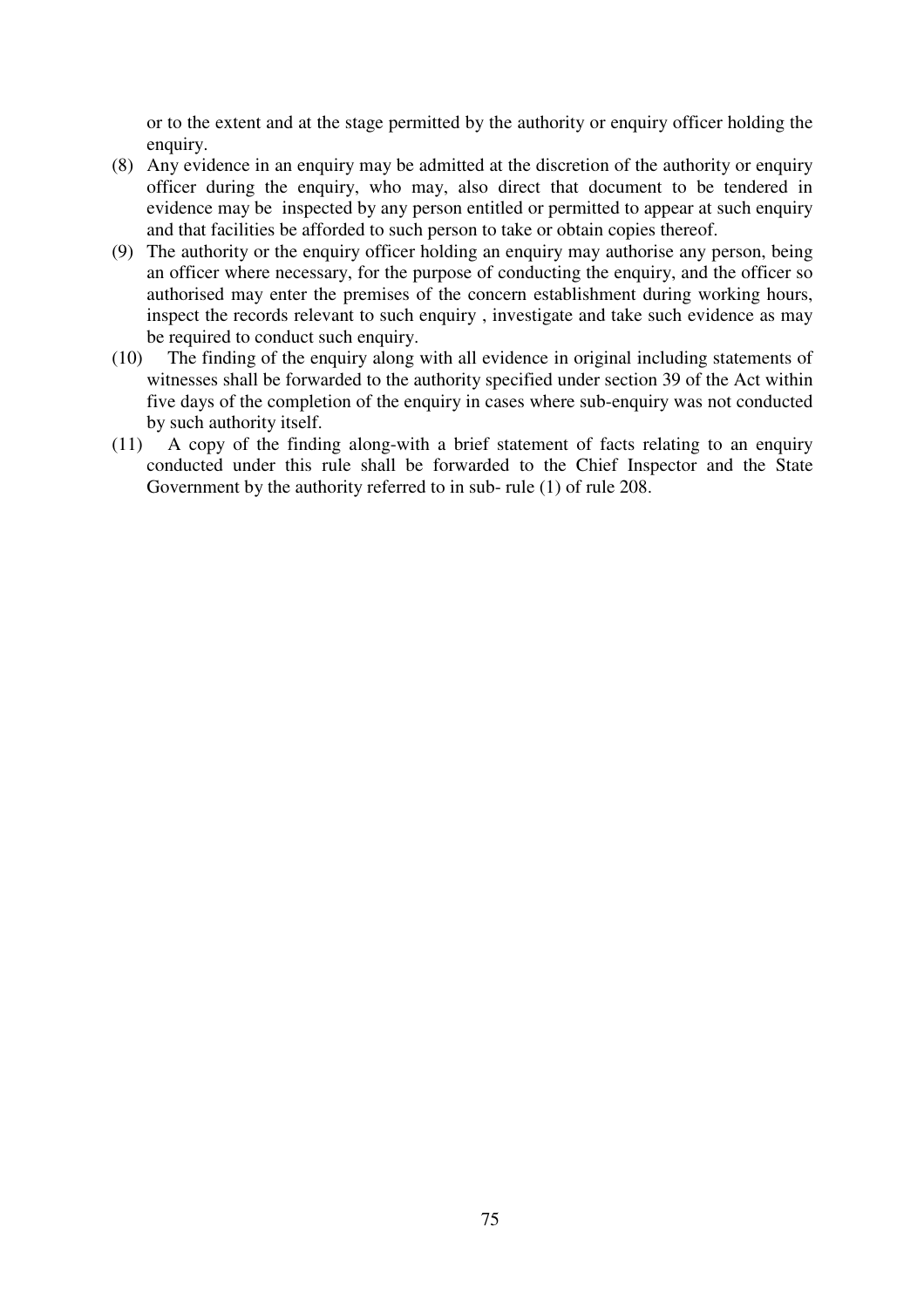or to the extent and at the stage permitted by the authority or enquiry officer holding the enquiry.

(8) Any evidence in an enquiry may be admitted at the discretion of the authority or enquiry officer during the enquiry, who may, also direct that document to be tendered in evidence may be inspected by any person entitled or permitted to appear at such enquiry and that facilities be afforded to such person to take or obtain copies thereof.

(9) The authority or the enquiry officer holding an enquiry may authorise any person, being an officer where necessary, for the purpose of conducting the enquiry, and the officer so authorised may enter the premises of the concern establishment during working hours, inspect the records relevant to such enquiry , investigate and take such evidence as may be required to conduct such enquiry.

(10) The finding of the enquiry along with all evidence in original including statements of witnesses shall be forwarded to the authority specified under section 39 of the Act within five days of the completion of the enquiry in cases where sub-enquiry was not conducted by such authority itself.

(11) A copy of the finding along-with a brief statement of facts relating to an enquiry conducted under this rule shall be forwarded to the Chief Inspector and the State Government by the authority referred to in sub- rule (1) of rule 208.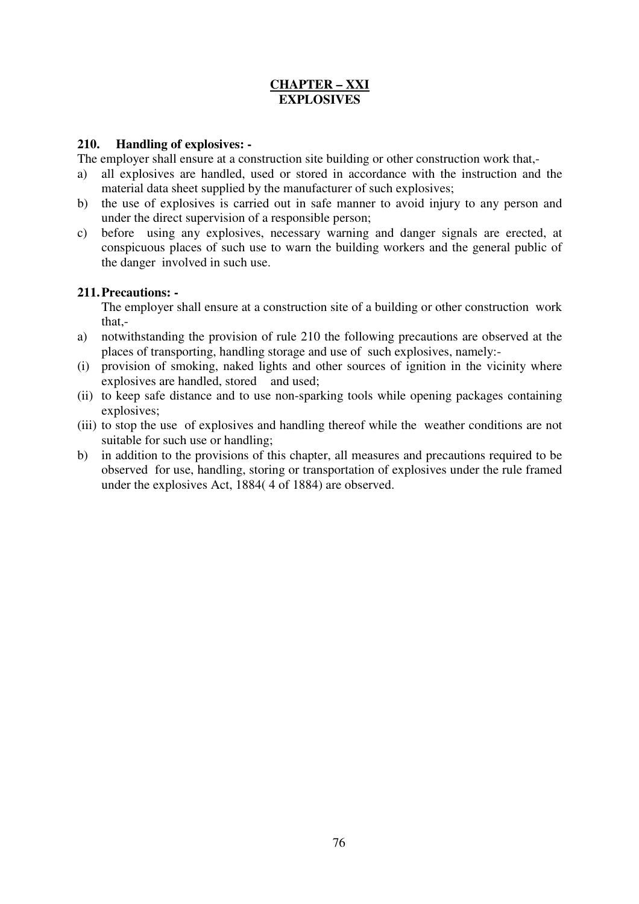## CHAPTER – XXI
## EXPLOSIVES

### 210. Handling of explosives: -

The employer shall ensure at a construction site building or other construction work that,-

a) all explosives are handled, used or stored in accordance with the instruction and the material data sheet supplied by the manufacturer of such explosives;
b) the use of explosives is carried out in safe manner to avoid injury to any person and under the direct supervision of a responsible person;
c) before using any explosives, necessary warning and danger signals are erected, at conspicuous places of such use to warn the building workers and the general public of the danger involved in such use.

### 211. Precautions: -

The employer shall ensure at a construction site of a building or other construction work that,-

a) notwithstanding the provision of rule 210 the following precautions are observed at the places of transporting, handling storage and use of such explosives, namely:-
   (i) provision of smoking, naked lights and other sources of ignition in the vicinity where explosives are handled, stored and used;
   (ii) to keep safe distance and to use non-sparking tools while opening packages containing explosives;
   (iii) to stop the use of explosives and handling thereof while the weather conditions are not suitable for such use or handling;
b) in addition to the provisions of this chapter, all measures and precautions required to be observed for use, handling, storing or transportation of explosives under the rule framed under the explosives Act, 1884( 4 of 1884) are observed.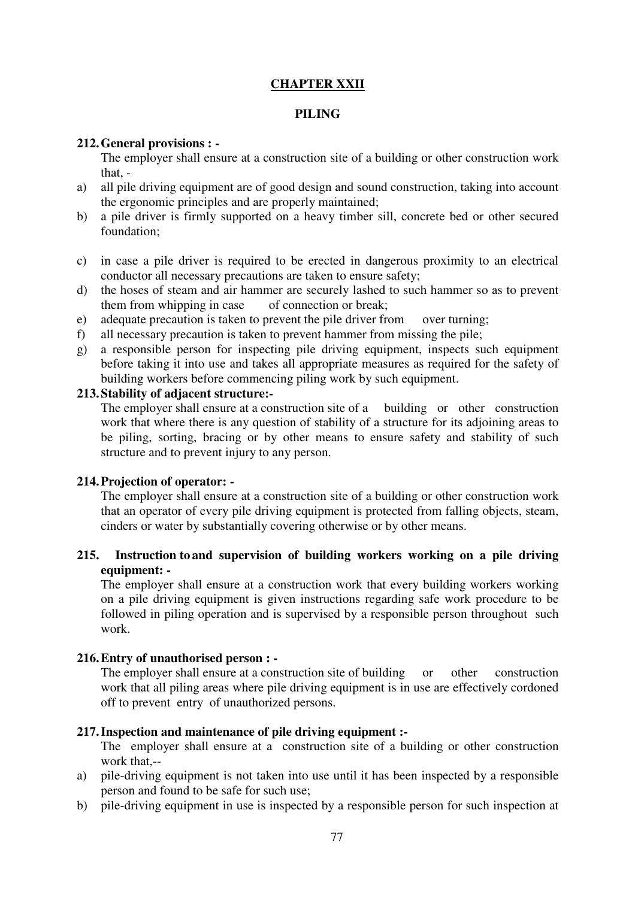## CHAPTER XXII

### PILING

**212. General provisions : -**

The employer shall ensure at a construction site of a building or other construction work that, -

a) all pile driving equipment are of good design and sound construction, taking into account the ergonomic principles and are properly maintained;
b) a pile driver is firmly supported on a heavy timber sill, concrete bed or other secured foundation;
c) in case a pile driver is required to be erected in dangerous proximity to an electrical conductor all necessary precautions are taken to ensure safety;
d) the hoses of steam and air hammer are securely lashed to such hammer so as to prevent them from whipping in case of connection or break;
e) adequate precaution is taken to prevent the pile driver from over turning;
f) all necessary precaution is taken to prevent hammer from missing the pile;
g) a responsible person for inspecting pile driving equipment, inspects such equipment before taking it into use and takes all appropriate measures as required for the safety of building workers before commencing piling work by such equipment.

**213. Stability of adjacent structure:-**

The employer shall ensure at a construction site of a building or other construction work that where there is any question of stability of a structure for its adjoining areas to be piling, sorting, bracing or by other means to ensure safety and stability of such structure and to prevent injury to any person.

**214. Projection of operator: -**

The employer shall ensure at a construction site of a building or other construction work that an operator of every pile driving equipment is protected from falling objects, steam, cinders or water by substantially covering otherwise or by other means.

**215. Instruction to and supervision of building workers working on a pile driving equipment: -**

The employer shall ensure at a construction work that every building workers working on a pile driving equipment is given instructions regarding safe work procedure to be followed in piling operation and is supervised by a responsible person throughout such work.

**216. Entry of unauthorised person : -**

The employer shall ensure at a construction site of building or other construction work that all piling areas where pile driving equipment is in use are effectively cordoned off to prevent entry of unauthorized persons.

**217. Inspection and maintenance of pile driving equipment :-**

The employer shall ensure at a construction site of a building or other construction work that,--

a) pile-driving equipment is not taken into use until it has been inspected by a responsible person and found to be safe for such use;
b) pile-driving equipment in use is inspected by a responsible person for such inspection at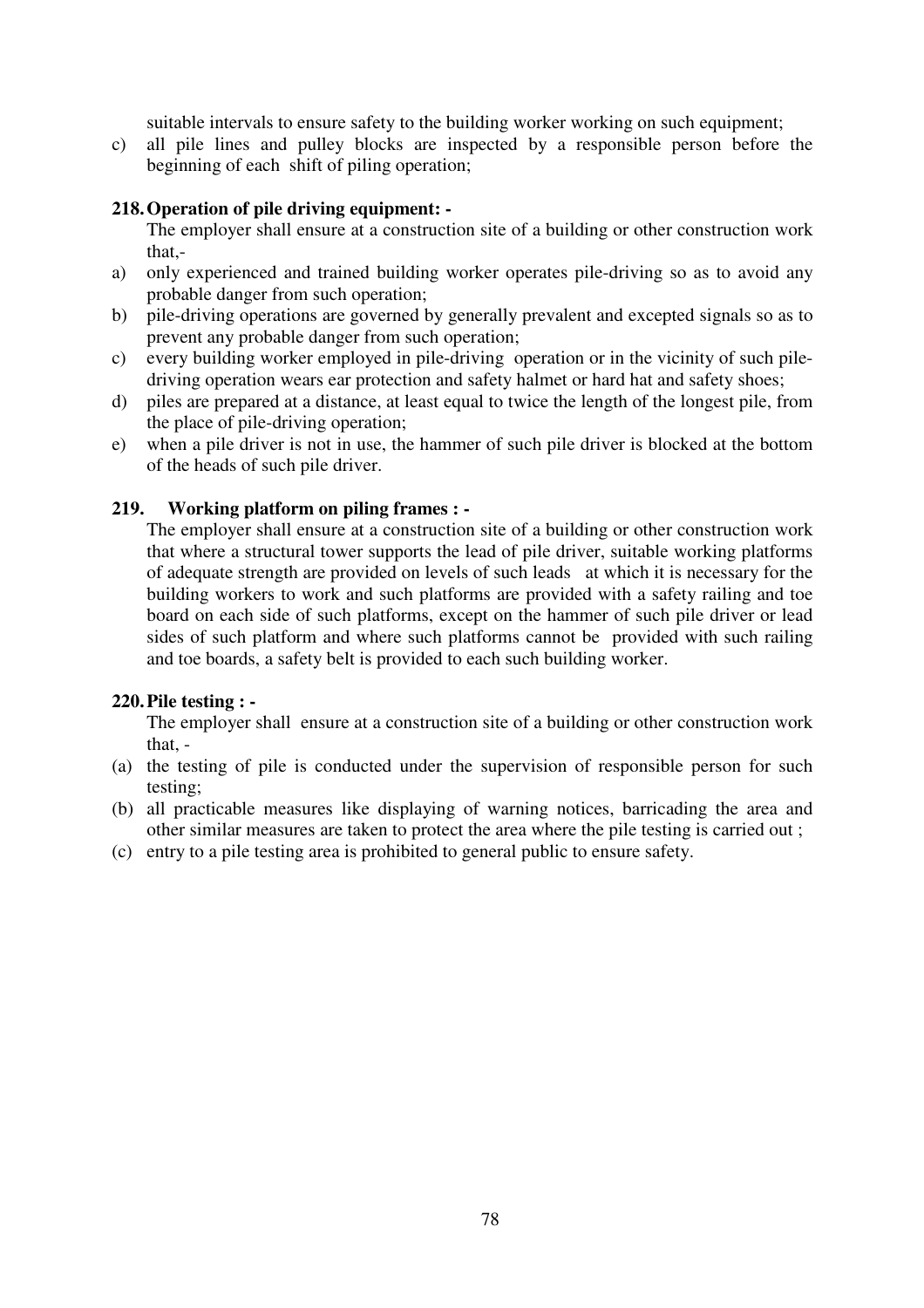suitable intervals to ensure safety to the building worker working on such equipment;

c) all pile lines and pulley blocks are inspected by a responsible person before the beginning of each shift of piling operation;

**218. Operation of pile driving equipment: -**

The employer shall ensure at a construction site of a building or other construction work that,-

a) only experienced and trained building worker operates pile-driving so as to avoid any probable danger from such operation;
b) pile-driving operations are governed by generally prevalent and excepted signals so as to prevent any probable danger from such operation;
c) every building worker employed in pile-driving operation or in the vicinity of such pile-driving operation wears ear protection and safety halmet or hard hat and safety shoes;
d) piles are prepared at a distance, at least equal to twice the length of the longest pile, from the place of pile-driving operation;
e) when a pile driver is not in use, the hammer of such pile driver is blocked at the bottom of the heads of such pile driver.

**219. Working platform on piling frames : -**

The employer shall ensure at a construction site of a building or other construction work that where a structural tower supports the lead of pile driver, suitable working platforms of adequate strength are provided on levels of such leads at which it is necessary for the building workers to work and such platforms are provided with a safety railing and toe board on each side of such platforms, except on the hammer of such pile driver or lead sides of such platform and where such platforms cannot be provided with such railing and toe boards, a safety belt is provided to each such building worker.

**220. Pile testing : -**

The employer shall ensure at a construction site of a building or other construction work that, -

(a) the testing of pile is conducted under the supervision of responsible person for such testing;
(b) all practicable measures like displaying of warning notices, barricading the area and other similar measures are taken to protect the area where the pile testing is carried out ;
(c) entry to a pile testing area is prohibited to general public to ensure safety.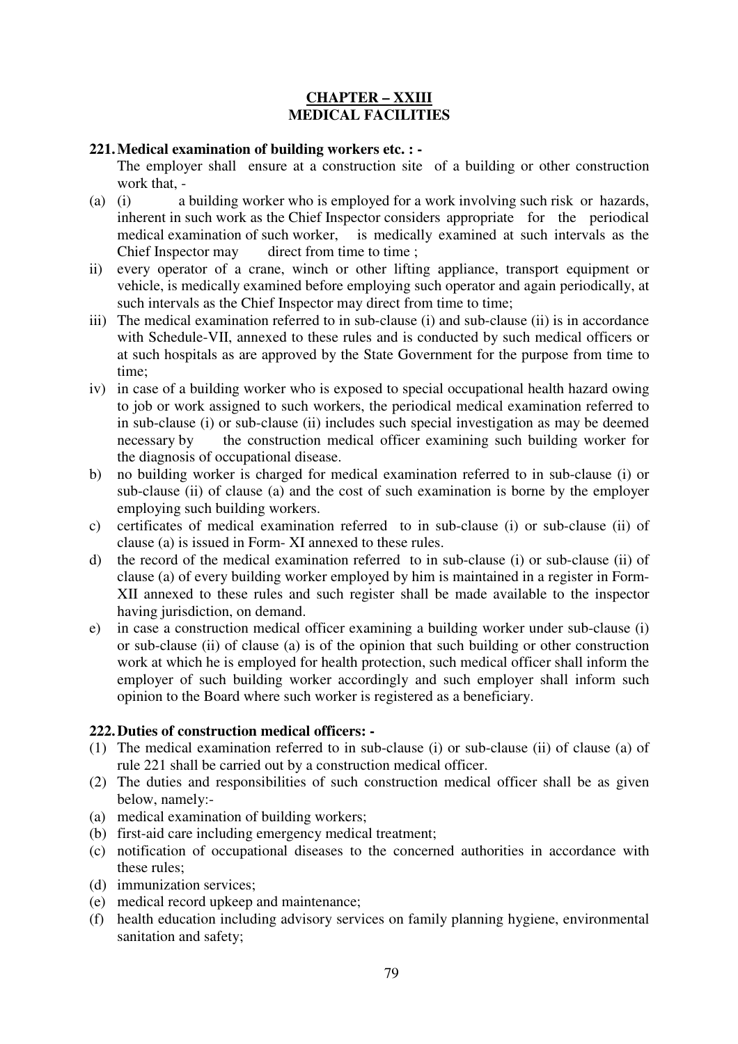## CHAPTER – XXIII
## MEDICAL FACILITIES

### 221. Medical examination of building workers etc. : -

The employer shall ensure at a construction site of a building or other construction work that, -

(a) (i) a building worker who is employed for a work involving such risk or hazards, inherent in such work as the Chief Inspector considers appropriate for the periodical medical examination of such worker, is medically examined at such intervals as the Chief Inspector may direct from time to time ;

ii) every operator of a crane, winch or other lifting appliance, transport equipment or vehicle, is medically examined before employing such operator and again periodically, at such intervals as the Chief Inspector may direct from time to time;

iii) The medical examination referred to in sub-clause (i) and sub-clause (ii) is in accordance with Schedule-VII, annexed to these rules and is conducted by such medical officers or at such hospitals as are approved by the State Government for the purpose from time to time;

iv) in case of a building worker who is exposed to special occupational health hazard owing to job or work assigned to such workers, the periodical medical examination referred to in sub-clause (i) or sub-clause (ii) includes such special investigation as may be deemed necessary by the construction medical officer examining such building worker for the diagnosis of occupational disease.

b) no building worker is charged for medical examination referred to in sub-clause (i) or sub-clause (ii) of clause (a) and the cost of such examination is borne by the employer employing such building workers.

c) certificates of medical examination referred to in sub-clause (i) or sub-clause (ii) of clause (a) is issued in Form- XI annexed to these rules.

d) the record of the medical examination referred to in sub-clause (i) or sub-clause (ii) of clause (a) of every building worker employed by him is maintained in a register in Form-XII annexed to these rules and such register shall be made available to the inspector having jurisdiction, on demand.

e) in case a construction medical officer examining a building worker under sub-clause (i) or sub-clause (ii) of clause (a) is of the opinion that such building or other construction work at which he is employed for health protection, such medical officer shall inform the employer of such building worker accordingly and such employer shall inform such opinion to the Board where such worker is registered as a beneficiary.

### 222. Duties of construction medical officers: -

(1) The medical examination referred to in sub-clause (i) or sub-clause (ii) of clause (a) of rule 221 shall be carried out by a construction medical officer.

(2) The duties and responsibilities of such construction medical officer shall be as given below, namely:-

(a) medical examination of building workers;

(b) first-aid care including emergency medical treatment;

(c) notification of occupational diseases to the concerned authorities in accordance with these rules;

(d) immunization services;

(e) medical record upkeep and maintenance;

(f) health education including advisory services on family planning hygiene, environmental sanitation and safety;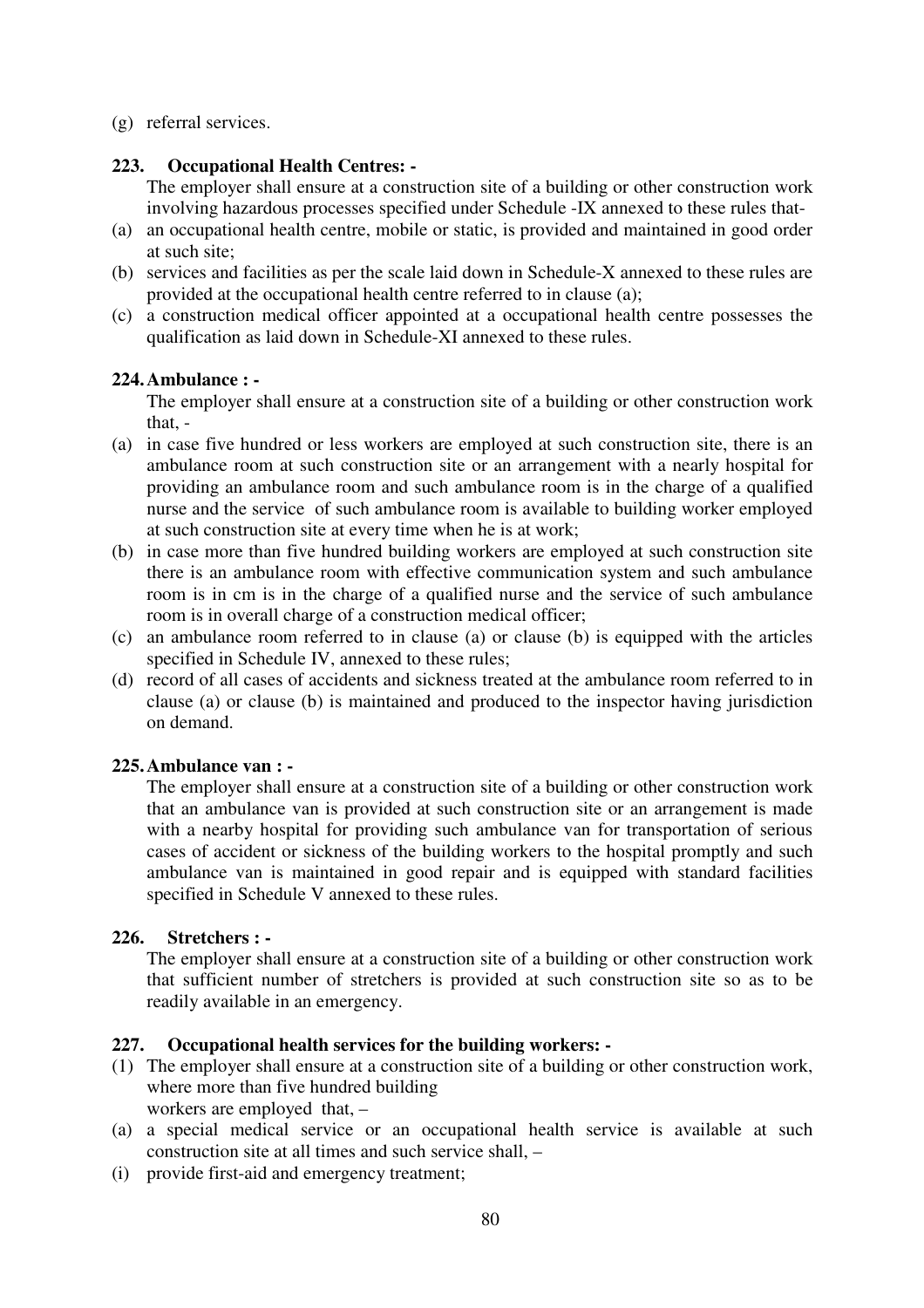(g) referral services.

### 223. Occupational Health Centres: -

The employer shall ensure at a construction site of a building or other construction work involving hazardous processes specified under Schedule -IX annexed to these rules that-

(a) an occupational health centre, mobile or static, is provided and maintained in good order at such site;

(b) services and facilities as per the scale laid down in Schedule-X annexed to these rules are provided at the occupational health centre referred to in clause (a);

(c) a construction medical officer appointed at a occupational health centre possesses the qualification as laid down in Schedule-XI annexed to these rules.

### 224. Ambulance : -

The employer shall ensure at a construction site of a building or other construction work that, -

(a) in case five hundred or less workers are employed at such construction site, there is an ambulance room at such construction site or an arrangement with a nearly hospital for providing an ambulance room and such ambulance room is in the charge of a qualified nurse and the service of such ambulance room is available to building worker employed at such construction site at every time when he is at work;

(b) in case more than five hundred building workers are employed at such construction site there is an ambulance room with effective communication system and such ambulance room is in cm is in the charge of a qualified nurse and the service of such ambulance room is in overall charge of a construction medical officer;

(c) an ambulance room referred to in clause (a) or clause (b) is equipped with the articles specified in Schedule IV, annexed to these rules;

(d) record of all cases of accidents and sickness treated at the ambulance room referred to in clause (a) or clause (b) is maintained and produced to the inspector having jurisdiction on demand.

### 225. Ambulance van : -

The employer shall ensure at a construction site of a building or other construction work that an ambulance van is provided at such construction site or an arrangement is made with a nearby hospital for providing such ambulance van for transportation of serious cases of accident or sickness of the building workers to the hospital promptly and such ambulance van is maintained in good repair and is equipped with standard facilities specified in Schedule V annexed to these rules.

### 226. Stretchers : -

The employer shall ensure at a construction site of a building or other construction work that sufficient number of stretchers is provided at such construction site so as to be readily available in an emergency.

### 227. Occupational health services for the building workers: -

(1) The employer shall ensure at a construction site of a building or other construction work, where more than five hundred building workers are employed that, –

(a) a special medical service or an occupational health service is available at such construction site at all times and such service shall, –

(i) provide first-aid and emergency treatment;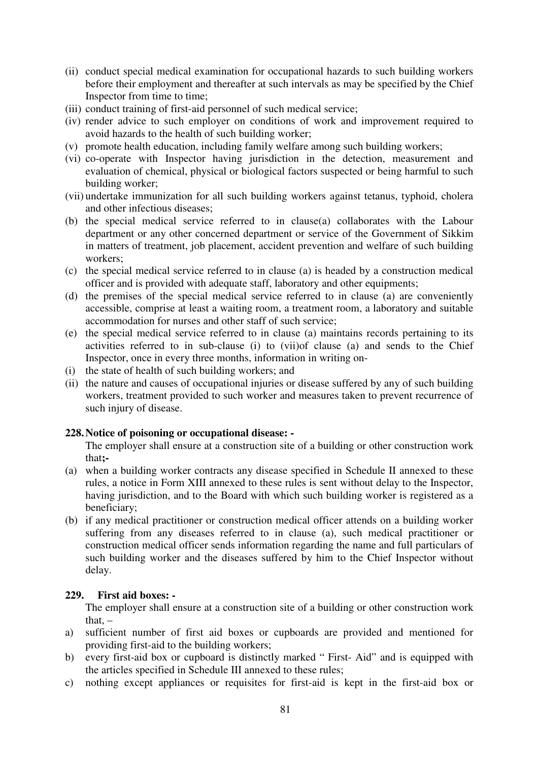(ii) conduct special medical examination for occupational hazards to such building workers before their employment and thereafter at such intervals as may be specified by the Chief Inspector from time to time;

(iii) conduct training of first-aid personnel of such medical service;

(iv) render advice to such employer on conditions of work and improvement required to avoid hazards to the health of such building worker;

(v) promote health education, including family welfare among such building workers;

(vi) co-operate with Inspector having jurisdiction in the detection, measurement and evaluation of chemical, physical or biological factors suspected or being harmful to such building worker;

(vii) undertake immunization for all such building workers against tetanus, typhoid, cholera and other infectious diseases;

(b) the special medical service referred to in clause(a) collaborates with the Labour department or any other concerned department or service of the Government of Sikkim in matters of treatment, job placement, accident prevention and welfare of such building workers;

(c) the special medical service referred to in clause (a) is headed by a construction medical officer and is provided with adequate staff, laboratory and other equipments;

(d) the premises of the special medical service referred to in clause (a) are conveniently accessible, comprise at least a waiting room, a treatment room, a laboratory and suitable accommodation for nurses and other staff of such service;

(e) the special medical service referred to in clause (a) maintains records pertaining to its activities referred to in sub-clause (i) to (vii)of clause (a) and sends to the Chief Inspector, once in every three months, information in writing on-

(i) the state of health of such building workers; and

(ii) the nature and causes of occupational injuries or disease suffered by any of such building workers, treatment provided to such worker and measures taken to prevent recurrence of such injury of disease.

**228. Notice of poisoning or occupational disease: -**

The employer shall ensure at a construction site of a building or other construction work that**;-**

(a) when a building worker contracts any disease specified in Schedule II annexed to these rules, a notice in Form XIII annexed to these rules is sent without delay to the Inspector, having jurisdiction, and to the Board with which such building worker is registered as a beneficiary;

(b) if any medical practitioner or construction medical officer attends on a building worker suffering from any diseases referred to in clause (a), such medical practitioner or construction medical officer sends information regarding the name and full particulars of such building worker and the diseases suffered by him to the Chief Inspector without delay.

**229. First aid boxes: -**

The employer shall ensure at a construction site of a building or other construction work that, –

a) sufficient number of first aid boxes or cupboards are provided and mentioned for providing first-aid to the building workers;

b) every first-aid box or cupboard is distinctly marked " First- Aid" and is equipped with the articles specified in Schedule III annexed to these rules;

c) nothing except appliances or requisites for first-aid is kept in the first-aid box or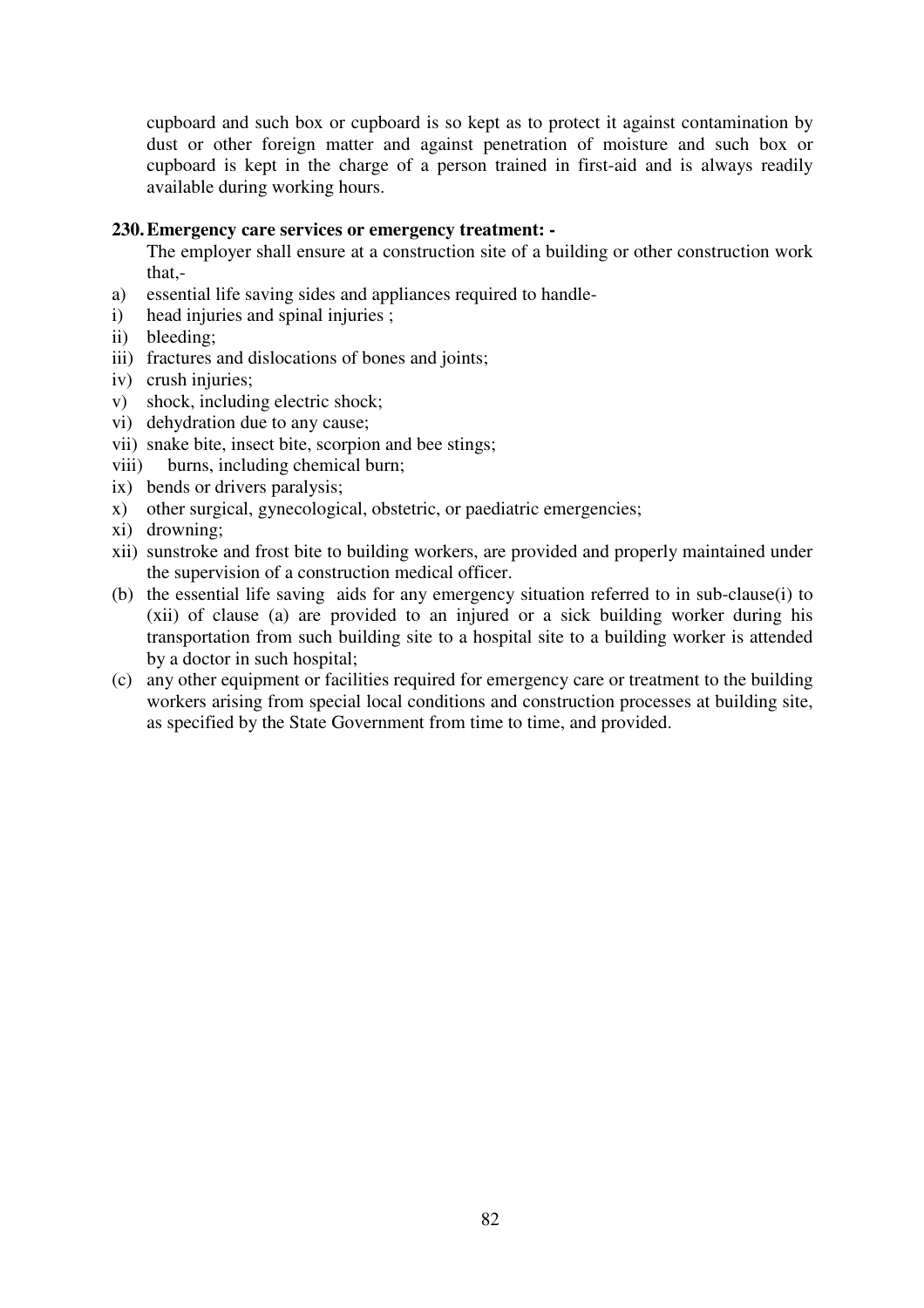cupboard and such box or cupboard is so kept as to protect it against contamination by dust or other foreign matter and against penetration of moisture and such box or cupboard is kept in the charge of a person trained in first-aid and is always readily available during working hours.

**230. Emergency care services or emergency treatment: -**

The employer shall ensure at a construction site of a building or other construction work that,-

a) essential life saving sides and appliances required to handle-

i) head injuries and spinal injuries ;

ii) bleeding;

iii) fractures and dislocations of bones and joints;

iv) crush injuries;

v) shock, including electric shock;

vi) dehydration due to any cause;

vii) snake bite, insect bite, scorpion and bee stings;

viii) burns, including chemical burn;

ix) bends or drivers paralysis;

x) other surgical, gynecological, obstetric, or paediatric emergencies;

xi) drowning;

xii) sunstroke and frost bite to building workers, are provided and properly maintained under the supervision of a construction medical officer.

(b) the essential life saving aids for any emergency situation referred to in sub-clause(i) to (xii) of clause (a) are provided to an injured or a sick building worker during his transportation from such building site to a hospital site to a building worker is attended by a doctor in such hospital;

(c) any other equipment or facilities required for emergency care or treatment to the building workers arising from special local conditions and construction processes at building site, as specified by the State Government from time to time, and provided.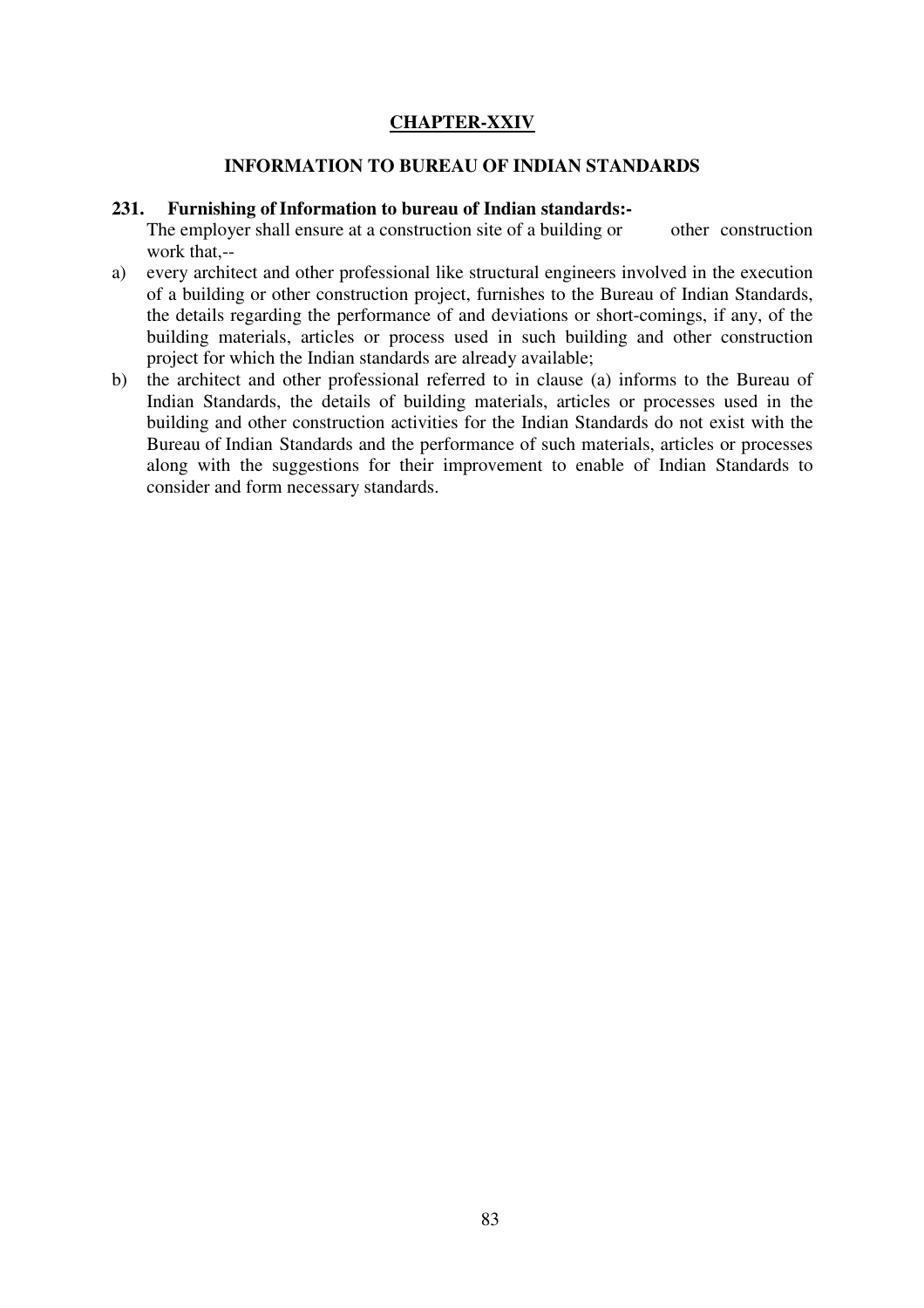## CHAPTER-XXIV

### INFORMATION TO BUREAU OF INDIAN STANDARDS

**231. Furnishing of Information to bureau of Indian standards:-**

The employer shall ensure at a construction site of a building or other construction work that,--

a) every architect and other professional like structural engineers involved in the execution of a building or other construction project, furnishes to the Bureau of Indian Standards, the details regarding the performance of and deviations or short-comings, if any, of the building materials, articles or process used in such building and other construction project for which the Indian standards are already available;

b) the architect and other professional referred to in clause (a) informs to the Bureau of Indian Standards, the details of building materials, articles or processes used in the building and other construction activities for the Indian Standards do not exist with the Bureau of Indian Standards and the performance of such materials, articles or processes along with the suggestions for their improvement to enable of Indian Standards to consider and form necessary standards.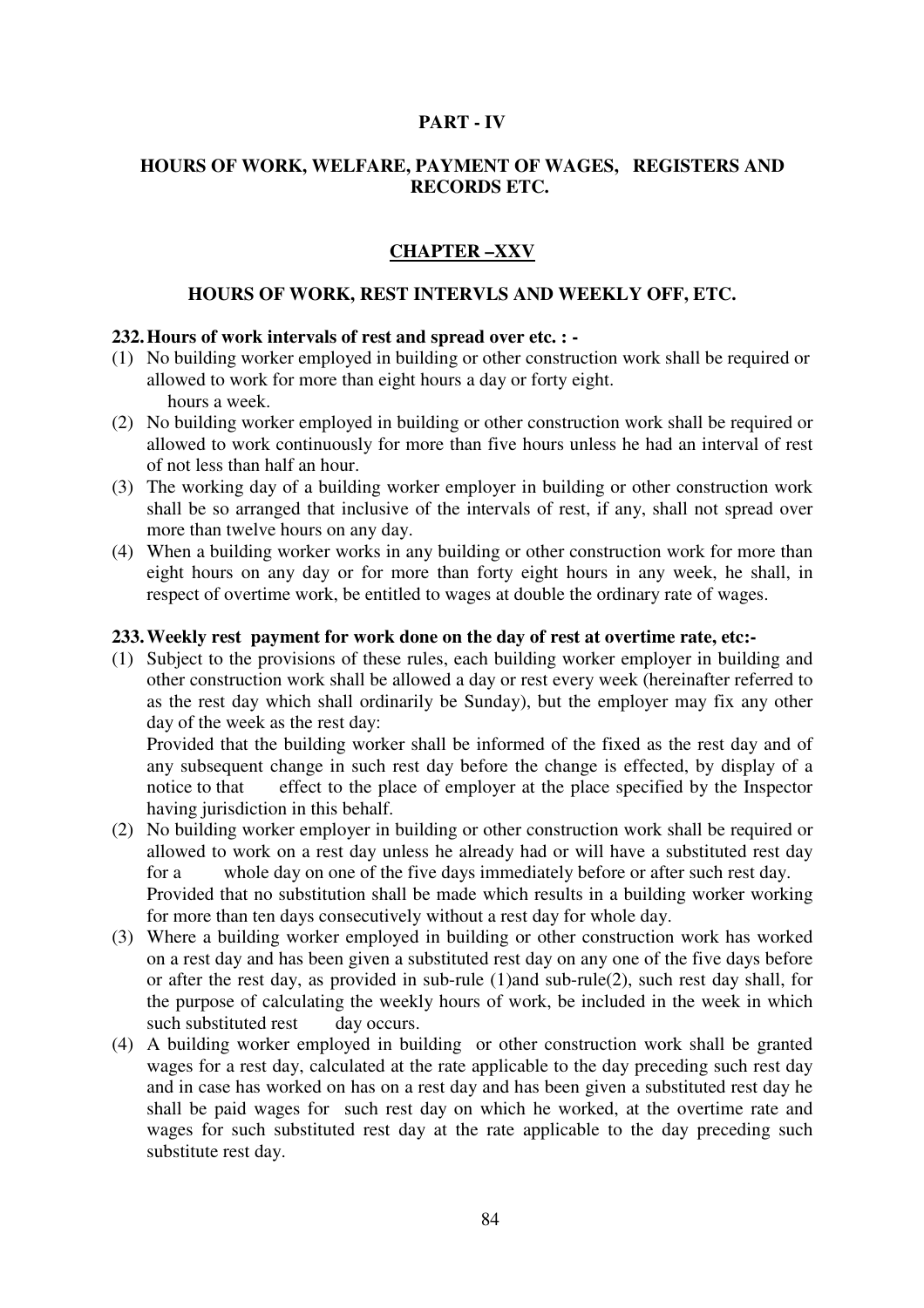# PART - IV

## HOURS OF WORK, WELFARE, PAYMENT OF WAGES, REGISTERS AND RECORDS ETC.

## CHAPTER –XXV

### HOURS OF WORK, REST INTERVLS AND WEEKLY OFF, ETC.

**232. Hours of work intervals of rest and spread over etc. : -**

(1) No building worker employed in building or other construction work shall be required or allowed to work for more than eight hours a day or forty eight. hours a week.

(2) No building worker employed in building or other construction work shall be required or allowed to work continuously for more than five hours unless he had an interval of rest of not less than half an hour.

(3) The working day of a building worker employer in building or other construction work shall be so arranged that inclusive of the intervals of rest, if any, shall not spread over more than twelve hours on any day.

(4) When a building worker works in any building or other construction work for more than eight hours on any day or for more than forty eight hours in any week, he shall, in respect of overtime work, be entitled to wages at double the ordinary rate of wages.

**233. Weekly rest payment for work done on the day of rest at overtime rate, etc:-**

(1) Subject to the provisions of these rules, each building worker employer in building and other construction work shall be allowed a day or rest every week (hereinafter referred to as the rest day which shall ordinarily be Sunday), but the employer may fix any other day of the week as the rest day:

Provided that the building worker shall be informed of the fixed as the rest day and of any subsequent change in such rest day before the change is effected, by display of a notice to that effect to the place of employer at the place specified by the Inspector having jurisdiction in this behalf.

(2) No building worker employer in building or other construction work shall be required or allowed to work on a rest day unless he already had or will have a substituted rest day for a whole day on one of the five days immediately before or after such rest day.

Provided that no substitution shall be made which results in a building worker working for more than ten days consecutively without a rest day for whole day.

(3) Where a building worker employed in building or other construction work has worked on a rest day and has been given a substituted rest day on any one of the five days before or after the rest day, as provided in sub-rule (1)and sub-rule(2), such rest day shall, for the purpose of calculating the weekly hours of work, be included in the week in which such substituted rest day occurs.

(4) A building worker employed in building or other construction work shall be granted wages for a rest day, calculated at the rate applicable to the day preceding such rest day and in case has worked on has on a rest day and has been given a substituted rest day he shall be paid wages for such rest day on which he worked, at the overtime rate and wages for such substituted rest day at the rate applicable to the day preceding such substitute rest day.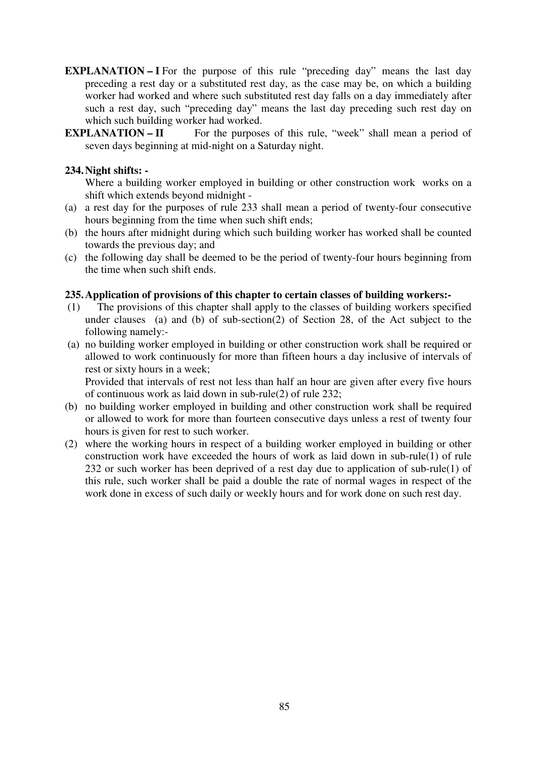**EXPLANATION – I** For the purpose of this rule "preceding day" means the last day preceding a rest day or a substituted rest day, as the case may be, on which a building worker had worked and where such substituted rest day falls on a day immediately after such a rest day, such "preceding day" means the last day preceding such rest day on which such building worker had worked.

**EXPLANATION – II** For the purposes of this rule, "week" shall mean a period of seven days beginning at mid-night on a Saturday night.

### 234. Night shifts: -

Where a building worker employed in building or other construction work works on a shift which extends beyond midnight -

(a) a rest day for the purposes of rule 233 shall mean a period of twenty-four consecutive hours beginning from the time when such shift ends;

(b) the hours after midnight during which such building worker has worked shall be counted towards the previous day; and

(c) the following day shall be deemed to be the period of twenty-four hours beginning from the time when such shift ends.

### 235. Application of provisions of this chapter to certain classes of building workers:-

(1) The provisions of this chapter shall apply to the classes of building workers specified under clauses (a) and (b) of sub-section(2) of Section 28, of the Act subject to the following namely:-

(a) no building worker employed in building or other construction work shall be required or allowed to work continuously for more than fifteen hours a day inclusive of intervals of rest or sixty hours in a week;

Provided that intervals of rest not less than half an hour are given after every five hours of continuous work as laid down in sub-rule(2) of rule 232;

(b) no building worker employed in building and other construction work shall be required or allowed to work for more than fourteen consecutive days unless a rest of twenty four hours is given for rest to such worker.

(2) where the working hours in respect of a building worker employed in building or other construction work have exceeded the hours of work as laid down in sub-rule(1) of rule 232 or such worker has been deprived of a rest day due to application of sub-rule(1) of this rule, such worker shall be paid a double the rate of normal wages in respect of the work done in excess of such daily or weekly hours and for work done on such rest day.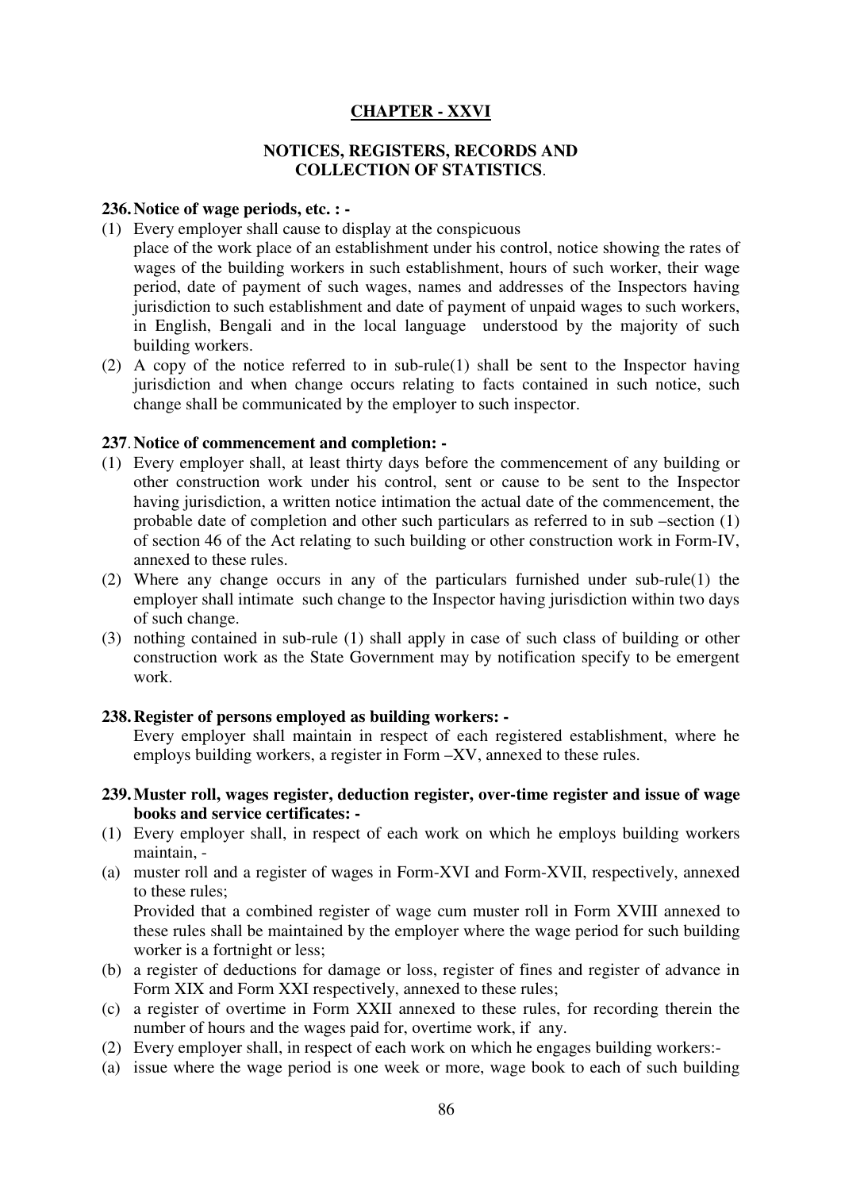## CHAPTER - XXVI

### NOTICES, REGISTERS, RECORDS AND COLLECTION OF STATISTICS.

**236. Notice of wage periods, etc. : -**

(1) Every employer shall cause to display at the conspicuous place of the work place of an establishment under his control, notice showing the rates of wages of the building workers in such establishment, hours of such worker, their wage period, date of payment of such wages, names and addresses of the Inspectors having jurisdiction to such establishment and date of payment of unpaid wages to such workers, in English, Bengali and in the local language understood by the majority of such building workers.

(2) A copy of the notice referred to in sub-rule(1) shall be sent to the Inspector having jurisdiction and when change occurs relating to facts contained in such notice, such change shall be communicated by the employer to such inspector.

**237. Notice of commencement and completion: -**

(1) Every employer shall, at least thirty days before the commencement of any building or other construction work under his control, sent or cause to be sent to the Inspector having jurisdiction, a written notice intimation the actual date of the commencement, the probable date of completion and other such particulars as referred to in sub –section (1) of section 46 of the Act relating to such building or other construction work in Form-IV, annexed to these rules.

(2) Where any change occurs in any of the particulars furnished under sub-rule(1) the employer shall intimate such change to the Inspector having jurisdiction within two days of such change.

(3) nothing contained in sub-rule (1) shall apply in case of such class of building or other construction work as the State Government may by notification specify to be emergent work.

**238. Register of persons employed as building workers: -**

Every employer shall maintain in respect of each registered establishment, where he employs building workers, a register in Form –XV, annexed to these rules.

**239. Muster roll, wages register, deduction register, over-time register and issue of wage books and service certificates: -**

(1) Every employer shall, in respect of each work on which he employs building workers maintain, -

(a) muster roll and a register of wages in Form-XVI and Form-XVII, respectively, annexed to these rules;

Provided that a combined register of wage cum muster roll in Form XVIII annexed to these rules shall be maintained by the employer where the wage period for such building worker is a fortnight or less;

(b) a register of deductions for damage or loss, register of fines and register of advance in Form XIX and Form XXI respectively, annexed to these rules;

(c) a register of overtime in Form XXII annexed to these rules, for recording therein the number of hours and the wages paid for, overtime work, if any.

(2) Every employer shall, in respect of each work on which he engages building workers:-

(a) issue where the wage period is one week or more, wage book to each of such building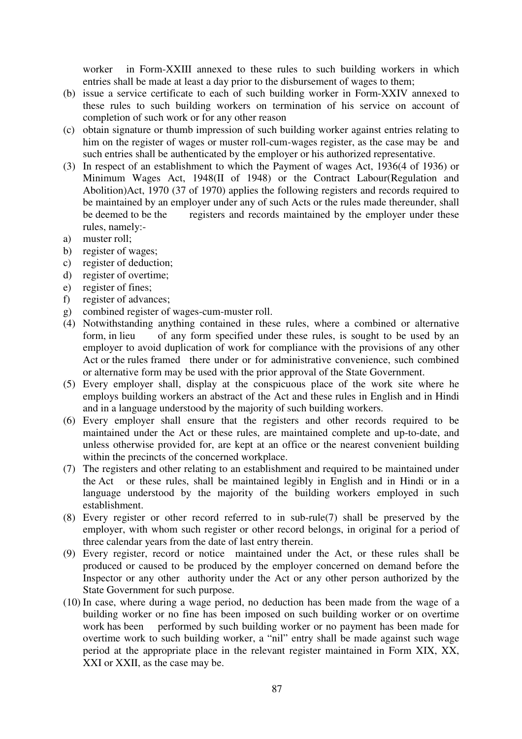worker in Form-XXIII annexed to these rules to such building workers in which entries shall be made at least a day prior to the disbursement of wages to them;

(b) issue a service certificate to each of such building worker in Form-XXIV annexed to these rules to such building workers on termination of his service on account of completion of such work or for any other reason

(c) obtain signature or thumb impression of such building worker against entries relating to him on the register of wages or muster roll-cum-wages register, as the case may be and such entries shall be authenticated by the employer or his authorized representative.

(3) In respect of an establishment to which the Payment of wages Act, 1936(4 of 1936) or Minimum Wages Act, 1948(II of 1948) or the Contract Labour(Regulation and Abolition)Act, 1970 (37 of 1970) applies the following registers and records required to be maintained by an employer under any of such Acts or the rules made thereunder, shall be deemed to be the registers and records maintained by the employer under these rules, namely:-

a) muster roll;
b) register of wages;
c) register of deduction;
d) register of overtime;
e) register of fines;
f) register of advances;
g) combined register of wages-cum-muster roll.

(4) Notwithstanding anything contained in these rules, where a combined or alternative form, in lieu of any form specified under these rules, is sought to be used by an employer to avoid duplication of work for compliance with the provisions of any other Act or the rules framed there under or for administrative convenience, such combined or alternative form may be used with the prior approval of the State Government.

(5) Every employer shall, display at the conspicuous place of the work site where he employs building workers an abstract of the Act and these rules in English and in Hindi and in a language understood by the majority of such building workers.

(6) Every employer shall ensure that the registers and other records required to be maintained under the Act or these rules, are maintained complete and up-to-date, and unless otherwise provided for, are kept at an office or the nearest convenient building within the precincts of the concerned workplace.

(7) The registers and other relating to an establishment and required to be maintained under the Act or these rules, shall be maintained legibly in English and in Hindi or in a language understood by the majority of the building workers employed in such establishment.

(8) Every register or other record referred to in sub-rule(7) shall be preserved by the employer, with whom such register or other record belongs, in original for a period of three calendar years from the date of last entry therein.

(9) Every register, record or notice maintained under the Act, or these rules shall be produced or caused to be produced by the employer concerned on demand before the Inspector or any other authority under the Act or any other person authorized by the State Government for such purpose.

(10) In case, where during a wage period, no deduction has been made from the wage of a building worker or no fine has been imposed on such building worker or on overtime work has been performed by such building worker or no payment has been made for overtime work to such building worker, a "nil" entry shall be made against such wage period at the appropriate place in the relevant register maintained in Form XIX, XX, XXI or XXII, as the case may be.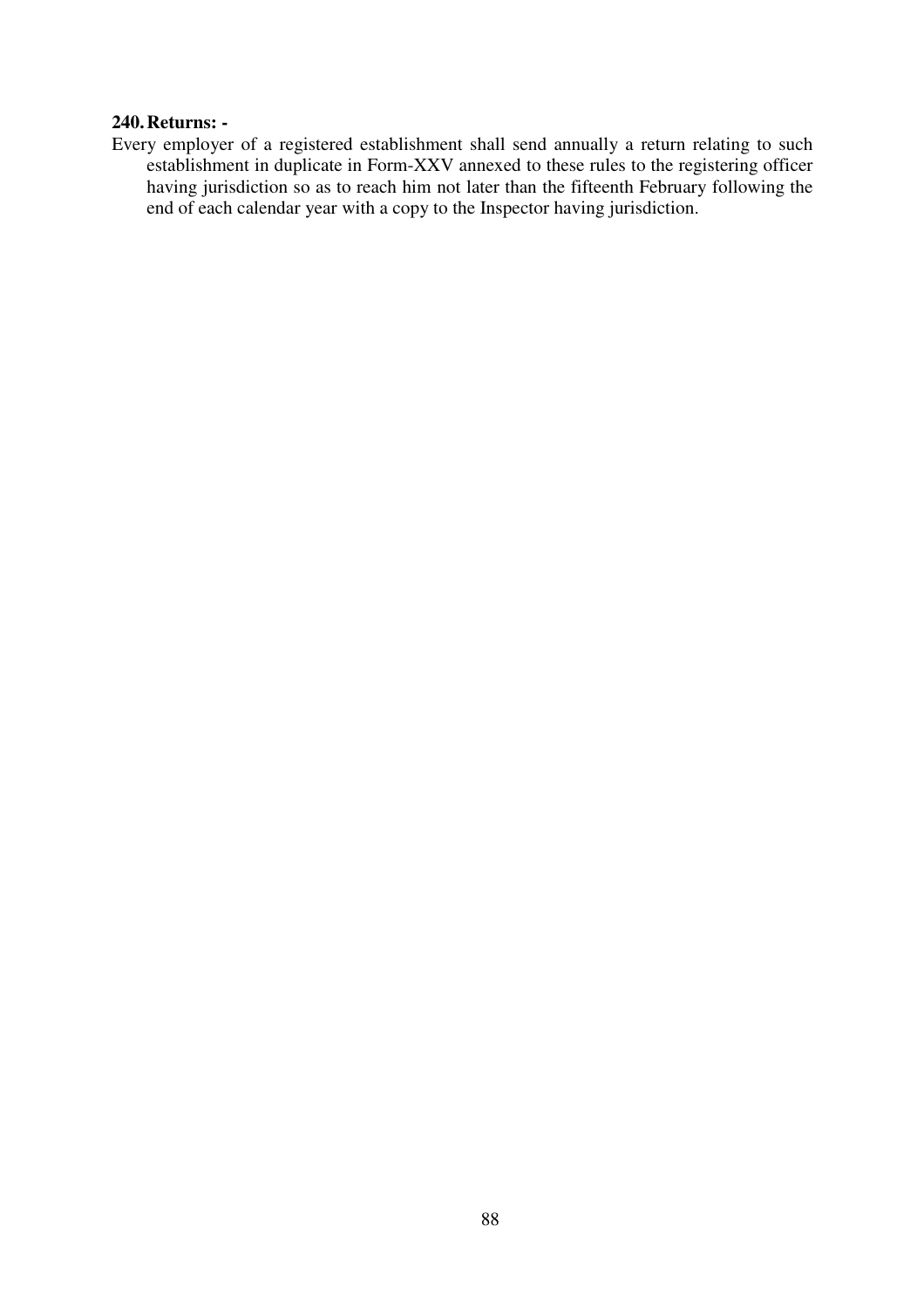**240. Returns: -**

Every employer of a registered establishment shall send annually a return relating to such establishment in duplicate in Form-XXV annexed to these rules to the registering officer having jurisdiction so as to reach him not later than the fifteenth February following the end of each calendar year with a copy to the Inspector having jurisdiction.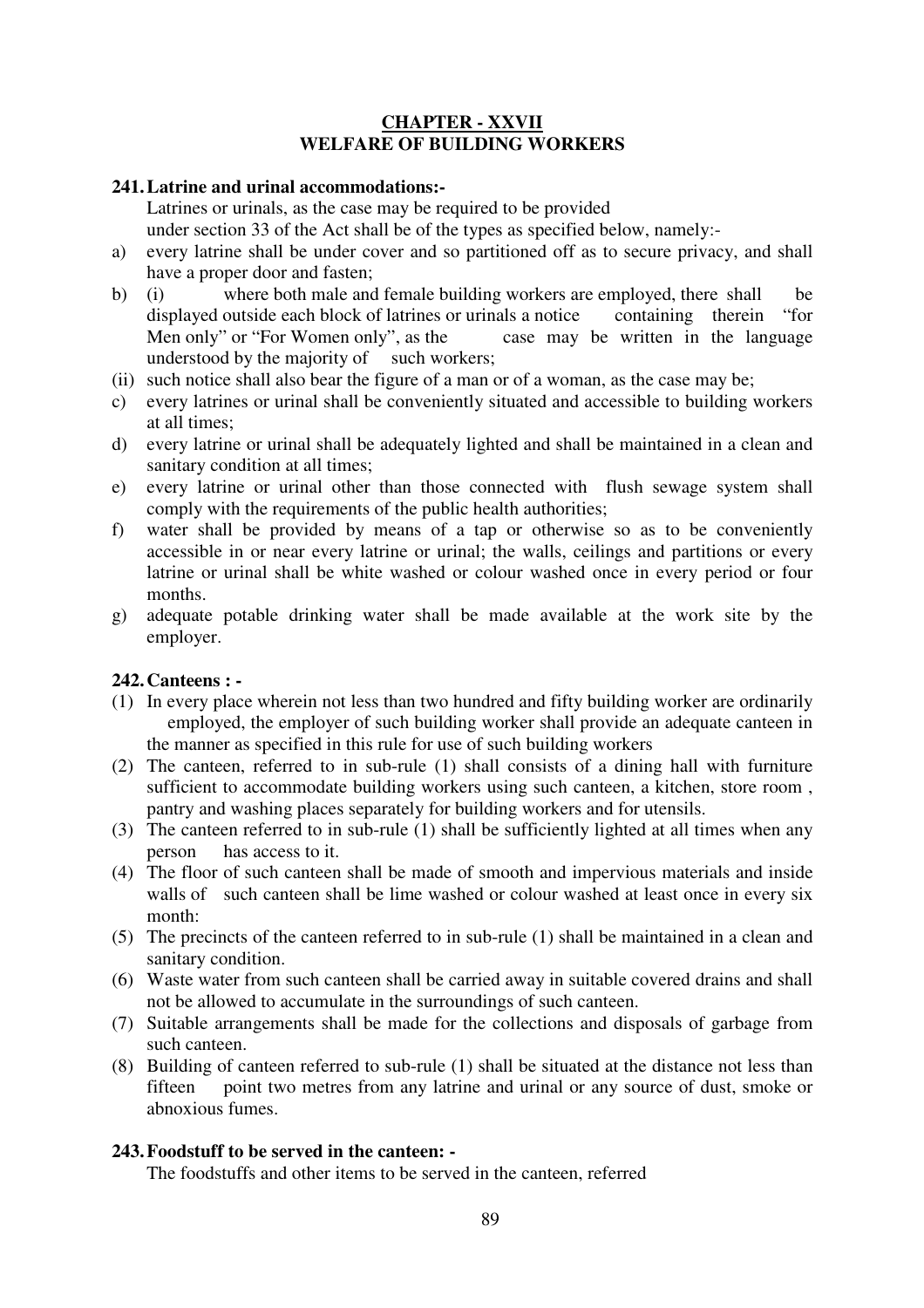## CHAPTER - XXVII
## WELFARE OF BUILDING WORKERS

### 241. Latrine and urinal accommodations:-

Latrines or urinals, as the case may be required to be provided under section 33 of the Act shall be of the types as specified below, namely:-

a) every latrine shall be under cover and so partitioned off as to secure privacy, and shall have a proper door and fasten;

b) (i) where both male and female building workers are employed, there shall be displayed outside each block of latrines or urinals a notice containing therein "for Men only" or "For Women only", as the case may be written in the language understood by the majority of such workers;

(ii) such notice shall also bear the figure of a man or of a woman, as the case may be;

c) every latrines or urinal shall be conveniently situated and accessible to building workers at all times;

d) every latrine or urinal shall be adequately lighted and shall be maintained in a clean and sanitary condition at all times;

e) every latrine or urinal other than those connected with flush sewage system shall comply with the requirements of the public health authorities;

f) water shall be provided by means of a tap or otherwise so as to be conveniently accessible in or near every latrine or urinal; the walls, ceilings and partitions or every latrine or urinal shall be white washed or colour washed once in every period or four months.

g) adequate potable drinking water shall be made available at the work site by the employer.

### 242. Canteens : -

(1) In every place wherein not less than two hundred and fifty building worker are ordinarily employed, the employer of such building worker shall provide an adequate canteen in the manner as specified in this rule for use of such building workers

(2) The canteen, referred to in sub-rule (1) shall consists of a dining hall with furniture sufficient to accommodate building workers using such canteen, a kitchen, store room , pantry and washing places separately for building workers and for utensils.

(3) The canteen referred to in sub-rule (1) shall be sufficiently lighted at all times when any person has access to it.

(4) The floor of such canteen shall be made of smooth and impervious materials and inside walls of such canteen shall be lime washed or colour washed at least once in every six month:

(5) The precincts of the canteen referred to in sub-rule (1) shall be maintained in a clean and sanitary condition.

(6) Waste water from such canteen shall be carried away in suitable covered drains and shall not be allowed to accumulate in the surroundings of such canteen.

(7) Suitable arrangements shall be made for the collections and disposals of garbage from such canteen.

(8) Building of canteen referred to sub-rule (1) shall be situated at the distance not less than fifteen point two metres from any latrine and urinal or any source of dust, smoke or abnoxious fumes.

### 243. Foodstuff to be served in the canteen: -

The foodstuffs and other items to be served in the canteen, referred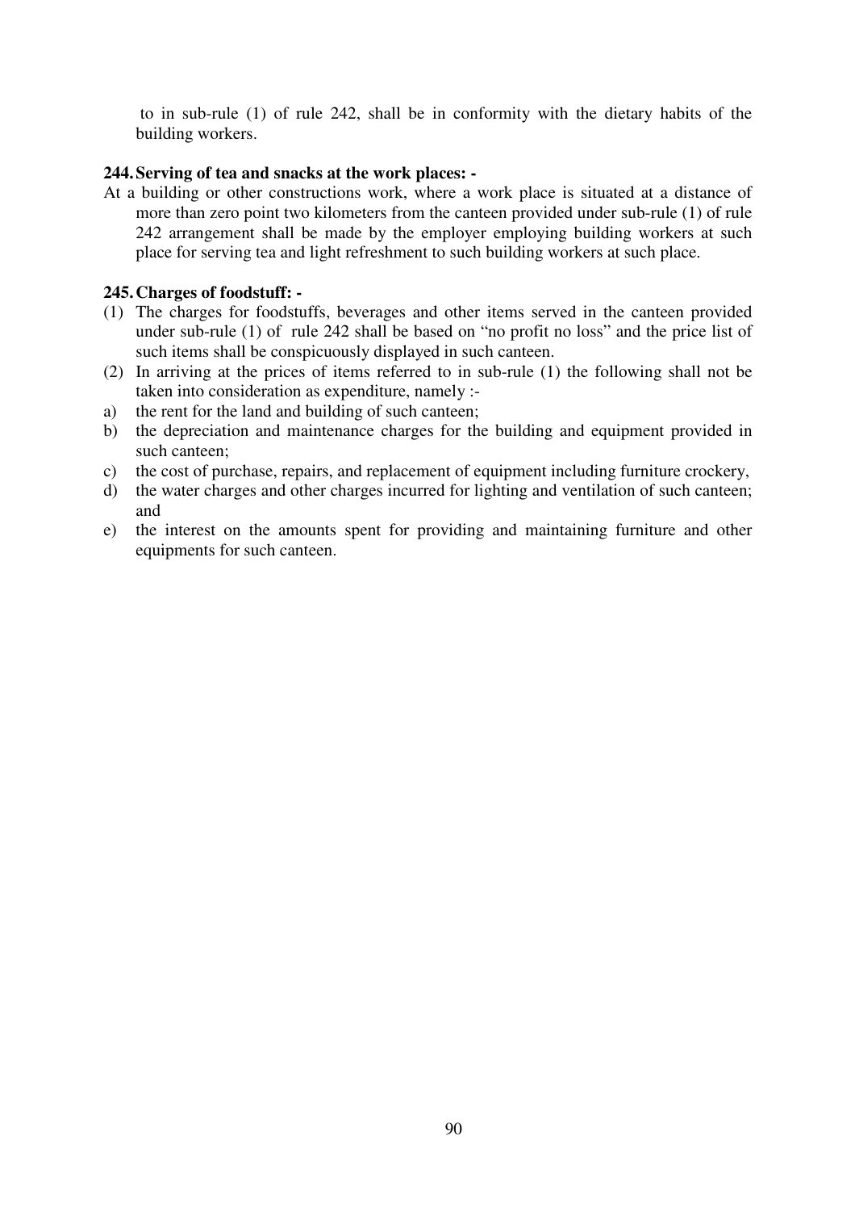to in sub-rule (1) of rule 242, shall be in conformity with the dietary habits of the building workers.

**244. Serving of tea and snacks at the work places: -**

At a building or other constructions work, where a work place is situated at a distance of more than zero point two kilometers from the canteen provided under sub-rule (1) of rule 242 arrangement shall be made by the employer employing building workers at such place for serving tea and light refreshment to such building workers at such place.

**245. Charges of foodstuff: -**

(1) The charges for foodstuffs, beverages and other items served in the canteen provided under sub-rule (1) of rule 242 shall be based on "no profit no loss" and the price list of such items shall be conspicuously displayed in such canteen.

(2) In arriving at the prices of items referred to in sub-rule (1) the following shall not be taken into consideration as expenditure, namely :-

a) the rent for the land and building of such canteen;
b) the depreciation and maintenance charges for the building and equipment provided in such canteen;
c) the cost of purchase, repairs, and replacement of equipment including furniture crockery,
d) the water charges and other charges incurred for lighting and ventilation of such canteen; and
e) the interest on the amounts spent for providing and maintaining furniture and other equipments for such canteen.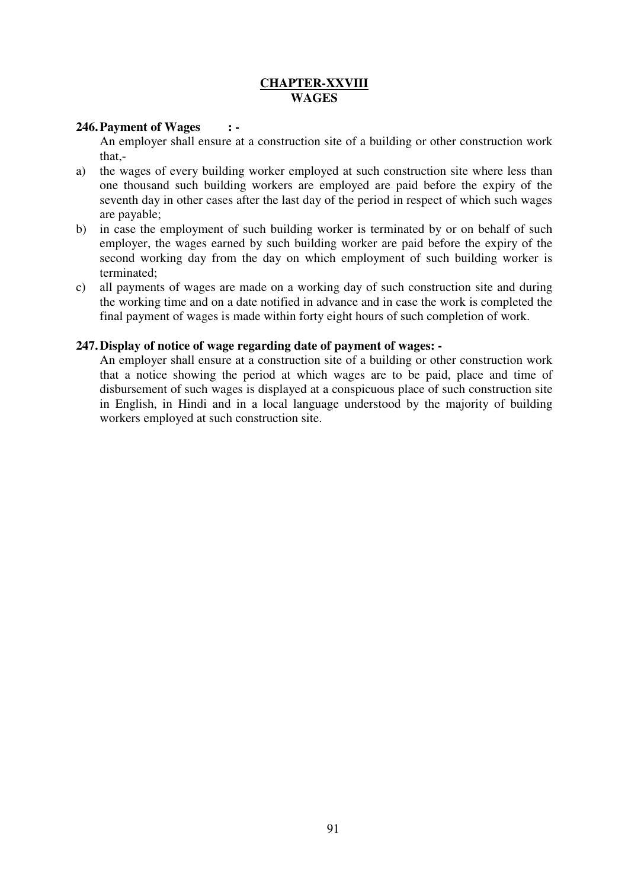# CHAPTER-XXVIII
## WAGES

**246. Payment of Wages : -**

An employer shall ensure at a construction site of a building or other construction work that,-

a) the wages of every building worker employed at such construction site where less than one thousand such building workers are employed are paid before the expiry of the seventh day in other cases after the last day of the period in respect of which such wages are payable;

b) in case the employment of such building worker is terminated by or on behalf of such employer, the wages earned by such building worker are paid before the expiry of the second working day from the day on which employment of such building worker is terminated;

c) all payments of wages are made on a working day of such construction site and during the working time and on a date notified in advance and in case the work is completed the final payment of wages is made within forty eight hours of such completion of work.

**247. Display of notice of wage regarding date of payment of wages: -**

An employer shall ensure at a construction site of a building or other construction work that a notice showing the period at which wages are to be paid, place and time of disbursement of such wages is displayed at a conspicuous place of such construction site in English, in Hindi and in a local language understood by the majority of building workers employed at such construction site.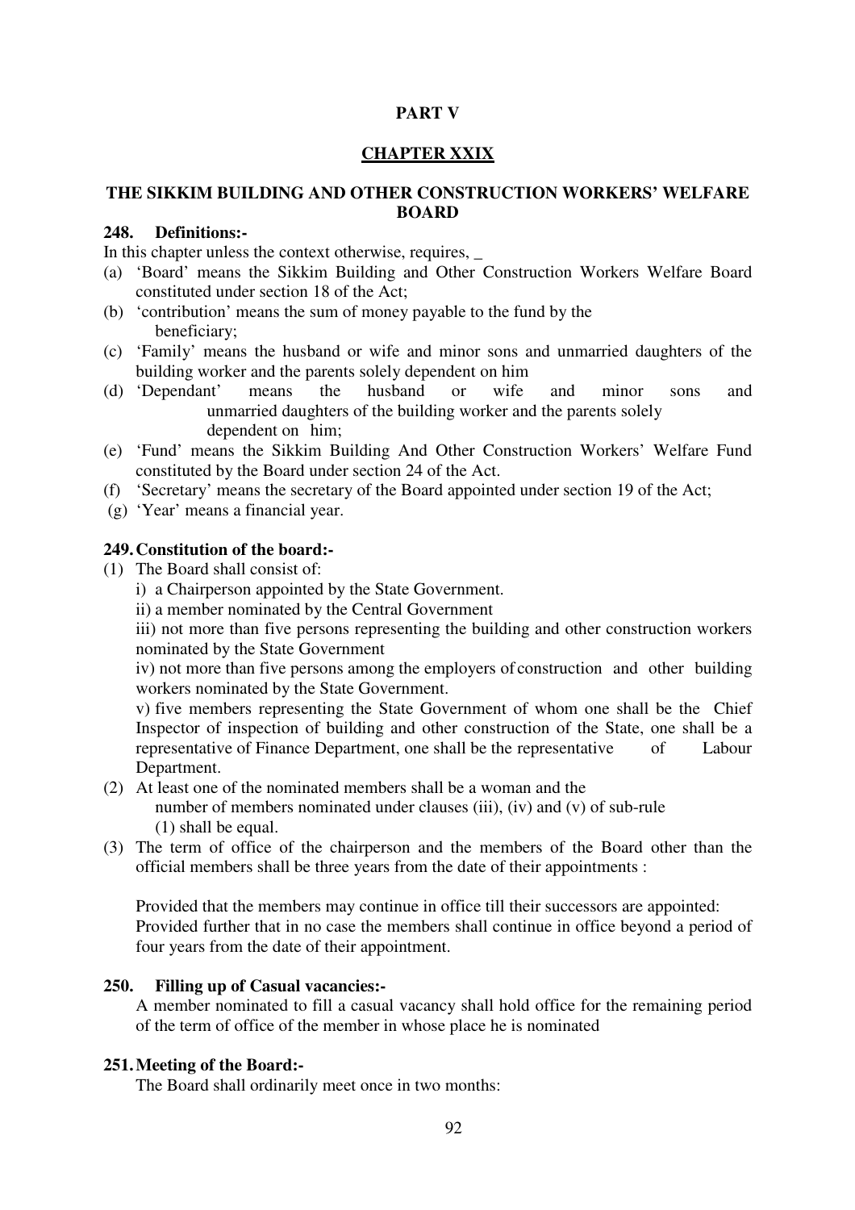**PART V**

## CHAPTER XXIX

### THE SIKKIM BUILDING AND OTHER CONSTRUCTION WORKERS' WELFARE BOARD

**248. Definitions:-**

In this chapter unless the context otherwise, requires, _

(a) 'Board' means the Sikkim Building and Other Construction Workers Welfare Board constituted under section 18 of the Act;

(b) 'contribution' means the sum of money payable to the fund by the beneficiary;

(c) 'Family' means the husband or wife and minor sons and unmarried daughters of the building worker and the parents solely dependent on him

(d) 'Dependant' means the husband or wife and minor sons and unmarried daughters of the building worker and the parents solely dependent on him;

(e) 'Fund' means the Sikkim Building And Other Construction Workers' Welfare Fund constituted by the Board under section 24 of the Act.

(f) 'Secretary' means the secretary of the Board appointed under section 19 of the Act;

(g) 'Year' means a financial year.

**249. Constitution of the board:-**

(1) The Board shall consist of:

i) a Chairperson appointed by the State Government.

ii) a member nominated by the Central Government

iii) not more than five persons representing the building and other construction workers nominated by the State Government

iv) not more than five persons among the employers of construction and other building workers nominated by the State Government.

v) five members representing the State Government of whom one shall be the Chief Inspector of inspection of building and other construction of the State, one shall be a representative of Finance Department, one shall be the representative of Labour Department.

(2) At least one of the nominated members shall be a woman and the number of members nominated under clauses (iii), (iv) and (v) of sub-rule (1) shall be equal.

(3) The term of office of the chairperson and the members of the Board other than the official members shall be three years from the date of their appointments :

Provided that the members may continue in office till their successors are appointed:
Provided further that in no case the members shall continue in office beyond a period of four years from the date of their appointment.

**250. Filling up of Casual vacancies:-**

A member nominated to fill a casual vacancy shall hold office for the remaining period of the term of office of the member in whose place he is nominated

**251. Meeting of the Board:-**

The Board shall ordinarily meet once in two months: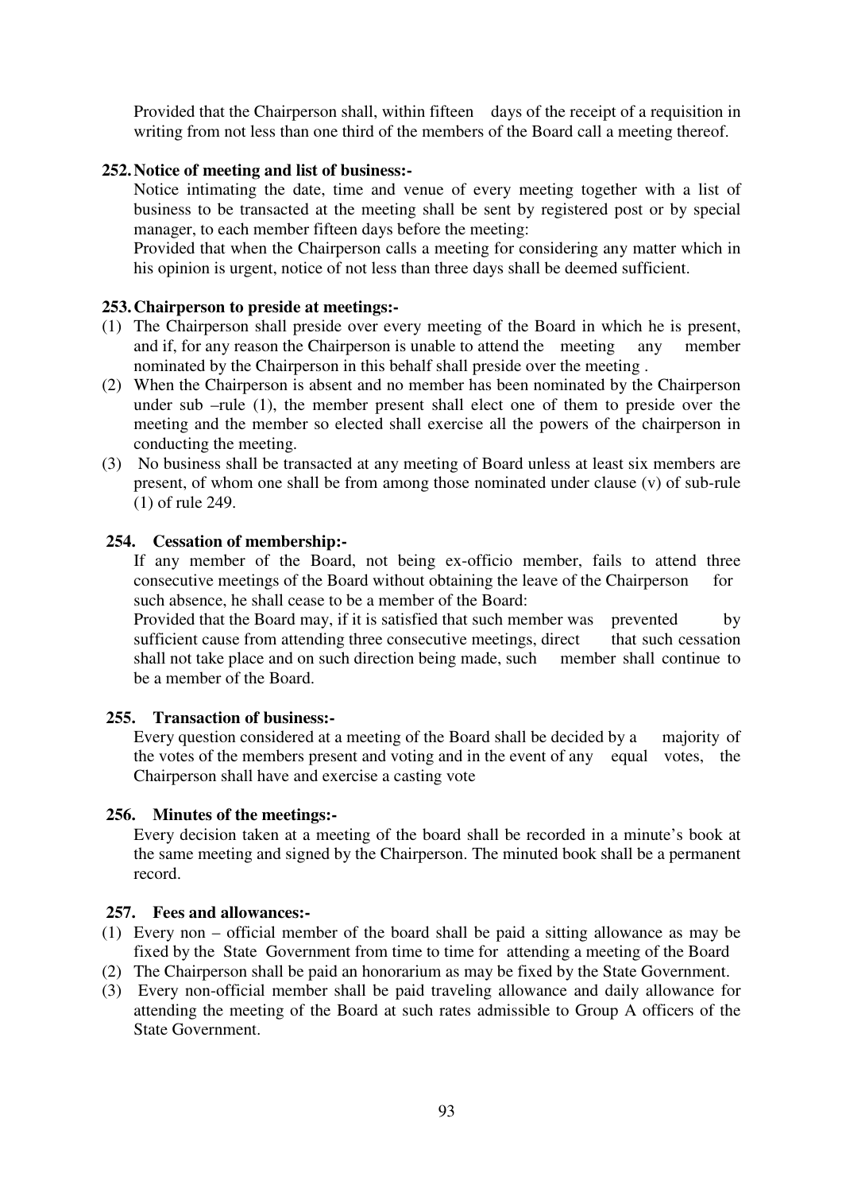Provided that the Chairperson shall, within fifteen days of the receipt of a requisition in writing from not less than one third of the members of the Board call a meeting thereof.

**252. Notice of meeting and list of business:-**

Notice intimating the date, time and venue of every meeting together with a list of business to be transacted at the meeting shall be sent by registered post or by special manager, to each member fifteen days before the meeting:

Provided that when the Chairperson calls a meeting for considering any matter which in his opinion is urgent, notice of not less than three days shall be deemed sufficient.

**253. Chairperson to preside at meetings:-**

(1) The Chairperson shall preside over every meeting of the Board in which he is present, and if, for any reason the Chairperson is unable to attend the meeting any member nominated by the Chairperson in this behalf shall preside over the meeting .

(2) When the Chairperson is absent and no member has been nominated by the Chairperson under sub –rule (1), the member present shall elect one of them to preside over the meeting and the member so elected shall exercise all the powers of the chairperson in conducting the meeting.

(3) No business shall be transacted at any meeting of Board unless at least six members are present, of whom one shall be from among those nominated under clause (v) of sub-rule (1) of rule 249.

**254. Cessation of membership:-**

If any member of the Board, not being ex-officio member, fails to attend three consecutive meetings of the Board without obtaining the leave of the Chairperson for such absence, he shall cease to be a member of the Board:

Provided that the Board may, if it is satisfied that such member was prevented by sufficient cause from attending three consecutive meetings, direct that such cessation shall not take place and on such direction being made, such member shall continue to be a member of the Board.

**255. Transaction of business:-**

Every question considered at a meeting of the Board shall be decided by a majority of the votes of the members present and voting and in the event of any equal votes, the Chairperson shall have and exercise a casting vote

**256. Minutes of the meetings:-**

Every decision taken at a meeting of the board shall be recorded in a minute's book at the same meeting and signed by the Chairperson. The minuted book shall be a permanent record.

**257. Fees and allowances:-**

(1) Every non – official member of the board shall be paid a sitting allowance as may be fixed by the State Government from time to time for attending a meeting of the Board

(2) The Chairperson shall be paid an honorarium as may be fixed by the State Government.

(3) Every non-official member shall be paid traveling allowance and daily allowance for attending the meeting of the Board at such rates admissible to Group A officers of the State Government.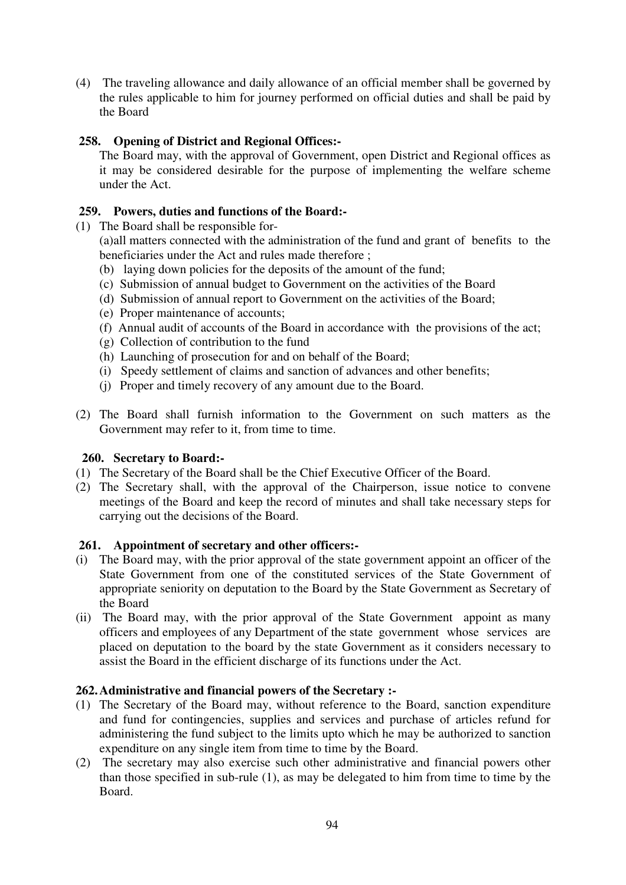(4) The traveling allowance and daily allowance of an official member shall be governed by the rules applicable to him for journey performed on official duties and shall be paid by the Board

**258. Opening of District and Regional Offices:-**

The Board may, with the approval of Government, open District and Regional offices as it may be considered desirable for the purpose of implementing the welfare scheme under the Act.

**259. Powers, duties and functions of the Board:-**

(1) The Board shall be responsible for-

(a)all matters connected with the administration of the fund and grant of benefits to the beneficiaries under the Act and rules made therefore ;

(b) laying down policies for the deposits of the amount of the fund;

(c) Submission of annual budget to Government on the activities of the Board

(d) Submission of annual report to Government on the activities of the Board;

(e) Proper maintenance of accounts;

(f) Annual audit of accounts of the Board in accordance with the provisions of the act;

(g) Collection of contribution to the fund

(h) Launching of prosecution for and on behalf of the Board;

(i) Speedy settlement of claims and sanction of advances and other benefits;

(j) Proper and timely recovery of any amount due to the Board.

(2) The Board shall furnish information to the Government on such matters as the Government may refer to it, from time to time.

**260. Secretary to Board:-**

(1) The Secretary of the Board shall be the Chief Executive Officer of the Board.

(2) The Secretary shall, with the approval of the Chairperson, issue notice to convene meetings of the Board and keep the record of minutes and shall take necessary steps for carrying out the decisions of the Board.

**261. Appointment of secretary and other officers:-**

(i) The Board may, with the prior approval of the state government appoint an officer of the State Government from one of the constituted services of the State Government of appropriate seniority on deputation to the Board by the State Government as Secretary of the Board

(ii) The Board may, with the prior approval of the State Government appoint as many officers and employees of any Department of the state government whose services are placed on deputation to the board by the state Government as it considers necessary to assist the Board in the efficient discharge of its functions under the Act.

**262. Administrative and financial powers of the Secretary :-**

(1) The Secretary of the Board may, without reference to the Board, sanction expenditure and fund for contingencies, supplies and services and purchase of articles refund for administering the fund subject to the limits upto which he may be authorized to sanction expenditure on any single item from time to time by the Board.

(2) The secretary may also exercise such other administrative and financial powers other than those specified in sub-rule (1), as may be delegated to him from time to time by the Board.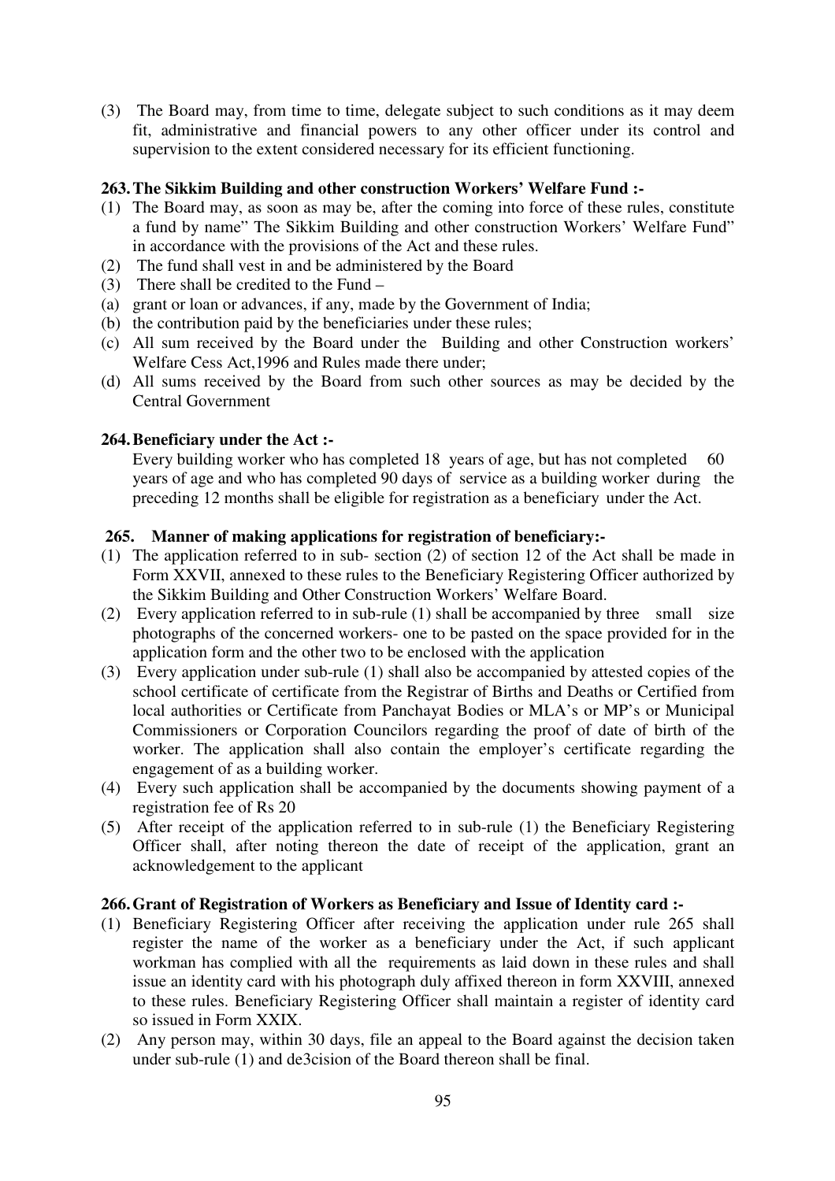(3) The Board may, from time to time, delegate subject to such conditions as it may deem fit, administrative and financial powers to any other officer under its control and supervision to the extent considered necessary for its efficient functioning.

**263. The Sikkim Building and other construction Workers' Welfare Fund :-**

(1) The Board may, as soon as may be, after the coming into force of these rules, constitute a fund by name" The Sikkim Building and other construction Workers' Welfare Fund" in accordance with the provisions of the Act and these rules.
(2) The fund shall vest in and be administered by the Board
(3) There shall be credited to the Fund –
(a) grant or loan or advances, if any, made by the Government of India;
(b) the contribution paid by the beneficiaries under these rules;
(c) All sum received by the Board under the Building and other Construction workers' Welfare Cess Act,1996 and Rules made there under;
(d) All sums received by the Board from such other sources as may be decided by the Central Government

**264. Beneficiary under the Act :-**

Every building worker who has completed 18 years of age, but has not completed 60 years of age and who has completed 90 days of service as a building worker during the preceding 12 months shall be eligible for registration as a beneficiary under the Act.

**265. Manner of making applications for registration of beneficiary:-**

(1) The application referred to in sub- section (2) of section 12 of the Act shall be made in Form XXVII, annexed to these rules to the Beneficiary Registering Officer authorized by the Sikkim Building and Other Construction Workers' Welfare Board.
(2) Every application referred to in sub-rule (1) shall be accompanied by three small size photographs of the concerned workers- one to be pasted on the space provided for in the application form and the other two to be enclosed with the application
(3) Every application under sub-rule (1) shall also be accompanied by attested copies of the school certificate of certificate from the Registrar of Births and Deaths or Certified from local authorities or Certificate from Panchayat Bodies or MLA's or MP's or Municipal Commissioners or Corporation Councilors regarding the proof of date of birth of the worker. The application shall also contain the employer's certificate regarding the engagement of as a building worker.
(4) Every such application shall be accompanied by the documents showing payment of a registration fee of Rs 20
(5) After receipt of the application referred to in sub-rule (1) the Beneficiary Registering Officer shall, after noting thereon the date of receipt of the application, grant an acknowledgement to the applicant

**266. Grant of Registration of Workers as Beneficiary and Issue of Identity card :-**

(1) Beneficiary Registering Officer after receiving the application under rule 265 shall register the name of the worker as a beneficiary under the Act, if such applicant workman has complied with all the requirements as laid down in these rules and shall issue an identity card with his photograph duly affixed thereon in form XXVIII, annexed to these rules. Beneficiary Registering Officer shall maintain a register of identity card so issued in Form XXIX.
(2) Any person may, within 30 days, file an appeal to the Board against the decision taken under sub-rule (1) and de3cision of the Board thereon shall be final.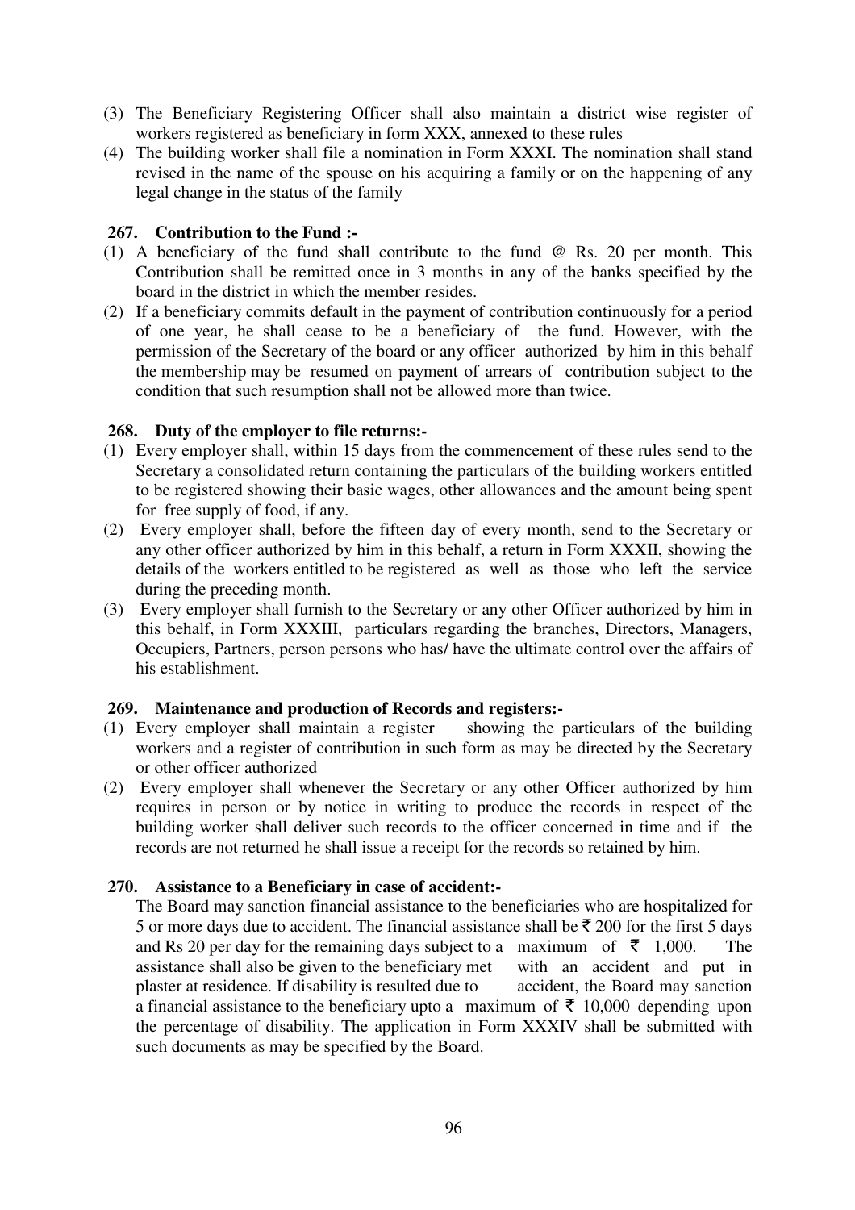(3) The Beneficiary Registering Officer shall also maintain a district wise register of workers registered as beneficiary in form XXX, annexed to these rules

(4) The building worker shall file a nomination in Form XXXI. The nomination shall stand revised in the name of the spouse on his acquiring a family or on the happening of any legal change in the status of the family

**267. Contribution to the Fund :-**

(1) A beneficiary of the fund shall contribute to the fund @ Rs. 20 per month. This Contribution shall be remitted once in 3 months in any of the banks specified by the board in the district in which the member resides.

(2) If a beneficiary commits default in the payment of contribution continuously for a period of one year, he shall cease to be a beneficiary of the fund. However, with the permission of the Secretary of the board or any officer authorized by him in this behalf the membership may be resumed on payment of arrears of contribution subject to the condition that such resumption shall not be allowed more than twice.

**268. Duty of the employer to file returns:-**

(1) Every employer shall, within 15 days from the commencement of these rules send to the Secretary a consolidated return containing the particulars of the building workers entitled to be registered showing their basic wages, other allowances and the amount being spent for free supply of food, if any.

(2) Every employer shall, before the fifteen day of every month, send to the Secretary or any other officer authorized by him in this behalf, a return in Form XXXII, showing the details of the workers entitled to be registered as well as those who left the service during the preceding month.

(3) Every employer shall furnish to the Secretary or any other Officer authorized by him in this behalf, in Form XXXIII, particulars regarding the branches, Directors, Managers, Occupiers, Partners, person persons who has/ have the ultimate control over the affairs of his establishment.

**269. Maintenance and production of Records and registers:-**

(1) Every employer shall maintain a register showing the particulars of the building workers and a register of contribution in such form as may be directed by the Secretary or other officer authorized

(2) Every employer shall whenever the Secretary or any other Officer authorized by him requires in person or by notice in writing to produce the records in respect of the building worker shall deliver such records to the officer concerned in time and if the records are not returned he shall issue a receipt for the records so retained by him.

**270. Assistance to a Beneficiary in case of accident:-**

The Board may sanction financial assistance to the beneficiaries who are hospitalized for 5 or more days due to accident. The financial assistance shall be ₹ 200 for the first 5 days and Rs 20 per day for the remaining days subject to a maximum of ₹ 1,000. The assistance shall also be given to the beneficiary met with an accident and put in plaster at residence. If disability is resulted due to accident, the Board may sanction a financial assistance to the beneficiary upto a maximum of ₹ 10,000 depending upon the percentage of disability. The application in Form XXXIV shall be submitted with such documents as may be specified by the Board.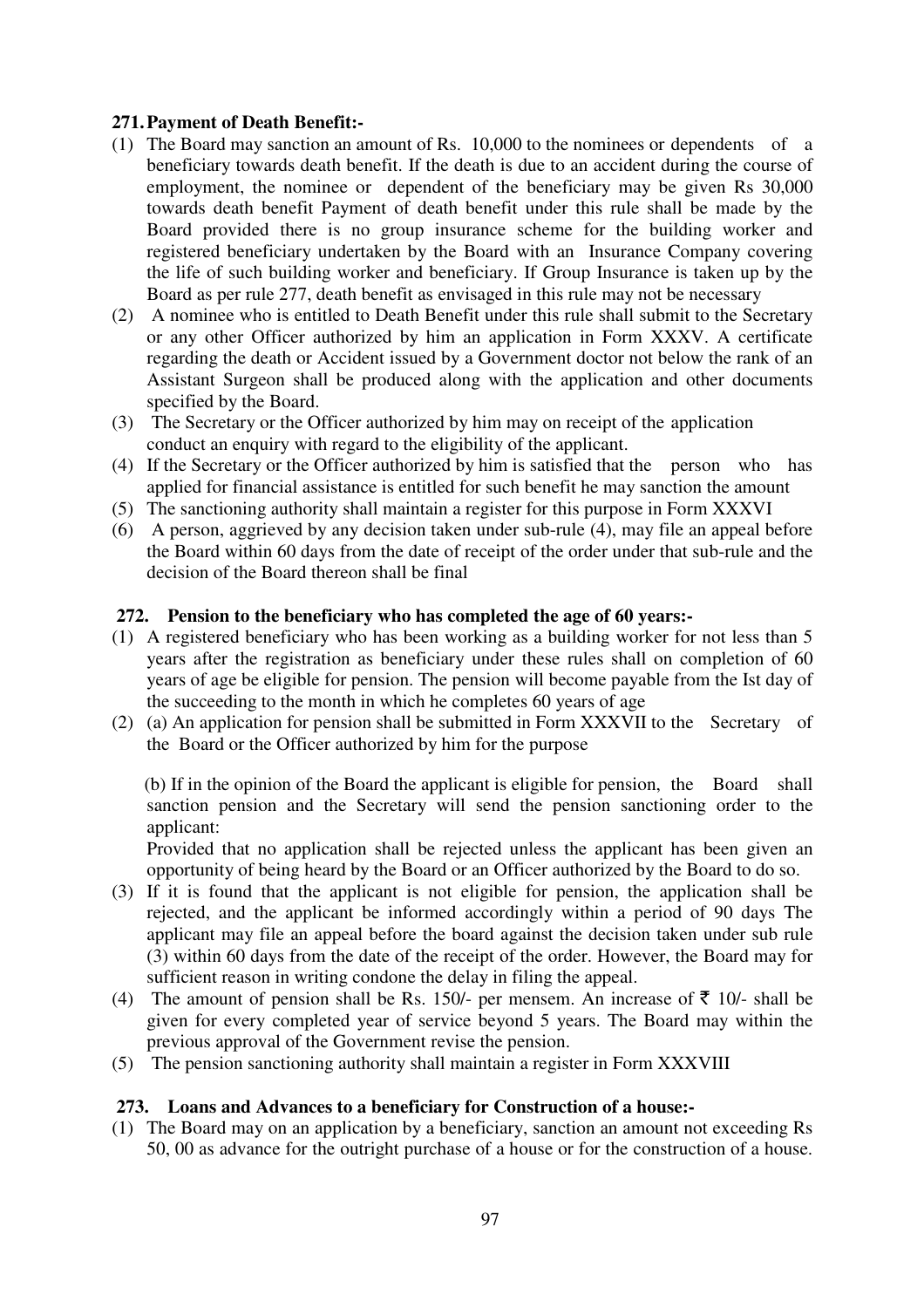**271. Payment of Death Benefit:-**

(1) The Board may sanction an amount of Rs. 10,000 to the nominees or dependents of a beneficiary towards death benefit. If the death is due to an accident during the course of employment, the nominee or dependent of the beneficiary may be given Rs 30,000 towards death benefit Payment of death benefit under this rule shall be made by the Board provided there is no group insurance scheme for the building worker and registered beneficiary undertaken by the Board with an Insurance Company covering the life of such building worker and beneficiary. If Group Insurance is taken up by the Board as per rule 277, death benefit as envisaged in this rule may not be necessary

(2) A nominee who is entitled to Death Benefit under this rule shall submit to the Secretary or any other Officer authorized by him an application in Form XXXV. A certificate regarding the death or Accident issued by a Government doctor not below the rank of an Assistant Surgeon shall be produced along with the application and other documents specified by the Board.

(3) The Secretary or the Officer authorized by him may on receipt of the application conduct an enquiry with regard to the eligibility of the applicant.

(4) If the Secretary or the Officer authorized by him is satisfied that the person who has applied for financial assistance is entitled for such benefit he may sanction the amount

(5) The sanctioning authority shall maintain a register for this purpose in Form XXXVI

(6) A person, aggrieved by any decision taken under sub-rule (4), may file an appeal before the Board within 60 days from the date of receipt of the order under that sub-rule and the decision of the Board thereon shall be final

**272. Pension to the beneficiary who has completed the age of 60 years:-**

(1) A registered beneficiary who has been working as a building worker for not less than 5 years after the registration as beneficiary under these rules shall on completion of 60 years of age be eligible for pension. The pension will become payable from the Ist day of the succeeding to the month in which he completes 60 years of age

(2) (a) An application for pension shall be submitted in Form XXXVII to the Secretary of the Board or the Officer authorized by him for the purpose

(b) If in the opinion of the Board the applicant is eligible for pension, the Board shall sanction pension and the Secretary will send the pension sanctioning order to the applicant:

Provided that no application shall be rejected unless the applicant has been given an opportunity of being heard by the Board or an Officer authorized by the Board to do so.

(3) If it is found that the applicant is not eligible for pension, the application shall be rejected, and the applicant be informed accordingly within a period of 90 days The applicant may file an appeal before the board against the decision taken under sub rule (3) within 60 days from the date of the receipt of the order. However, the Board may for sufficient reason in writing condone the delay in filing the appeal.

(4) The amount of pension shall be Rs. 150/- per mensem. An increase of ₹ 10/- shall be given for every completed year of service beyond 5 years. The Board may within the previous approval of the Government revise the pension.

(5) The pension sanctioning authority shall maintain a register in Form XXXVIII

**273. Loans and Advances to a beneficiary for Construction of a house:-**

(1) The Board may on an application by a beneficiary, sanction an amount not exceeding Rs 50, 00 as advance for the outright purchase of a house or for the construction of a house.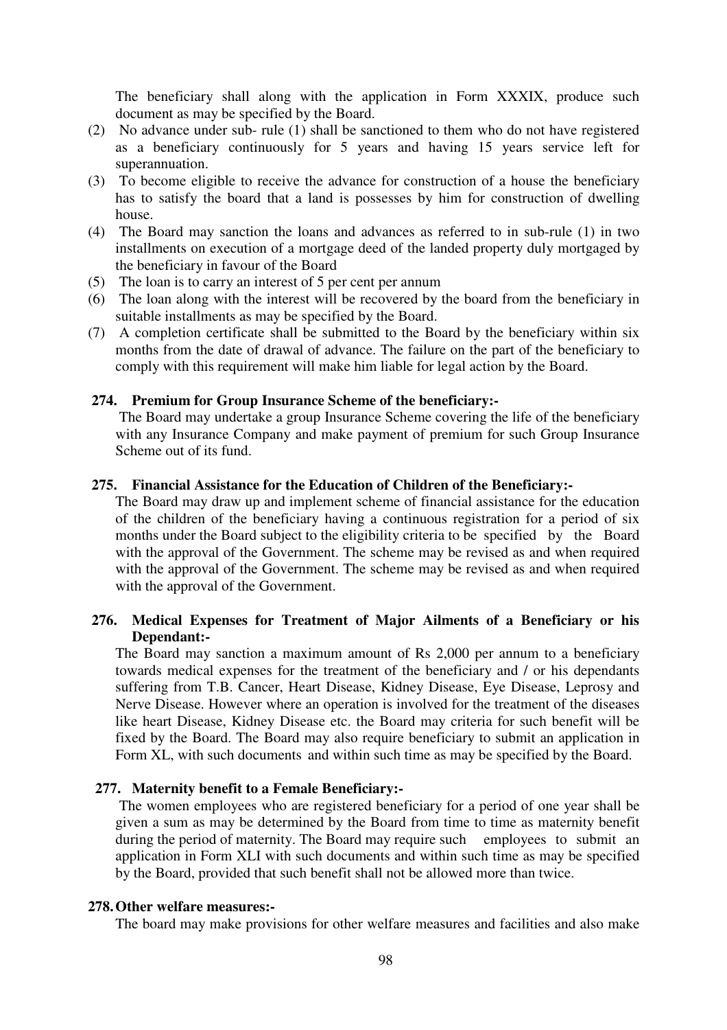The beneficiary shall along with the application in Form XXXIX, produce such document as may be specified by the Board.

(2) No advance under sub- rule (1) shall be sanctioned to them who do not have registered as a beneficiary continuously for 5 years and having 15 years service left for superannuation.

(3) To become eligible to receive the advance for construction of a house the beneficiary has to satisfy the board that a land is possesses by him for construction of dwelling house.

(4) The Board may sanction the loans and advances as referred to in sub-rule (1) in two installments on execution of a mortgage deed of the landed property duly mortgaged by the beneficiary in favour of the Board

(5) The loan is to carry an interest of 5 per cent per annum

(6) The loan along with the interest will be recovered by the board from the beneficiary in suitable installments as may be specified by the Board.

(7) A completion certificate shall be submitted to the Board by the beneficiary within six months from the date of drawal of advance. The failure on the part of the beneficiary to comply with this requirement will make him liable for legal action by the Board.

**274. Premium for Group Insurance Scheme of the beneficiary:-**

The Board may undertake a group Insurance Scheme covering the life of the beneficiary with any Insurance Company and make payment of premium for such Group Insurance Scheme out of its fund.

**275. Financial Assistance for the Education of Children of the Beneficiary:-**

The Board may draw up and implement scheme of financial assistance for the education of the children of the beneficiary having a continuous registration for a period of six months under the Board subject to the eligibility criteria to be specified by the Board with the approval of the Government. The scheme may be revised as and when required with the approval of the Government. The scheme may be revised as and when required with the approval of the Government.

**276. Medical Expenses for Treatment of Major Ailments of a Beneficiary or his Dependant:-**

The Board may sanction a maximum amount of Rs 2,000 per annum to a beneficiary towards medical expenses for the treatment of the beneficiary and / or his dependants suffering from T.B. Cancer, Heart Disease, Kidney Disease, Eye Disease, Leprosy and Nerve Disease. However where an operation is involved for the treatment of the diseases like heart Disease, Kidney Disease etc. the Board may criteria for such benefit will be fixed by the Board. The Board may also require beneficiary to submit an application in Form XL, with such documents and within such time as may be specified by the Board.

**277. Maternity benefit to a Female Beneficiary:-**

The women employees who are registered beneficiary for a period of one year shall be given a sum as may be determined by the Board from time to time as maternity benefit during the period of maternity. The Board may require such employees to submit an application in Form XLI with such documents and within such time as may be specified by the Board, provided that such benefit shall not be allowed more than twice.

**278. Other welfare measures:-**

The board may make provisions for other welfare measures and facilities and also make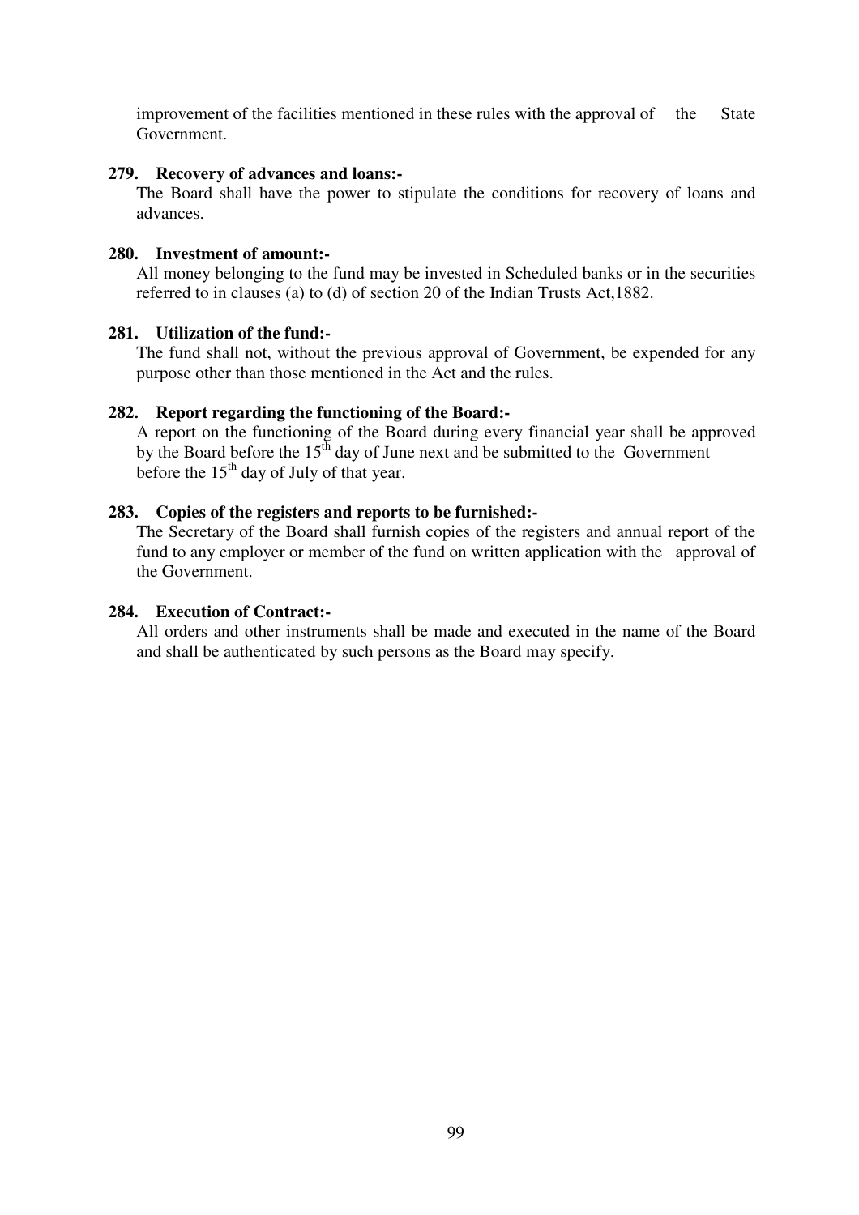improvement of the facilities mentioned in these rules with the approval of the State Government.

**279. Recovery of advances and loans:-**

The Board shall have the power to stipulate the conditions for recovery of loans and advances.

**280. Investment of amount:-**

All money belonging to the fund may be invested in Scheduled banks or in the securities referred to in clauses (a) to (d) of section 20 of the Indian Trusts Act,1882.

**281. Utilization of the fund:-**

The fund shall not, without the previous approval of Government, be expended for any purpose other than those mentioned in the Act and the rules.

**282. Report regarding the functioning of the Board:-**

A report on the functioning of the Board during every financial year shall be approved by the Board before the 15th day of June next and be submitted to the Government before the 15th day of July of that year.

**283. Copies of the registers and reports to be furnished:-**

The Secretary of the Board shall furnish copies of the registers and annual report of the fund to any employer or member of the fund on written application with the approval of the Government.

**284. Execution of Contract:-**

All orders and other instruments shall be made and executed in the name of the Board and shall be authenticated by such persons as the Board may specify.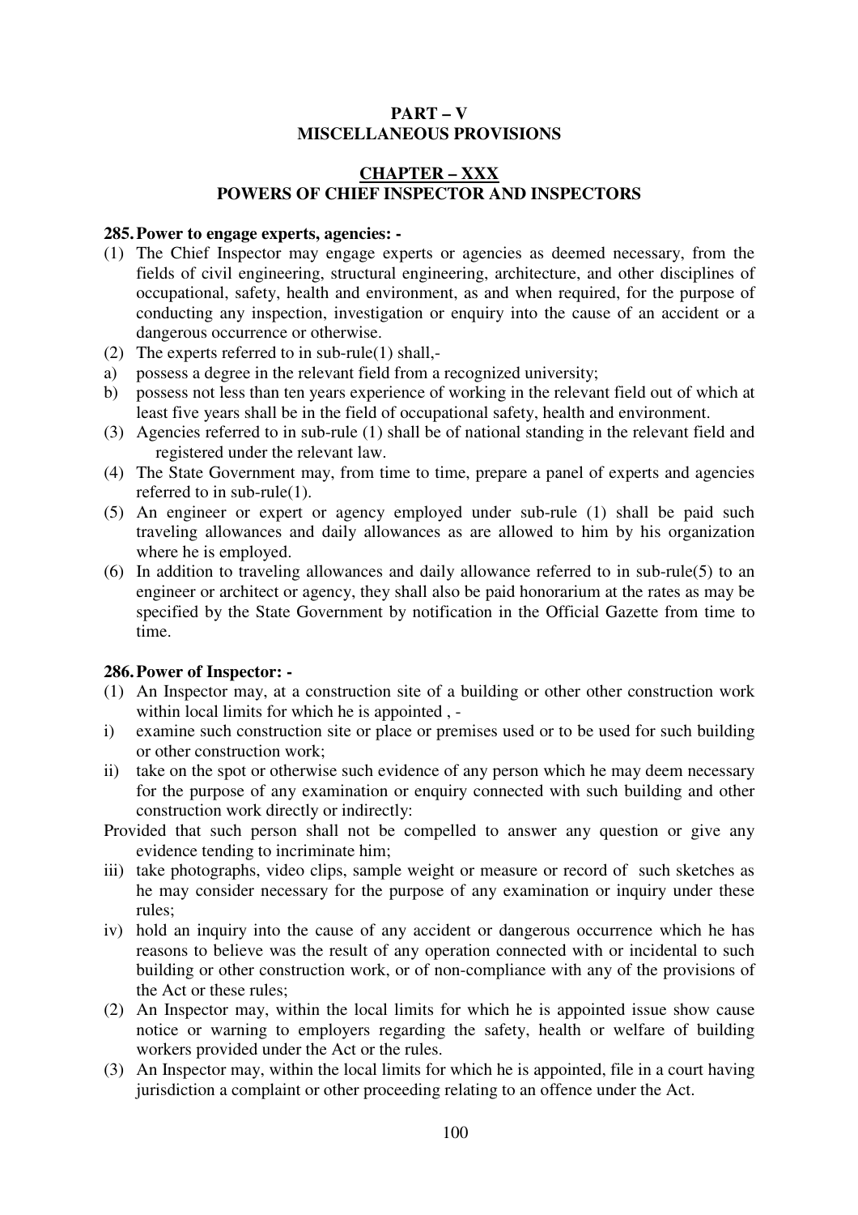## PART – V
## MISCELLANEOUS PROVISIONS

### CHAPTER – XXX
### POWERS OF CHIEF INSPECTOR AND INSPECTORS

**285. Power to engage experts, agencies: -**

(1) The Chief Inspector may engage experts or agencies as deemed necessary, from the fields of civil engineering, structural engineering, architecture, and other disciplines of occupational, safety, health and environment, as and when required, for the purpose of conducting any inspection, investigation or enquiry into the cause of an accident or a dangerous occurrence or otherwise.

(2) The experts referred to in sub-rule(1) shall,-

a) possess a degree in the relevant field from a recognized university;

b) possess not less than ten years experience of working in the relevant field out of which at least five years shall be in the field of occupational safety, health and environment.

(3) Agencies referred to in sub-rule (1) shall be of national standing in the relevant field and registered under the relevant law.

(4) The State Government may, from time to time, prepare a panel of experts and agencies referred to in sub-rule(1).

(5) An engineer or expert or agency employed under sub-rule (1) shall be paid such traveling allowances and daily allowances as are allowed to him by his organization where he is employed.

(6) In addition to traveling allowances and daily allowance referred to in sub-rule(5) to an engineer or architect or agency, they shall also be paid honorarium at the rates as may be specified by the State Government by notification in the Official Gazette from time to time.

**286. Power of Inspector: -**

(1) An Inspector may, at a construction site of a building or other other construction work within local limits for which he is appointed , -

i) examine such construction site or place or premises used or to be used for such building or other construction work;

ii) take on the spot or otherwise such evidence of any person which he may deem necessary for the purpose of any examination or enquiry connected with such building and other construction work directly or indirectly:

Provided that such person shall not be compelled to answer any question or give any evidence tending to incriminate him;

iii) take photographs, video clips, sample weight or measure or record of such sketches as he may consider necessary for the purpose of any examination or inquiry under these rules;

iv) hold an inquiry into the cause of any accident or dangerous occurrence which he has reasons to believe was the result of any operation connected with or incidental to such building or other construction work, or of non-compliance with any of the provisions of the Act or these rules;

(2) An Inspector may, within the local limits for which he is appointed issue show cause notice or warning to employers regarding the safety, health or welfare of building workers provided under the Act or the rules.

(3) An Inspector may, within the local limits for which he is appointed, file in a court having jurisdiction a complaint or other proceeding relating to an offence under the Act.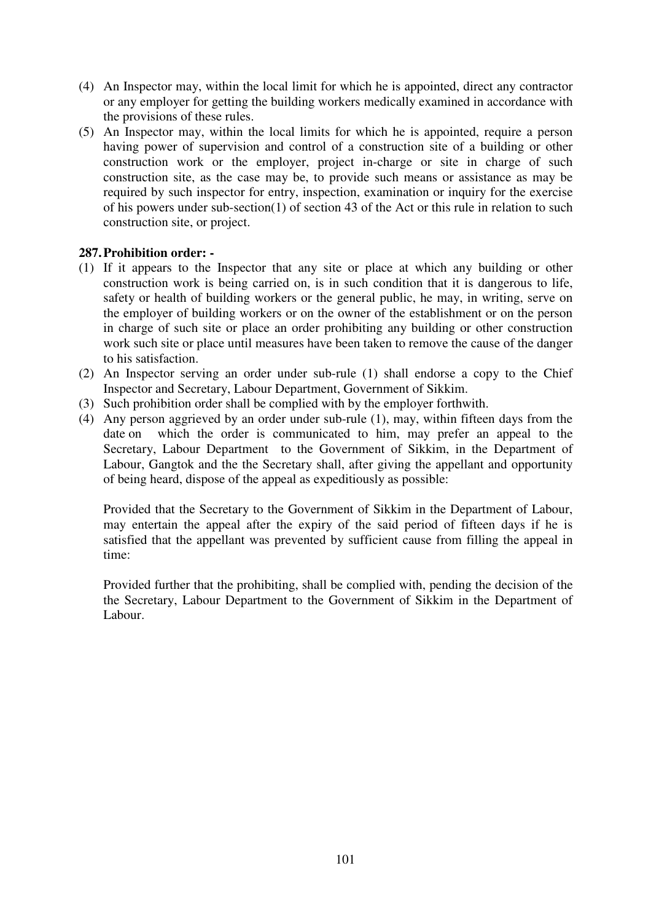(4) An Inspector may, within the local limit for which he is appointed, direct any contractor or any employer for getting the building workers medically examined in accordance with the provisions of these rules.

(5) An Inspector may, within the local limits for which he is appointed, require a person having power of supervision and control of a construction site of a building or other construction work or the employer, project in-charge or site in charge of such construction site, as the case may be, to provide such means or assistance as may be required by such inspector for entry, inspection, examination or inquiry for the exercise of his powers under sub-section(1) of section 43 of the Act or this rule in relation to such construction site, or project.

**287. Prohibition order: -**

(1) If it appears to the Inspector that any site or place at which any building or other construction work is being carried on, is in such condition that it is dangerous to life, safety or health of building workers or the general public, he may, in writing, serve on the employer of building workers or on the owner of the establishment or on the person in charge of such site or place an order prohibiting any building or other construction work such site or place until measures have been taken to remove the cause of the danger to his satisfaction.

(2) An Inspector serving an order under sub-rule (1) shall endorse a copy to the Chief Inspector and Secretary, Labour Department, Government of Sikkim.

(3) Such prohibition order shall be complied with by the employer forthwith.

(4) Any person aggrieved by an order under sub-rule (1), may, within fifteen days from the date on which the order is communicated to him, may prefer an appeal to the Secretary, Labour Department to the Government of Sikkim, in the Department of Labour, Gangtok and the the Secretary shall, after giving the appellant and opportunity of being heard, dispose of the appeal as expeditiously as possible:

Provided that the Secretary to the Government of Sikkim in the Department of Labour, may entertain the appeal after the expiry of the said period of fifteen days if he is satisfied that the appellant was prevented by sufficient cause from filling the appeal in time:

Provided further that the prohibiting, shall be complied with, pending the decision of the the Secretary, Labour Department to the Government of Sikkim in the Department of Labour.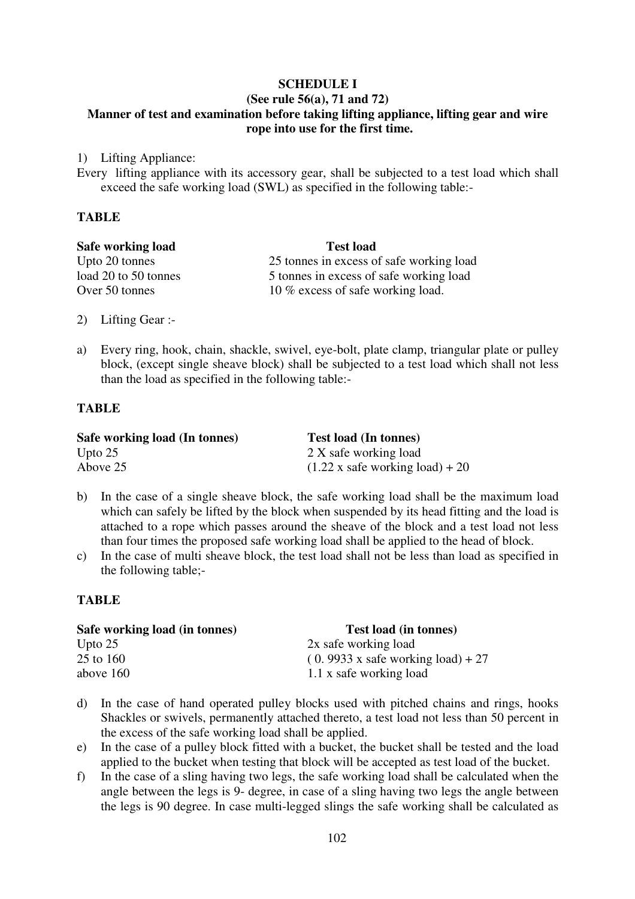**SCHEDULE I**

**(See rule 56(a), 71 and 72)**

**Manner of test and examination before taking lifting appliance, lifting gear and wire rope into use for the first time.**

1) Lifting Appliance:

Every lifting appliance with its accessory gear, shall be subjected to a test load which shall exceed the safe working load (SWL) as specified in the following table:-

**TABLE**

| Safe working load | Test load |
|---|---|
| Upto 20 tonnes | 25 tonnes in excess of safe working load |
| load 20 to 50 tonnes | 5 tonnes in excess of safe working load |
| Over 50 tonnes | 10 % excess of safe working load. |

2) Lifting Gear :-

a) Every ring, hook, chain, shackle, swivel, eye-bolt, plate clamp, triangular plate or pulley block, (except single sheave block) shall be subjected to a test load which shall not less than the load as specified in the following table:-

**TABLE**

| Safe working load (In tonnes) | Test load (In tonnes) |
|---|---|
| Upto 25 | 2 X safe working load |
| Above 25 | (1.22 x safe working load) + 20 |

b) In the case of a single sheave block, the safe working load shall be the maximum load which can safely be lifted by the block when suspended by its head fitting and the load is attached to a rope which passes around the sheave of the block and a test load not less than four times the proposed safe working load shall be applied to the head of block.

c) In the case of multi sheave block, the test load shall not be less than load as specified in the following table;-

**TABLE**

| Safe working load (in tonnes) | Test load (in tonnes) |
|---|---|
| Upto 25 | 2x safe working load |
| 25 to 160 | ( 0. 9933 x safe working load) + 27 |
| above 160 | 1.1 x safe working load |

d) In the case of hand operated pulley blocks used with pitched chains and rings, hooks Shackles or swivels, permanently attached thereto, a test load not less than 50 percent in the excess of the safe working load shall be applied.

e) In the case of a pulley block fitted with a bucket, the bucket shall be tested and the load applied to the bucket when testing that block will be accepted as test load of the bucket.

f) In the case of a sling having two legs, the safe working load shall be calculated when the angle between the legs is 9- degree, in case of a sling having two legs the angle between the legs is 90 degree. In case multi-legged slings the safe working shall be calculated as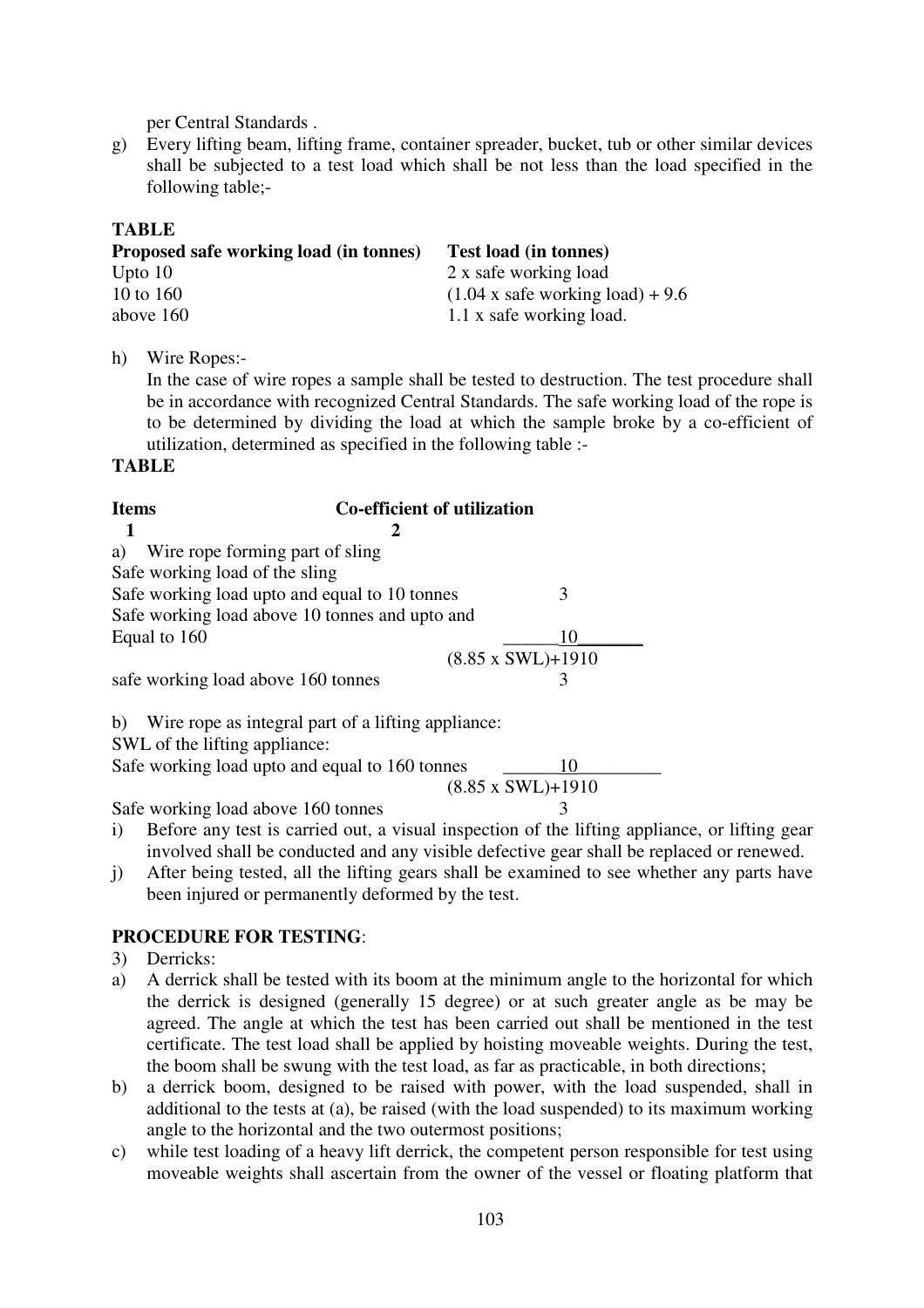per Central Standards .

g) Every lifting beam, lifting frame, container spreader, bucket, tub or other similar devices shall be subjected to a test load which shall be not less than the load specified in the following table;-

**TABLE**

| Proposed safe working load (in tonnes) | Test load (in tonnes) |
|---|---|
| Upto 10 | 2 x safe working load |
| 10 to 160 | (1.04 x safe working load) + 9.6 |
| above 160 | 1.1 x safe working load. |

h) Wire Ropes:-

In the case of wire ropes a sample shall be tested to destruction. The test procedure shall be in accordance with recognized Central Standards. The safe working load of the rope is to be determined by dividing the load at which the sample broke by a co-efficient of utilization, determined as specified in the following table :-

**TABLE**

| Items | Co-efficient of utilization |
|---|---|
| 1 | 2 |
| a) Wire rope forming part of sling | |
| Safe working load of the sling | |
| Safe working load upto and equal to 10 tonnes | 3 |
| Safe working load above 10 tonnes and upto and Equal to 160 | $\frac{10}{(8.85 \times SWL)+1910}$ |
| safe working load above 160 tonnes | 3 |
| b) Wire rope as integral part of a lifting appliance: | |
| SWL of the lifting appliance: | |
| Safe working load upto and equal to 160 tonnes | $\frac{10}{(8.85 \times SWL)+1910}$ |
| Safe working load above 160 tonnes | 3 |

i) Before any test is carried out, a visual inspection of the lifting appliance, or lifting gear involved shall be conducted and any visible defective gear shall be replaced or renewed.

j) After being tested, all the lifting gears shall be examined to see whether any parts have been injured or permanently deformed by the test.

**PROCEDURE FOR TESTING**:

3) Derricks:

a) A derrick shall be tested with its boom at the minimum angle to the horizontal for which the derrick is designed (generally 15 degree) or at such greater angle as be may be agreed. The angle at which the test has been carried out shall be mentioned in the test certificate. The test load shall be applied by hoisting moveable weights. During the test, the boom shall be swung with the test load, as far as practicable, in both directions;

b) a derrick boom, designed to be raised with power, with the load suspended, shall in additional to the tests at (a), be raised (with the load suspended) to its maximum working angle to the horizontal and the two outermost positions;

c) while test loading of a heavy lift derrick, the competent person responsible for test using moveable weights shall ascertain from the owner of the vessel or floating platform that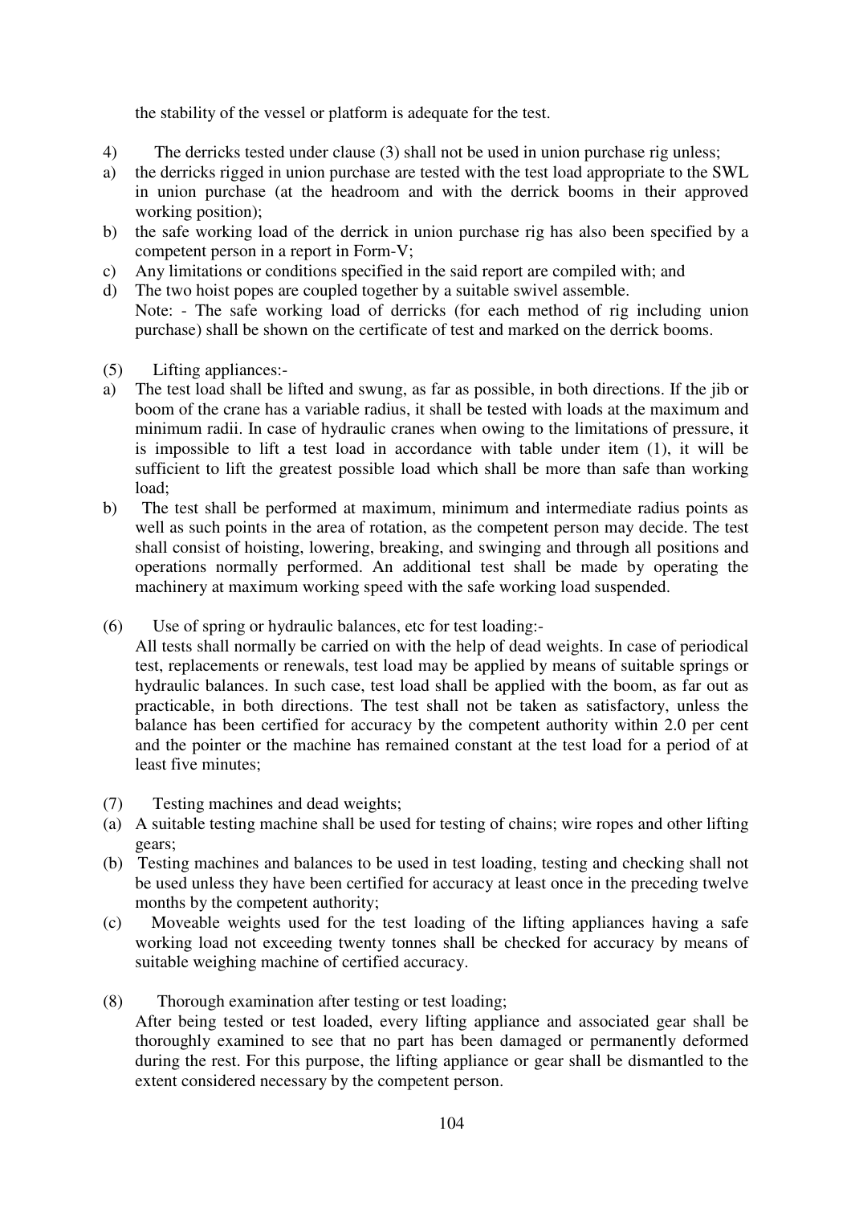the stability of the vessel or platform is adequate for the test.

4) The derricks tested under clause (3) shall not be used in union purchase rig unless;

a) the derricks rigged in union purchase are tested with the test load appropriate to the SWL in union purchase (at the headroom and with the derrick booms in their approved working position);
b) the safe working load of the derrick in union purchase rig has also been specified by a competent person in a report in Form-V;
c) Any limitations or conditions specified in the said report are compiled with; and
d) The two hoist popes are coupled together by a suitable swivel assemble.

Note: - The safe working load of derricks (for each method of rig including union purchase) shall be shown on the certificate of test and marked on the derrick booms.

(5) Lifting appliances:-

a) The test load shall be lifted and swung, as far as possible, in both directions. If the jib or boom of the crane has a variable radius, it shall be tested with loads at the maximum and minimum radii. In case of hydraulic cranes when owing to the limitations of pressure, it is impossible to lift a test load in accordance with table under item (1), it will be sufficient to lift the greatest possible load which shall be more than safe than working load;
b) The test shall be performed at maximum, minimum and intermediate radius points as well as such points in the area of rotation, as the competent person may decide. The test shall consist of hoisting, lowering, breaking, and swinging and through all positions and operations normally performed. An additional test shall be made by operating the machinery at maximum working speed with the safe working load suspended.

(6) Use of spring or hydraulic balances, etc for test loading:-

All tests shall normally be carried on with the help of dead weights. In case of periodical test, replacements or renewals, test load may be applied by means of suitable springs or hydraulic balances. In such case, test load shall be applied with the boom, as far out as practicable, in both directions. The test shall not be taken as satisfactory, unless the balance has been certified for accuracy by the competent authority within 2.0 per cent and the pointer or the machine has remained constant at the test load for a period of at least five minutes;

(7) Testing machines and dead weights;

(a) A suitable testing machine shall be used for testing of chains; wire ropes and other lifting gears;
(b) Testing machines and balances to be used in test loading, testing and checking shall not be used unless they have been certified for accuracy at least once in the preceding twelve months by the competent authority;
(c) Moveable weights used for the test loading of the lifting appliances having a safe working load not exceeding twenty tonnes shall be checked for accuracy by means of suitable weighing machine of certified accuracy.

(8) Thorough examination after testing or test loading;

After being tested or test loaded, every lifting appliance and associated gear shall be thoroughly examined to see that no part has been damaged or permanently deformed during the rest. For this purpose, the lifting appliance or gear shall be dismantled to the extent considered necessary by the competent person.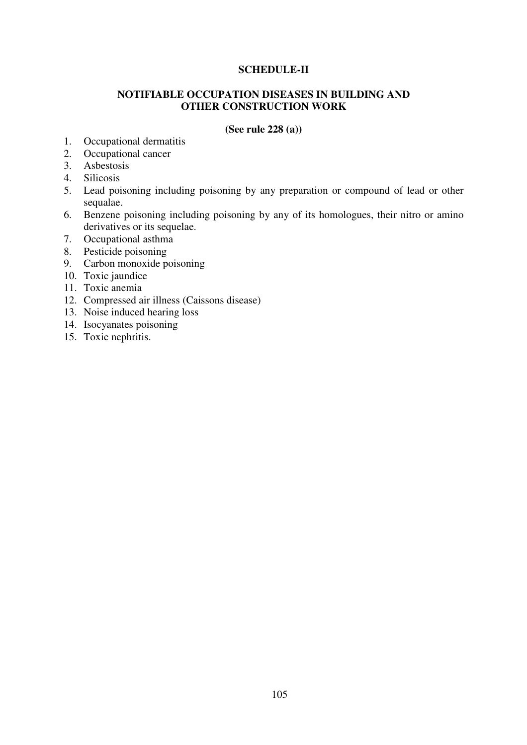## SCHEDULE-II

### NOTIFIABLE OCCUPATION DISEASES IN BUILDING AND OTHER CONSTRUCTION WORK

**(See rule 228 (a))**

1. Occupational dermatitis
2. Occupational cancer
3. Asbestosis
4. Silicosis
5. Lead poisoning including poisoning by any preparation or compound of lead or other sequalae.
6. Benzene poisoning including poisoning by any of its homologues, their nitro or amino derivatives or its sequelae.
7. Occupational asthma
8. Pesticide poisoning
9. Carbon monoxide poisoning
10. Toxic jaundice
11. Toxic anemia
12. Compressed air illness (Caissons disease)
13. Noise induced hearing loss
14. Isocyanates poisoning
15. Toxic nephritis.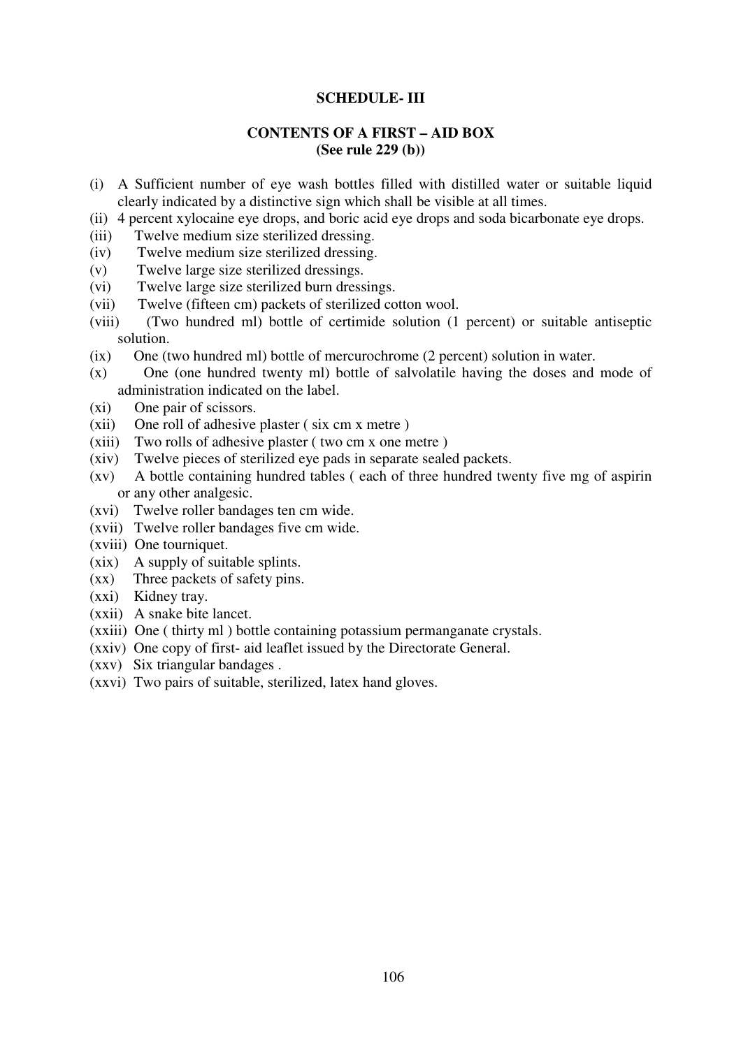**SCHEDULE- III**

**CONTENTS OF A FIRST – AID BOX**
**(See rule 229 (b))**

(i) A Sufficient number of eye wash bottles filled with distilled water or suitable liquid clearly indicated by a distinctive sign which shall be visible at all times.
(ii) 4 percent xylocaine eye drops, and boric acid eye drops and soda bicarbonate eye drops.
(iii) Twelve medium size sterilized dressing.
(iv) Twelve medium size sterilized dressing.
(v) Twelve large size sterilized dressings.
(vi) Twelve large size sterilized burn dressings.
(vii) Twelve (fifteen cm) packets of sterilized cotton wool.
(viii) (Two hundred ml) bottle of certimide solution (1 percent) or suitable antiseptic solution.
(ix) One (two hundred ml) bottle of mercurochrome (2 percent) solution in water.
(x) One (one hundred twenty ml) bottle of salvolatile having the doses and mode of administration indicated on the label.
(xi) One pair of scissors.
(xii) One roll of adhesive plaster ( six cm x metre )
(xiii) Two rolls of adhesive plaster ( two cm x one metre )
(xiv) Twelve pieces of sterilized eye pads in separate sealed packets.
(xv) A bottle containing hundred tables ( each of three hundred twenty five mg of aspirin or any other analgesic.
(xvi) Twelve roller bandages ten cm wide.
(xvii) Twelve roller bandages five cm wide.
(xviii) One tourniquet.
(xix) A supply of suitable splints.
(xx) Three packets of safety pins.
(xxi) Kidney tray.
(xxii) A snake bite lancet.
(xxiii) One ( thirty ml ) bottle containing potassium permanganate crystals.
(xxiv) One copy of first- aid leaflet issued by the Directorate General.
(xxv) Six triangular bandages .
(xxvi) Two pairs of suitable, sterilized, latex hand gloves.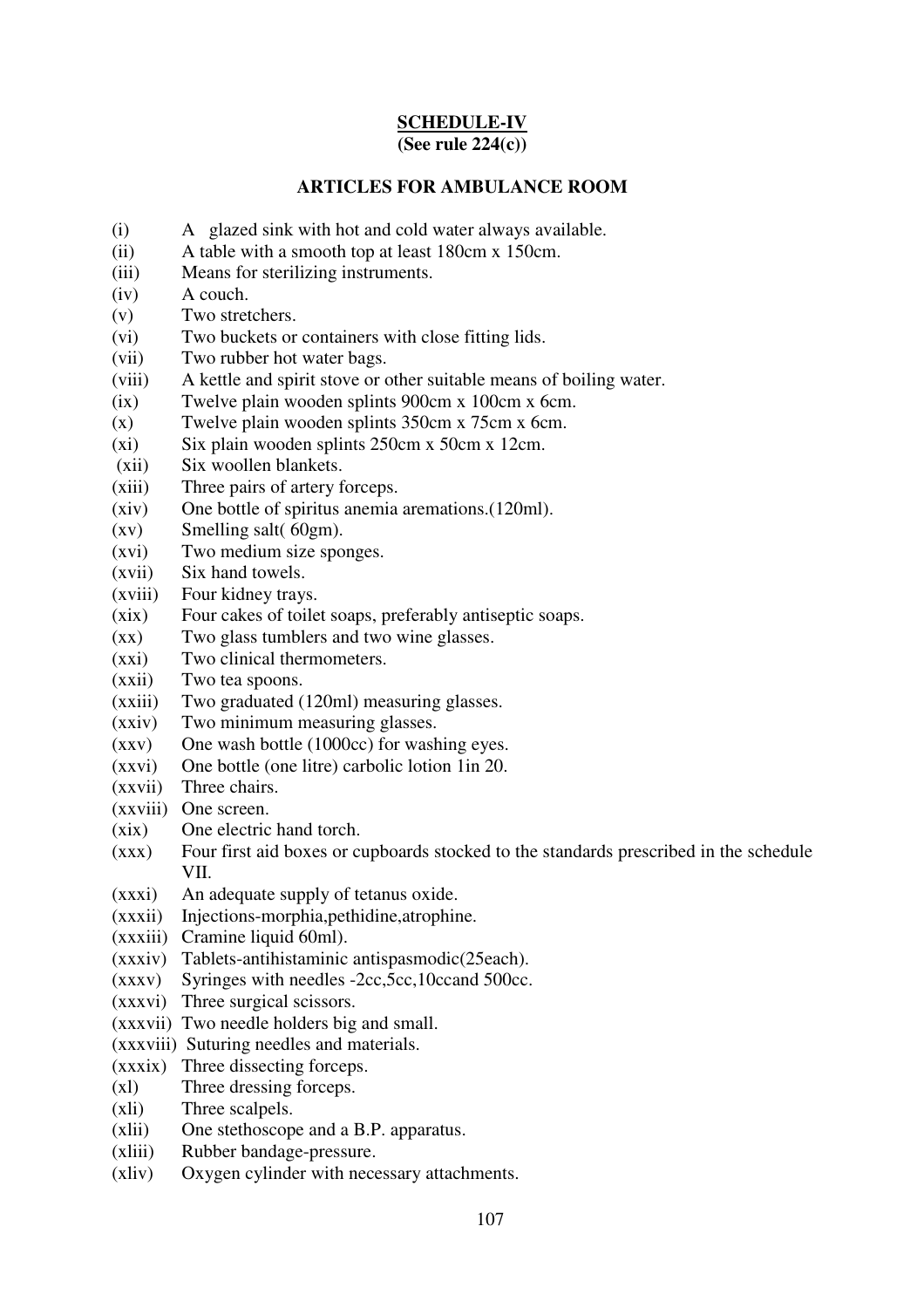**SCHEDULE-IV**
**(See rule 224(c))**

**ARTICLES FOR AMBULANCE ROOM**

(i) A glazed sink with hot and cold water always available.
(ii) A table with a smooth top at least 180cm x 150cm.
(iii) Means for sterilizing instruments.
(iv) A couch.
(v) Two stretchers.
(vi) Two buckets or containers with close fitting lids.
(vii) Two rubber hot water bags.
(viii) A kettle and spirit stove or other suitable means of boiling water.
(ix) Twelve plain wooden splints 900cm x 100cm x 6cm.
(x) Twelve plain wooden splints 350cm x 75cm x 6cm.
(xi) Six plain wooden splints 250cm x 50cm x 12cm.
(xii) Six woollen blankets.
(xiii) Three pairs of artery forceps.
(xiv) One bottle of spiritus anemia aremations.(120ml).
(xv) Smelling salt( 60gm).
(xvi) Two medium size sponges.
(xvii) Six hand towels.
(xviii) Four kidney trays.
(xix) Four cakes of toilet soaps, preferably antiseptic soaps.
(xx) Two glass tumblers and two wine glasses.
(xxi) Two clinical thermometers.
(xxii) Two tea spoons.
(xxiii) Two graduated (120ml) measuring glasses.
(xxiv) Two minimum measuring glasses.
(xxv) One wash bottle (1000cc) for washing eyes.
(xxvi) One bottle (one litre) carbolic lotion 1in 20.
(xxvii) Three chairs.
(xxviii) One screen.
(xix) One electric hand torch.
(xxx) Four first aid boxes or cupboards stocked to the standards prescribed in the schedule VII.
(xxxi) An adequate supply of tetanus oxide.
(xxxii) Injections-morphia,pethidine,atrophine.
(xxxiii) Cramine liquid 60ml).
(xxxiv) Tablets-antihistaminic antispasmodic(25each).
(xxxv) Syringes with needles -2cc,5cc,10ccand 500cc.
(xxxvi) Three surgical scissors.
(xxxvii) Two needle holders big and small.
(xxxviii) Suturing needles and materials.
(xxxix) Three dissecting forceps.
(xl) Three dressing forceps.
(xli) Three scalpels.
(xlii) One stethoscope and a B.P. apparatus.
(xliii) Rubber bandage-pressure.
(xliv) Oxygen cylinder with necessary attachments.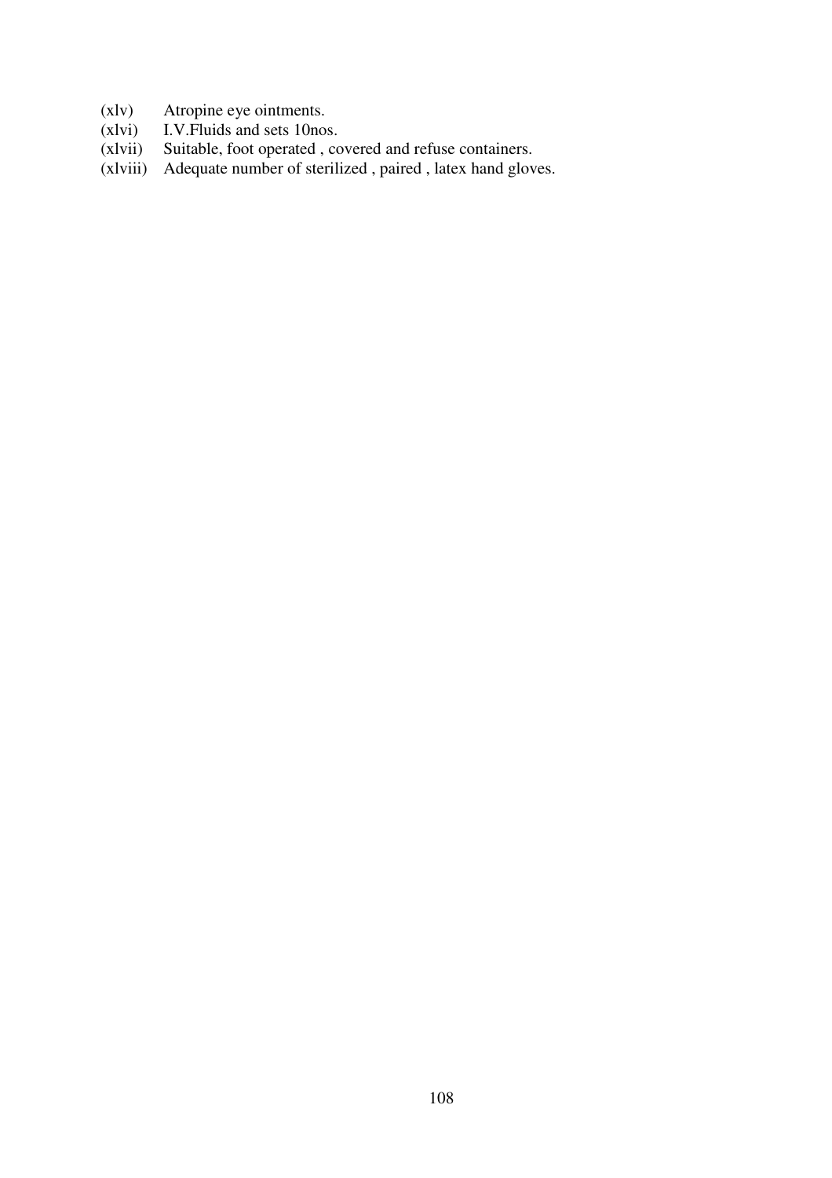(xlv) Atropine eye ointments.
(xlvi) I.V.Fluids and sets 10nos.
(xlvii) Suitable, foot operated , covered and refuse containers.
(xlviii) Adequate number of sterilized , paired , latex hand gloves.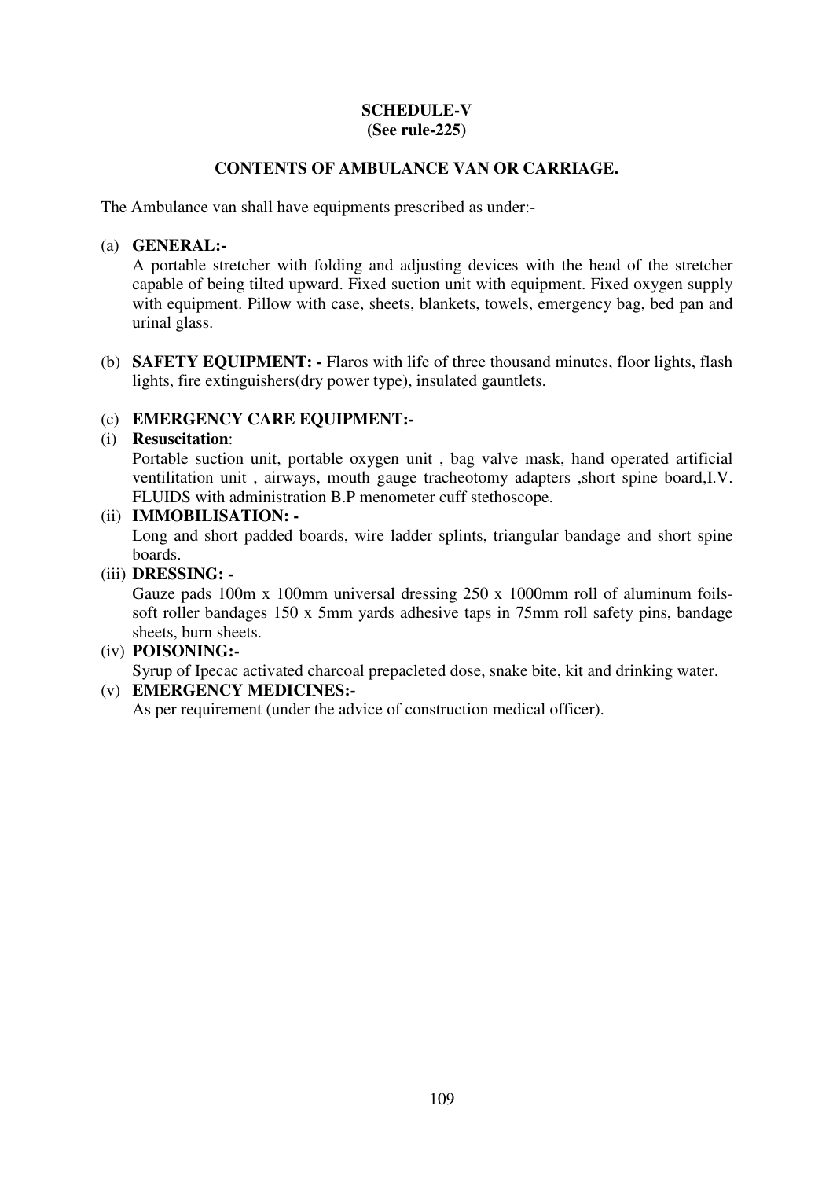**SCHEDULE-V**
**(See rule-225)**

**CONTENTS OF AMBULANCE VAN OR CARRIAGE.**

The Ambulance van shall have equipments prescribed as under:-

(a) **GENERAL:-**
A portable stretcher with folding and adjusting devices with the head of the stretcher capable of being tilted upward. Fixed suction unit with equipment. Fixed oxygen supply with equipment. Pillow with case, sheets, blankets, towels, emergency bag, bed pan and urinal glass.

(b) **SAFETY EQUIPMENT: -** Flaros with life of three thousand minutes, floor lights, flash lights, fire extinguishers(dry power type), insulated gauntlets.

(c) **EMERGENCY CARE EQUIPMENT:-**

(i) **Resuscitation**:
Portable suction unit, portable oxygen unit , bag valve mask, hand operated artificial ventilitation unit , airways, mouth gauge tracheotomy adapters ,short spine board,I.V. FLUIDS with administration B.P menometer cuff stethoscope.

(ii) **IMMOBILISATION: -**
Long and short padded boards, wire ladder splints, triangular bandage and short spine boards.

(iii) **DRESSING: -**
Gauze pads 100m x 100mm universal dressing 250 x 1000mm roll of aluminum foils-soft roller bandages 150 x 5mm yards adhesive taps in 75mm roll safety pins, bandage sheets, burn sheets.

(iv) **POISONING:-**
Syrup of Ipecac activated charcoal prepacleted dose, snake bite, kit and drinking water.

(v) **EMERGENCY MEDICINES:-**
As per requirement (under the advice of construction medical officer).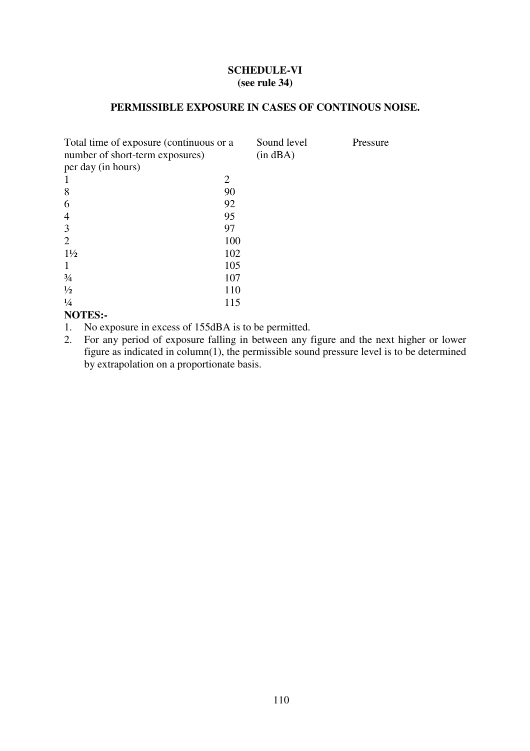**SCHEDULE-VI**
**(see rule 34)**

**PERMISSIBLE EXPOSURE IN CASES OF CONTINOUS NOISE.**

| Total time of exposure (continuous or a number of short-term exposures) per day (in hours) | Sound level (in dBA) | Pressure |
|---|---|---|
| 1 | 2 | |
| 8 | 90 | |
| 6 | 92 | |
| 4 | 95 | |
| 3 | 97 | |
| 2 | 100 | |
| 1½ | 102 | |
| 1 | 105 | |
| ¾ | 107 | |
| ½ | 110 | |
| ¼ | 115 | |

**NOTES:-**

1. No exposure in excess of 155dBA is to be permitted.
2. For any period of exposure falling in between any figure and the next higher or lower figure as indicated in column(1), the permissible sound pressure level is to be determined by extrapolation on a proportionate basis.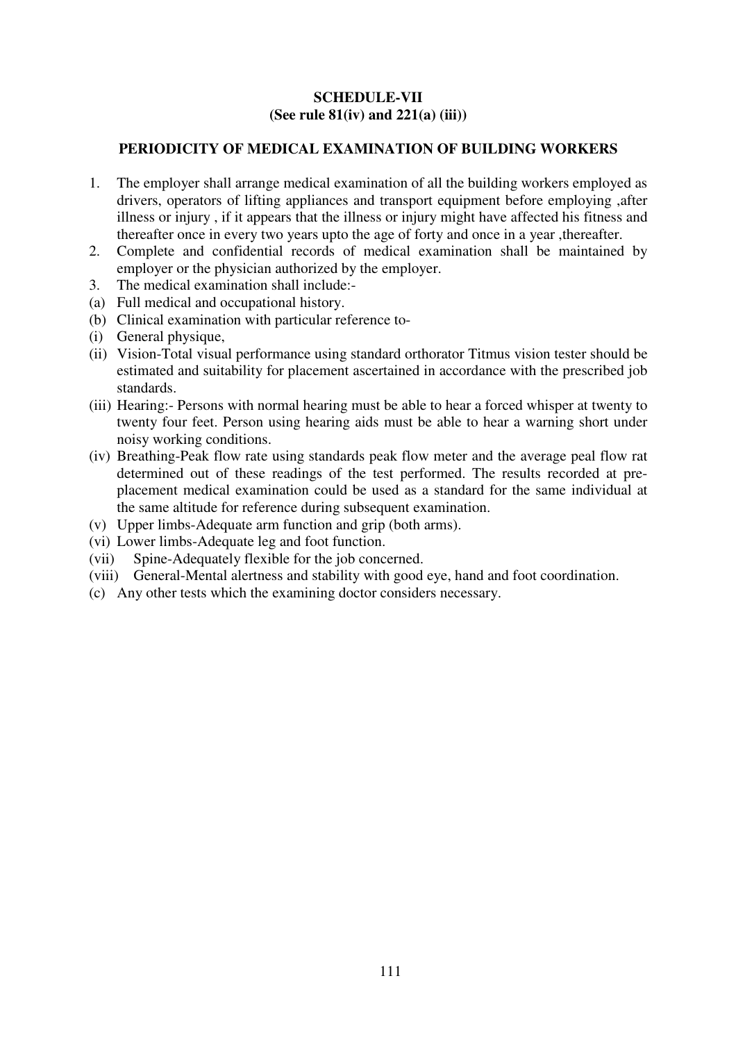**SCHEDULE-VII**
**(See rule 81(iv) and 221(a) (iii))**

**PERIODICITY OF MEDICAL EXAMINATION OF BUILDING WORKERS**

1. The employer shall arrange medical examination of all the building workers employed as drivers, operators of lifting appliances and transport equipment before employing ,after illness or injury , if it appears that the illness or injury might have affected his fitness and thereafter once in every two years upto the age of forty and once in a year ,thereafter.
2. Complete and confidential records of medical examination shall be maintained by employer or the physician authorized by the employer.
3. The medical examination shall include:-

(a) Full medical and occupational history.

(b) Clinical examination with particular reference to-

(i) General physique,

(ii) Vision-Total visual performance using standard orthorator Titmus vision tester should be estimated and suitability for placement ascertained in accordance with the prescribed job standards.

(iii) Hearing:- Persons with normal hearing must be able to hear a forced whisper at twenty to twenty four feet. Person using hearing aids must be able to hear a warning short under noisy working conditions.

(iv) Breathing-Peak flow rate using standards peak flow meter and the average peal flow rat determined out of these readings of the test performed. The results recorded at pre-placement medical examination could be used as a standard for the same individual at the same altitude for reference during subsequent examination.

(v) Upper limbs-Adequate arm function and grip (both arms).

(vi) Lower limbs-Adequate leg and foot function.

(vii) Spine-Adequately flexible for the job concerned.

(viii) General-Mental alertness and stability with good eye, hand and foot coordination.

(c) Any other tests which the examining doctor considers necessary.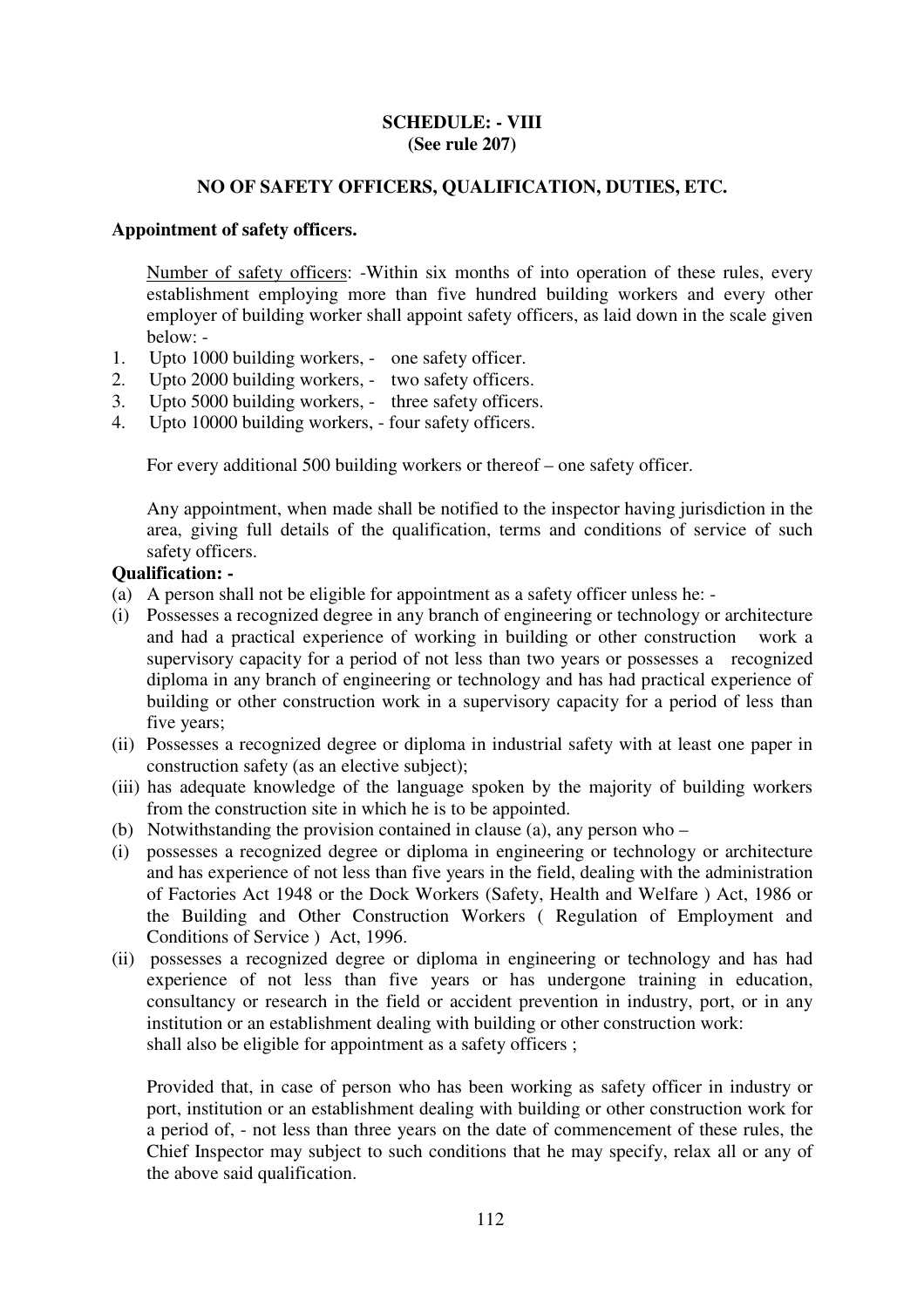**SCHEDULE: - VIII**
**(See rule 207)**

**NO OF SAFETY OFFICERS, QUALIFICATION, DUTIES, ETC.**

**Appointment of safety officers.**

Number of safety officers: -Within six months of into operation of these rules, every establishment employing more than five hundred building workers and every other employer of building worker shall appoint safety officers, as laid down in the scale given below: -

1. Upto 1000 building workers, - one safety officer.
2. Upto 2000 building workers, - two safety officers.
3. Upto 5000 building workers, - three safety officers.
4. Upto 10000 building workers, - four safety officers.

For every additional 500 building workers or thereof – one safety officer.

Any appointment, when made shall be notified to the inspector having jurisdiction in the area, giving full details of the qualification, terms and conditions of service of such safety officers.

**Qualification: -**

(a) A person shall not be eligible for appointment as a safety officer unless he: -

(i) Possesses a recognized degree in any branch of engineering or technology or architecture and had a practical experience of working in building or other construction work a supervisory capacity for a period of not less than two years or possesses a recognized diploma in any branch of engineering or technology and has had practical experience of building or other construction work in a supervisory capacity for a period of less than five years;

(ii) Possesses a recognized degree or diploma in industrial safety with at least one paper in construction safety (as an elective subject);

(iii) has adequate knowledge of the language spoken by the majority of building workers from the construction site in which he is to be appointed.

(b) Notwithstanding the provision contained in clause (a), any person who –

(i) possesses a recognized degree or diploma in engineering or technology or architecture and has experience of not less than five years in the field, dealing with the administration of Factories Act 1948 or the Dock Workers (Safety, Health and Welfare ) Act, 1986 or the Building and Other Construction Workers ( Regulation of Employment and Conditions of Service ) Act, 1996.

(ii) possesses a recognized degree or diploma in engineering or technology and has had experience of not less than five years or has undergone training in education, consultancy or research in the field or accident prevention in industry, port, or in any institution or an establishment dealing with building or other construction work:

shall also be eligible for appointment as a safety officers ;

Provided that, in case of person who has been working as safety officer in industry or port, institution or an establishment dealing with building or other construction work for a period of, - not less than three years on the date of commencement of these rules, the Chief Inspector may subject to such conditions that he may specify, relax all or any of the above said qualification.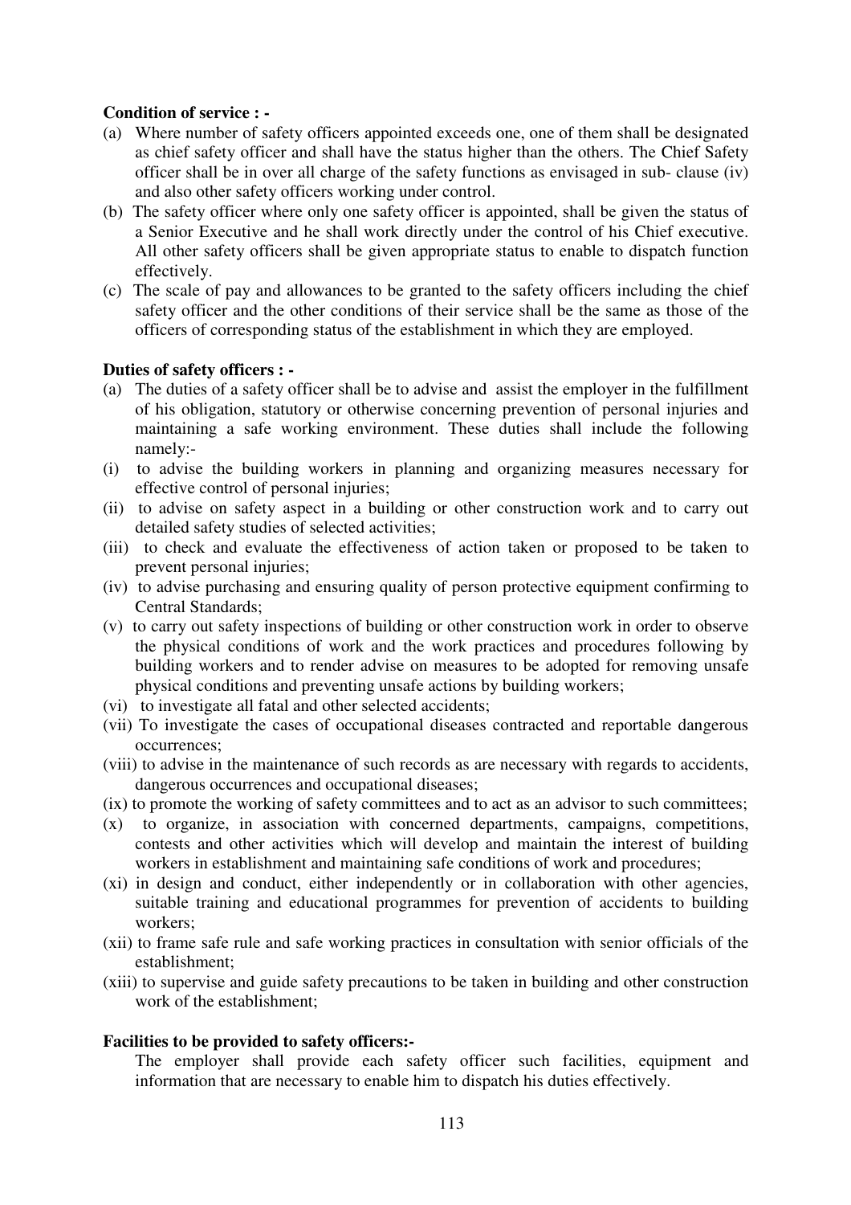**Condition of service : -**

(a) Where number of safety officers appointed exceeds one, one of them shall be designated as chief safety officer and shall have the status higher than the others. The Chief Safety officer shall be in over all charge of the safety functions as envisaged in sub- clause (iv) and also other safety officers working under control.

(b) The safety officer where only one safety officer is appointed, shall be given the status of a Senior Executive and he shall work directly under the control of his Chief executive. All other safety officers shall be given appropriate status to enable to dispatch function effectively.

(c) The scale of pay and allowances to be granted to the safety officers including the chief safety officer and the other conditions of their service shall be the same as those of the officers of corresponding status of the establishment in which they are employed.

**Duties of safety officers : -**

(a) The duties of a safety officer shall be to advise and assist the employer in the fulfillment of his obligation, statutory or otherwise concerning prevention of personal injuries and maintaining a safe working environment. These duties shall include the following namely:-

(i) to advise the building workers in planning and organizing measures necessary for effective control of personal injuries;

(ii) to advise on safety aspect in a building or other construction work and to carry out detailed safety studies of selected activities;

(iii) to check and evaluate the effectiveness of action taken or proposed to be taken to prevent personal injuries;

(iv) to advise purchasing and ensuring quality of person protective equipment confirming to Central Standards;

(v) to carry out safety inspections of building or other construction work in order to observe the physical conditions of work and the work practices and procedures following by building workers and to render advise on measures to be adopted for removing unsafe physical conditions and preventing unsafe actions by building workers;

(vi) to investigate all fatal and other selected accidents;

(vii) To investigate the cases of occupational diseases contracted and reportable dangerous occurrences;

(viii) to advise in the maintenance of such records as are necessary with regards to accidents, dangerous occurrences and occupational diseases;

(ix) to promote the working of safety committees and to act as an advisor to such committees;

(x) to organize, in association with concerned departments, campaigns, competitions, contests and other activities which will develop and maintain the interest of building workers in establishment and maintaining safe conditions of work and procedures;

(xi) in design and conduct, either independently or in collaboration with other agencies, suitable training and educational programmes for prevention of accidents to building workers;

(xii) to frame safe rule and safe working practices in consultation with senior officials of the establishment;

(xiii) to supervise and guide safety precautions to be taken in building and other construction work of the establishment;

**Facilities to be provided to safety officers:-**

The employer shall provide each safety officer such facilities, equipment and information that are necessary to enable him to dispatch his duties effectively.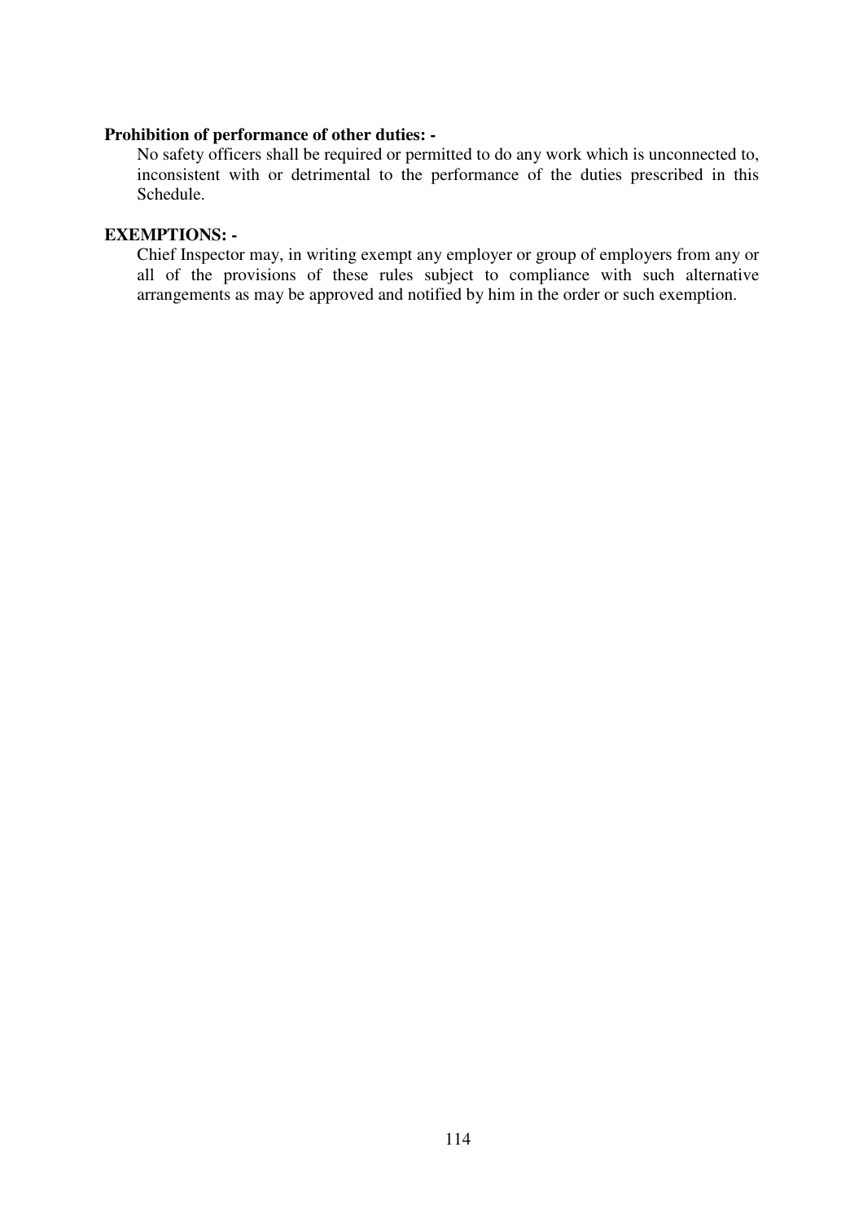**Prohibition of performance of other duties: -**

No safety officers shall be required or permitted to do any work which is unconnected to, inconsistent with or detrimental to the performance of the duties prescribed in this Schedule.

**EXEMPTIONS: -**

Chief Inspector may, in writing exempt any employer or group of employers from any or all of the provisions of these rules subject to compliance with such alternative arrangements as may be approved and notified by him in the order or such exemption.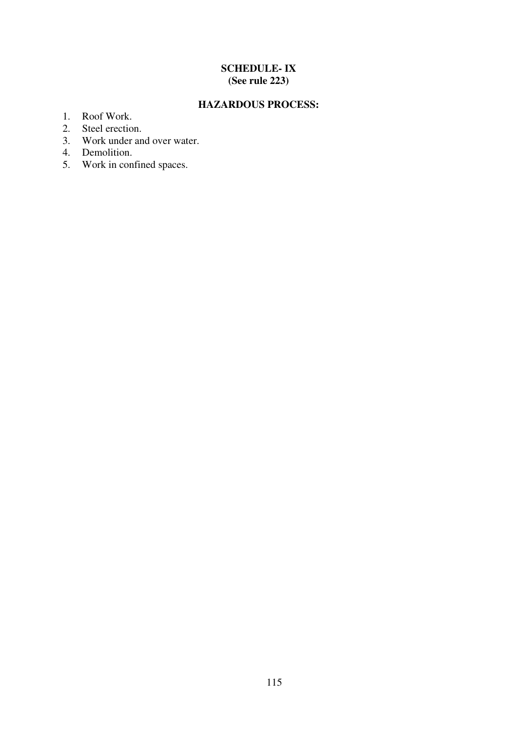## SCHEDULE- IX
**(See rule 223)**

### HAZARDOUS PROCESS:

1. Roof Work.
2. Steel erection.
3. Work under and over water.
4. Demolition.
5. Work in confined spaces.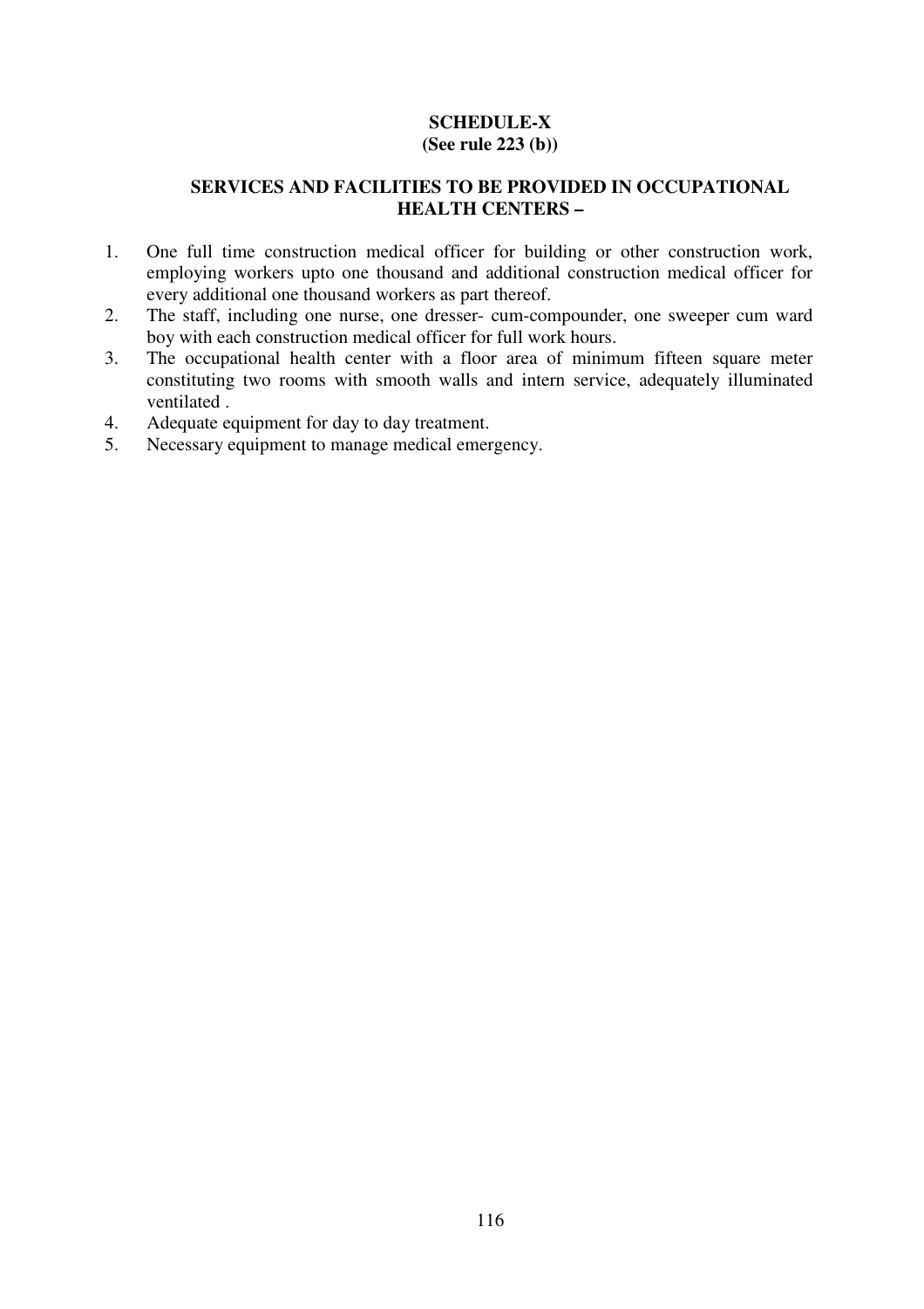**SCHEDULE-X**
**(See rule 223 (b))**

**SERVICES AND FACILITIES TO BE PROVIDED IN OCCUPATIONAL HEALTH CENTERS –**

1. One full time construction medical officer for building or other construction work, employing workers upto one thousand and additional construction medical officer for every additional one thousand workers as part thereof.
2. The staff, including one nurse, one dresser- cum-compounder, one sweeper cum ward boy with each construction medical officer for full work hours.
3. The occupational health center with a floor area of minimum fifteen square meter constituting two rooms with smooth walls and intern service, adequately illuminated ventilated .
4. Adequate equipment for day to day treatment.
5. Necessary equipment to manage medical emergency.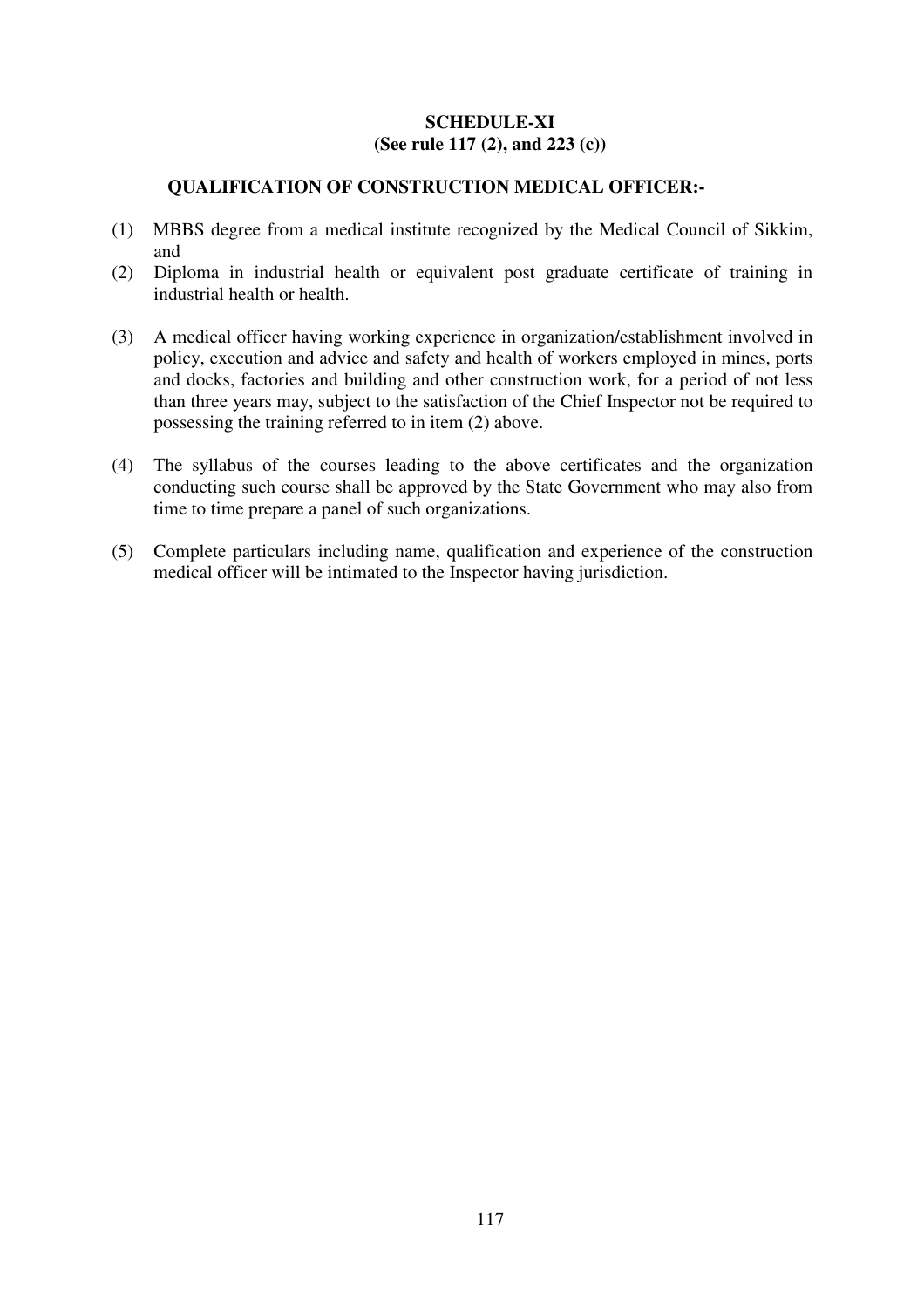**SCHEDULE-XI**
**(See rule 117 (2), and 223 (c))**

**QUALIFICATION OF CONSTRUCTION MEDICAL OFFICER:-**

(1) MBBS degree from a medical institute recognized by the Medical Council of Sikkim, and

(2) Diploma in industrial health or equivalent post graduate certificate of training in industrial health or health.

(3) A medical officer having working experience in organization/establishment involved in policy, execution and advice and safety and health of workers employed in mines, ports and docks, factories and building and other construction work, for a period of not less than three years may, subject to the satisfaction of the Chief Inspector not be required to possessing the training referred to in item (2) above.

(4) The syllabus of the courses leading to the above certificates and the organization conducting such course shall be approved by the State Government who may also from time to time prepare a panel of such organizations.

(5) Complete particulars including name, qualification and experience of the construction medical officer will be intimated to the Inspector having jurisdiction.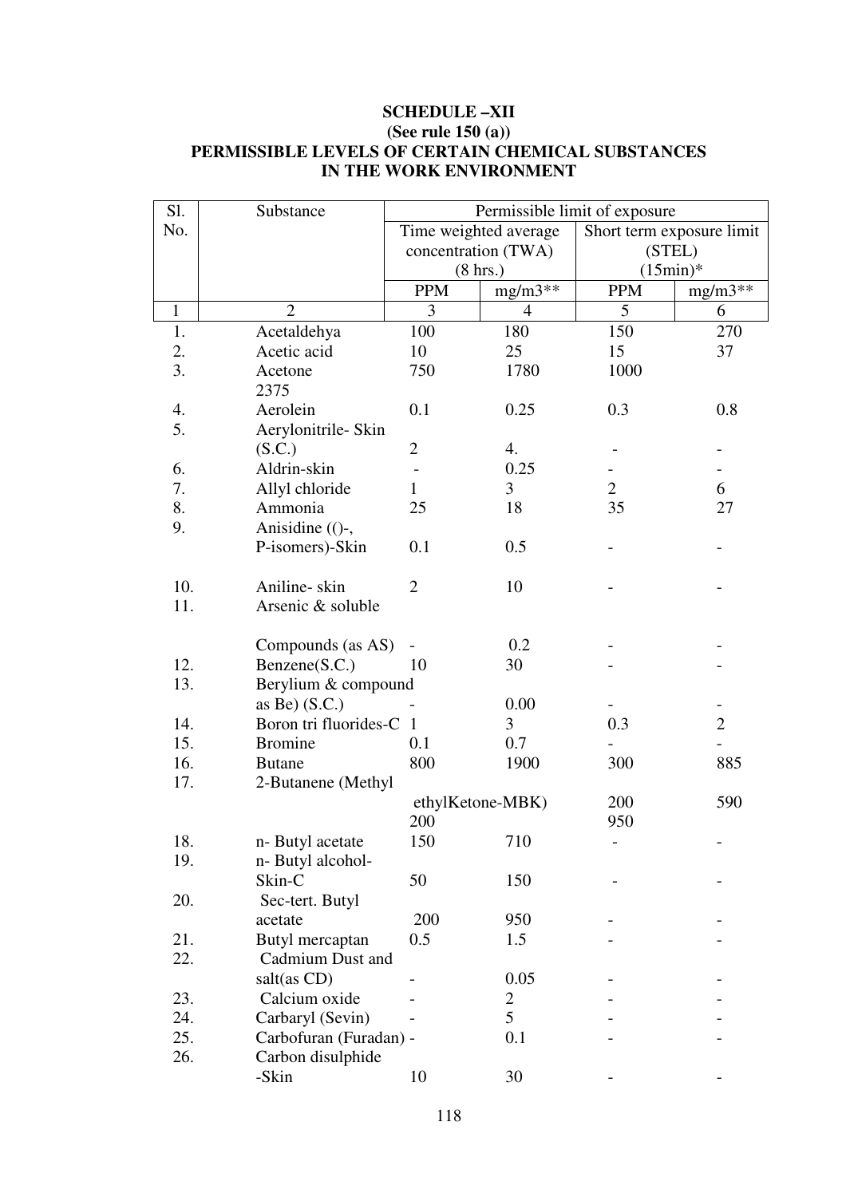**SCHEDULE –XII**
**(See rule 150 (a))**
**PERMISSIBLE LEVELS OF CERTAIN CHEMICAL SUBSTANCES IN THE WORK ENVIRONMENT**

| Sl. No. | Substance | Permissible limit of exposure | | | |
|---|---|---|---|---|---|
| | | Time weighted average concentration (TWA) (8 hrs.) | | Short term exposure limit (STEL) (15min)* | |
| | | PPM | mg/m3** | PPM | mg/m3** |
| 1 | 2 | 3 | 4 | 5 | 6 |
| 1. | Acetaldehya | 100 | 180 | 150 | 270 |
| 2. | Acetic acid | 10 | 25 | 15 | 37 |
| 3. | Acetone 2375 | 750 | 1780 | 1000 | |
| 4. | Aerolein | 0.1 | 0.25 | 0.3 | 0.8 |
| 5. | Aerylonitrile- Skin (S.C.) | 2 | 4. | - | - |
| 6. | Aldrin-skin | - | 0.25 | - | - |
| 7. | Allyl chloride | 1 | 3 | 2 | 6 |
| 8. | Ammonia | 25 | 18 | 35 | 27 |
| 9. | Anisidine (()-, P-isomers)-Skin | 0.1 | 0.5 | - | - |
| 10. | Aniline- skin | 2 | 10 | - | - |
| 11. | Arsenic & soluble Compounds (as AS) | - | 0.2 | - | - |
| 12. | Benzene(S.C.) | 10 | 30 | - | - |
| 13. | Berylium & compound as Be) (S.C.) | - | 0.00 | - | - |
| 14. | Boron tri fluorides-C | 1 | 3 | 0.3 | 2 |
| 15. | Bromine | 0.1 | 0.7 | - | - |
| 16. | Butane | 800 | 1900 | 300 | 885 |
| 17. | 2-Butanene (Methyl ethylKetone-MBK) | 200 | | 200 950 | 590 |
| 18. | n- Butyl acetate | 150 | 710 | - | - |
| 19. | n- Butyl alcohol-Skin-C | 50 | 150 | - | - |
| 20. | Sec-tert. Butyl acetate | 200 | 950 | - | - |
| 21. | Butyl mercaptan | 0.5 | 1.5 | - | - |
| 22. | Cadmium Dust and salt(as CD) | - | 0.05 | - | - |
| 23. | Calcium oxide | - | 2 | - | - |
| 24. | Carbaryl (Sevin) | - | 5 | - | - |
| 25. | Carbofuran (Furadan) | - | 0.1 | - | - |
| 26. | Carbon disulphide -Skin | 10 | 30 | - | - |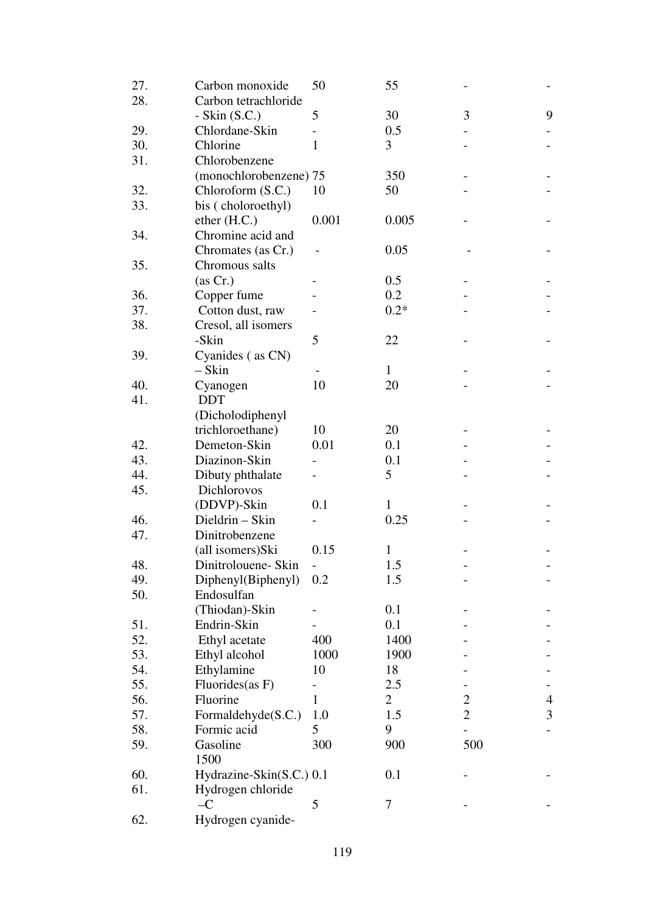| | | | | | |
|---|---|---|---|---|---|
| 27. | Carbon monoxide | 50 | 55 | - | - |
| 28. | Carbon tetrachloride - Skin (S.C.) | 5 | 30 | 3 | 9 |
| 29. | Chlordane-Skin | - | 0.5 | - | - |
| 30. | Chlorine | 1 | 3 | - | - |
| 31. | Chlorobenzene (monochlorobenzene) | 75 | 350 | - | - |
| 32. | Chloroform (S.C.) | 10 | 50 | - | - |
| 33. | bis ( choloroethyl) ether (H.C.) | 0.001 | 0.005 | - | - |
| 34. | Chromine acid and Chromates (as Cr.) | - | 0.05 | - | - |
| 35. | Chromous salts (as Cr.) | - | 0.5 | - | - |
| 36. | Copper fume | - | 0.2 | - | - |
| 37. | Cotton dust, raw | - | 0.2* | - | - |
| 38. | Cresol, all isomers -Skin | 5 | 22 | - | - |
| 39. | Cyanides ( as CN) – Skin | - | 1 | - | - |
| 40. | Cyanogen | 10 | 20 | - | - |
| 41. | DDT (Dicholodiphenyl trichloroethane) | 10 | 20 | - | - |
| 42. | Demeton-Skin | 0.01 | 0.1 | - | - |
| 43. | Diazinon-Skin | - | 0.1 | - | - |
| 44. | Dibuty phthalate | - | 5 | - | - |
| 45. | Dichlorovos (DDVP)-Skin | 0.1 | 1 | - | - |
| 46. | Dieldrin – Skin | - | 0.25 | - | - |
| 47. | Dinitrobenzene (all isomers)Ski | 0.15 | 1 | - | - |
| 48. | Dinitrolouene- Skin | - | 1.5 | - | - |
| 49. | Diphenyl(Biphenyl) | 0.2 | 1.5 | - | - |
| 50. | Endosulfan (Thiodan)-Skin | - | 0.1 | - | - |
| 51. | Endrin-Skin | - | 0.1 | - | - |
| 52. | Ethyl acetate | 400 | 1400 | - | - |
| 53. | Ethyl alcohol | 1000 | 1900 | - | - |
| 54. | Ethylamine | 10 | 18 | - | - |
| 55. | Fluorides(as F) | - | 2.5 | - | - |
| 56. | Fluorine | 1 | 2 | 2 | 4 |
| 57. | Formaldehyde(S.C.) | 1.0 | 1.5 | 2 | 3 |
| 58. | Formic acid | 5 | 9 | - | - |
| 59. | Gasoline | 300 | 900 | 500 | 1500 |
| 60. | Hydrazine-Skin(S.C.) | 0.1 | 0.1 | - | - |
| 61. | Hydrogen chloride –C | 5 | 7 | - | - |
| 62. | Hydrogen cyanide- | | | | |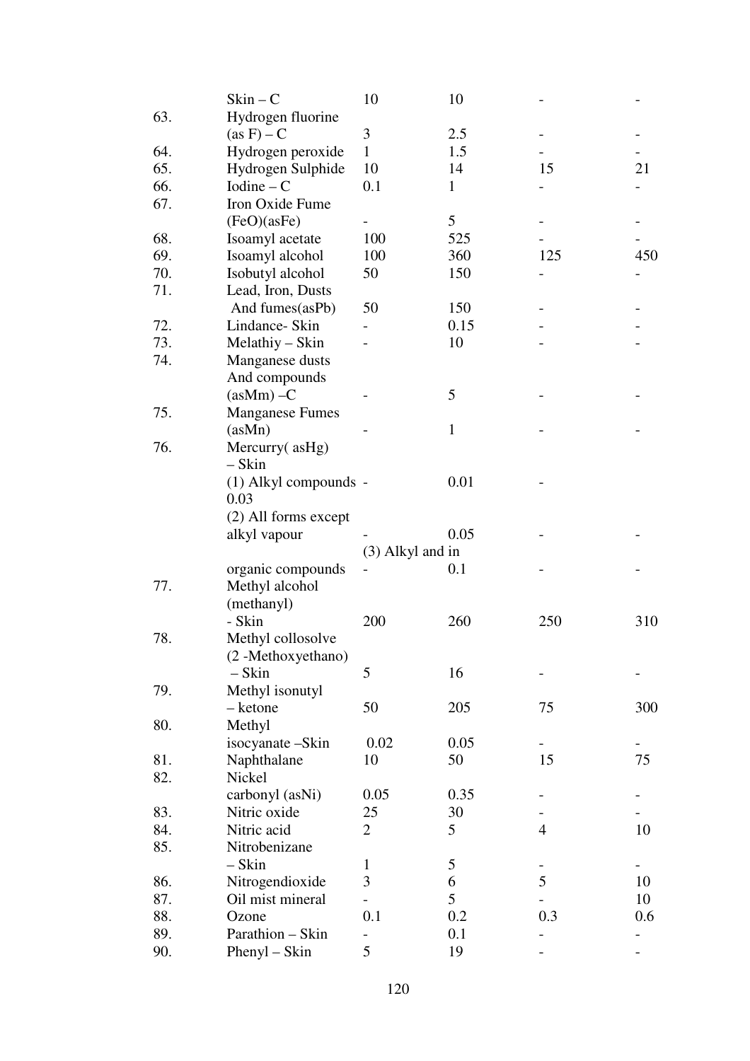| | | | | | |
|---|---|---|---|---|---|
| | Skin – C | 10 | 10 | - | - |
| 63. | Hydrogen fluorine (as F) – C | 3 | 2.5 | - | - |
| 64. | Hydrogen peroxide | 1 | 1.5 | - | - |
| 65. | Hydrogen Sulphide | 10 | 14 | 15 | 21 |
| 66. | Iodine – C | 0.1 | 1 | - | - |
| 67. | Iron Oxide Fume (FeO)(asFe) | - | 5 | - | - |
| 68. | Isoamyl acetate | 100 | 525 | - | - |
| 69. | Isoamyl alcohol | 100 | 360 | 125 | 450 |
| 70. | Isobutyl alcohol | 50 | 150 | - | - |
| 71. | Lead, Iron, Dusts And fumes(asPb) | 50 | 150 | - | - |
| 72. | Lindance- Skin | - | 0.15 | - | - |
| 73. | Melathiy – Skin | - | 10 | - | - |
| 74. | Manganese dusts And compounds (asMm) –C | - | 5 | - | - |
| 75. | Manganese Fumes (asMn) | - | 1 | - | - |
| 76. | Mercurry( asHg) – Skin | | | | |
| | (1) Alkyl compounds - 0.03 | | 0.01 | - | |
| | (2) All forms except alkyl vapour | - | 0.05 | - | - |
| | (3) Alkyl and in organic compounds | - | 0.1 | - | - |
| 77. | Methyl alcohol (methanyl) - Skin | 200 | 260 | 250 | 310 |
| 78. | Methyl collosolve (2 -Methoxyethano) – Skin | 5 | 16 | - | - |
| 79. | Methyl isonutyl – ketone | 50 | 205 | 75 | 300 |
| 80. | Methyl isocyanate –Skin | 0.02 | 0.05 | - | - |
| 81. | Naphthalane | 10 | 50 | 15 | 75 |
| 82. | Nickel carbonyl (asNi) | 0.05 | 0.35 | - | - |
| 83. | Nitric oxide | 25 | 30 | - | - |
| 84. | Nitric acid | 2 | 5 | 4 | 10 |
| 85. | Nitrobenizane – Skin | 1 | 5 | - | - |
| 86. | Nitrogendioxide | 3 | 6 | 5 | 10 |
| 87. | Oil mist mineral | - | 5 | - | 10 |
| 88. | Ozone | 0.1 | 0.2 | 0.3 | 0.6 |
| 89. | Parathion – Skin | - | 0.1 | - | - |
| 90. | Phenyl – Skin | 5 | 19 | - | - |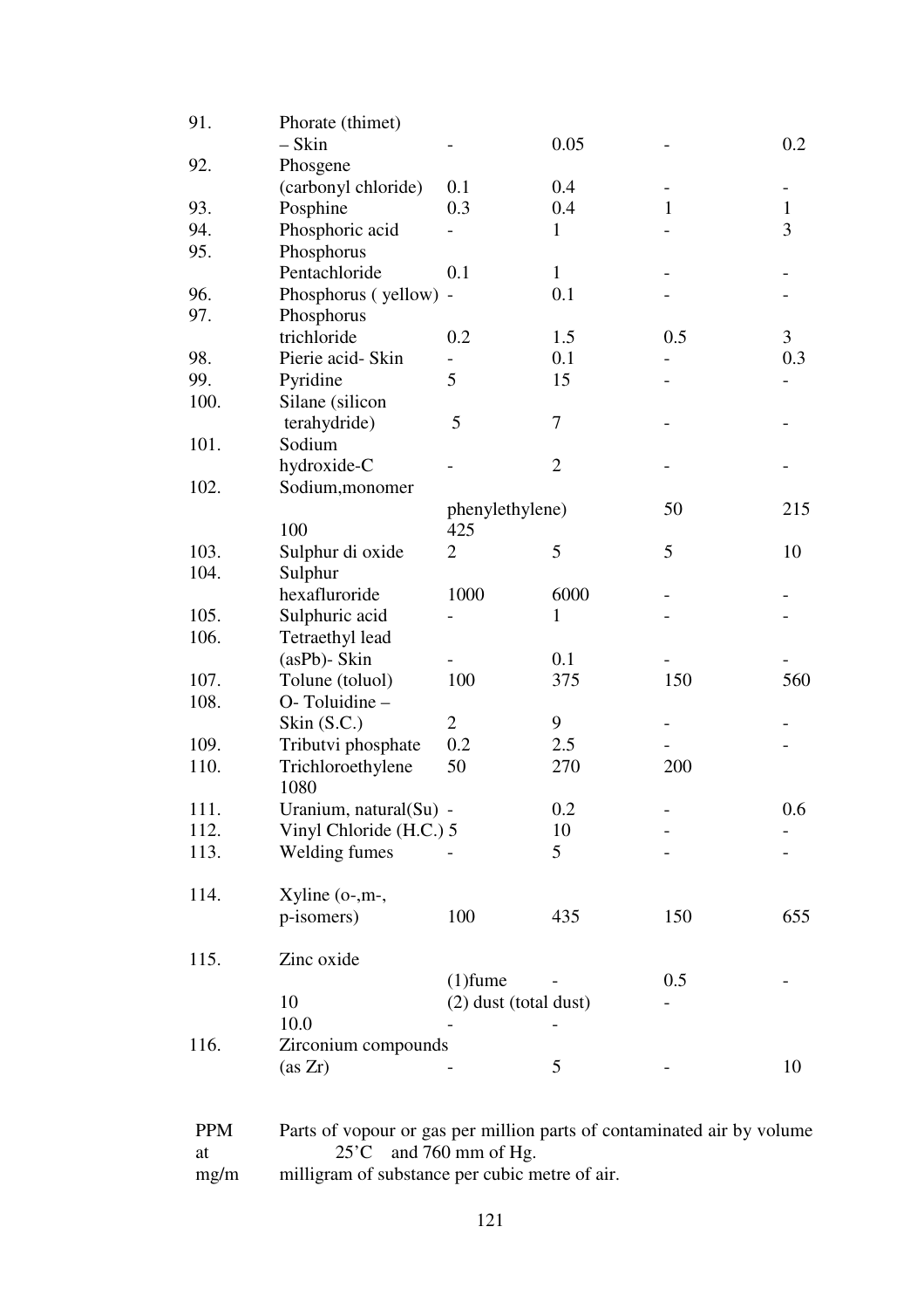| | | | | | |
|---|---|---|---|---|---|
| 91. | Phorate (thimet) – Skin | - | 0.05 | - | 0.2 |
| 92. | Phosgene (carbonyl chloride) | 0.1 | 0.4 | - | - |
| 93. | Posphine | 0.3 | 0.4 | 1 | 1 |
| 94. | Phosphoric acid | - | 1 | - | 3 |
| 95. | Phosphorus Pentachloride | 0.1 | 1 | - | - |
| 96. | Phosphorus ( yellow) | - | 0.1 | - | - |
| 97. | Phosphorus trichloride | 0.2 | 1.5 | 0.5 | 3 |
| 98. | Pierie acid- Skin | - | 0.1 | - | 0.3 |
| 99. | Pyridine | 5 | 15 | - | - |
| 100. | Silane (silicon terahydride) | 5 | 7 | - | - |
| 101. | Sodium hydroxide-C | - | 2 | - | - |
| 102. | Sodium,monomer phenylethylene) | 100 | 425 | 50 | 215 |
| 103. | Sulphur di oxide | 2 | 5 | 5 | 10 |
| 104. | Sulphur hexafluroride | 1000 | 6000 | - | - |
| 105. | Sulphuric acid | - | 1 | - | - |
| 106. | Tetraethyl lead (asPb)- Skin | - | 0.1 | - | - |
| 107. | Tolune (toluol) | 100 | 375 | 150 | 560 |
| 108. | O- Toluidine – Skin (S.C.) | 2 | 9 | - | - |
| 109. | Tributvi phosphate | 0.2 | 2.5 | - | - |
| 110. | Trichloroethylene | 50 | 270 | 200 | 1080 |
| 111. | Uranium, natural(Su) | - | 0.2 | - | 0.6 |
| 112. | Vinyl Chloride (H.C.) | 5 | 10 | - | - |
| 113. | Welding fumes | - | 5 | - | - |
| 114. | Xyline (o-,m-, p-isomers) | 100 | 435 | 150 | 655 |
| 115. | Zinc oxide (1)fume | - | 5 | - | 10 |
| | (2) dust (total dust) | - | 10.0 | - | - |
| 116. | Zirconium compounds (as Zr) | - | 5 | - | 10 |

PPM Parts of vopour or gas per million parts of contaminated air by volume at 25˚C and 760 mm of Hg.

mg/m milligram of substance per cubic metre of air.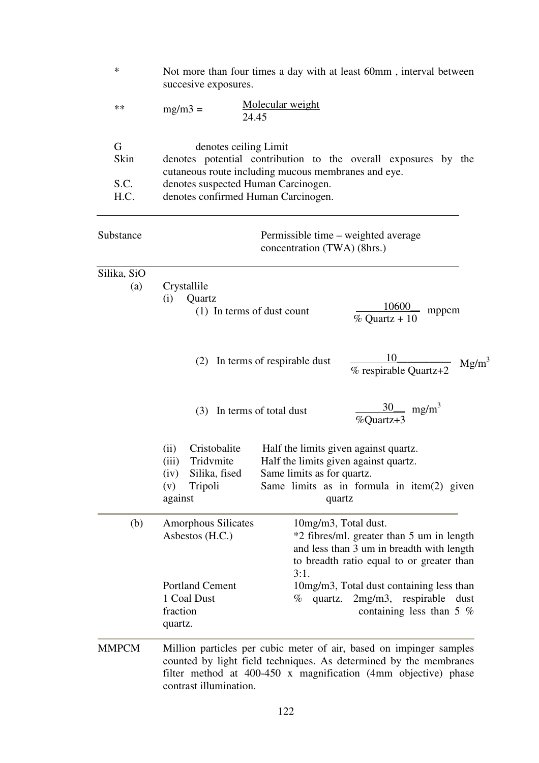| | |
|---|---|
| * | Not more than four times a day with at least 60mm , interval between succesive exposures. |
| ** | mg/m3 = $\frac{\text{Molecular weight}}{24.45}$ |
| G | denotes ceiling Limit |
| Skin | denotes potential contribution to the overall exposures by the cutaneous route including mucous membranes and eye. |
| S.C. | denotes suspected Human Carcinogen. |
| H.C. | denotes confirmed Human Carcinogen. |

| Substance | | Permissible time – weighted average concentration (TWA) (8hrs.) |
|---|---|---|
| Silika, SiO | | |
| (a) | Crystallile | |
| | (i) Quartz | |
| | (1) In terms of dust count | $\frac{10600}{\text{\% Quartz} + 10}$ mppcm |
| | (2) In terms of respirable dust | $\frac{10}{\text{\% respirable Quartz}+2}$ Mg/m$^3$ |
| | (3) In terms of total dust | $\frac{30}{\text{\%Quartz}+3}$ mg/m$^3$ |
| | (ii) Cristobalite | Half the limits given against quartz. |
| | (iii) Tridvmite | Half the limits given against quartz. |
| | (iv) Silika, fised | Same limits as for quartz. |
| | (v) Tripoli | Same limits as in formula in item(2) given against quartz |
| (b) | Amorphous Silicates | 10mg/m3, Total dust. |
| | Asbestos (H.C.) | *2 fibres/ml. greater than 5 um in length and less than 3 um in breadth with length to breadth ratio equal to or greater than 3:1. |
| | Portland Cement | 10mg/m3, Total dust containing less than % quartz. |
| | 1 Coal Dust fraction | 2mg/m3, respirable dust containing less than 5 % quartz. |

MMPCM Million particles per cubic meter of air, based on impinger samples counted by light field techniques. As determined by the membranes filter method at 400-450 x magnification (4mm objective) phase contrast illumination.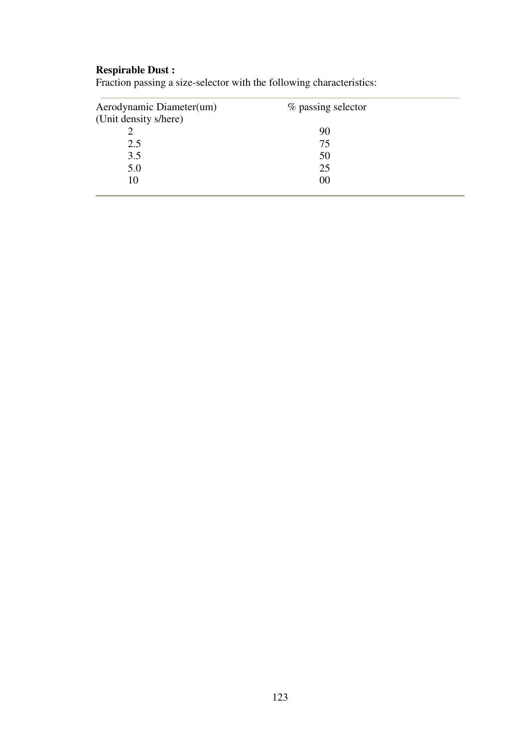**Respirable Dust :**
Fraction passing a size-selector with the following characteristics:

| Aerodynamic Diameter(um) (Unit density s/here) | % passing selector |
|---|---|
| 2 | 90 |
| 2.5 | 75 |
| 3.5 | 50 |
| 5.0 | 25 |
| 10 | 00 |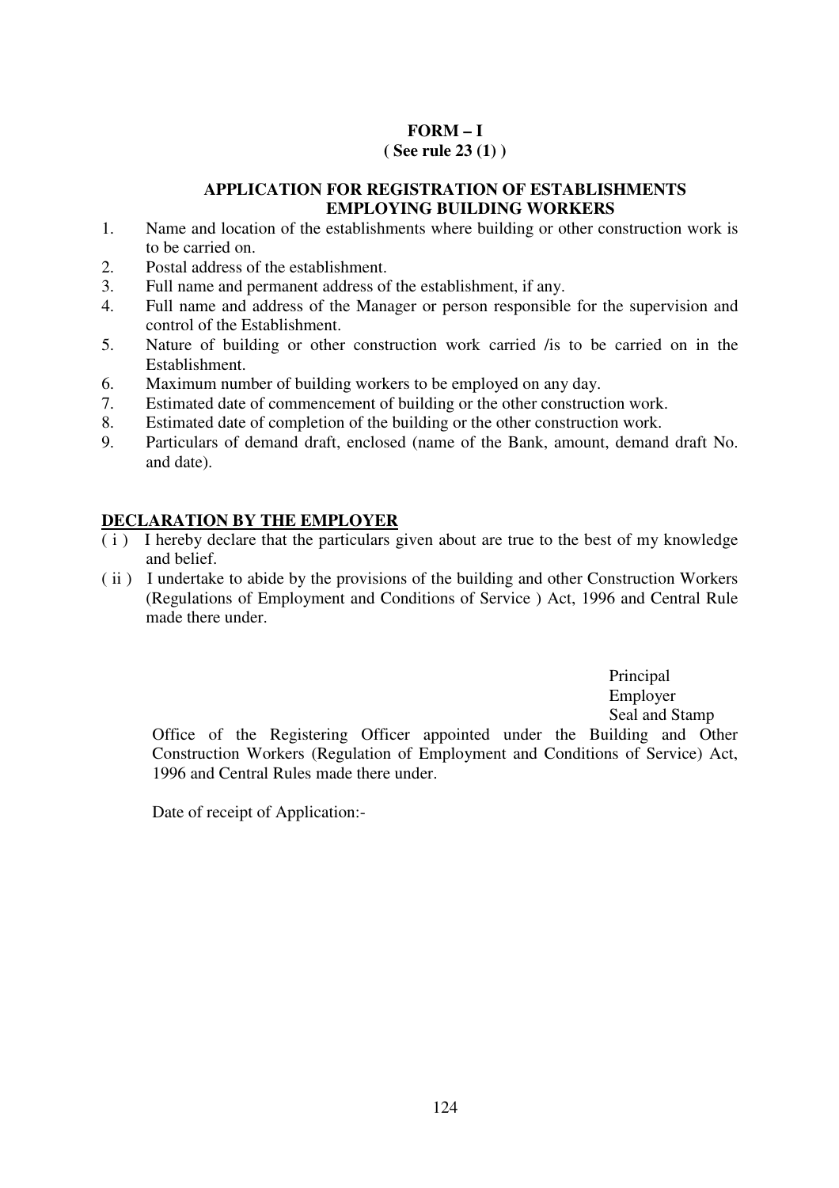# FORM – I
**( See rule 23 (1) )**

## APPLICATION FOR REGISTRATION OF ESTABLISHMENTS EMPLOYING BUILDING WORKERS

1. Name and location of the establishments where building or other construction work is to be carried on.
2. Postal address of the establishment.
3. Full name and permanent address of the establishment, if any.
4. Full name and address of the Manager or person responsible for the supervision and control of the Establishment.
5. Nature of building or other construction work carried /is to be carried on in the Establishment.
6. Maximum number of building workers to be employed on any day.
7. Estimated date of commencement of building or the other construction work.
8. Estimated date of completion of the building or the other construction work.
9. Particulars of demand draft, enclosed (name of the Bank, amount, demand draft No. and date).

**DECLARATION BY THE EMPLOYER**

( i ) I hereby declare that the particulars given about are true to the best of my knowledge and belief.

( ii ) I undertake to abide by the provisions of the building and other Construction Workers (Regulations of Employment and Conditions of Service ) Act, 1996 and Central Rule made there under.

Principal
Employer
Seal and Stamp

Office of the Registering Officer appointed under the Building and Other Construction Workers (Regulation of Employment and Conditions of Service) Act, 1996 and Central Rules made there under.

Date of receipt of Application:-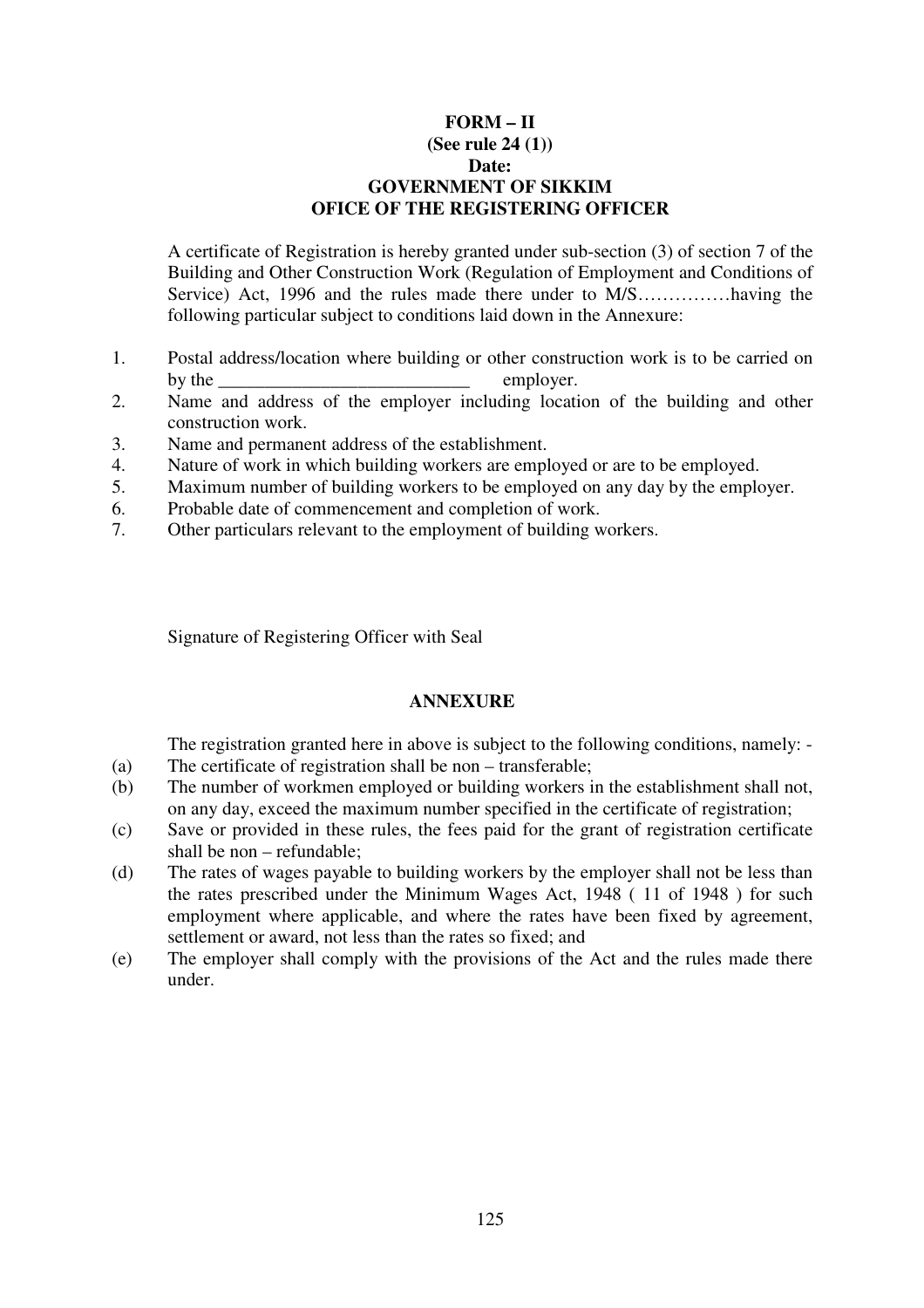**FORM – II**
**(See rule 24 (1))**
**Date:**
**GOVERNMENT OF SIKKIM**
**OFICE OF THE REGISTERING OFFICER**

A certificate of Registration is hereby granted under sub-section (3) of section 7 of the Building and Other Construction Work (Regulation of Employment and Conditions of Service) Act, 1996 and the rules made there under to M/S……………having the following particular subject to conditions laid down in the Annexure:

1. Postal address/location where building or other construction work is to be carried on by the ___________________________ employer.
2. Name and address of the employer including location of the building and other construction work.
3. Name and permanent address of the establishment.
4. Nature of work in which building workers are employed or are to be employed.
5. Maximum number of building workers to be employed on any day by the employer.
6. Probable date of commencement and completion of work.
7. Other particulars relevant to the employment of building workers.

Signature of Registering Officer with Seal

**ANNEXURE**

The registration granted here in above is subject to the following conditions, namely: -

(a) The certificate of registration shall be non – transferable;
(b) The number of workmen employed or building workers in the establishment shall not, on any day, exceed the maximum number specified in the certificate of registration;
(c) Save or provided in these rules, the fees paid for the grant of registration certificate shall be non – refundable;
(d) The rates of wages payable to building workers by the employer shall not be less than the rates prescribed under the Minimum Wages Act, 1948 ( 11 of 1948 ) for such employment where applicable, and where the rates have been fixed by agreement, settlement or award, not less than the rates so fixed; and
(e) The employer shall comply with the provisions of the Act and the rules made there under.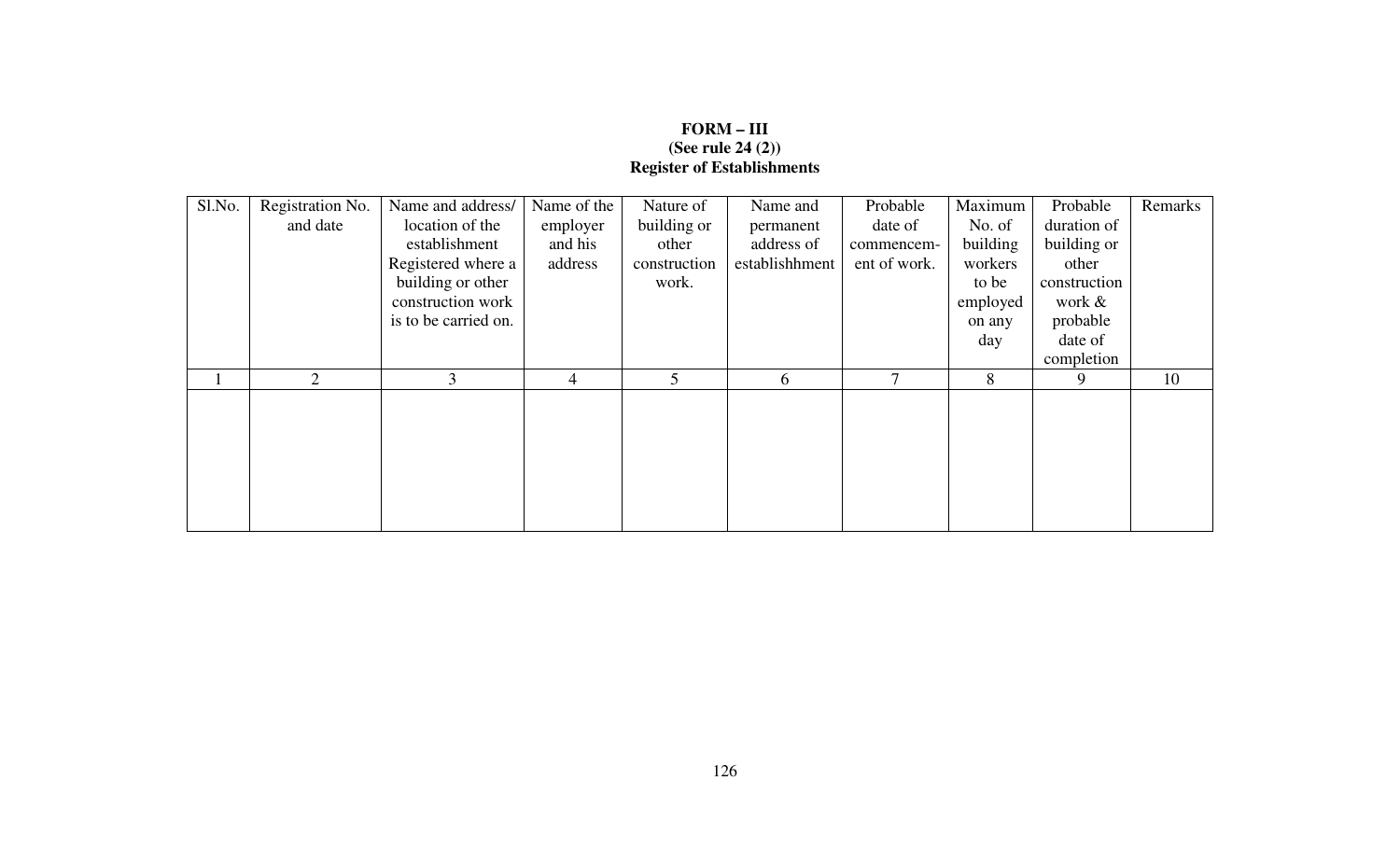**FORM – III**
**(See rule 24 (2))**
**Register of Establishments**

| Sl.No. | Registration No. and date | Name and address/ location of the establishment Registered where a building or other construction work is to be carried on. | Name of the employer and his address | Nature of building or other construction work. | Name and permanent address of establishhment | Probable date of commencem-ent of work. | Maximum No. of building workers to be employed on any day | Probable duration of building or other construction work & probable date of completion | Remarks |
|---|---|---|---|---|---|---|---|---|---|
| 1 | 2 | 3 | 4 | 5 | 6 | 7 | 8 | 9 | 10 |
| | | | | | | | | | |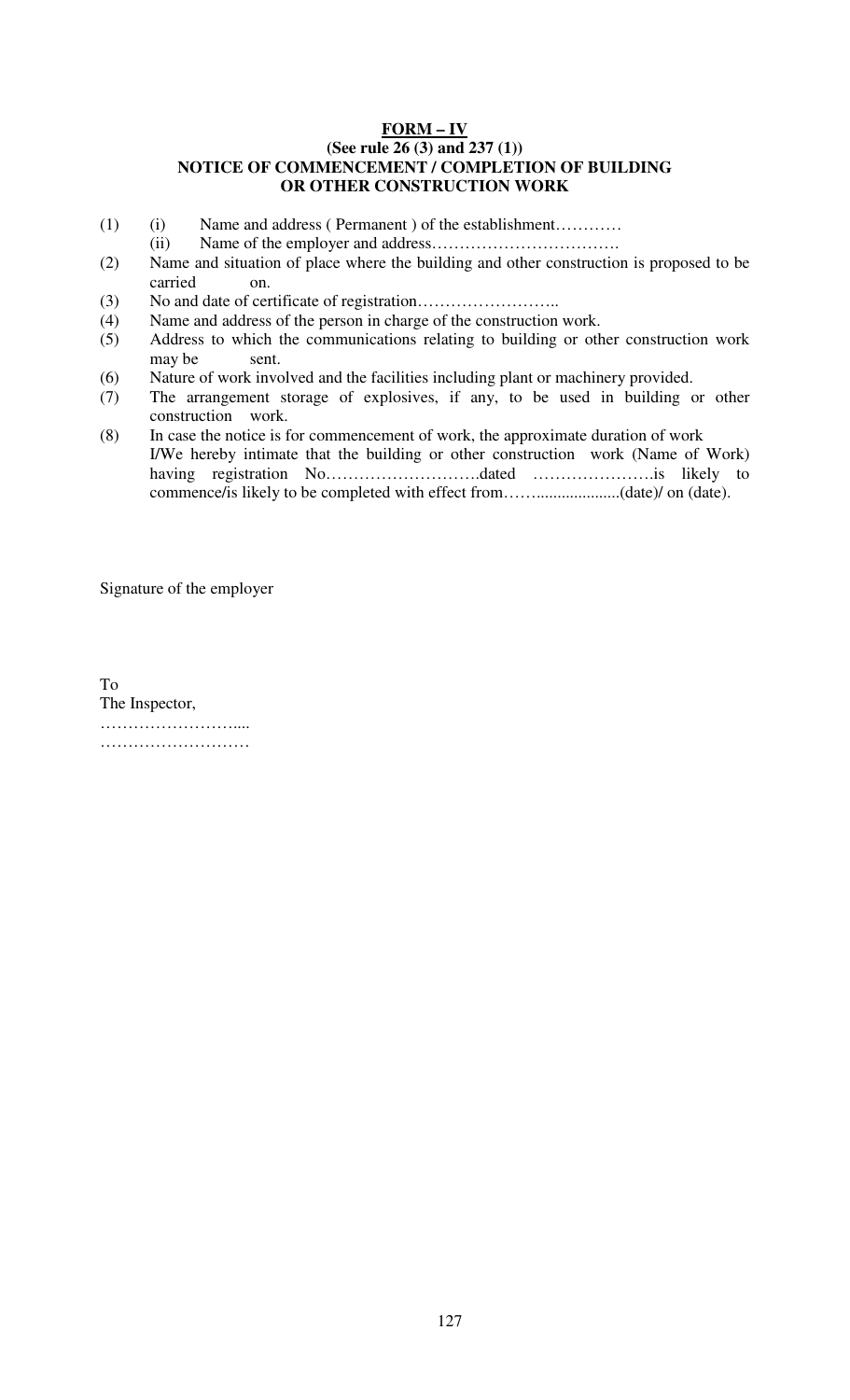**FORM – IV**

**(See rule 26 (3) and 237 (1))**

**NOTICE OF COMMENCEMENT / COMPLETION OF BUILDING OR OTHER CONSTRUCTION WORK**

(1) (i) Name and address ( Permanent ) of the establishment…………
  (ii) Name of the employer and address…………………………….
(2) Name and situation of place where the building and other construction is proposed to be carried on.
(3) No and date of certificate of registration……………………..
(4) Name and address of the person in charge of the construction work.
(5) Address to which the communications relating to building or other construction work may be sent.
(6) Nature of work involved and the facilities including plant or machinery provided.
(7) The arrangement storage of explosives, if any, to be used in building or other construction work.
(8) In case the notice is for commencement of work, the approximate duration of work
  I/We hereby intimate that the building or other construction work (Name of Work) having registration No……………………….dated ………………….is likely to commence/is likely to be completed with effect from…….....................(date)/ on (date).

Signature of the employer

To
The Inspector,
……………………....
………………………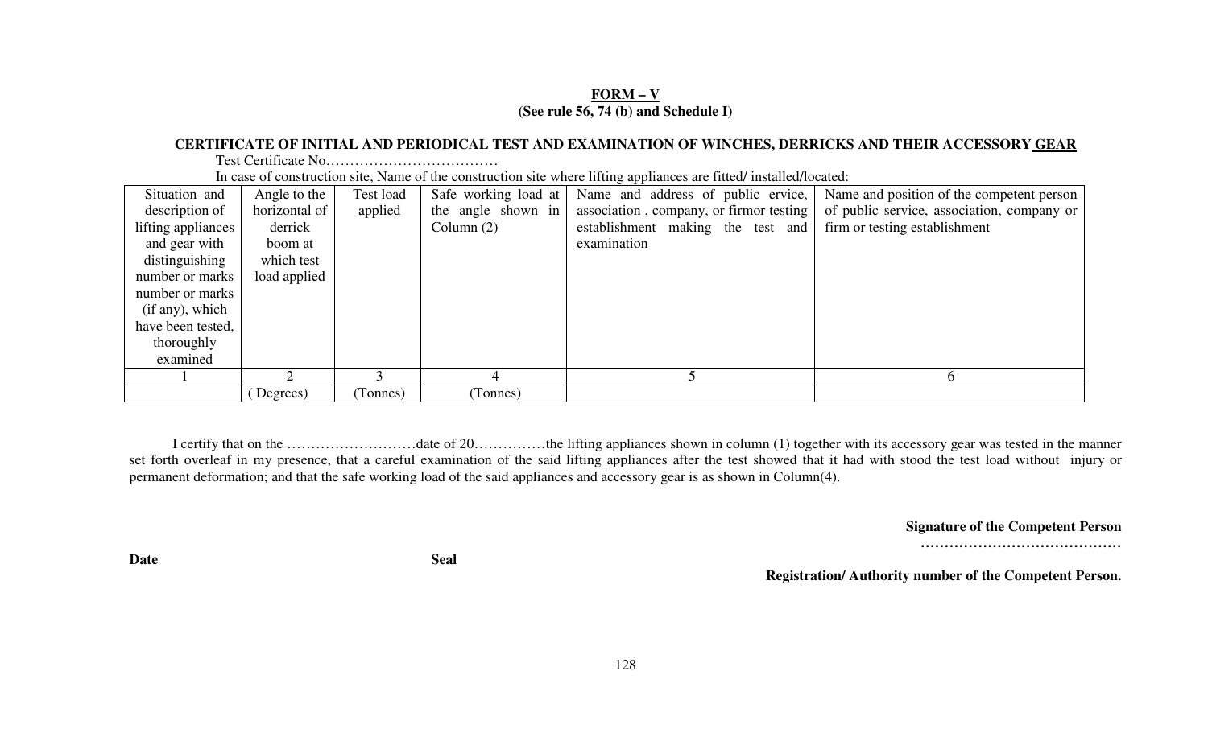**FORM – V**
**(See rule 56, 74 (b) and Schedule I)**

**CERTIFICATE OF INITIAL AND PERIODICAL TEST AND EXAMINATION OF WINCHES, DERRICKS AND THEIR ACCESSORY GEAR**

Test Certificate No………………………………

In case of construction site, Name of the construction site where lifting appliances are fitted/ installed/located:

| Situation and description of lifting appliances and gear with distinguishing number or marks number or marks (if any), which have been tested, thoroughly examined | Angle to the horizontal of derrick boom at which test load applied | Test load applied | Safe working load at the angle shown in Column (2) | Name and address of public ervice, association , company, or firmor testing establishment making the test and examination | Name and position of the competent person of public service, association, company or firm or testing establishment |
|---|---|---|---|---|---|
| 1 | 2 | 3 | 4 | 5 | 6 |
| | ( Degrees) | (Tonnes) | (Tonnes) | | |

I certify that on the ……………………….date of 20……………the lifting appliances shown in column (1) together with its accessory gear was tested in the manner set forth overleaf in my presence, that a careful examination of the said lifting appliances after the test showed that it had with stood the test load without injury or permanent deformation; and that the safe working load of the said appliances and accessory gear is as shown in Column(4).

**Signature of the Competent Person**

**……………………………………**

**Date** **Seal**

**Registration/ Authority number of the Competent Person.**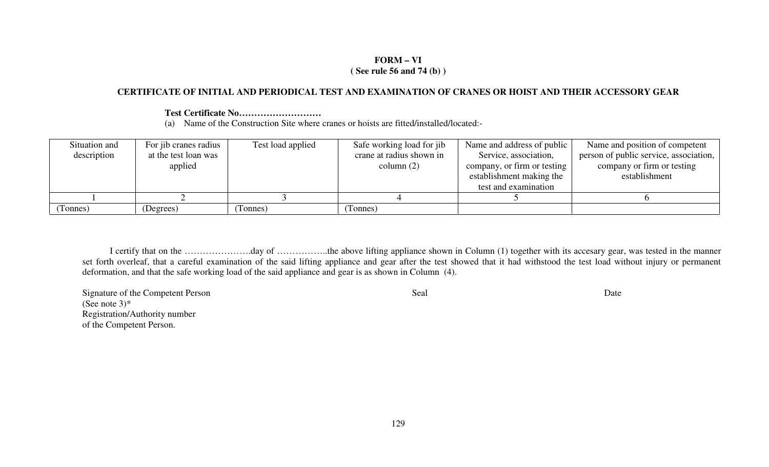**FORM – VI**
**( See rule 56 and 74 (b) )**

**CERTIFICATE OF INITIAL AND PERIODICAL TEST AND EXAMINATION OF CRANES OR HOIST AND THEIR ACCESSORY GEAR**

**Test Certificate No………………………**

(a) Name of the Construction Site where cranes or hoists are fitted/installed/located:-

| Situation and description | For jib cranes radius at the test loan was applied | Test load applied | Safe working load for jib crane at radius shown in column (2) | Name and address of public Service, association, company, or firm or testing establishment making the test and examination | Name and position of competent person of public service, association, company or firm or testing establishment |
|---|---|---|---|---|---|
| 1 | 2 | 3 | 4 | 5 | 6 |
| (Tonnes) | (Degrees) | (Tonnes) | (Tonnes) | | |

I certify that on the ………………….day of ……………..the above lifting appliance shown in Column (1) together with its accesary gear, was tested in the manner set forth overleaf, that a careful examination of the said lifting appliance and gear after the test showed that it had withstood the test load without injury or permanent deformation, and that the safe working load of the said appliance and gear is as shown in Column (4).

Signature of the Competent Person
(See note 3)*
Registration/Authority number
of the Competent Person.

Seal

Date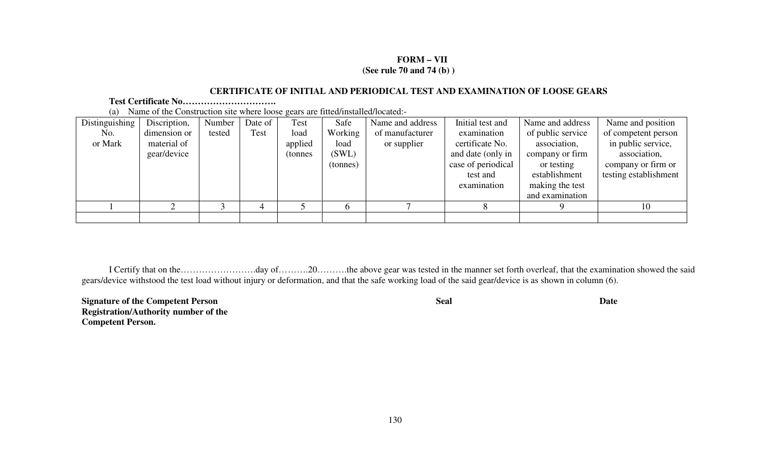**FORM – VII**
**(See rule 70 and 74 (b) )**

**CERTIFICATE OF INITIAL AND PERIODICAL TEST AND EXAMINATION OF LOOSE GEARS**

**Test Certificate No………………………….**

(a) Name of the Construction site where loose gears are fitted/installed/located:-

| Distinguishing No. or Mark | Discription, dimension or material of gear/device | Number tested | Date of Test | Test load applied (tonnes | Safe Working load (SWL) (tonnes) | Name and address of manufacturer or supplier | Initial test and examination certificate No. and date (only in case of periodical test and examination | Name and address of public service association, company or firm or testing establishment making the test and examination | Name and position of competent person in public service, association, company or firm or testing establishment |
|---|---|---|---|---|---|---|---|---|---|
| 1 | 2 | 3 | 4 | 5 | 6 | 7 | 8 | 9 | 10 |
| | | | | | | | | | |

I Certify that on the…………………….day of……….20……….the above gear was tested in the manner set forth overleaf, that the examination showed the said gears/device withstood the test load without injury or deformation, and that the safe working load of the said gear/device is as shown in column (6).

**Signature of the Competent Person**
**Registration/Authority number of the Competent Person.**

**Seal**

**Date**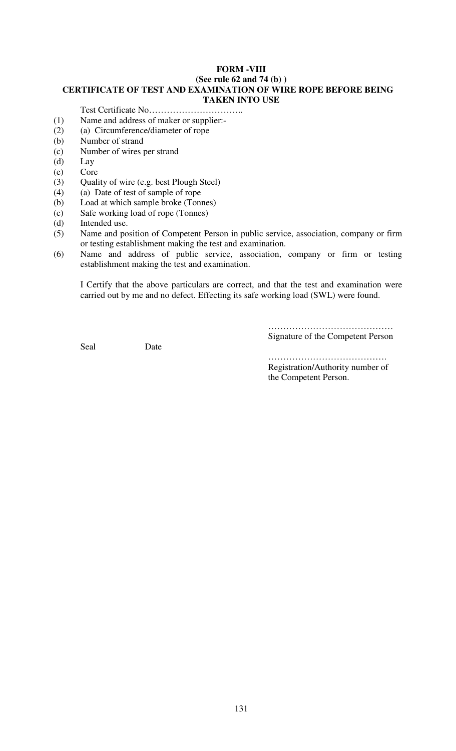**FORM -VIII**

**(See rule 62 and 74 (b) )**

**CERTIFICATE OF TEST AND EXAMINATION OF WIRE ROPE BEFORE BEING TAKEN INTO USE**

Test Certificate No…………………………..

(1) Name and address of maker or supplier:-

(2) (a) Circumference/diameter of rope

(b) Number of strand

(c) Number of wires per strand

(d) Lay

(e) Core

(3) Quality of wire (e.g. best Plough Steel)

(4) (a) Date of test of sample of rope

(b) Load at which sample broke (Tonnes)

(c) Safe working load of rope (Tonnes)

(d) Intended use.

(5) Name and position of Competent Person in public service, association, company or firm or testing establishment making the test and examination.

(6) Name and address of public service, association, company or firm or testing establishment making the test and examination.

I Certify that the above particulars are correct, and that the test and examination were carried out by me and no defect. Effecting its safe working load (SWL) were found.

……………………………………
Signature of the Competent Person

Seal Date

………………………………….
Registration/Authority number of the Competent Person.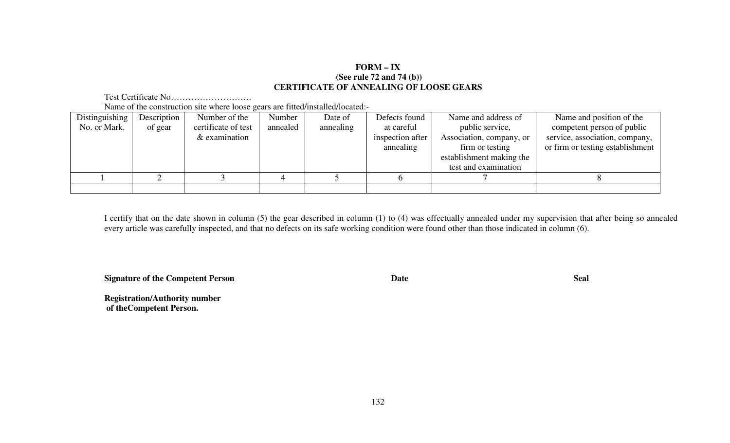**FORM – IX**
**(See rule 72 and 74 (b))**
**CERTIFICATE OF ANNEALING OF LOOSE GEARS**

Test Certificate No……………………….

Name of the construction site where loose gears are fitted/installed/located:-

| Distinguishing No. or Mark. | Description of gear | Number of the certificate of test & examination | Number annealed | Date of annealing | Defects found at careful inspection after annealing | Name and address of public service, Association, company, or firm or testing establishment making the test and examination | Name and position of the competent person of public service, association, company, or firm or testing establishment |
|---|---|---|---|---|---|---|---|
| 1 | 2 | 3 | 4 | 5 | 6 | 7 | 8 |
| | | | | | | | |

I certify that on the date shown in column (5) the gear described in column (1) to (4) was effectually annealed under my supervision that after being so annealed every article was carefully inspected, and that no defects on its safe working condition were found other than those indicated in column (6).

**Signature of the Competent Person** **Date** **Seal**

**Registration/Authority number of theCompetent Person.**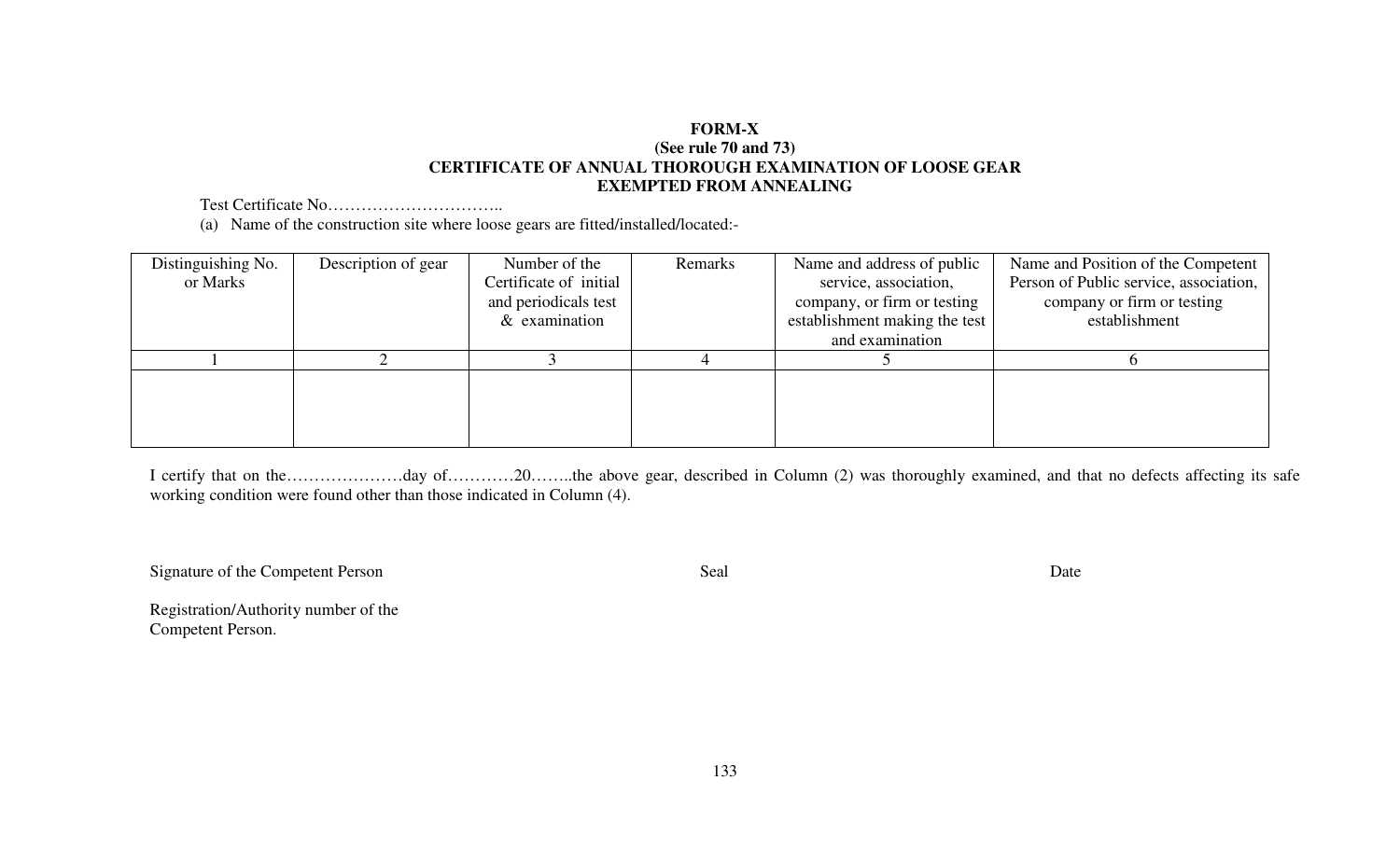**FORM-X**
**(See rule 70 and 73)**
**CERTIFICATE OF ANNUAL THOROUGH EXAMINATION OF LOOSE GEAR EXEMPTED FROM ANNEALING**

Test Certificate No…………………………..

(a) Name of the construction site where loose gears are fitted/installed/located:-

| Distinguishing No. or Marks | Description of gear | Number of the Certificate of initial and periodicals test & examination | Remarks | Name and address of public service, association, company, or firm or testing establishment making the test and examination | Name and Position of the Competent Person of Public service, association, company or firm or testing establishment |
|---|---|---|---|---|---|
| 1 | 2 | 3 | 4 | 5 | 6 |
| | | | | | |

I certify that on the…………………day of…………20……..the above gear, described in Column (2) was thoroughly examined, and that no defects affecting its safe working condition were found other than those indicated in Column (4).

Signature of the Competent Person                    Seal                    Date

Registration/Authority number of the Competent Person.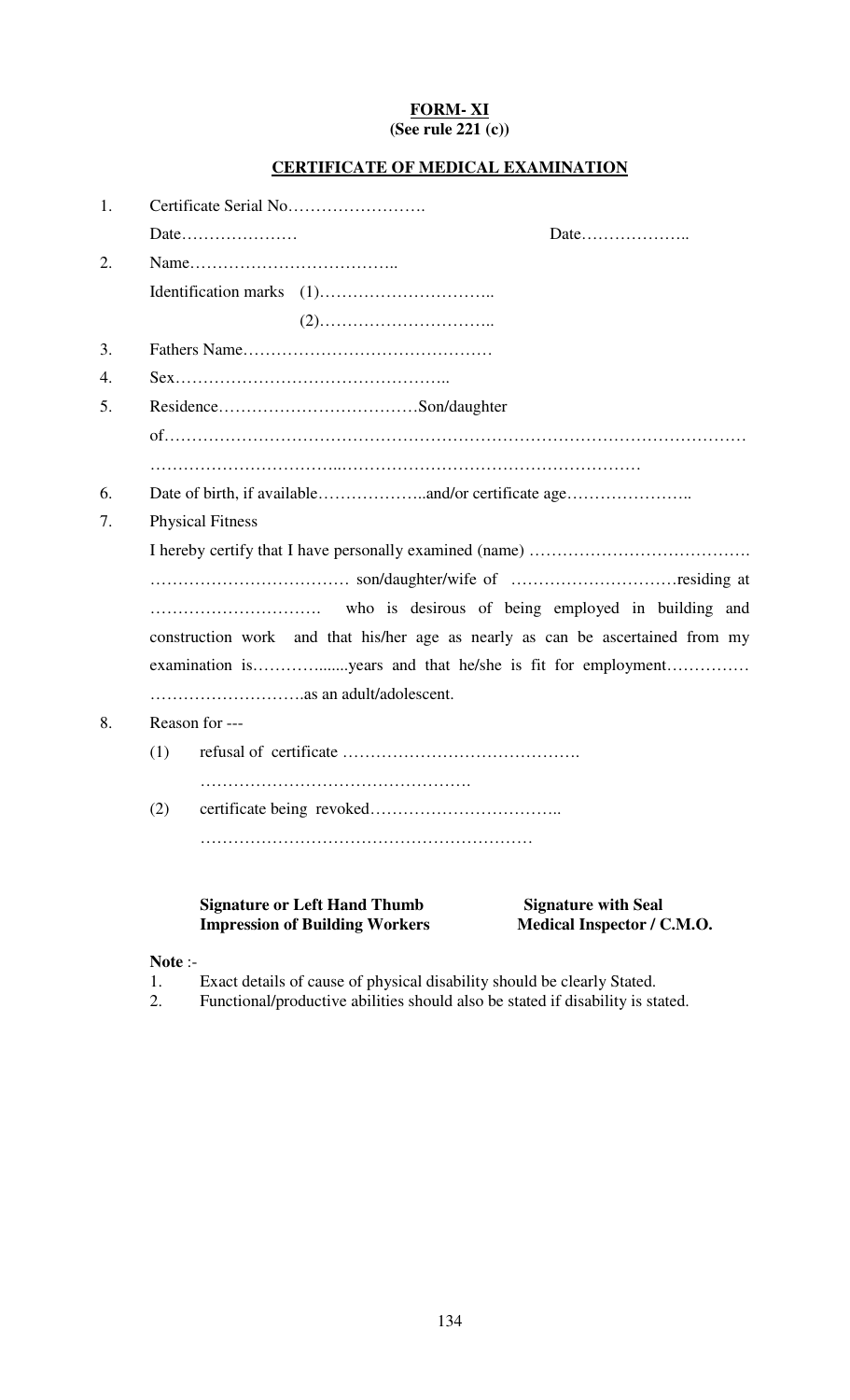**FORM- XI**
**(See rule 221 (c))**

**CERTIFICATE OF MEDICAL EXAMINATION**

1. Certificate Serial No…………………….

   Date………………… Date………………..

2. Name………………………………..

   Identification marks (1)…………………………..

   (2)…………………………..

3. Fathers Name………………………………………

4. Sex…………………………………………..

5. Residence………………………………Son/daughter of………………………………………………………………………………………… ……………………………..………………………………………………

6. Date of birth, if available………………..and/or certificate age…………………..

7. Physical Fitness

   I hereby certify that I have personally examined (name) …………………………………. ……………………………… son/daughter/wife of …………………………residing at …………………………. who is desirous of being employed in building and construction work and that his/her age as nearly as can be ascertained from my examination is…………........years and that he/she is fit for employment…………… ……………………….as an adult/adolescent.

8. Reason for ---

   (1) refusal of certificate …………………………………….

   ………………………………………….

   (2) certificate being revoked……………………………..

   ……………………………………………………

**Signature or Left Hand Thumb Impression of Building Workers**

**Signature with Seal Medical Inspector / C.M.O.**

**Note** :-

1. Exact details of cause of physical disability should be clearly Stated.
2. Functional/productive abilities should also be stated if disability is stated.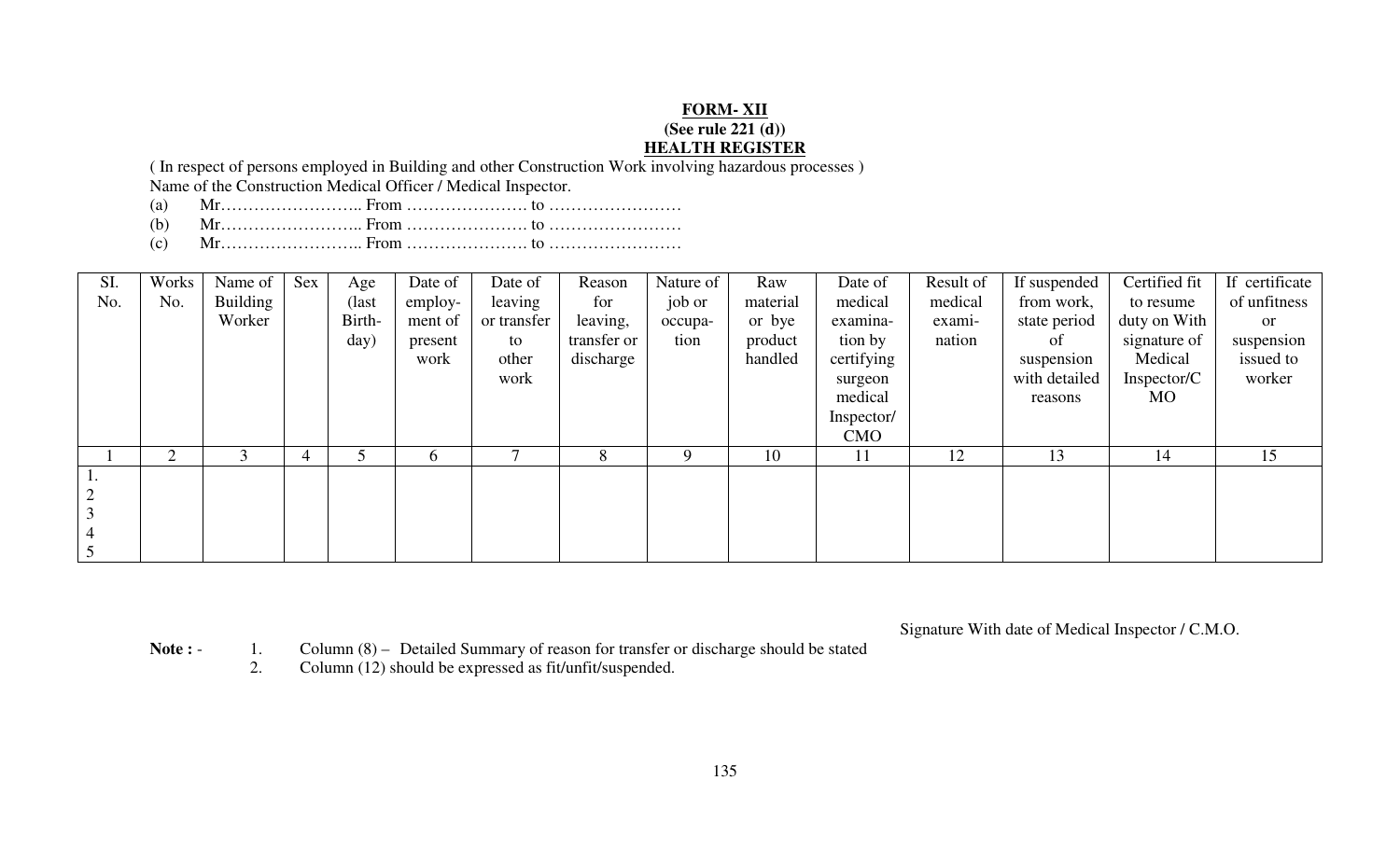**FORM- XII**
**(See rule 221 (d))**
**HEALTH REGISTER**

( In respect of persons employed in Building and other Construction Work involving hazardous processes )

Name of the Construction Medical Officer / Medical Inspector.

(a) Mr…………………….. From …………………. to ……………………

(b) Mr…………………….. From …………………. to ……………………

(c) Mr…………………….. From …………………. to ……………………

| SI. No. | Works No. | Name of Building Worker | Sex | Age (last Birth-day) | Date of employ-ment of present work | Date of leaving or transfer to other work | Reason for leaving, transfer or discharge | Nature of job or occupa-tion | Raw material or bye product handled | Date of medical examina-tion by certifying surgeon medical Inspector/ CMO | Result of medical exami-nation | If suspended from work, state period of suspension with detailed reasons | Certified fit to resume duty on With signature of Medical Inspector/C MO | If certificate of unfitness or suspension issued to worker |
|---|---|---|---|---|---|---|---|---|---|---|---|---|---|---|
| 1 | 2 | 3 | 4 | 5 | 6 | 7 | 8 | 9 | 10 | 11 | 12 | 13 | 14 | 15 |
| 1. | | | | | | | | | | | | | | |
| 2 | | | | | | | | | | | | | | |
| 3 | | | | | | | | | | | | | | |
| 4 | | | | | | | | | | | | | | |
| 5 | | | | | | | | | | | | | | |

Signature With date of Medical Inspector / C.M.O.

**Note :** -
1. Column (8) – Detailed Summary of reason for transfer or discharge should be stated
2. Column (12) should be expressed as fit/unfit/suspended.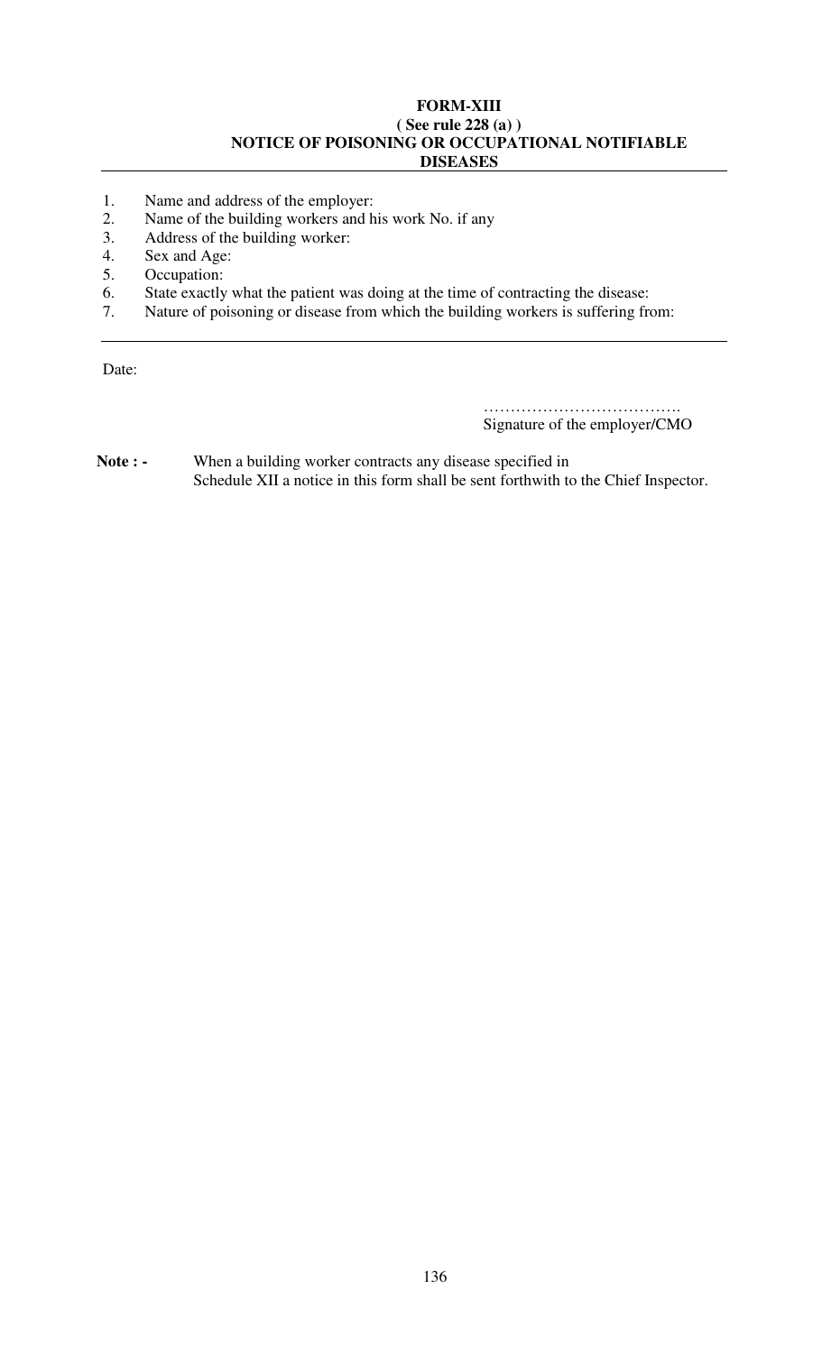**FORM-XIII**
**( See rule 228 (a) )**
**NOTICE OF POISONING OR OCCUPATIONAL NOTIFIABLE DISEASES**

---

1. Name and address of the employer:
2. Name of the building workers and his work No. if any
3. Address of the building worker:
4. Sex and Age:
5. Occupation:
6. State exactly what the patient was doing at the time of contracting the disease:
7. Nature of poisoning or disease from which the building workers is suffering from:

---

Date:

……………………………….
Signature of the employer/CMO

**Note : -** When a building worker contracts any disease specified in Schedule XII a notice in this form shall be sent forthwith to the Chief Inspector.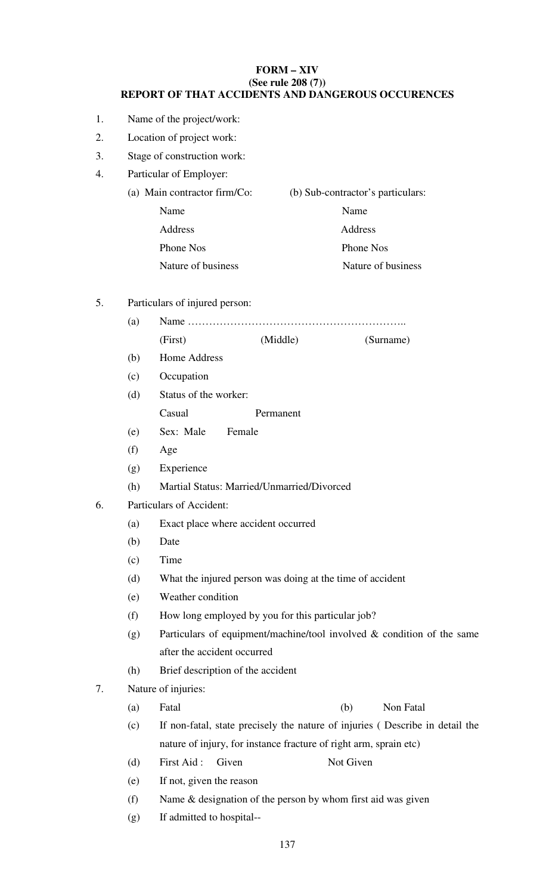**FORM – XIV**
**(See rule 208 (7))**
**REPORT OF THAT ACCIDENTS AND DANGEROUS OCCURENCES**

1. Name of the project/work:
2. Location of project work:
3. Stage of construction work:
4. Particular of Employer:

| (a) Main contractor firm/Co: | (b) Sub-contractor's particulars: |
|---|---|
| Name | Name |
| Address | Address |
| Phone Nos | Phone Nos |
| Nature of business | Nature of business |

5. Particulars of injured person:
   - (a) Name ……………………………………………………..
     (First) (Middle) (Surname)
   - (b) Home Address
   - (c) Occupation
   - (d) Status of the worker:
     Casual Permanent
   - (e) Sex: Male Female
   - (f) Age
   - (g) Experience
   - (h) Martial Status: Married/Unmarried/Divorced
6. Particulars of Accident:
   - (a) Exact place where accident occurred
   - (b) Date
   - (c) Time
   - (d) What the injured person was doing at the time of accident
   - (e) Weather condition
   - (f) How long employed by you for this particular job?
   - (g) Particulars of equipment/machine/tool involved & condition of the same after the accident occurred
   - (h) Brief description of the accident
7. Nature of injuries:
   - (a) Fatal (b) Non Fatal
   - (c) If non-fatal, state precisely the nature of injuries ( Describe in detail the nature of injury, for instance fracture of right arm, sprain etc)
   - (d) First Aid : Given Not Given
   - (e) If not, given the reason
   - (f) Name & designation of the person by whom first aid was given
   - (g) If admitted to hospital--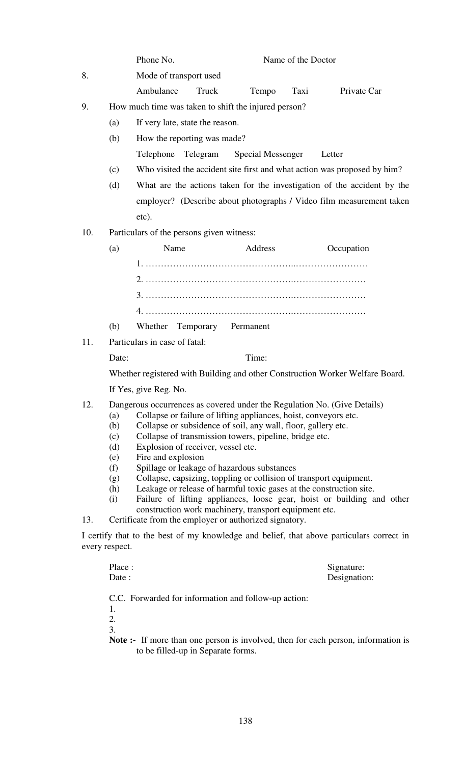Phone No. Name of the Doctor

8. Mode of transport used

Ambulance Truck Tempo Taxi Private Car

9. How much time was taken to shift the injured person?

   (a) If very late, state the reason.

   (b) How the reporting was made?

   Telephone Telegram Special Messenger Letter

   (c) Who visited the accident site first and what action was proposed by him?

   (d) What are the actions taken for the investigation of the accident by the employer? (Describe about photographs / Video film measurement taken etc).

10. Particulars of the persons given witness:

   (a) Name Address Occupation

   1. ……………………………………………...……………………

   2. ……………………………………………..……………………

   3. ……………………………………………..……………………

   4. ……………………………………………..……………………

   (b) Whether Temporary Permanent

11. Particulars in case of fatal:

   Date: Time:

   Whether registered with Building and other Construction Worker Welfare Board.

   If Yes, give Reg. No.

12. Dangerous occurrences as covered under the Regulation No. (Give Details)
   (a) Collapse or failure of lifting appliances, hoist, conveyors etc.
   (b) Collapse or subsidence of soil, any wall, floor, gallery etc.
   (c) Collapse of transmission towers, pipeline, bridge etc.
   (d) Explosion of receiver, vessel etc.
   (e) Fire and explosion
   (f) Spillage or leakage of hazardous substances
   (g) Collapse, capsizing, toppling or collision of transport equipment.
   (h) Leakage or release of harmful toxic gases at the construction site.
   (i) Failure of lifting appliances, loose gear, hoist or building and other construction work machinery, transport equipment etc.

13. Certificate from the employer or authorized signatory.

I certify that to the best of my knowledge and belief, that above particulars correct in every respect.

Place : Signature:
Date : Designation:

C.C. Forwarded for information and follow-up action:
1.
2.
3.

**Note :-** If more than one person is involved, then for each person, information is to be filled-up in Separate forms.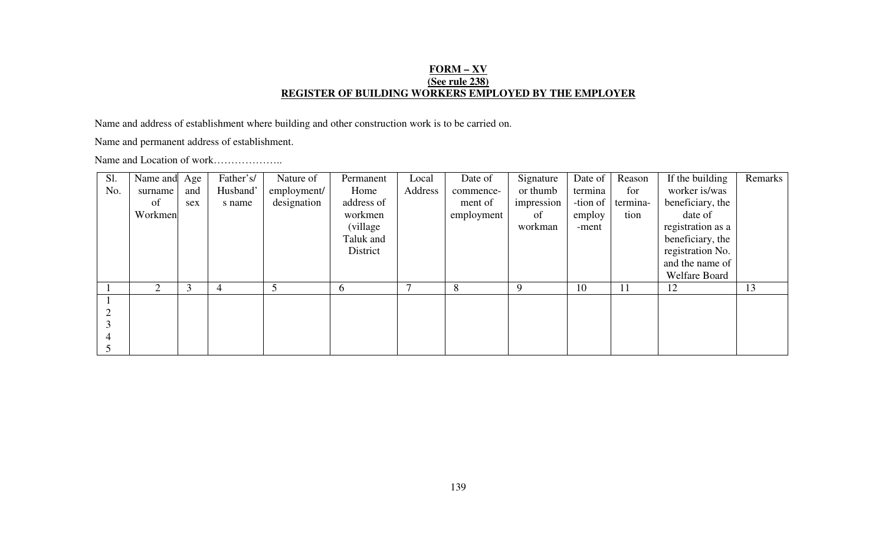**FORM – XV**
**(See rule 238)**
**REGISTER OF BUILDING WORKERS EMPLOYED BY THE EMPLOYER**

Name and address of establishment where building and other construction work is to be carried on.

Name and permanent address of establishment.

Name and Location of work………………..

| Sl. No. | Name and surname of Workmen | Age and sex | Father's/ Husband's name | Nature of employment/ designation | Permanent Home address of workmen (village Taluk and District | Local Address | Date of commence-ment of employment | Signature or thumb impression of workman | Date of termina-tion of employ-ment | Reason for termina-tion | If the building worker is/was beneficiary, the date of registration as a beneficiary, the registration No. and the name of Welfare Board | Remarks |
|---|---|---|---|---|---|---|---|---|---|---|---|---|
| 1 | 2 | 3 | 4 | 5 | 6 | 7 | 8 | 9 | 10 | 11 | 12 | 13 |
| 1 | | | | | | | | | | | | |
| 2 | | | | | | | | | | | | |
| 3 | | | | | | | | | | | | |
| 4 | | | | | | | | | | | | |
| 5 | | | | | | | | | | | | |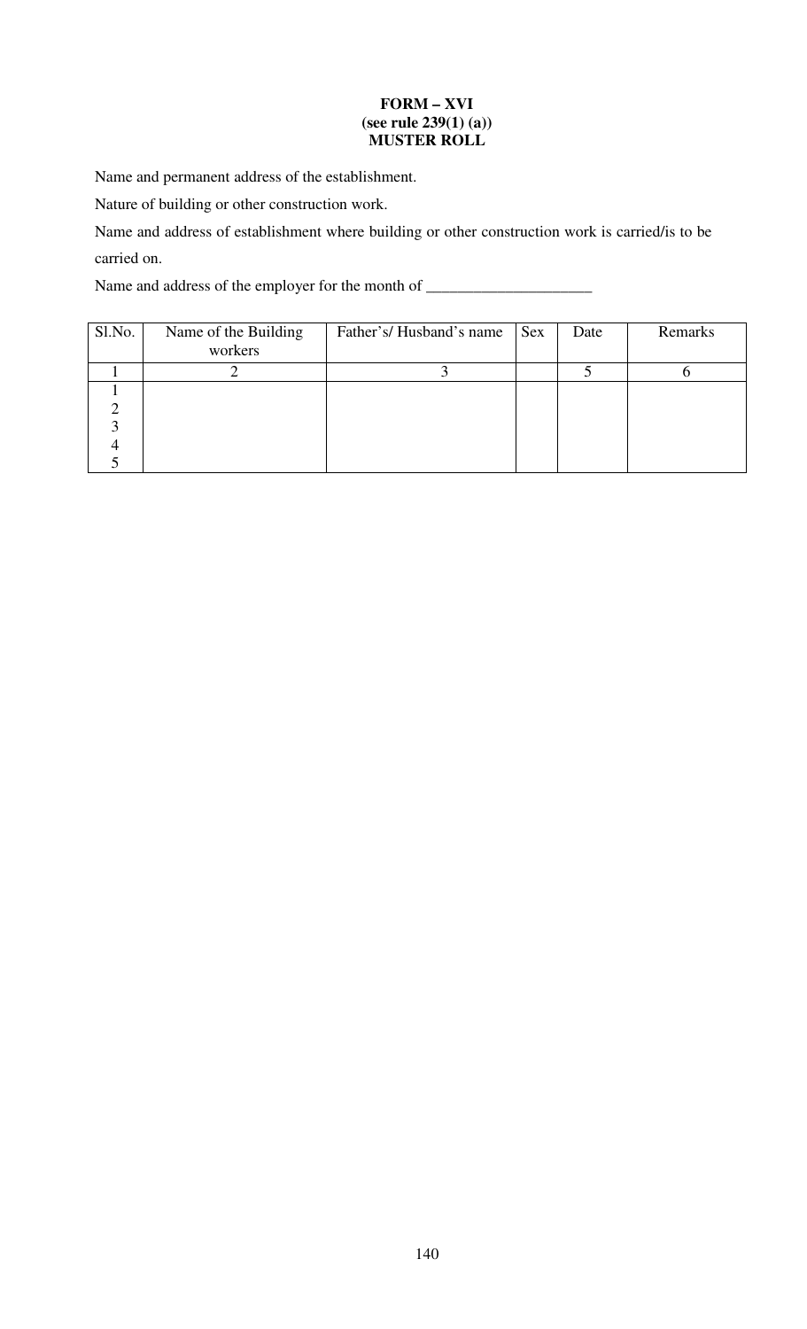**FORM – XVI**
**(see rule 239(1) (a))**
**MUSTER ROLL**

Name and permanent address of the establishment.

Nature of building or other construction work.

Name and address of establishment where building or other construction work is carried/is to be carried on.

Name and address of the employer for the month of _____________________

| Sl.No. | Name of the Building workers | Father's/ Husband's name | Sex | Date | Remarks |
|---|---|---|---|---|---|
| 1 | 2 | 3 | | 5 | 6 |
| 1 | | | | | |
| 2 | | | | | |
| 3 | | | | | |
| 4 | | | | | |
| 5 | | | | | |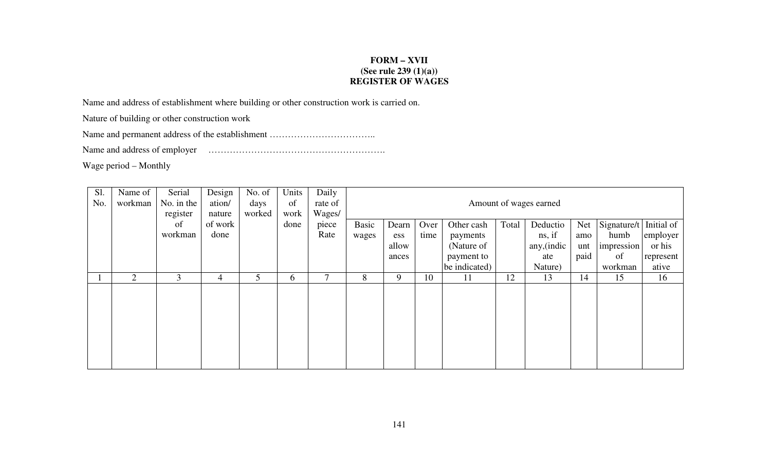**FORM – XVII**
**(See rule 239 (1)(a))**
**REGISTER OF WAGES**

Name and address of establishment where building or other construction work is carried on.

Nature of building or other construction work

Name and permanent address of the establishment ……………………………..

Name and address of employer ………………………………………………….

Wage period – Monthly

| Sl. No. | Name of workman | Serial No. in the register of workman | Designation/ nature of work done | No. of days worked | Units of work done | Daily rate of Wages/ piece Rate | Amount of wages earned | | | | | | | | | |
|---|---|---|---|---|---|---|---|---|---|---|---|---|---|---|---|---|
| | | | | | | | Basic wages | Dearness allowances | Over time | Other cash payments (Nature of payment to be indicated) | Total | Deductions, if any,(indicate Nature) | Net amount paid | Signature/thumb impression of workman | Initial of employer or his representative |
| 1 | 2 | 3 | 4 | 5 | 6 | 7 | 8 | 9 | 10 | 11 | 12 | 13 | 14 | 15 | 16 |
| | | | | | | | | | | | | | | | |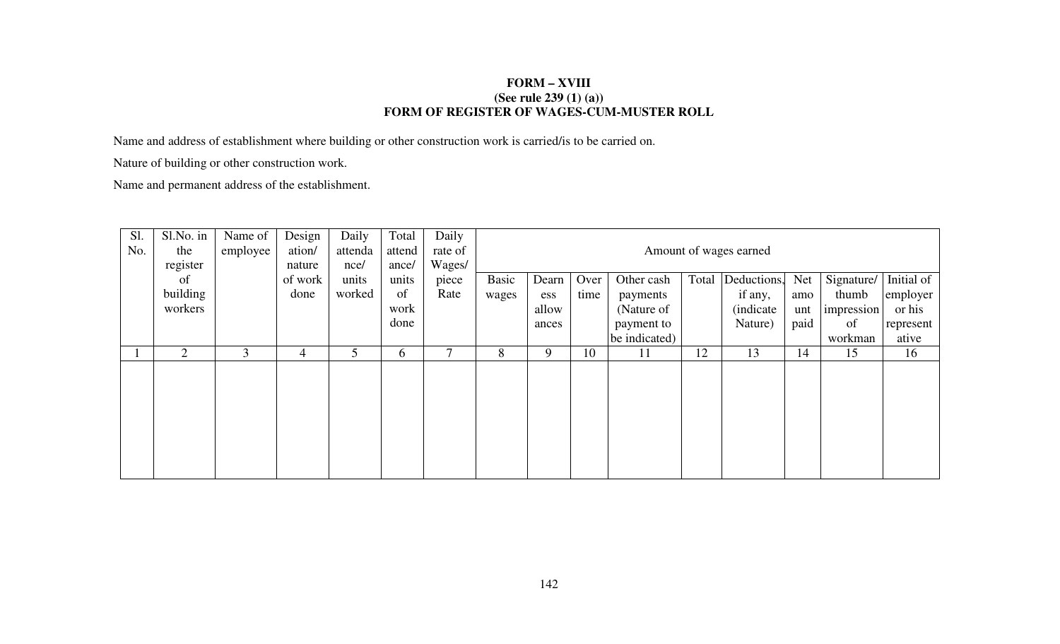**FORM – XVIII**
**(See rule 239 (1) (a))**
**FORM OF REGISTER OF WAGES-CUM-MUSTER ROLL**

Name and address of establishment where building or other construction work is carried/is to be carried on.

Nature of building or other construction work.

Name and permanent address of the establishment.

| Sl. No. | Sl.No. in the register of building workers | Name of employee | Designation/ nature of work done | Daily attendance/ units worked | Total attendance/ units of work done | Daily rate of Wages/ piece Rate | Amount of wages earned | | | | | | | | | |
|---|---|---|---|---|---|---|---|---|---|---|---|---|---|---|---|---|
| | | | | | | | Basic wages | Dearness allowances | Over time | Other cash payments (Nature of payment to be indicated) | Total | Deductions, if any, (indicate Nature) | Net amount paid | Signature/ thumb impression of workman | Initial of employer or his representative |
| 1 | 2 | 3 | 4 | 5 | 6 | 7 | 8 | 9 | 10 | 11 | 12 | 13 | 14 | 15 | 16 |
| | | | | | | | | | | | | | | | |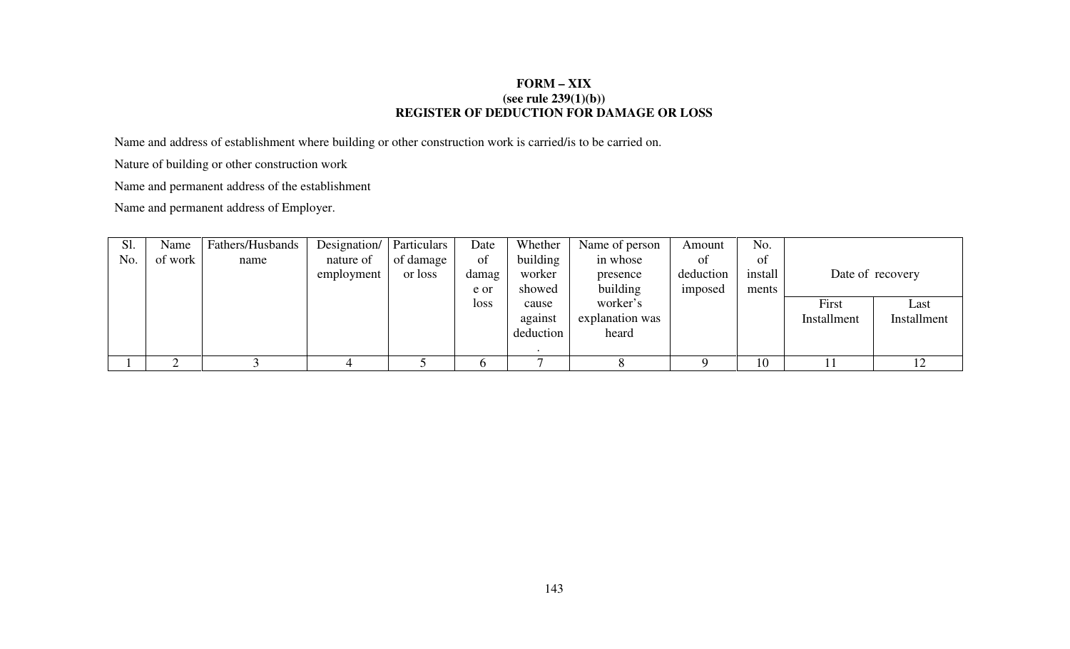**FORM – XIX**
**(see rule 239(1)(b))**
**REGISTER OF DEDUCTION FOR DAMAGE OR LOSS**

Name and address of establishment where building or other construction work is carried/is to be carried on.

Nature of building or other construction work

Name and permanent address of the establishment

Name and permanent address of Employer.

| Sl. No. | Name of work | Fathers/Husbands name | Designation/ nature of employment | Particulars of damage or loss | Date of damage or loss | Whether building worker showed cause against deduction. | Name of person in whose presence building worker's explanation was heard | Amount of deduction imposed | No. of installments | Date of recovery | |
|---|---|---|---|---|---|---|---|---|---|---|---|
| | | | | | | | | | | First Installment | Last Installment |
| 1 | 2 | 3 | 4 | 5 | 6 | 7 | 8 | 9 | 10 | 11 | 12 |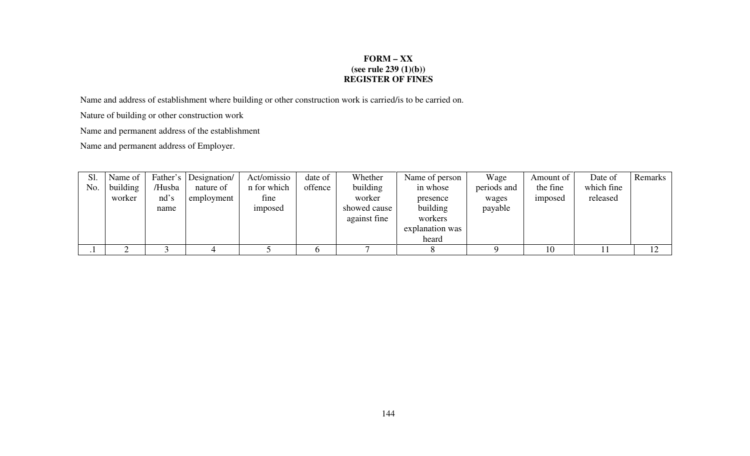**FORM – XX**
**(see rule 239 (1)(b))**
**REGISTER OF FINES**

Name and address of establishment where building or other construction work is carried/is to be carried on.

Nature of building or other construction work

Name and permanent address of the establishment

Name and permanent address of Employer.

| Sl. No. | Name of building worker | Father's /Husband's name | Designation/ nature of employment | Act/omission for which fine imposed | date of offence | Whether building worker showed cause against fine | Name of person in whose presence building workers explanation was heard | Wage periods and wages payable | Amount of the fine imposed | Date of which fine released | Remarks |
|---|---|---|---|---|---|---|---|---|---|---|---|
| .1 | 2 | 3 | 4 | 5 | 6 | 7 | 8 | 9 | 10 | 11 | 12 |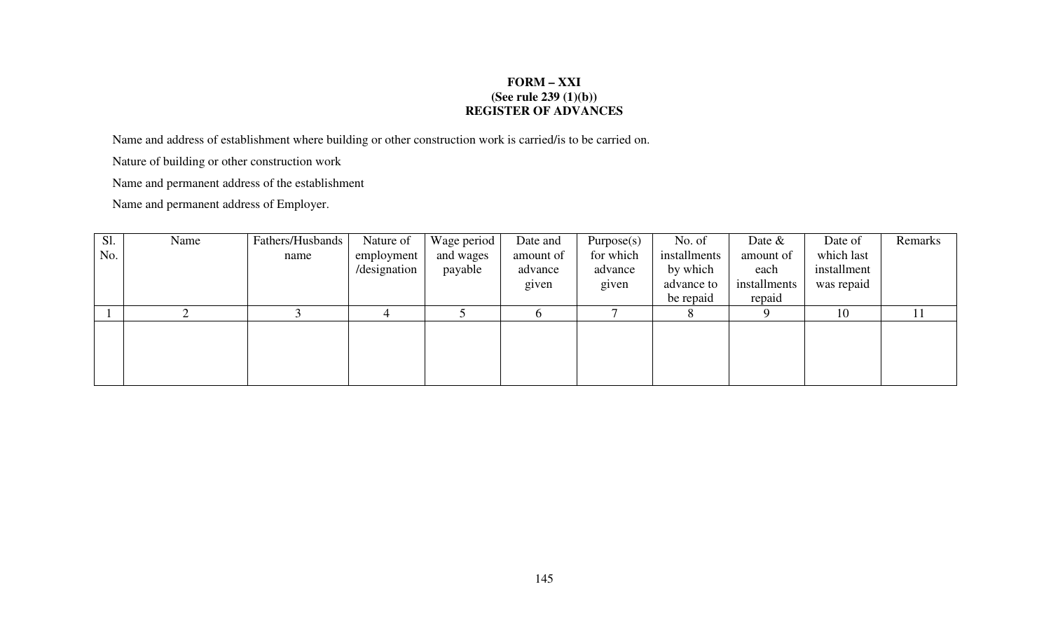**FORM – XXI**
**(See rule 239 (1)(b))**
**REGISTER OF ADVANCES**

Name and address of establishment where building or other construction work is carried/is to be carried on.

Nature of building or other construction work

Name and permanent address of the establishment

Name and permanent address of Employer.

| Sl. No. | Name | Fathers/Husbands name | Nature of employment /designation | Wage period and wages payable | Date and amount of advance given | Purpose(s) for which advance given | No. of installments by which advance to be repaid | Date & amount of each installments repaid | Date of which last installment was repaid | Remarks |
|---|---|---|---|---|---|---|---|---|---|---|
| 1 | 2 | 3 | 4 | 5 | 6 | 7 | 8 | 9 | 10 | 11 |
| | | | | | | | | | | |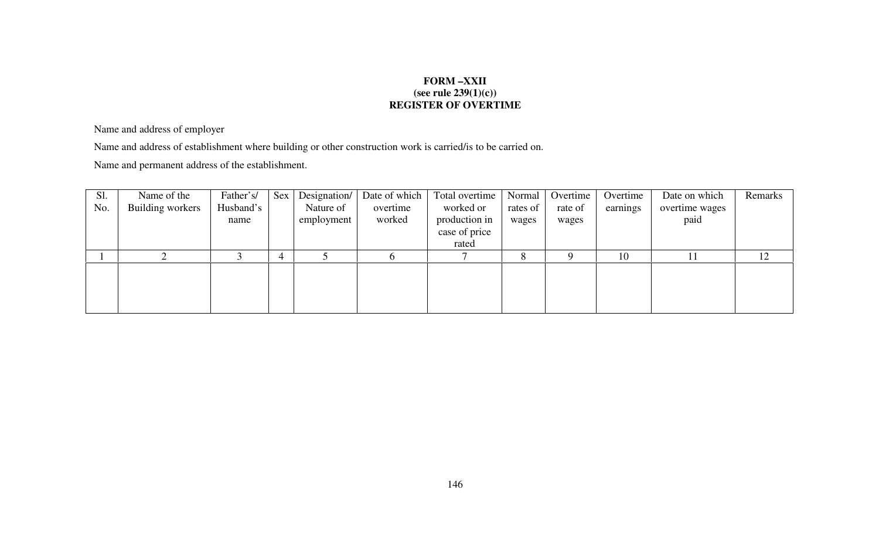**FORM –XXII**
**(see rule 239(1)(c))**
**REGISTER OF OVERTIME**

Name and address of employer

Name and address of establishment where building or other construction work is carried/is to be carried on.

Name and permanent address of the establishment.

| Sl. No. | Name of the Building workers | Father's/ Husband's name | Sex | Designation/ Nature of employment | Date of which overtime worked | Total overtime worked or production in case of price rated | Normal rates of wages | Overtime rate of wages | Overtime earnings | Date on which overtime wages paid | Remarks |
|---|---|---|---|---|---|---|---|---|---|---|---|
| 1 | 2 | 3 | 4 | 5 | 6 | 7 | 8 | 9 | 10 | 11 | 12 |
| | | | | | | | | | | | |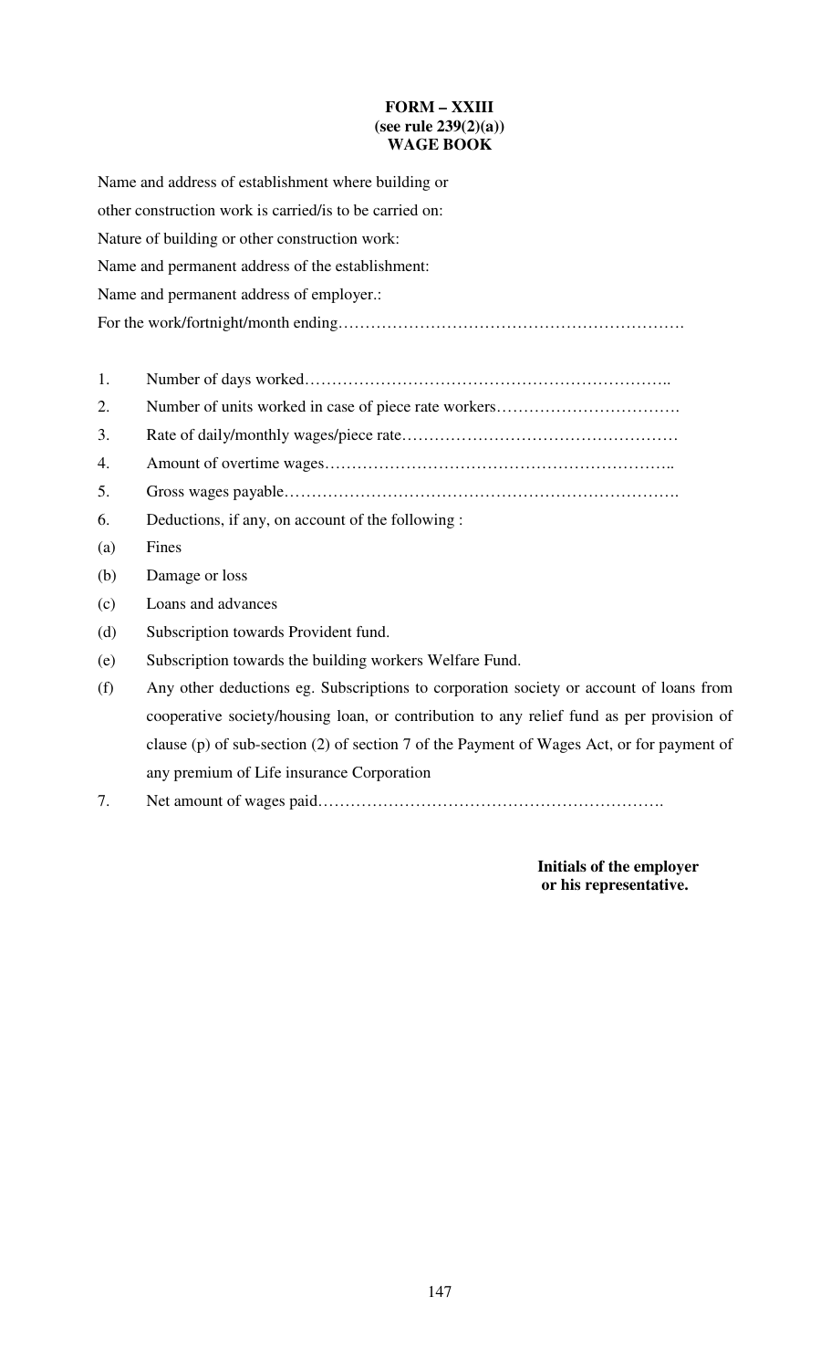**FORM – XXIII**
**(see rule 239(2)(a))**
**WAGE BOOK**

Name and address of establishment where building or other construction work is carried/is to be carried on:

Nature of building or other construction work:

Name and permanent address of the establishment:

Name and permanent address of employer.:

For the work/fortnight/month ending……………………………………………………….

1. Number of days worked…………………………………………………………..
2. Number of units worked in case of piece rate workers…………………………….
3. Rate of daily/monthly wages/piece rate……………………………………………
4. Amount of overtime wages………………………………………………………..
5. Gross wages payable……………………………………………………………….
6. Deductions, if any, on account of the following :

(a) Fines

(b) Damage or loss

(c) Loans and advances

(d) Subscription towards Provident fund.

(e) Subscription towards the building workers Welfare Fund.

(f) Any other deductions eg. Subscriptions to corporation society or account of loans from cooperative society/housing loan, or contribution to any relief fund as per provision of clause (p) of sub-section (2) of section 7 of the Payment of Wages Act, or for payment of any premium of Life insurance Corporation

7. Net amount of wages paid……………………………………………………….

**Initials of the employer or his representative.**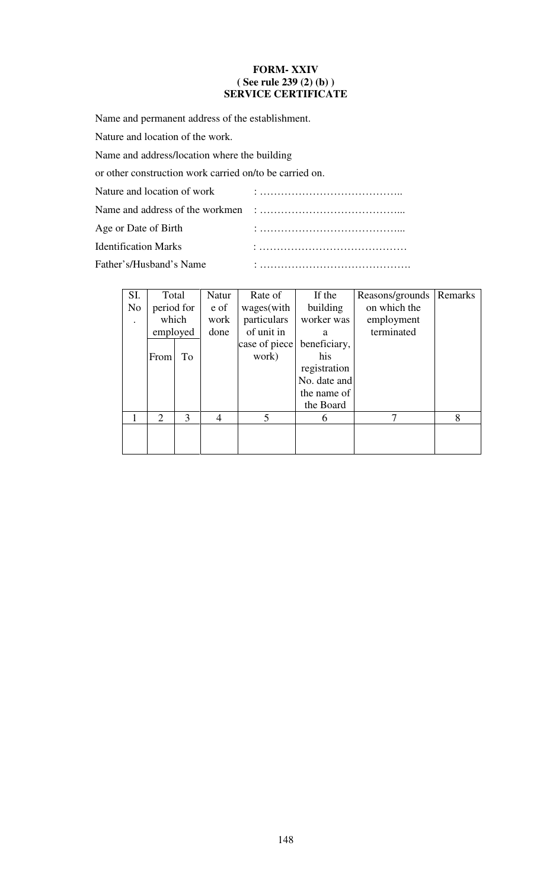**FORM- XXIV**
**( See rule 239 (2) (b) )**
**SERVICE CERTIFICATE**

Name and permanent address of the establishment.

Nature and location of the work.

Name and address/location where the building

or other construction work carried on/to be carried on.

Nature and location of work : …………………………………..

Name and address of the workmen : …………………………………...

Age or Date of Birth : …………………………………...

Identification Marks : ……………………………………

Father's/Husband's Name : …………………………………….

| Sl. No. | Total period for which employed | | Nature of work done | Rate of wages(with particulars of unit in case of piece work) | If the building worker was a beneficiary, his registration No. date and the name of the Board | Reasons/grounds on which the employment terminated | Remarks |
|---|---|---|---|---|---|---|---|
| | From | To | | | | | |
| 1 | 2 | 3 | 4 | 5 | 6 | 7 | 8 |
| | | | | | | | |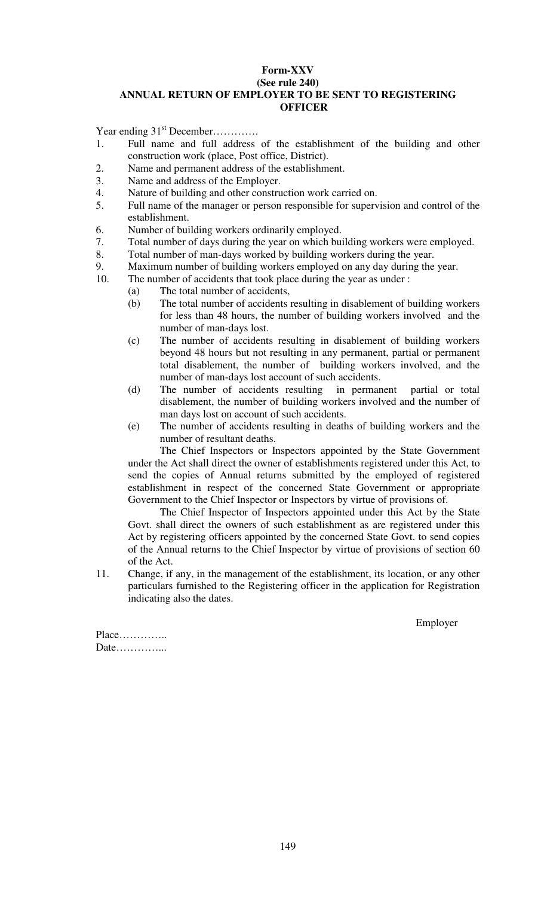**Form-XXV**

**(See rule 240)**

**ANNUAL RETURN OF EMPLOYER TO BE SENT TO REGISTERING OFFICER**

Year ending 31st December………….

1. Full name and full address of the establishment of the building and other construction work (place, Post office, District).
2. Name and permanent address of the establishment.
3. Name and address of the Employer.
4. Nature of building and other construction work carried on.
5. Full name of the manager or person responsible for supervision and control of the establishment.
6. Number of building workers ordinarily employed.
7. Total number of days during the year on which building workers were employed.
8. Total number of man-days worked by building workers during the year.
9. Maximum number of building workers employed on any day during the year.
10. The number of accidents that took place during the year as under :
    - (a) The total number of accidents,
    - (b) The total number of accidents resulting in disablement of building workers for less than 48 hours, the number of building workers involved and the number of man-days lost.
    - (c) The number of accidents resulting in disablement of building workers beyond 48 hours but not resulting in any permanent, partial or permanent total disablement, the number of building workers involved, and the number of man-days lost account of such accidents.
    - (d) The number of accidents resulting in permanent partial or total disablement, the number of building workers involved and the number of man days lost on account of such accidents.
    - (e) The number of accidents resulting in deaths of building workers and the number of resultant deaths.

    The Chief Inspectors or Inspectors appointed by the State Government under the Act shall direct the owner of establishments registered under this Act, to send the copies of Annual returns submitted by the employed of registered establishment in respect of the concerned State Government or appropriate Government to the Chief Inspector or Inspectors by virtue of provisions of.

    The Chief Inspector of Inspectors appointed under this Act by the State Govt. shall direct the owners of such establishment as are registered under this Act by registering officers appointed by the concerned State Govt. to send copies of the Annual returns to the Chief Inspector by virtue of provisions of section 60 of the Act.
11. Change, if any, in the management of the establishment, its location, or any other particulars furnished to the Registering officer in the application for Registration indicating also the dates.

Employer

Place…………..

Date…………...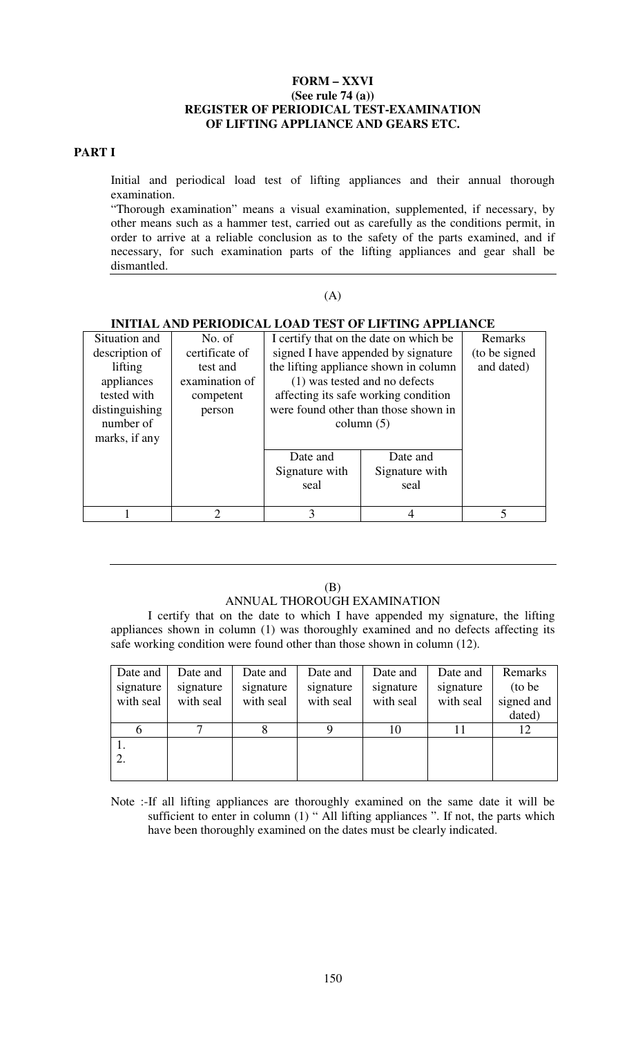**FORM – XXVI**
**(See rule 74 (a))**
**REGISTER OF PERIODICAL TEST-EXAMINATION OF LIFTING APPLIANCE AND GEARS ETC.**

**PART I**

Initial and periodical load test of lifting appliances and their annual thorough examination.

"Thorough examination" means a visual examination, supplemented, if necessary, by other means such as a hammer test, carried out as carefully as the conditions permit, in order to arrive at a reliable conclusion as to the safety of the parts examined, and if necessary, for such examination parts of the lifting appliances and gear shall be dismantled.

(A)

**INITIAL AND PERIODICAL LOAD TEST OF LIFTING APPLIANCE**

| Situation and description of lifting appliances tested with distinguishing number of marks, if any | No. of certificate of test and examination of competent person | I certify that on the date on which be signed I have appended by signature the lifting appliance shown in column (1) was tested and no defects affecting its safe working condition were found other than those shown in column (5) | | Remarks (to be signed and dated) |
|---|---|---|---|---|
| | | Date and Signature with seal | Date and Signature with seal | |
| 1 | 2 | 3 | 4 | 5 |

(B)

ANNUAL THOROUGH EXAMINATION

I certify that on the date to which I have appended my signature, the lifting appliances shown in column (1) was thoroughly examined and no defects affecting its safe working condition were found other than those shown in column (12).

| Date and signature with seal | Date and signature with seal | Date and signature with seal | Date and signature with seal | Date and signature with seal | Date and signature with seal | Remarks (to be signed and dated) |
|---|---|---|---|---|---|---|
| 6 | 7 | 8 | 9 | 10 | 11 | 12 |
| 1.<br>2. | | | | | | |

Note :-If all lifting appliances are thoroughly examined on the same date it will be sufficient to enter in column (1) " All lifting appliances ". If not, the parts which have been thoroughly examined on the dates must be clearly indicated.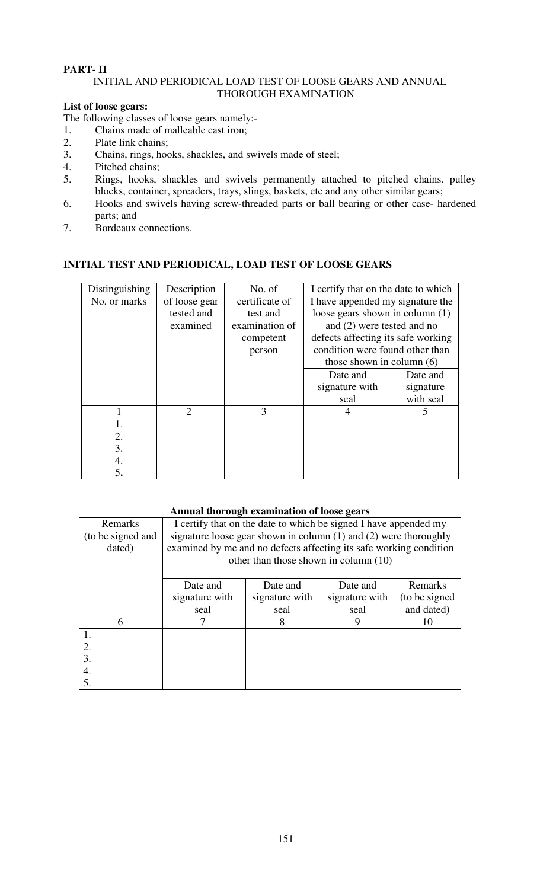**PART- II**

INITIAL AND PERIODICAL LOAD TEST OF LOOSE GEARS AND ANNUAL THOROUGH EXAMINATION

**List of loose gears:**

The following classes of loose gears namely:-

1. Chains made of malleable cast iron;
2. Plate link chains;
3. Chains, rings, hooks, shackles, and swivels made of steel;
4. Pitched chains;
5. Rings, hooks, shackles and swivels permanently attached to pitched chains. pulley blocks, container, spreaders, trays, slings, baskets, etc and any other similar gears;
6. Hooks and swivels having screw-threaded parts or ball bearing or other case- hardened parts; and
7. Bordeaux connections.

**INITIAL TEST AND PERIODICAL, LOAD TEST OF LOOSE GEARS**

| Distinguishing No. or marks | Description of loose gear tested and examined | No. of certificate of test and examination of competent person | I certify that on the date to which I have appended my signature the loose gears shown in column (1) and (2) were tested and no defects affecting its safe working condition were found other than those shown in column (6) | |
|---|---|---|---|---|
| | | | Date and signature with seal | Date and signature with seal |
| 1 | 2 | 3 | 4 | 5 |
| 1.<br>2.<br>3.<br>4.<br>5. | | | | |

**Annual thorough examination of loose gears**

| Remarks (to be signed and dated) | I certify that on the date to which be signed I have appended my signature loose gear shown in column (1) and (2) were thoroughly examined by me and no defects affecting its safe working condition other than those shown in column (10) | | | |
|---|---|---|---|---|
| | Date and signature with seal | Date and signature with seal | Date and signature with seal | Remarks (to be signed and dated) |
| 6 | 7 | 8 | 9 | 10 |
| 1.<br>2.<br>3.<br>4.<br>5. | | | | |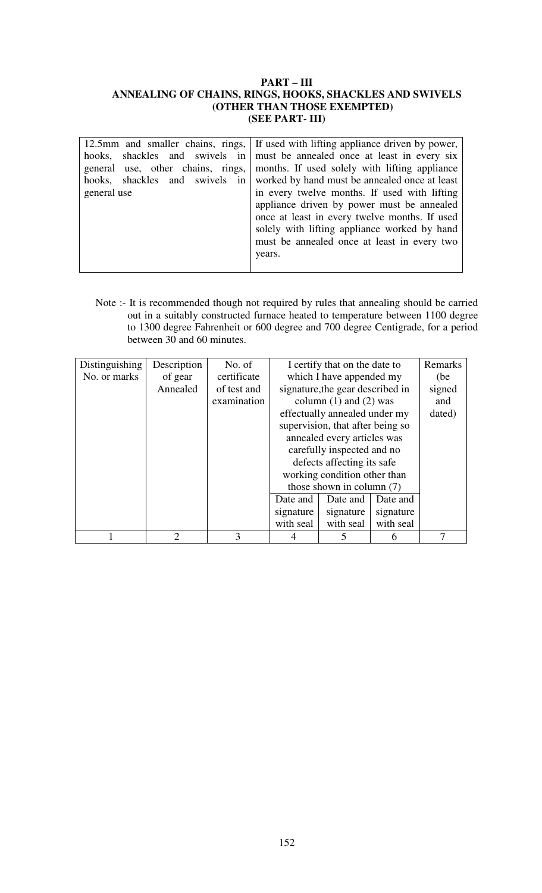**PART – III**
**ANNEALING OF CHAINS, RINGS, HOOKS, SHACKLES AND SWIVELS (OTHER THAN THOSE EXEMPTED)**
**(SEE PART- III)**

| | |
|---|---|
| 12.5mm and smaller chains, rings, hooks, shackles and swivels in general use, other chains, rings, hooks, shackles and swivels in general use | If used with lifting appliance driven by power, must be annealed once at least in every six months. If used solely with lifting appliance worked by hand must be annealed once at least in every twelve months. If used with lifting appliance driven by power must be annealed once at least in every twelve months. If used solely with lifting appliance worked by hand must be annealed once at least in every two years. |

Note :- It is recommended though not required by rules that annealing should be carried out in a suitably constructed furnace heated to temperature between 1100 degree to 1300 degree Fahrenheit or 600 degree and 700 degree Centigrade, for a period between 30 and 60 minutes.

| Distinguishing No. or marks | Description of gear Annealed | No. of certificate of test and examination | I certify that on the date to which I have appended my signature,the gear described in column (1) and (2) was effectually annealed under my supervision, that after being so annealed every articles was carefully inspected and no defects affecting its safe working condition other than those shown in column (7) | | | Remarks (be signed and dated) |
|---|---|---|---|---|---|---|
| | | | Date and signature with seal | Date and signature with seal | Date and signature with seal | |
| 1 | 2 | 3 | 4 | 5 | 6 | 7 |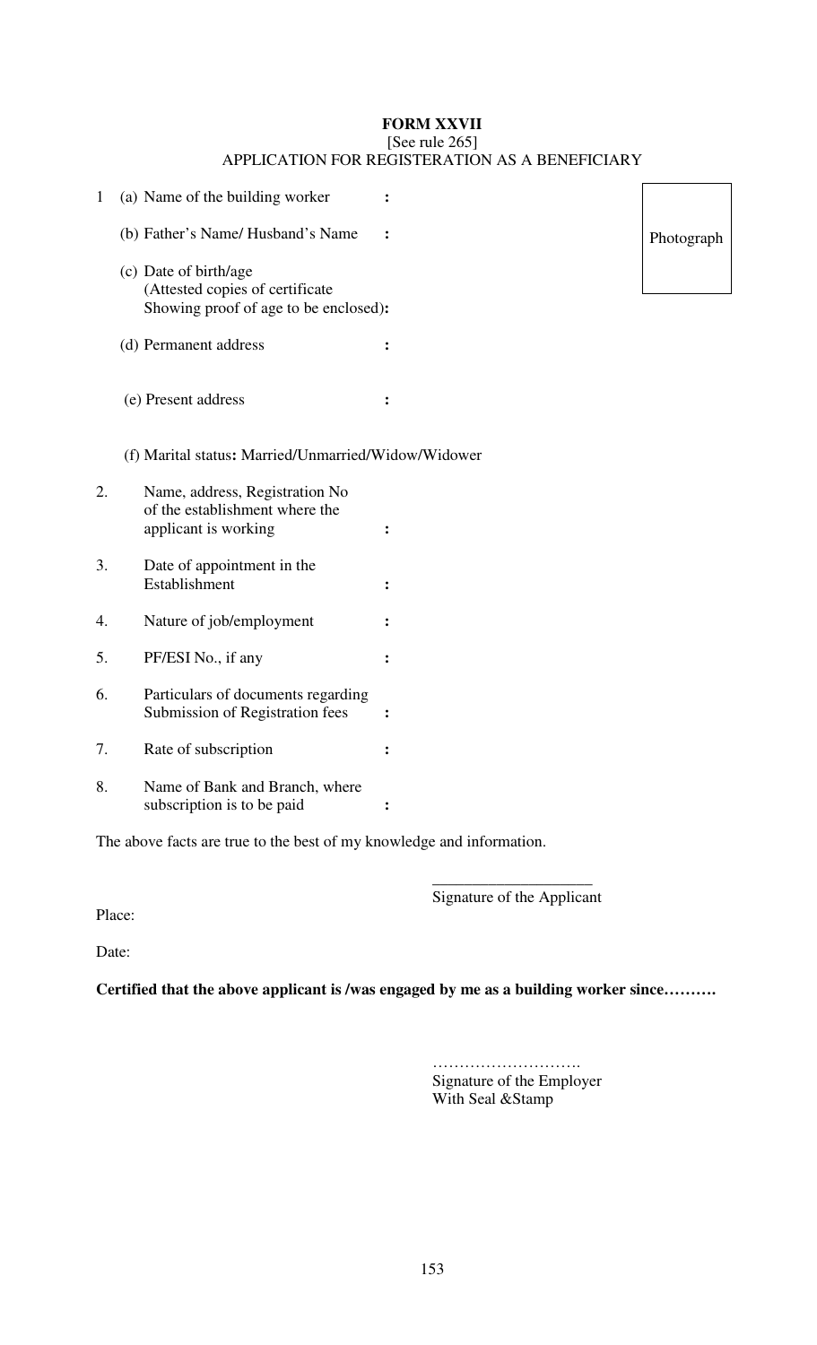**FORM XXVII**

[See rule 265]

APPLICATION FOR REGISTERATION AS A BENEFICIARY

Photograph

1 (a) Name of the building worker :

(b) Father's Name/ Husband's Name :

(c) Date of birth/age
(Attested copies of certificate
Showing proof of age to be enclosed)**:**

(d) Permanent address :

(e) Present address :

(f) Marital status**:** Married/Unmarried/Widow/Widower

2. Name, address, Registration No of the establishment where the applicant is working :

3. Date of appointment in the Establishment :

4. Nature of job/employment :

5. PF/ESI No., if any :

6. Particulars of documents regarding Submission of Registration fees :

7. Rate of subscription :

8. Name of Bank and Branch, where subscription is to be paid :

The above facts are true to the best of my knowledge and information.

___________________
Signature of the Applicant

Place:

Date:

**Certified that the above applicant is /was engaged by me as a building worker since……….**

……………………….
Signature of the Employer
With Seal &Stamp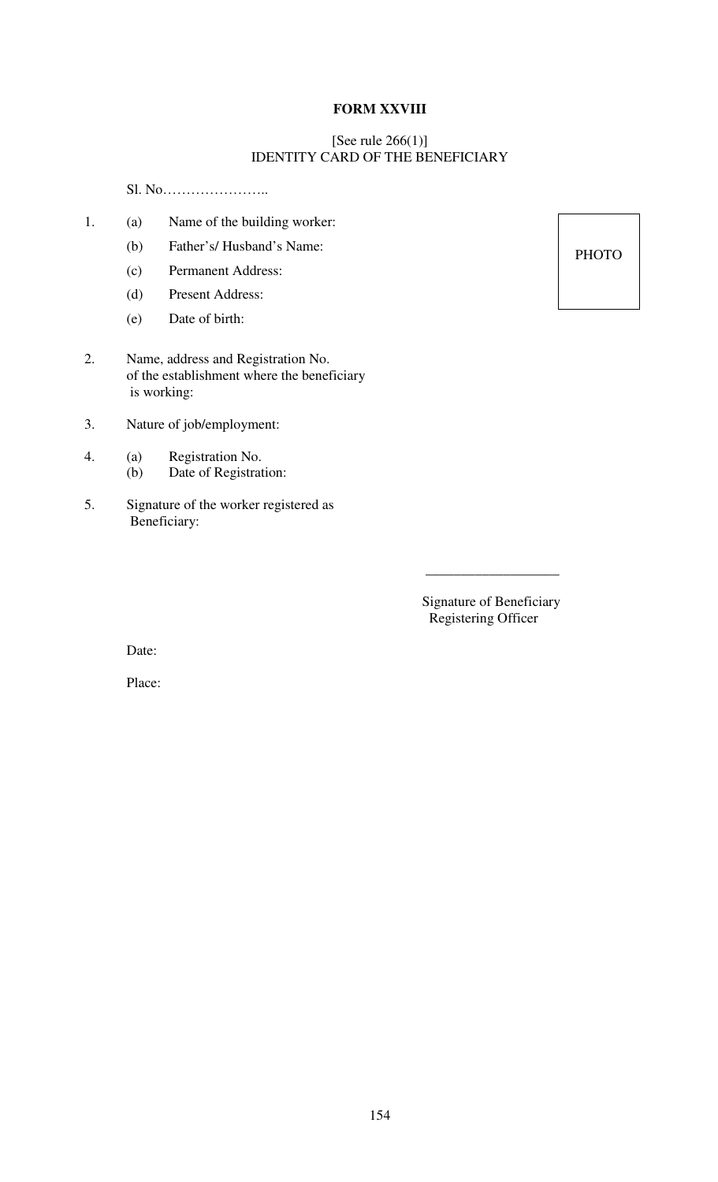**FORM XXVIII**

[See rule 266(1)]
IDENTITY CARD OF THE BENEFICIARY

Sl. No…………………..

PHOTO

1. (a) Name of the building worker:
   (b) Father's/ Husband's Name:
   (c) Permanent Address:
   (d) Present Address:
   (e) Date of birth:

2. Name, address and Registration No. of the establishment where the beneficiary is working:

3. Nature of job/employment:

4. (a) Registration No.
   (b) Date of Registration:

5. Signature of the worker registered as Beneficiary:

___________________

Signature of Beneficiary
Registering Officer

Date:

Place: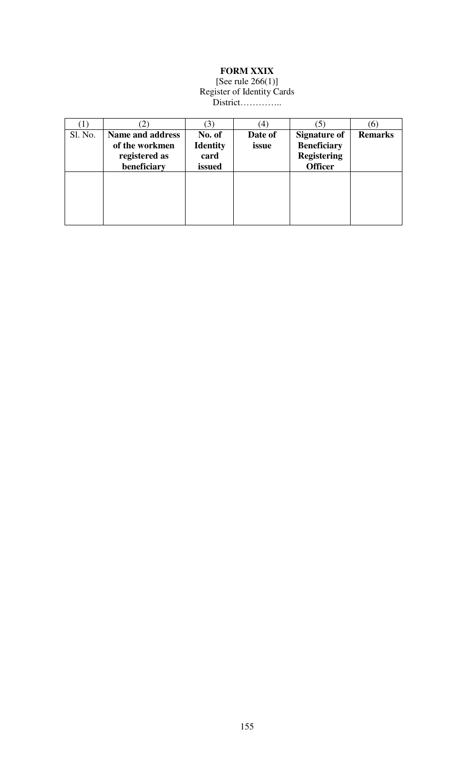**FORM XXIX**

[See rule 266(1)]

Register of Identity Cards

District…………..

| (1) | (2) | (3) | (4) | (5) | (6) |
|---|---|---|---|---|---|
| Sl. No. | **Name and address of the workmen registered as beneficiary** | **No. of Identity card issued** | **Date of issue** | **Signature of Beneficiary Registering Officer** | **Remarks** |
| | | | | | |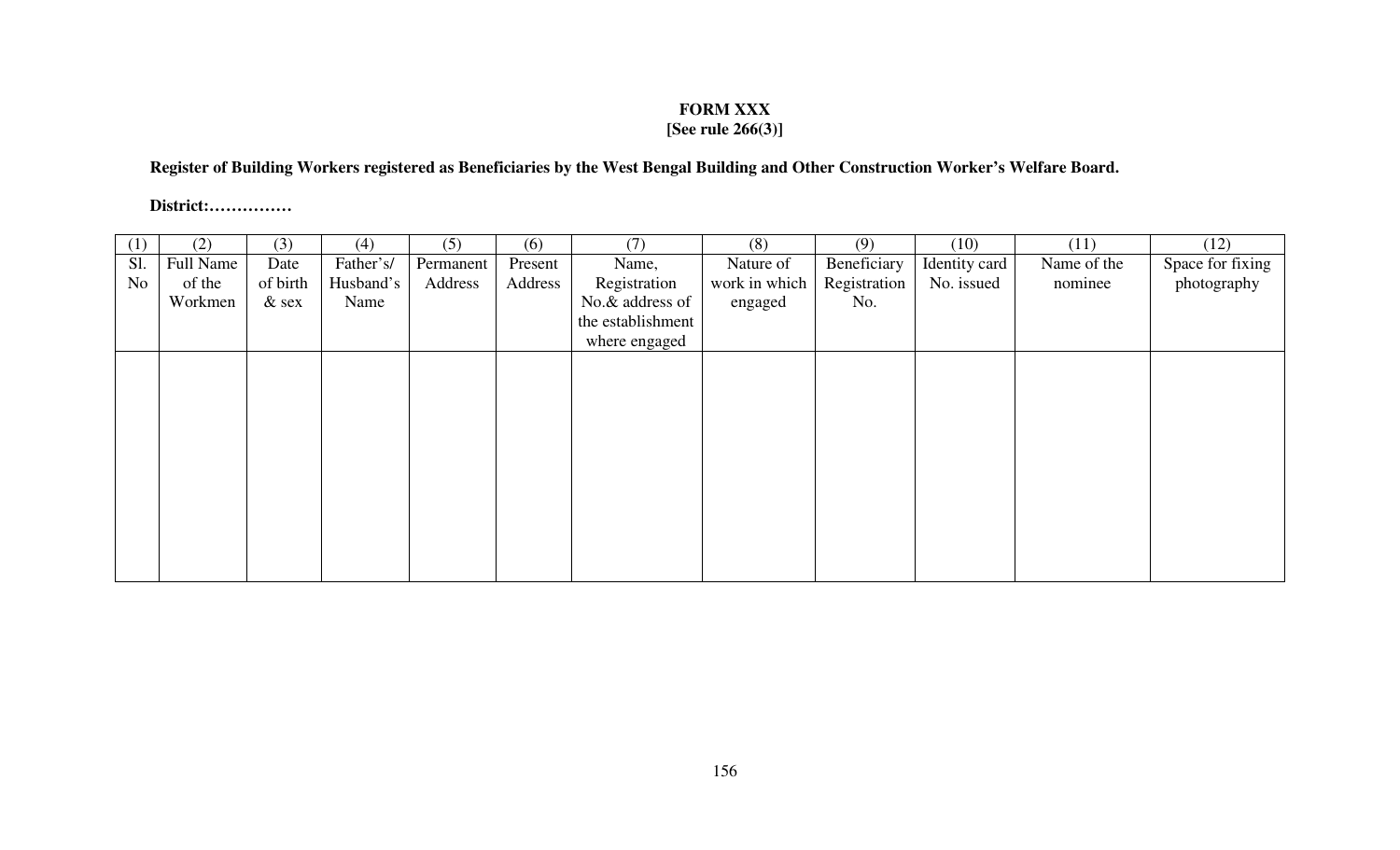**FORM XXX**
**[See rule 266(3)]**

**Register of Building Workers registered as Beneficiaries by the West Bengal Building and Other Construction Worker's Welfare Board.**

**District:……………**

| (1) | (2) | (3) | (4) | (5) | (6) | (7) | (8) | (9) | (10) | (11) | (12) |
|---|---|---|---|---|---|---|---|---|---|---|---|
| Sl. No | Full Name of the Workmen | Date of birth & sex | Father's/ Husband's Name | Permanent Address | Present Address | Name, Registration No.& address of the establishment where engaged | Nature of work in which engaged | Beneficiary Registration No. | Identity card No. issued | Name of the nominee | Space for fixing photography |
| | | | | | | | | | | | |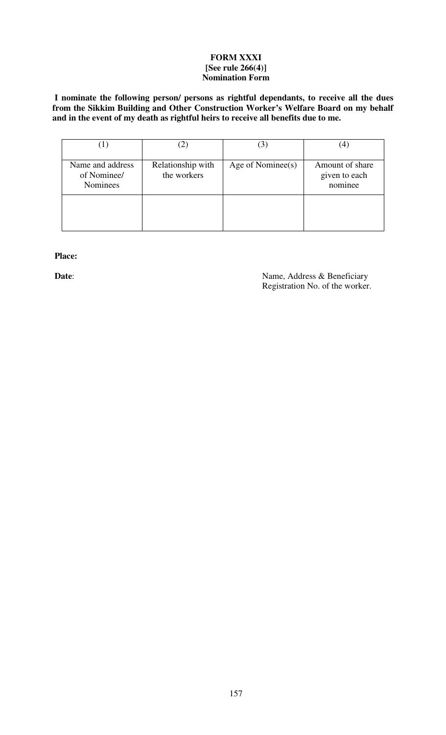**FORM XXXI**
**[See rule 266(4)]**
**Nomination Form**

**I nominate the following person/ persons as rightful dependants, to receive all the dues from the Sikkim Building and Other Construction Worker's Welfare Board on my behalf and in the event of my death as rightful heirs to receive all benefits due to me.**

| (1) | (2) | (3) | (4) |
|---|---|---|---|
| Name and address of Nominee/ Nominees | Relationship with the workers | Age of Nominee(s) | Amount of share given to each nominee |
| | | | |

**Place:**

**Date**:

Name, Address & Beneficiary Registration No. of the worker.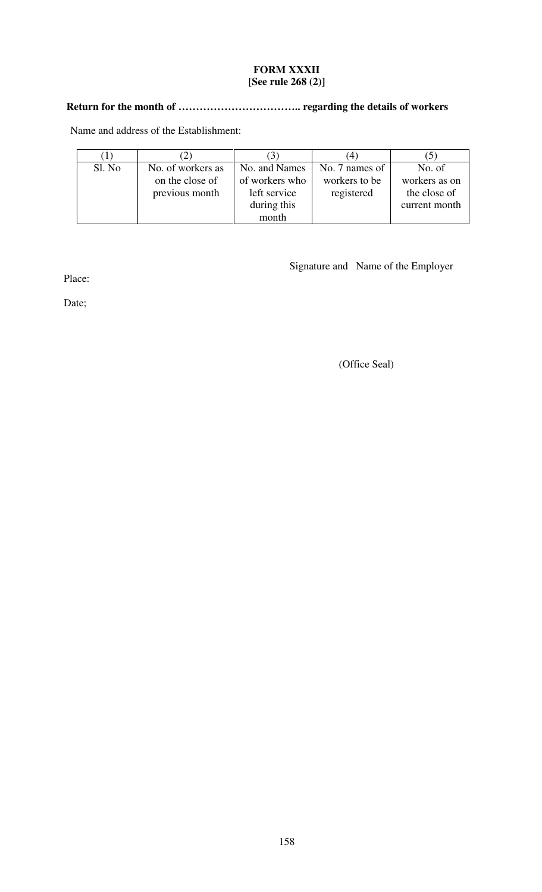**FORM XXXII**
**[See rule 268 (2)]**

**Return for the month of …………………………….. regarding the details of workers**

Name and address of the Establishment:

| (1) | (2) | (3) | (4) | (5) |
|---|---|---|---|---|
| Sl. No | No. of workers as on the close of previous month | No. and Names of workers who left service during this month | No. 7 names of workers to be registered | No. of workers as on the close of current month |

Signature and Name of the Employer

Place:

Date;

(Office Seal)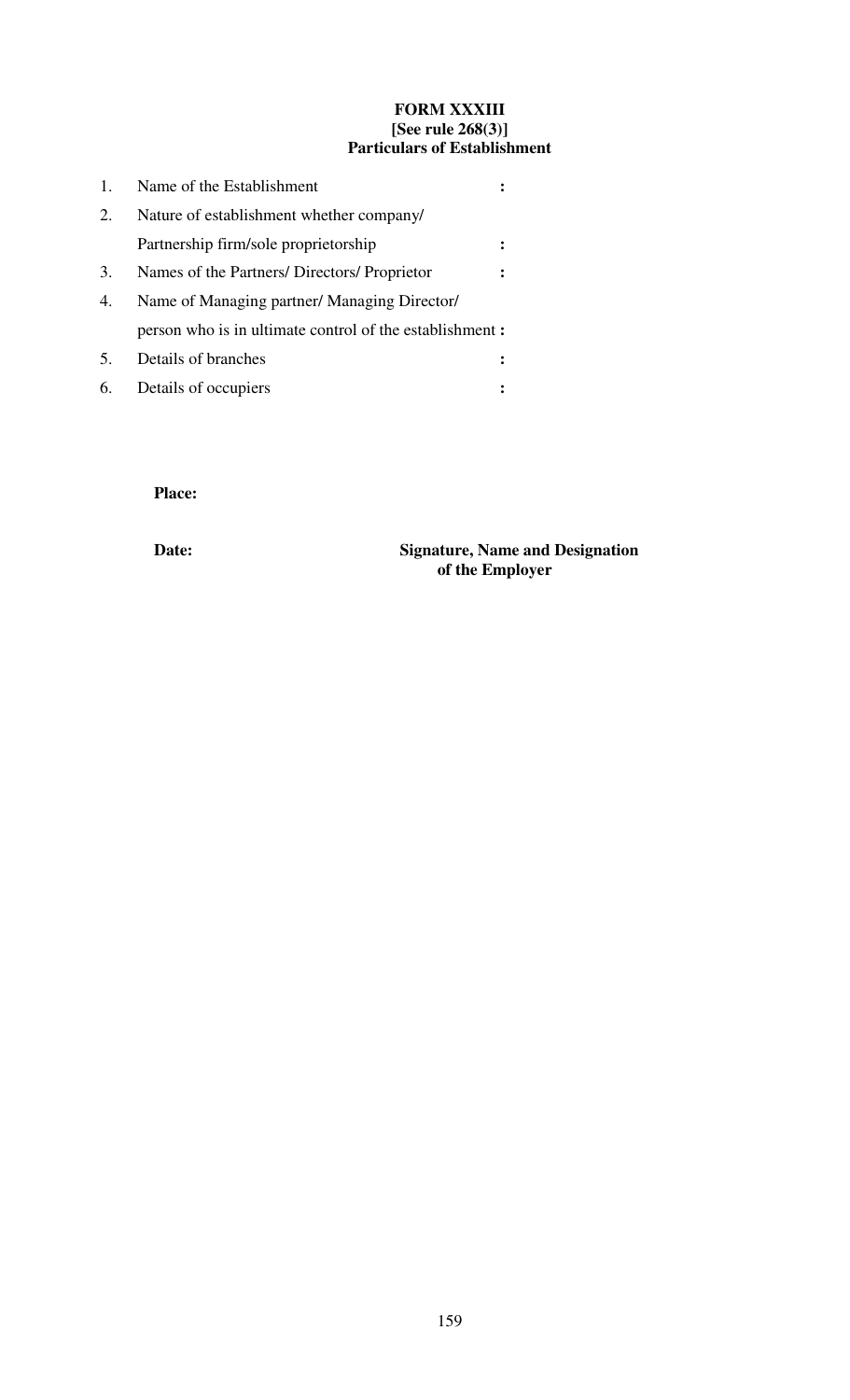**FORM XXXIII**
**[See rule 268(3)]**
**Particulars of Establishment**

1. Name of the Establishment :
2. Nature of establishment whether company/ Partnership firm/sole proprietorship :
3. Names of the Partners/ Directors/ Proprietor :
4. Name of Managing partner/ Managing Director/ person who is in ultimate control of the establishment :
5. Details of branches :
6. Details of occupiers :

**Place:**

**Date:** **Signature, Name and Designation of the Employer**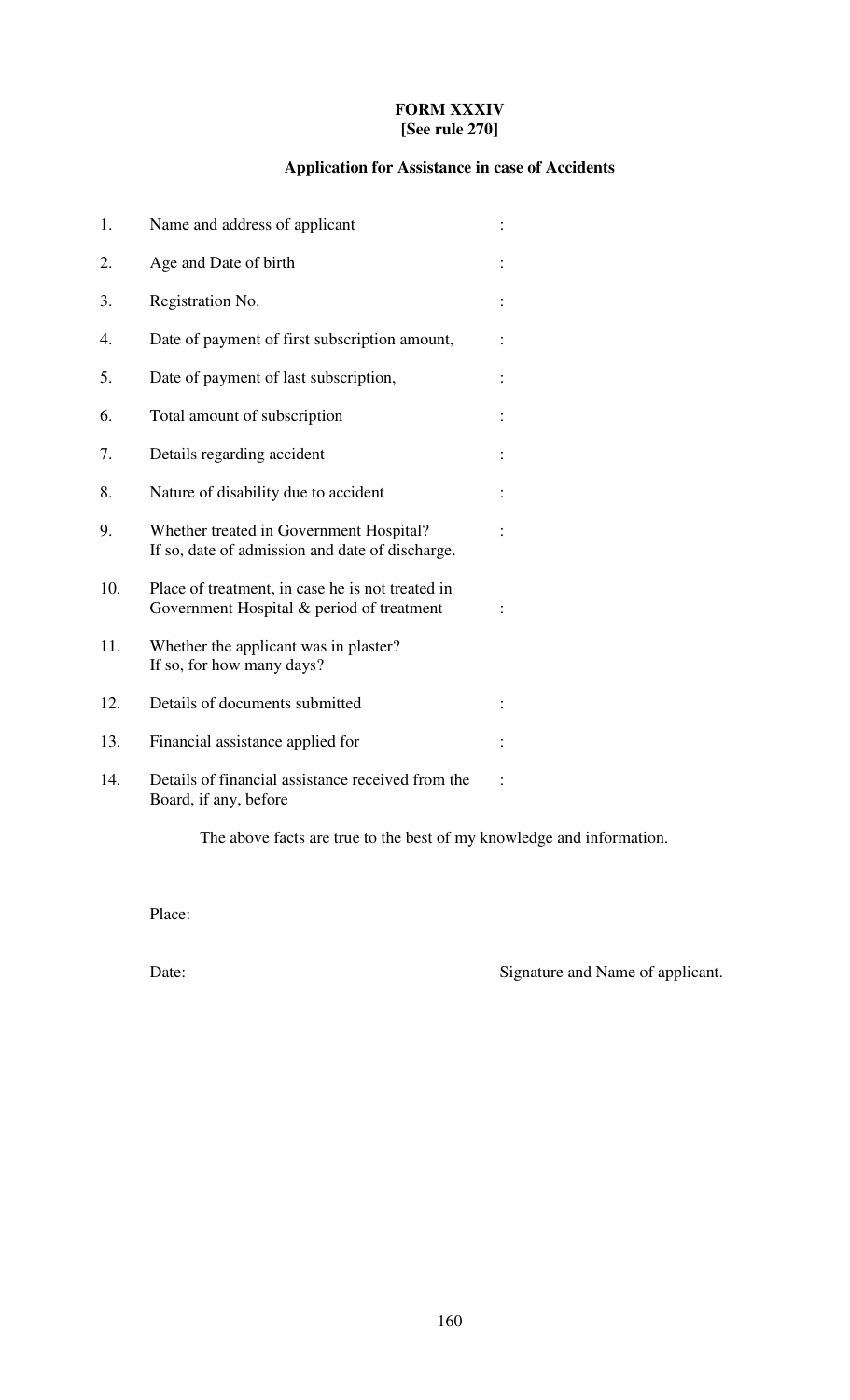**FORM XXXIV**
**[See rule 270]**

**Application for Assistance in case of Accidents**

1. Name and address of applicant :
2. Age and Date of birth :
3. Registration No. :
4. Date of payment of first subscription amount, :
5. Date of payment of last subscription, :
6. Total amount of subscription :
7. Details regarding accident :
8. Nature of disability due to accident :
9. Whether treated in Government Hospital? If so, date of admission and date of discharge. :
10. Place of treatment, in case he is not treated in Government Hospital & period of treatment :
11. Whether the applicant was in plaster? If so, for how many days?
12. Details of documents submitted :
13. Financial assistance applied for :
14. Details of financial assistance received from the Board, if any, before :

The above facts are true to the best of my knowledge and information.

Place:

Date: Signature and Name of applicant.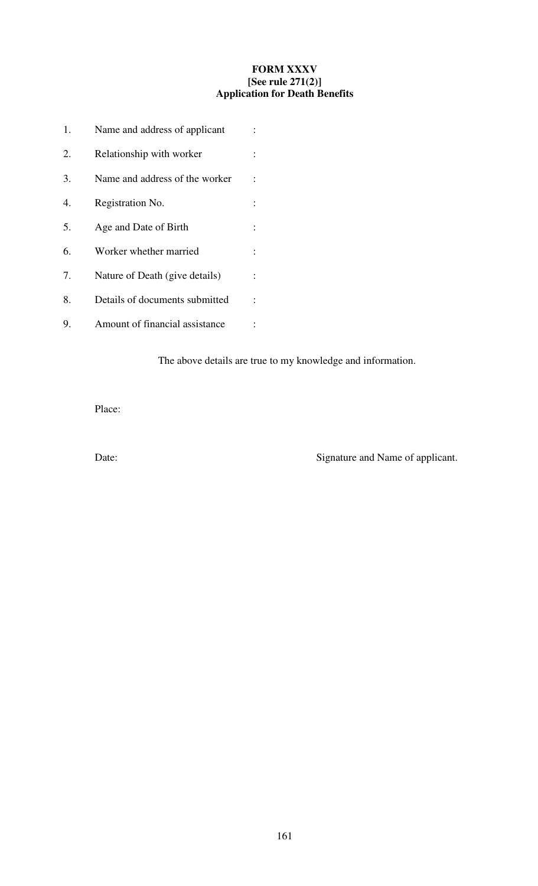**FORM XXXV**
**[See rule 271(2)]**
**Application for Death Benefits**

1. Name and address of applicant :
2. Relationship with worker :
3. Name and address of the worker :
4. Registration No. :
5. Age and Date of Birth :
6. Worker whether married :
7. Nature of Death (give details) :
8. Details of documents submitted :
9. Amount of financial assistance :

The above details are true to my knowledge and information.

Place:

Date: Signature and Name of applicant.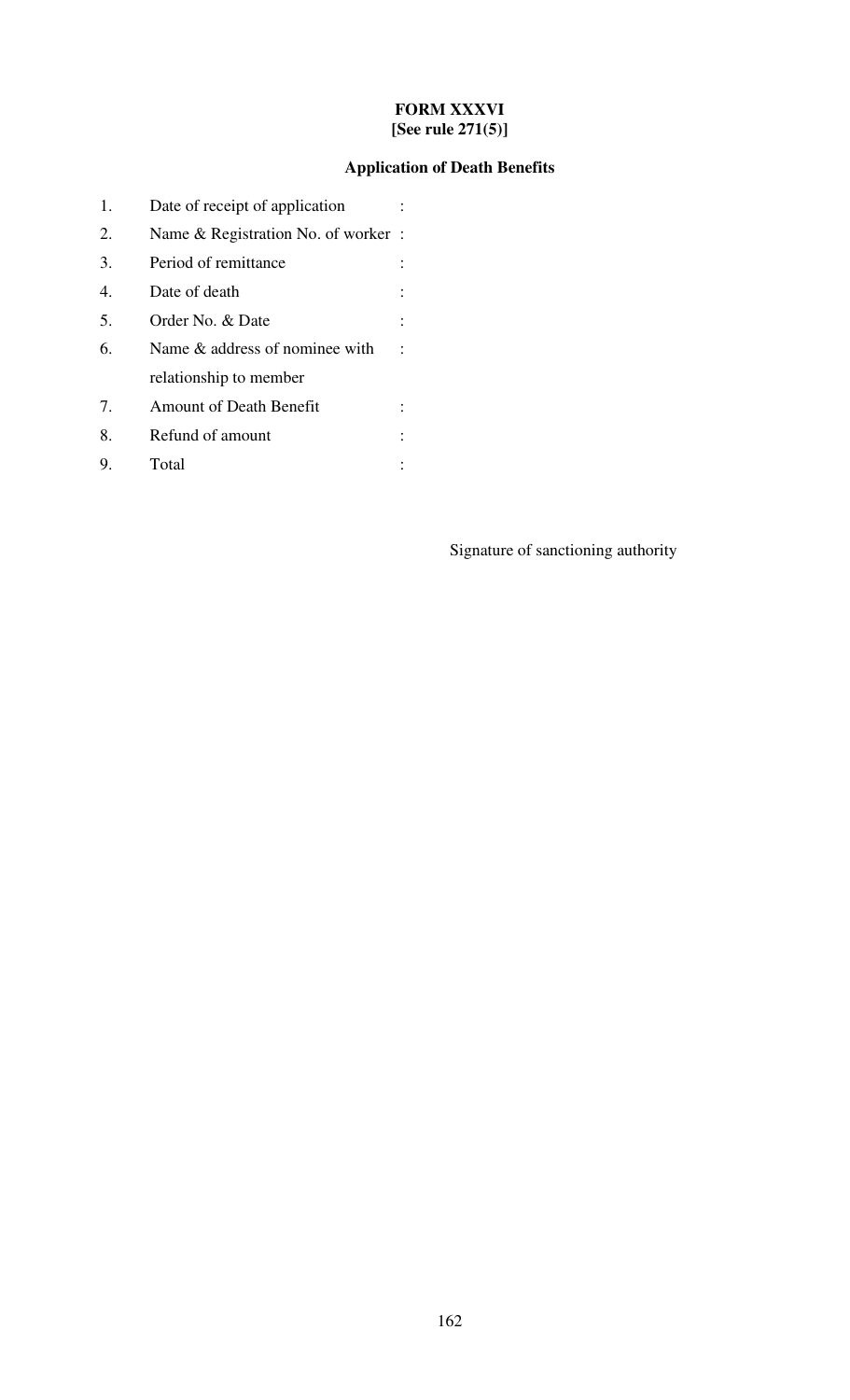**FORM XXXVI**
**[See rule 271(5)]**

**Application of Death Benefits**

1. Date of receipt of application :
2. Name & Registration No. of worker :
3. Period of remittance :
4. Date of death :
5. Order No. & Date :
6. Name & address of nominee with relationship to member :
7. Amount of Death Benefit :
8. Refund of amount :
9. Total :

Signature of sanctioning authority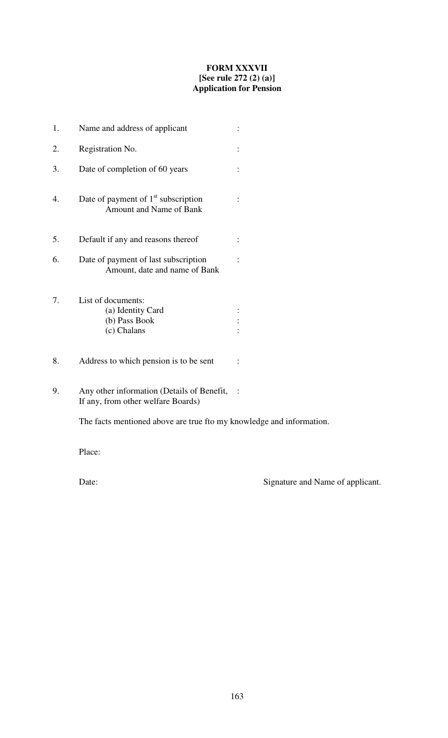**FORM XXXVII**
**[See rule 272 (2) (a)]**
**Application for Pension**

1. Name and address of applicant :

2. Registration No. :

3. Date of completion of 60 years :

4. Date of payment of 1st subscription :
   Amount and Name of Bank

5. Default if any and reasons thereof :

6. Date of payment of last subscription :
   Amount, date and name of Bank

7. List of documents:
   (a) Identity Card :
   (b) Pass Book :
   (c) Chalans :

8. Address to which pension is to be sent :

9. Any other information (Details of Benefit, :
   If any, from other welfare Boards)

The facts mentioned above are true fto my knowledge and information.

Place:

Date: Signature and Name of applicant.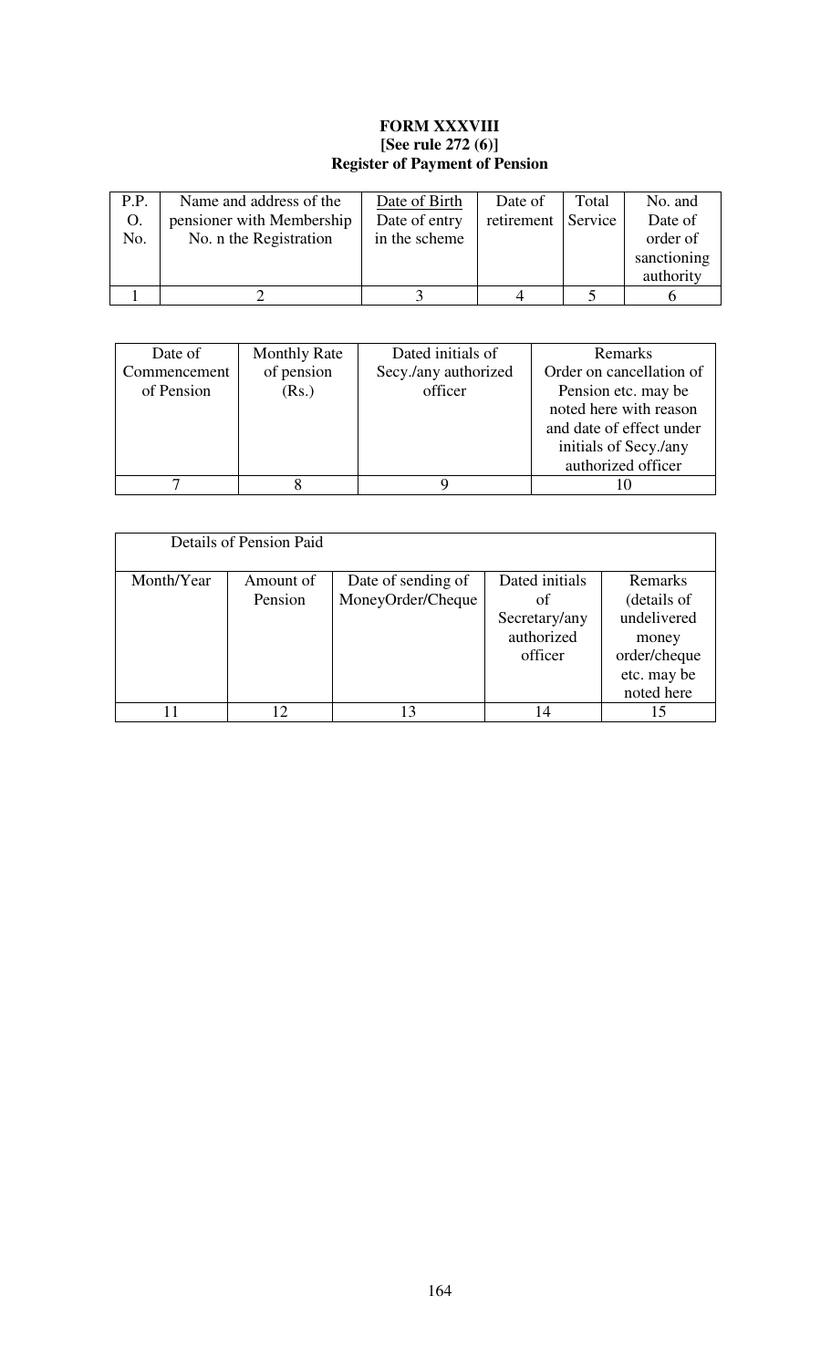**FORM XXXVIII**
**[See rule 272 (6)]**
**Register of Payment of Pension**

| P.P. O. No. | Name and address of the pensioner with Membership No. n the Registration | Date of Birth Date of entry in the scheme | Date of retirement | Total Service | No. and Date of order of sanctioning authority |
|---|---|---|---|---|---|
| 1 | 2 | 3 | 4 | 5 | 6 |

| Date of Commencement of Pension | Monthly Rate of pension (Rs.) | Dated initials of Secy./any authorized officer | Remarks Order on cancellation of Pension etc. may be noted here with reason and date of effect under initials of Secy./any authorized officer |
|---|---|---|---|
| 7 | 8 | 9 | 10 |

| Details of Pension Paid | | | | |
|---|---|---|---|---|
| Month/Year | Amount of Pension | Date of sending of MoneyOrder/Cheque | Dated initials of Secretary/any authorized officer | Remarks (details of undelivered money order/cheque etc. may be noted here |
| 11 | 12 | 13 | 14 | 15 |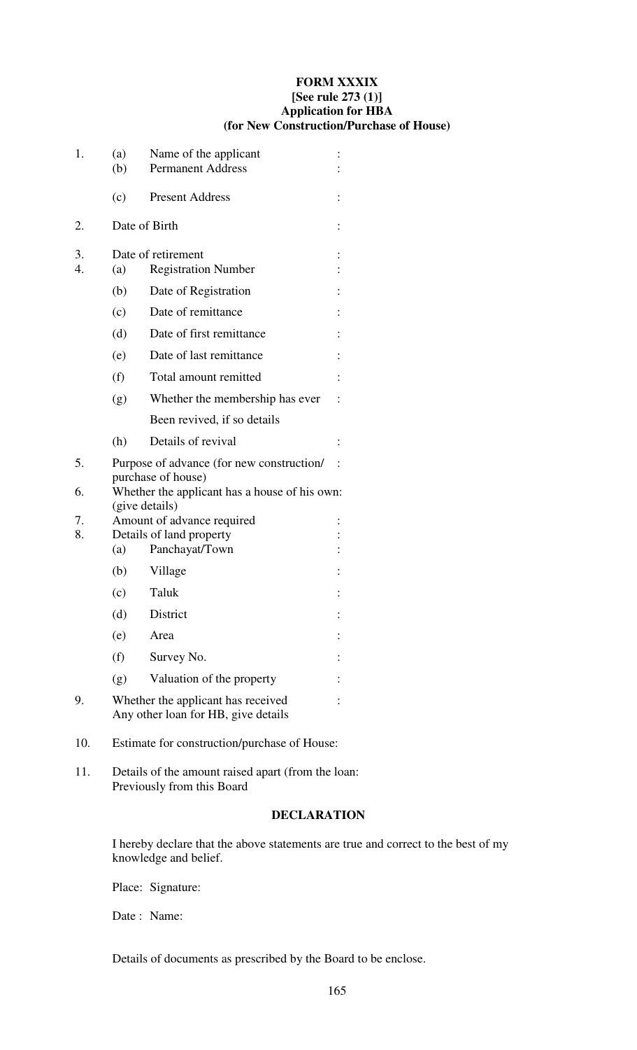**FORM XXXIX**
**[See rule 273 (1)]**
**Application for HBA**
**(for New Construction/Purchase of House)**

1. (a) Name of the applicant :
   (b) Permanent Address :

   (c) Present Address :

2. Date of Birth :

3. Date of retirement :
4. (a) Registration Number :
   (b) Date of Registration :
   (c) Date of remittance :
   (d) Date of first remittance :
   (e) Date of last remittance :
   (f) Total amount remitted :
   (g) Whether the membership has ever Been revived, if so details :
   (h) Details of revival :
5. Purpose of advance (for new construction/ purchase of house) :
6. Whether the applicant has a house of his own: (give details)
7. Amount of advance required :
8. Details of land property :
   (a) Panchayat/Town :
   (b) Village :
   (c) Taluk :
   (d) District :
   (e) Area :
   (f) Survey No. :
   (g) Valuation of the property :
9. Whether the applicant has received Any other loan for HB, give details :
10. Estimate for construction/purchase of House:
11. Details of the amount raised apart (from the loan: Previously from this Board

**DECLARATION**

I hereby declare that the above statements are true and correct to the best of my knowledge and belief.

Place: Signature:

Date : Name:

Details of documents as prescribed by the Board to be enclose.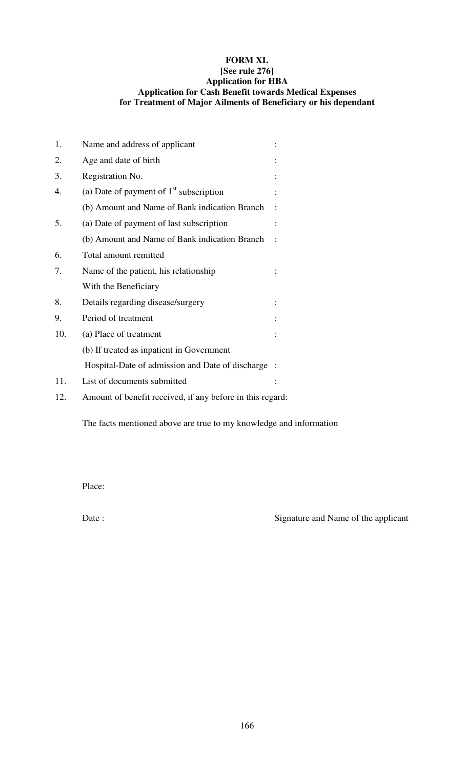**FORM XL**
**[See rule 276]**
**Application for HBA**
**Application for Cash Benefit towards Medical Expenses for Treatment of Major Ailments of Beneficiary or his dependant**

| | | |
|---|---|---|
| 1. | Name and address of applicant | : |
| 2. | Age and date of birth | : |
| 3. | Registration No. | : |
| 4. | (a) Date of payment of 1st subscription | : |
| | (b) Amount and Name of Bank indication Branch | : |
| 5. | (a) Date of payment of last subscription | : |
| | (b) Amount and Name of Bank indication Branch | : |
| 6. | Total amount remitted | |
| 7. | Name of the patient, his relationship With the Beneficiary | : |
| 8. | Details regarding disease/surgery | : |
| 9. | Period of treatment | : |
| 10. | (a) Place of treatment | : |
| | (b) If treated as inpatient in Government Hospital-Date of admission and Date of discharge | : |
| 11. | List of documents submitted | : |
| 12. | Amount of benefit received, if any before in this regard: | |

The facts mentioned above are true to my knowledge and information

Place:

Date :

Signature and Name of the applicant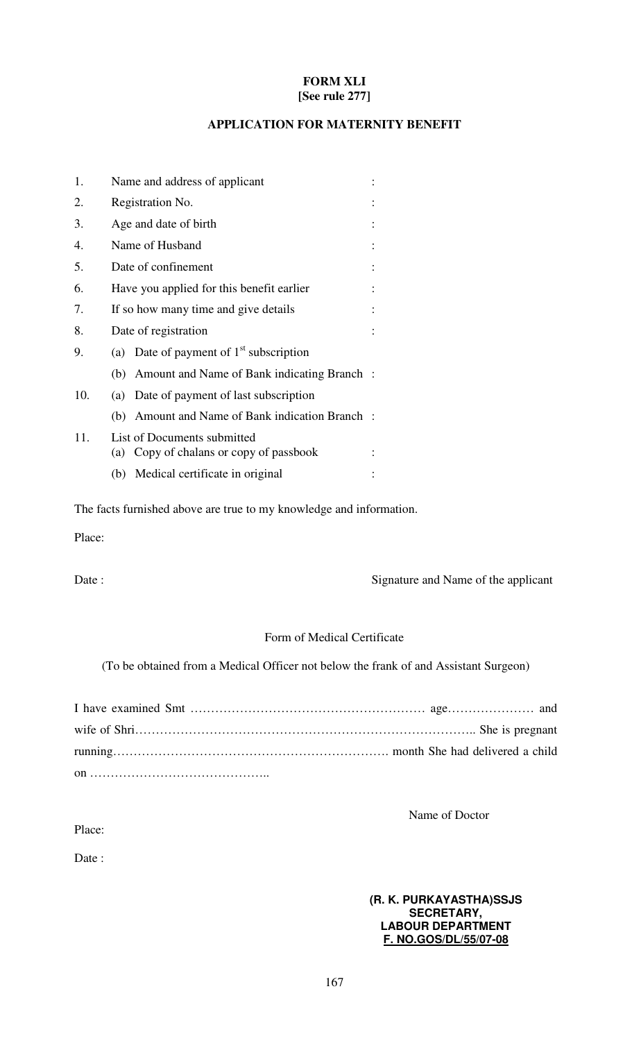**FORM XLI**
**[See rule 277]**

**APPLICATION FOR MATERNITY BENEFIT**

| | | |
|---|---|---|
| 1. | Name and address of applicant | : |
| 2. | Registration No. | : |
| 3. | Age and date of birth | : |
| 4. | Name of Husband | : |
| 5. | Date of confinement | : |
| 6. | Have you applied for this benefit earlier | : |
| 7. | If so how many time and give details | : |
| 8. | Date of registration | : |
| 9. | (a) Date of payment of 1st subscription | |
| | (b) Amount and Name of Bank indicating Branch | : |
| 10. | (a) Date of payment of last subscription | |
| | (b) Amount and Name of Bank indication Branch | : |
| 11. | List of Documents submitted<br>(a) Copy of chalans or copy of passbook | : |
| | (b) Medical certificate in original | : |

The facts furnished above are true to my knowledge and information.

Place:

Date : Signature and Name of the applicant

Form of Medical Certificate

(To be obtained from a Medical Officer not below the frank of and Assistant Surgeon)

I have examined Smt ………………………………………………… age………………… and wife of Shri……………………………………………………………………….. She is pregnant running…………………………………………………………. month She had delivered a child on ……………………………………..

Name of Doctor

Place:

Date :

**(R. K. PURKAYASTHA)SSJS**
**SECRETARY,**
**LABOUR DEPARTMENT**
**F. NO.GOS/DL/55/07-08**